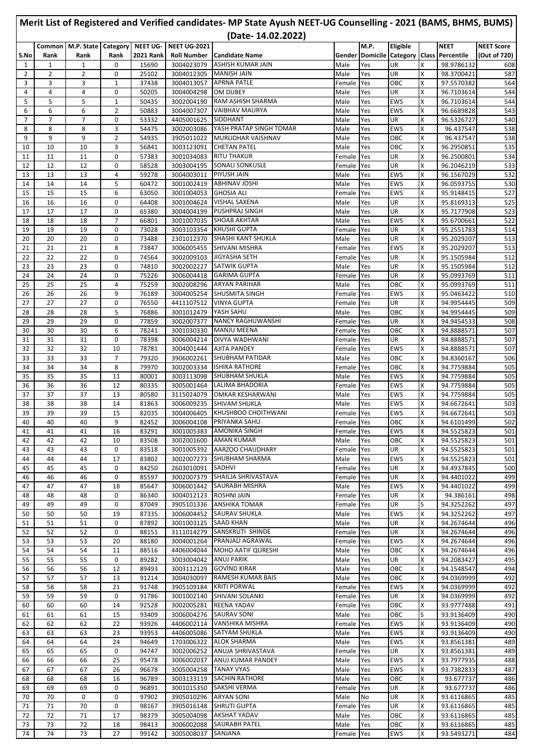# Merit List of Registered and Verified candidates- MP State Ayush NEET-UG Counselling - 2021 (BAMS, BHMS, BUMS) (Date- 14.02.2022)

| S.No | Common Rank | M.P. State Rank | Category Rank | NEET UG-2021 Rank | NEET UG-2021 Roll Number | Candidate Name | Gender | M.P. Domicile | Eligible Category | Class | NEET Percentile | NEET Score (Out of 720) |
|---|---|---|---|---|---|---|---|---|---|---|---|---|
| 1 | 1 | 1 | 0 | 15690 | 3004023079 | ASHISH KUMAR JAIN | Male | Yes | UR | X | 98.9786132 | 608 |
| 2 | 2 | 2 | 0 | 25102 | 3004012305 | MANISH JAIN | Male | Yes | UR | X | 98.3700421 | 587 |
| 3 | 3 | 3 | 1 | 37438 | 3004013057 | APRNA PATLE | Female | Yes | OBC | X | 97.5570382 | 564 |
| 4 | 4 | 4 | 0 | 50205 | 3004004298 | OM DUBEY | Male | Yes | UR | X | 96.7103614 | 544 |
| 5 | 5 | 5 | 1 | 50435 | 3002004190 | RAM ASHISH SHARMA | Male | Yes | EWS | X | 96.7103614 | 544 |
| 6 | 6 | 6 | 2 | 50883 | 3004007307 | VAIBHAV MAURYA | Male | Yes | EWS | X | 96.6689828 | 543 |
| 7 | 7 | 7 | 0 | 53332 | 4405001625 | SIDDHANT | Male | Yes | UR | X | 96.5326727 | 540 |
| 8 | 8 | 8 | 3 | 54475 | 3002003086 | YASH PRATAP SINGH TOMAR | Male | Yes | EWS | X | 96.437547 | 538 |
| 9 | 9 | 9 | 2 | 54935 | 3905011022 | MURLIDHAR VAISHNAV | Male | Yes | OBC | X | 96.437547 | 538 |
| 10 | 10 | 10 | 3 | 56841 | 3003123091 | CHETAN PATEL | Male | Yes | OBC | X | 96.2950851 | 535 |
| 11 | 11 | 11 | 0 | 57383 | 3001034083 | RITU THAKUR | Female | Yes | UR | X | 96.2500801 | 534 |
| 12 | 12 | 12 | 0 | 58528 | 3003004195 | SONALI SONKUSLE | Female | Yes | UR | X | 96.2046219 | 533 |
| 13 | 13 | 13 | 4 | 59278 | 3004003011 | PIYUSH JAIN | Male | Yes | EWS | X | 96.1567029 | 532 |
| 14 | 14 | 14 | 5 | 60472 | 3001002419 | ABHINAV JOSHI | Male | Yes | EWS | X | 96.0593755 | 530 |
| 15 | 15 | 15 | 6 | 63050 | 3001004053 | GHOSIA ALI | Female | Yes | EWS | X | 95.9148415 | 527 |
| 16 | 16 | 16 | 0 | 64408 | 3001004624 | VISHAL SAXENA | Male | Yes | UR | X | 95.8169313 | 525 |
| 17 | 17 | 17 | 0 | 65380 | 3004004199 | PUSHPRAJ SINGH | Male | Yes | UR | X | 95.7177908 | 523 |
| 18 | 18 | 18 | 7 | 66801 | 3001007035 | SHOAB AKHTAR | Male | Yes | EWS | X | 95.6700661 | 522 |
| 19 | 19 | 19 | 0 | 73028 | 3003103354 | KHUSHI GUPTA | Female | Yes | UR | X | 95.2551783 | 514 |
| 20 | 20 | 20 | 0 | 73488 | 2301012370 | SHASHI KANT SHUKLA | Male | Yes | UR | X | 95.2029207 | 513 |
| 21 | 21 | 21 | 8 | 73847 | 3006005455 | SHIVANI MISHRA | Female | Yes | EWS | X | 95.2029207 | 513 |
| 22 | 22 | 22 | 0 | 74564 | 3002009103 | JIGYASHA SETH | Female | Yes | UR | X | 95.1505984 | 512 |
| 23 | 23 | 23 | 0 | 74810 | 3002002227 | SATWIK GUPTA | Male | Yes | UR | X | 95.1505984 | 512 |
| 24 | 24 | 24 | 0 | 75226 | 3006004418 | GARIMA GUPTA | Female | Yes | UR | X | 95.0993769 | 511 |
| 25 | 25 | 25 | 4 | 75259 | 3002008296 | ARYAN PARIHAR | Male | Yes | OBC | X | 95.0993769 | 511 |
| 26 | 26 | 26 | 9 | 76189 | 3004005254 | SHUSMITA SINGH | Female | Yes | EWS | X | 95.0463422 | 510 |
| 27 | 27 | 27 | 0 | 76550 | 4411107512 | VINYA GUPTA | Female | Yes | UR | X | 94.9954445 | 509 |
| 28 | 28 | 28 | 5 | 76886 | 3001012479 | YASH SAHU | Male | Yes | OBC | X | 94.9954445 | 509 |
| 29 | 29 | 29 | 0 | 77859 | 3002007377 | NANCY RAGHUWANSHI | Female | Yes | UR | X | 94.9454533 | 508 |
| 30 | 30 | 30 | 6 | 78241 | 3001030330 | MANJU MEENA | Female | Yes | OBC | X | 94.8888571 | 507 |
| 31 | 31 | 31 | 0 | 78398 | 3006004214 | DIVYA WADHWANI | Female | Yes | UR | X | 94.8888571 | 507 |
| 32 | 32 | 32 | 10 | 78781 | 3004001444 | AJITA PANDEY | Female | Yes | EWS | X | 94.8888571 | 507 |
| 33 | 33 | 33 | 7 | 79320 | 3906002261 | SHUBHAM PATIDAR | Male | Yes | OBC | X | 94.8360167 | 506 |
| 34 | 34 | 34 | 8 | 79970 | 3002003334 | ISHIKA RATHORE | Female | Yes | OBC | X | 94.7759884 | 505 |
| 35 | 35 | 35 | 11 | 80001 | 3003113098 | SHUBHAM SHUKLA | Male | Yes | EWS | X | 94.7759884 | 505 |
| 36 | 36 | 36 | 12 | 80335 | 3005001464 | LALIMA BHADORIA | Female | Yes | EWS | X | 94.7759884 | 505 |
| 37 | 37 | 37 | 13 | 80580 | 3115024079 | OMKAR KESHARWANI | Male | Yes | EWS | X | 94.7759884 | 505 |
| 38 | 38 | 38 | 14 | 81863 | 3006009235 | SHIVAM SHUKLA | Male | Yes | EWS | X | 94.6672641 | 503 |
| 39 | 39 | 39 | 15 | 82035 | 3004006405 | KHUSHBOO CHOITHWANI | Female | Yes | EWS | X | 94.6672641 | 503 |
| 40 | 40 | 40 | 9 | 82452 | 3006004108 | PRIYANKA SAHU | Female | Yes | OBC | X | 94.6101499 | 502 |
| 41 | 41 | 41 | 16 | 83291 | 3001005383 | AMONIKA SINGH | Female | Yes | EWS | X | 94.5525823 | 501 |
| 42 | 42 | 42 | 10 | 83508 | 3002001600 | AMAN KUMAR | Male | Yes | OBC | X | 94.5525823 | 501 |
| 43 | 43 | 43 | 0 | 83518 | 3001005392 | AARZOO CHAUDHARY | Female | Yes | UR | X | 94.5525823 | 501 |
| 44 | 44 | 44 | 17 | 83802 | 3002007273 | SHUBHAM SHARMA | Male | Yes | EWS | X | 94.5525823 | 501 |
| 45 | 45 | 45 | 0 | 84250 | 2603010091 | SADHVI | Female | Yes | UR | X | 94.4973845 | 500 |
| 46 | 46 | 46 | 0 | 85597 | 3002007379 | SHAILJA SHRIVASTAVA | Female | Yes | UR | X | 94.4401022 | 499 |
| 47 | 47 | 47 | 18 | 85647 | 3006001442 | SAURABH MISHRA | Male | Yes | EWS | X | 94.4401022 | 499 |
| 48 | 48 | 48 | 0 | 86340 | 3004012123 | ROSHNI JAIN | Female | Yes | UR | X | 94.386161 | 498 |
| 49 | 49 | 49 | 0 | 87049 | 3905101336 | ANSHIKA TOMAR | Female | Yes | UR | S | 94.3252262 | 497 |
| 50 | 50 | 50 | 19 | 87335 | 3006004452 | SAURAV SHUKLA | Male | Yes | EWS | X | 94.3252262 | 497 |
| 51 | 51 | 51 | 0 | 87892 | 3001003125 | SAAD KHAN | Male | Yes | UR | X | 94.2674644 | 496 |
| 52 | 52 | 52 | 0 | 88151 | 3111014279 | SANSKRUTI SHINDE | Female | Yes | UR | X | 94.2674644 | 496 |
| 53 | 53 | 53 | 20 | 88180 | 3004001264 | PRANJALI AGRAWAL | Female | Yes | EWS | X | 94.2674644 | 496 |
| 54 | 54 | 54 | 11 | 88516 | 4406004044 | MOHD AATIF QURESHI | Male | Yes | OBC | X | 94.2674644 | 496 |
| 55 | 55 | 55 | 0 | 89282 | 3003004042 | ANUJ PARIK | Male | Yes | UR | X | 94.2083427 | 495 |
| 56 | 56 | 56 | 12 | 89493 | 3003112129 | GOVIND KIRAR | Male | Yes | OBC | X | 94.1548547 | 494 |
| 57 | 57 | 57 | 13 | 91214 | 3004030097 | RAMESH KUMAR BAIS | Male | Yes | OBC | X | 94.0369999 | 492 |
| 58 | 58 | 58 | 21 | 91748 | 3905109184 | KRITI PORWAL | Female | Yes | EWS | X | 94.0369999 | 492 |
| 59 | 59 | 59 | 0 | 91786 | 3001002140 | SHIVANI SOLANKI | Female | Yes | UR | X | 94.0369999 | 492 |
| 60 | 60 | 60 | 14 | 92528 | 3002005281 | REENA YADAV | Female | Yes | OBC | X | 93.9777488 | 491 |
| 61 | 61 | 61 | 15 | 93409 | 3006004276 | SAURAV SONI | Male | Yes | OBC | S | 93.9136409 | 490 |
| 62 | 62 | 62 | 22 | 93926 | 4406002114 | VANSHIKA MISHRA | Female | Yes | EWS | X | 93.9136409 | 490 |
| 63 | 63 | 63 | 23 | 93953 | 4406005086 | SATYAM SHUKLA | Male | Yes | EWS | X | 93.9136409 | 490 |
| 64 | 64 | 64 | 24 | 94649 | 1703006322 | ALOK SHARMA | Male | Yes | EWS | X | 93.8561381 | 489 |
| 65 | 65 | 65 | 0 | 94747 | 3002006252 | ANUJA SHRIVASTAVA | Female | Yes | UR | X | 93.8561381 | 489 |
| 66 | 66 | 66 | 25 | 95478 | 3006002037 | ANUJ KUMAR PANDEY | Male | Yes | EWS | X | 93.7977935 | 488 |
| 67 | 67 | 67 | 26 | 96678 | 3005004258 | TANAY VYAS | Male | Yes | EWS | X | 93.7382833 | 487 |
| 68 | 68 | 68 | 16 | 96789 | 3003133119 | SACHIN RATHORE | Male | Yes | OBC | X | 93.677737 | 486 |
| 69 | 69 | 69 | 0 | 96891 | 3001015350 | SAKSHI VERMA | Female | Yes | UR | X | 93.677737 | 486 |
| 70 | 70 | 0 | 0 | 97902 | 3905010296 | ARYAN SONI | Male | No | UR | X | 93.6116865 | 485 |
| 71 | 71 | 70 | 0 | 98167 | 3905016148 | SHRUTI GUPTA | Female | Yes | UR | X | 93.6116865 | 485 |
| 72 | 72 | 71 | 17 | 98379 | 3005004098 | AKSHAT YADAV | Male | Yes | OBC | X | 93.6116865 | 485 |
| 73 | 73 | 72 | 18 | 98413 | 3006002088 | SAURABH PATEL | Male | Yes | OBC | X | 93.6116865 | 485 |
| 74 | 74 | 73 | 27 | 99142 | 3005008037 | SANJANA | Female | Yes | EWS | X | 93.5493271 | 484 |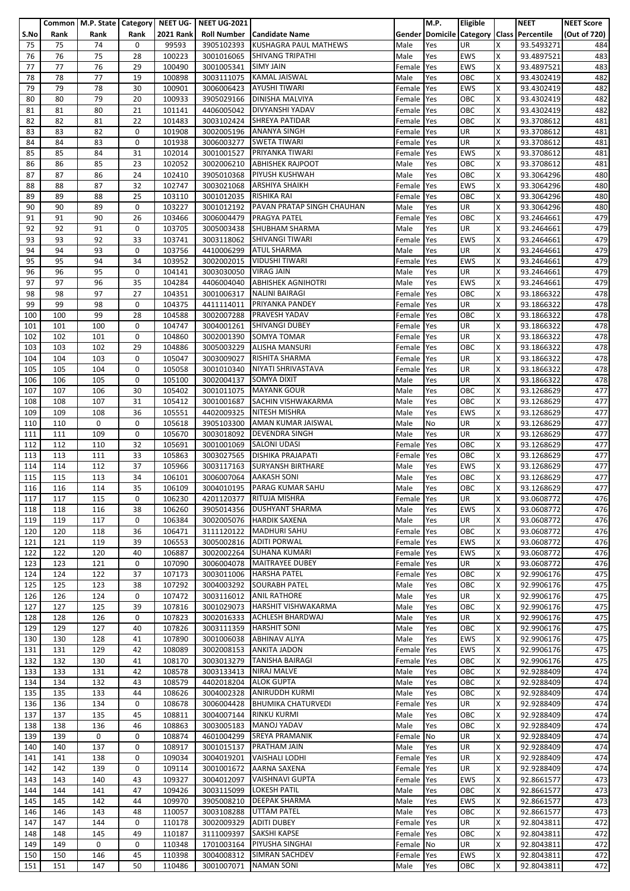| S.No | Common Rank | M.P. State Rank | Category Rank | NEET UG-2021 Rank | NEET UG-2021 Roll Number | Candidate Name | Gender | M.P. Domicile | Eligible Category | Class | NEET Percentile | NEET Score (Out of 720) |
|---|---|---|---|---|---|---|---|---|---|---|---|---|
| 75 | 75 | 74 | 0 | 99593 | 3905102393 | KUSHAGRA PAUL MATHEWS | Male | Yes | UR | X | 93.5493271 | 484 |
| 76 | 76 | 75 | 28 | 100223 | 3001016065 | SHIVANG TRIPATHI | Male | Yes | EWS | X | 93.4897521 | 483 |
| 77 | 77 | 76 | 29 | 100490 | 3001005341 | SIMY JAIN | Female | Yes | EWS | X | 93.4897521 | 483 |
| 78 | 78 | 77 | 19 | 100898 | 3003111075 | KAMAL JAISWAL | Male | Yes | OBC | X | 93.4302419 | 482 |
| 79 | 79 | 78 | 30 | 100901 | 3006006423 | AYUSHI TIWARI | Female | Yes | EWS | X | 93.4302419 | 482 |
| 80 | 80 | 79 | 20 | 100933 | 3905029166 | DINISHA MALVIYA | Female | Yes | OBC | X | 93.4302419 | 482 |
| 81 | 81 | 80 | 21 | 101141 | 4406005042 | DIVYANSHI YADAV | Female | Yes | OBC | X | 93.4302419 | 482 |
| 82 | 82 | 81 | 22 | 101483 | 3003102424 | SHREYA PATIDAR | Female | Yes | OBC | X | 93.3708612 | 481 |
| 83 | 83 | 82 | 0 | 101908 | 3002005196 | ANANYA SINGH | Female | Yes | UR | X | 93.3708612 | 481 |
| 84 | 84 | 83 | 0 | 101938 | 3006003277 | SWETA TIWARI | Female | Yes | UR | X | 93.3708612 | 481 |
| 85 | 85 | 84 | 31 | 102014 | 3001001527 | PRIYANKA TIWARI | Female | Yes | EWS | X | 93.3708612 | 481 |
| 86 | 86 | 85 | 23 | 102052 | 3002006210 | ABHISHEK RAJPOOT | Male | Yes | OBC | X | 93.3708612 | 481 |
| 87 | 87 | 86 | 24 | 102410 | 3905010368 | PIYUSH KUSHWAH | Male | Yes | OBC | X | 93.3064296 | 480 |
| 88 | 88 | 87 | 32 | 102747 | 3003021068 | ARSHIYA SHAIKH | Female | Yes | EWS | X | 93.3064296 | 480 |
| 89 | 89 | 88 | 25 | 103110 | 3001012035 | RISHIKA RAI | Female | Yes | OBC | X | 93.3064296 | 480 |
| 90 | 90 | 89 | 0 | 103227 | 3001012192 | PAVAN PRATAP SINGH CHAUHAN | Male | Yes | UR | X | 93.3064296 | 480 |
| 91 | 91 | 90 | 26 | 103466 | 3006004479 | PRAGYA PATEL | Female | Yes | OBC | X | 93.2464661 | 479 |
| 92 | 92 | 91 | 0 | 103705 | 3005003438 | SHUBHAM SHARMA | Male | Yes | UR | X | 93.2464661 | 479 |
| 93 | 93 | 92 | 33 | 103741 | 3003118062 | SHIVANGI TIWARI | Female | Yes | EWS | X | 93.2464661 | 479 |
| 94 | 94 | 93 | 0 | 103756 | 4410006299 | ATUL SHARMA | Male | Yes | UR | X | 93.2464661 | 479 |
| 95 | 95 | 94 | 34 | 103952 | 3002002015 | VIDUSHI TIWARI | Female | Yes | EWS | X | 93.2464661 | 479 |
| 96 | 96 | 95 | 0 | 104141 | 3003030050 | VIRAG JAIN | Male | Yes | UR | X | 93.2464661 | 479 |
| 97 | 97 | 96 | 35 | 104284 | 4406004040 | ABHISHEK AGNIHOTRI | Male | Yes | EWS | X | 93.2464661 | 479 |
| 98 | 98 | 97 | 27 | 104351 | 3001006317 | NALINI BAIRAGI | Female | Yes | OBC | X | 93.1866322 | 478 |
| 99 | 99 | 98 | 0 | 104375 | 4411114011 | PRIYANKA PANDEY | Female | Yes | UR | X | 93.1866322 | 478 |
| 100 | 100 | 99 | 28 | 104588 | 3002007288 | PRAVESH YADAV | Female | Yes | OBC | X | 93.1866322 | 478 |
| 101 | 101 | 100 | 0 | 104747 | 3004001261 | SHIVANGI DUBEY | Female | Yes | UR | X | 93.1866322 | 478 |
| 102 | 102 | 101 | 0 | 104860 | 3002001390 | SOMYA TOMAR | Female | Yes | UR | X | 93.1866322 | 478 |
| 103 | 103 | 102 | 29 | 104886 | 3005003229 | ALISHA MANSURI | Female | Yes | OBC | X | 93.1866322 | 478 |
| 104 | 104 | 103 | 0 | 105047 | 3003009027 | RISHITA SHARMA | Female | Yes | UR | X | 93.1866322 | 478 |
| 105 | 105 | 104 | 0 | 105058 | 3001010340 | NIYATI SHRIVASTAVA | Female | Yes | UR | X | 93.1866322 | 478 |
| 106 | 106 | 105 | 0 | 105100 | 3002004137 | SOMYA DIXIT | Male | Yes | UR | X | 93.1866322 | 478 |
| 107 | 107 | 106 | 30 | 105402 | 3001011075 | MAYANK GOUR | Male | Yes | OBC | X | 93.1268629 | 477 |
| 108 | 108 | 107 | 31 | 105412 | 3001001687 | SACHIN VISHWAKARMA | Male | Yes | OBC | X | 93.1268629 | 477 |
| 109 | 109 | 108 | 36 | 105551 | 4402009325 | NITESH MISHRA | Male | Yes | EWS | X | 93.1268629 | 477 |
| 110 | 110 | 0 | 0 | 105618 | 3905103300 | AMAN KUMAR JAISWAL | Male | No | UR | X | 93.1268629 | 477 |
| 111 | 111 | 109 | 0 | 105670 | 3003018092 | DEVENDRA SINGH | Male | Yes | UR | X | 93.1268629 | 477 |
| 112 | 112 | 110 | 32 | 105691 | 3001001069 | SALONI UDASI | Female | Yes | OBC | X | 93.1268629 | 477 |
| 113 | 113 | 111 | 33 | 105863 | 3003027565 | DISHIKA PRAJAPATI | Female | Yes | OBC | X | 93.1268629 | 477 |
| 114 | 114 | 112 | 37 | 105966 | 3003117163 | SURYANSH BIRTHARE | Male | Yes | EWS | X | 93.1268629 | 477 |
| 115 | 115 | 113 | 34 | 106101 | 3006007064 | AAKASH SONI | Male | Yes | OBC | X | 93.1268629 | 477 |
| 116 | 116 | 114 | 35 | 106109 | 3004010195 | PARAG KUMAR SAHU | Male | Yes | OBC | X | 93.1268629 | 477 |
| 117 | 117 | 115 | 0 | 106230 | 4201120377 | RITUJA MISHRA | Female | Yes | UR | X | 93.0608772 | 476 |
| 118 | 118 | 116 | 38 | 106260 | 3905014356 | DUSHYANT SHARMA | Male | Yes | EWS | X | 93.0608772 | 476 |
| 119 | 119 | 117 | 0 | 106384 | 3002005076 | HARDIK SAXENA | Male | Yes | UR | X | 93.0608772 | 476 |
| 120 | 120 | 118 | 36 | 106471 | 3111120122 | MADHURI SAHU | Female | Yes | OBC | X | 93.0608772 | 476 |
| 121 | 121 | 119 | 39 | 106553 | 3005002816 | ADITI PORWAL | Female | Yes | EWS | X | 93.0608772 | 476 |
| 122 | 122 | 120 | 40 | 106887 | 3002002264 | SUHANA KUMARI | Female | Yes | EWS | X | 93.0608772 | 476 |
| 123 | 123 | 121 | 0 | 107090 | 3006004078 | MAITRAYEE DUBEY | Female | Yes | UR | X | 93.0608772 | 476 |
| 124 | 124 | 122 | 37 | 107173 | 3003011006 | HARSHA PATEL | Female | Yes | OBC | X | 92.9906176 | 475 |
| 125 | 125 | 123 | 38 | 107292 | 3004003292 | SOURABH PATEL | Male | Yes | OBC | X | 92.9906176 | 475 |
| 126 | 126 | 124 | 0 | 107472 | 3003116012 | ANIL RATHORE | Male | Yes | UR | X | 92.9906176 | 475 |
| 127 | 127 | 125 | 39 | 107816 | 3001029073 | HARSHIT VISHWAKARMA | Male | Yes | OBC | X | 92.9906176 | 475 |
| 128 | 128 | 126 | 0 | 107823 | 3002016333 | ACHLESH BHARDWAJ | Male | Yes | UR | X | 92.9906176 | 475 |
| 129 | 129 | 127 | 40 | 107826 | 3003111359 | HARSHIT SONI | Male | Yes | OBC | X | 92.9906176 | 475 |
| 130 | 130 | 128 | 41 | 107890 | 3001006038 | ABHINAV ALIYA | Male | Yes | EWS | X | 92.9906176 | 475 |
| 131 | 131 | 129 | 42 | 108089 | 3002008153 | ANKITA JADON | Female | Yes | EWS | X | 92.9906176 | 475 |
| 132 | 132 | 130 | 41 | 108170 | 3003013279 | TANISHA BAIRAGI | Female | Yes | OBC | X | 92.9906176 | 475 |
| 133 | 133 | 131 | 42 | 108578 | 3003133413 | NIRAJ MALVE | Male | Yes | OBC | X | 92.9288409 | 474 |
| 134 | 134 | 132 | 43 | 108579 | 4402018204 | ALOK GUPTA | Male | Yes | OBC | X | 92.9288409 | 474 |
| 135 | 135 | 133 | 44 | 108626 | 3004002328 | ANIRUDDH KURMI | Male | Yes | OBC | X | 92.9288409 | 474 |
| 136 | 136 | 134 | 0 | 108678 | 3006004428 | BHUMIKA CHATURVEDI | Female | Yes | UR | X | 92.9288409 | 474 |
| 137 | 137 | 135 | 45 | 108811 | 3004007144 | RINKU KURMI | Male | Yes | OBC | X | 92.9288409 | 474 |
| 138 | 138 | 136 | 46 | 108863 | 3003005183 | MANOJ YADAV | Male | Yes | OBC | X | 92.9288409 | 474 |
| 139 | 139 | 0 | 0 | 108874 | 4601004299 | SREYA PRAMANIK | Female | No | UR | X | 92.9288409 | 474 |
| 140 | 140 | 137 | 0 | 108917 | 3001015137 | PRATHAM JAIN | Male | Yes | UR | X | 92.9288409 | 474 |
| 141 | 141 | 138 | 0 | 109034 | 3004019201 | VAISHALI LODHI | Female | Yes | UR | X | 92.9288409 | 474 |
| 142 | 142 | 139 | 0 | 109114 | 3001001672 | AARNA SAXENA | Female | Yes | UR | X | 92.9288409 | 474 |
| 143 | 143 | 140 | 43 | 109327 | 3004012097 | VAISHNAVI GUPTA | Female | Yes | EWS | X | 92.8661577 | 473 |
| 144 | 144 | 141 | 47 | 109426 | 3003115099 | LOKESH PATIL | Male | Yes | OBC | X | 92.8661577 | 473 |
| 145 | 145 | 142 | 44 | 109970 | 3905008210 | DEEPAK SHARMA | Male | Yes | EWS | X | 92.8661577 | 473 |
| 146 | 146 | 143 | 48 | 110057 | 3003108288 | UTTAM PATEL | Male | Yes | OBC | X | 92.8661577 | 473 |
| 147 | 147 | 144 | 0 | 110178 | 3002009329 | ADITI DUBEY | Female | Yes | UR | X | 92.8043811 | 472 |
| 148 | 148 | 145 | 49 | 110187 | 3111009397 | SAKSHI KAPSE | Female | Yes | OBC | X | 92.8043811 | 472 |
| 149 | 149 | 0 | 0 | 110348 | 1701003164 | PIYUSHA SINGHAI | Female | No | UR | X | 92.8043811 | 472 |
| 150 | 150 | 146 | 45 | 110398 | 3004008312 | SIMRAN SACHDEV | Female | Yes | EWS | X | 92.8043811 | 472 |
| 151 | 151 | 147 | 50 | 110486 | 3001007071 | NAMAN SONI | Male | Yes | OBC | X | 92.8043811 | 472 |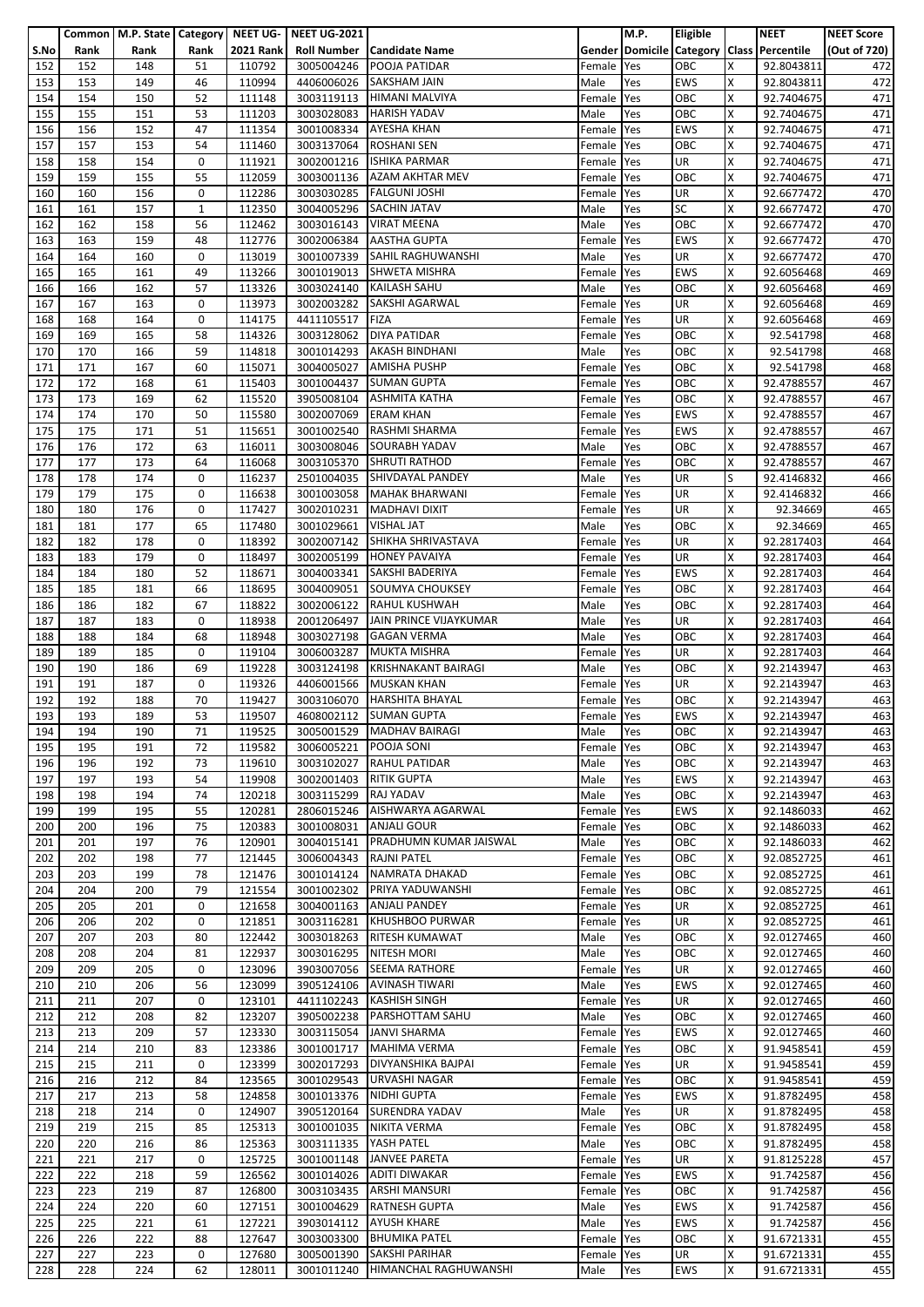| S.No | Common Rank | M.P. State Rank | Category Rank | NEET UG-2021 Rank | NEET UG-2021 Roll Number | Candidate Name | Gender | M.P. Domicile | Eligible Category | Class | NEET Percentile | NEET Score (Out of 720) |
|---|---|---|---|---|---|---|---|---|---|---|---|---|
| 152 | 152 | 148 | 51 | 110792 | 3005004246 | POOJA PATIDAR | Female | Yes | OBC | X | 92.8043811 | 472 |
| 153 | 153 | 149 | 46 | 110994 | 4406006026 | SAKSHAM JAIN | Male | Yes | EWS | X | 92.8043811 | 472 |
| 154 | 154 | 150 | 52 | 111148 | 3003119113 | HIMANI MALVIYA | Female | Yes | OBC | X | 92.7404675 | 471 |
| 155 | 155 | 151 | 53 | 111203 | 3003028083 | HARISH YADAV | Male | Yes | OBC | X | 92.7404675 | 471 |
| 156 | 156 | 152 | 47 | 111354 | 3001008334 | AYESHA KHAN | Female | Yes | EWS | X | 92.7404675 | 471 |
| 157 | 157 | 153 | 54 | 111460 | 3003137064 | ROSHANI SEN | Female | Yes | OBC | X | 92.7404675 | 471 |
| 158 | 158 | 154 | 0 | 111921 | 3002001216 | ISHIKA PARMAR | Female | Yes | UR | X | 92.7404675 | 471 |
| 159 | 159 | 155 | 55 | 112059 | 3003001136 | AZAM AKHTAR MEV | Female | Yes | OBC | X | 92.7404675 | 471 |
| 160 | 160 | 156 | 0 | 112286 | 3003030285 | FALGUNI JOSHI | Female | Yes | UR | X | 92.6677472 | 470 |
| 161 | 161 | 157 | 1 | 112350 | 3004005296 | SACHIN JATAV | Male | Yes | SC | X | 92.6677472 | 470 |
| 162 | 162 | 158 | 56 | 112462 | 3003016143 | VIRAT MEENA | Male | Yes | OBC | X | 92.6677472 | 470 |
| 163 | 163 | 159 | 48 | 112776 | 3002006384 | AASTHA GUPTA | Female | Yes | EWS | X | 92.6677472 | 470 |
| 164 | 164 | 160 | 0 | 113019 | 3001007339 | SAHIL RAGHUWANSHI | Male | Yes | UR | X | 92.6677472 | 470 |
| 165 | 165 | 161 | 49 | 113266 | 3001019013 | SHWETA MISHRA | Female | Yes | EWS | X | 92.6056468 | 469 |
| 166 | 166 | 162 | 57 | 113326 | 3003024140 | KAILASH SAHU | Male | Yes | OBC | X | 92.6056468 | 469 |
| 167 | 167 | 163 | 0 | 113973 | 3002003282 | SAKSHI AGARWAL | Female | Yes | UR | X | 92.6056468 | 469 |
| 168 | 168 | 164 | 0 | 114175 | 4411105517 | FIZA | Female | Yes | UR | X | 92.6056468 | 469 |
| 169 | 169 | 165 | 58 | 114326 | 3003128062 | DIYA PATIDAR | Female | Yes | OBC | X | 92.541798 | 468 |
| 170 | 170 | 166 | 59 | 114818 | 3001014293 | AKASH BINDHANI | Male | Yes | OBC | X | 92.541798 | 468 |
| 171 | 171 | 167 | 60 | 115071 | 3004005027 | AMISHA PUSHP | Female | Yes | OBC | X | 92.541798 | 468 |
| 172 | 172 | 168 | 61 | 115403 | 3001004437 | SUMAN GUPTA | Female | Yes | OBC | X | 92.4788557 | 467 |
| 173 | 173 | 169 | 62 | 115520 | 3905008104 | ASHMITA KATHA | Female | Yes | OBC | X | 92.4788557 | 467 |
| 174 | 174 | 170 | 50 | 115580 | 3002007069 | ERAM KHAN | Female | Yes | EWS | X | 92.4788557 | 467 |
| 175 | 175 | 171 | 51 | 115651 | 3001002540 | RASHMI SHARMA | Female | Yes | EWS | X | 92.4788557 | 467 |
| 176 | 176 | 172 | 63 | 116011 | 3003008046 | SOURABH YADAV | Male | Yes | OBC | X | 92.4788557 | 467 |
| 177 | 177 | 173 | 64 | 116068 | 3003105370 | SHRUTI RATHOD | Female | Yes | OBC | X | 92.4788557 | 467 |
| 178 | 178 | 174 | 0 | 116237 | 2501004035 | SHIVDAYAL PANDEY | Male | Yes | UR | S | 92.4146832 | 466 |
| 179 | 179 | 175 | 0 | 116638 | 3001003058 | MAHAK BHARWANI | Female | Yes | UR | X | 92.4146832 | 466 |
| 180 | 180 | 176 | 0 | 117427 | 3002010231 | MADHAVI DIXIT | Female | Yes | UR | X | 92.34669 | 465 |
| 181 | 181 | 177 | 65 | 117480 | 3001029661 | VISHAL JAT | Male | Yes | OBC | X | 92.34669 | 465 |
| 182 | 182 | 178 | 0 | 118392 | 3002007142 | SHIKHA SHRIVASTAVA | Female | Yes | UR | X | 92.2817403 | 464 |
| 183 | 183 | 179 | 0 | 118497 | 3002005199 | HONEY PAVAIYA | Female | Yes | UR | X | 92.2817403 | 464 |
| 184 | 184 | 180 | 52 | 118671 | 3004003341 | SAKSHI BADERIYA | Female | Yes | EWS | X | 92.2817403 | 464 |
| 185 | 185 | 181 | 66 | 118695 | 3004009051 | SOUMYA CHOUKSEY | Female | Yes | OBC | X | 92.2817403 | 464 |
| 186 | 186 | 182 | 67 | 118822 | 3002006122 | RAHUL KUSHWAH | Male | Yes | OBC | X | 92.2817403 | 464 |
| 187 | 187 | 183 | 0 | 118938 | 2001206497 | JAIN PRINCE VIJAYKUMAR | Male | Yes | UR | X | 92.2817403 | 464 |
| 188 | 188 | 184 | 68 | 118948 | 3003027198 | GAGAN VERMA | Male | Yes | OBC | X | 92.2817403 | 464 |
| 189 | 189 | 185 | 0 | 119104 | 3006003287 | MUKTA MISHRA | Female | Yes | UR | X | 92.2817403 | 464 |
| 190 | 190 | 186 | 69 | 119228 | 3003124198 | KRISHNAKANT BAIRAGI | Male | Yes | OBC | X | 92.2143947 | 463 |
| 191 | 191 | 187 | 0 | 119326 | 4406001566 | MUSKAN KHAN | Female | Yes | UR | X | 92.2143947 | 463 |
| 192 | 192 | 188 | 70 | 119427 | 3003106070 | HARSHITA BHAYAL | Female | Yes | OBC | X | 92.2143947 | 463 |
| 193 | 193 | 189 | 53 | 119507 | 4608002112 | SUMAN GUPTA | Female | Yes | EWS | X | 92.2143947 | 463 |
| 194 | 194 | 190 | 71 | 119525 | 3005001529 | MADHAV BAIRAGI | Male | Yes | OBC | X | 92.2143947 | 463 |
| 195 | 195 | 191 | 72 | 119582 | 3006005221 | POOJA SONI | Female | Yes | OBC | X | 92.2143947 | 463 |
| 196 | 196 | 192 | 73 | 119610 | 3003102027 | RAHUL PATIDAR | Male | Yes | OBC | X | 92.2143947 | 463 |
| 197 | 197 | 193 | 54 | 119908 | 3002001403 | RITIK GUPTA | Male | Yes | EWS | X | 92.2143947 | 463 |
| 198 | 198 | 194 | 74 | 120218 | 3003115299 | RAJ YADAV | Male | Yes | OBC | X | 92.2143947 | 463 |
| 199 | 199 | 195 | 55 | 120281 | 2806015246 | AISHWARYA AGARWAL | Female | Yes | EWS | X | 92.1486033 | 462 |
| 200 | 200 | 196 | 75 | 120383 | 3001008031 | ANJALI GOUR | Female | Yes | OBC | X | 92.1486033 | 462 |
| 201 | 201 | 197 | 76 | 120901 | 3004015141 | PRADHUMN KUMAR JAISWAL | Male | Yes | OBC | X | 92.1486033 | 462 |
| 202 | 202 | 198 | 77 | 121445 | 3006004343 | RAJNI PATEL | Female | Yes | OBC | X | 92.0852725 | 461 |
| 203 | 203 | 199 | 78 | 121476 | 3001014124 | NAMRATA DHAKAD | Female | Yes | OBC | X | 92.0852725 | 461 |
| 204 | 204 | 200 | 79 | 121554 | 3001002302 | PRIYA YADUWANSHI | Female | Yes | OBC | X | 92.0852725 | 461 |
| 205 | 205 | 201 | 0 | 121658 | 3004001163 | ANJALI PANDEY | Female | Yes | UR | X | 92.0852725 | 461 |
| 206 | 206 | 202 | 0 | 121851 | 3003116281 | KHUSHBOO PURWAR | Female | Yes | UR | X | 92.0852725 | 461 |
| 207 | 207 | 203 | 80 | 122442 | 3003018263 | RITESH KUMAWAT | Male | Yes | OBC | X | 92.0127465 | 460 |
| 208 | 208 | 204 | 81 | 122937 | 3003016295 | NITESH MORI | Male | Yes | OBC | X | 92.0127465 | 460 |
| 209 | 209 | 205 | 0 | 123096 | 3903007056 | SEEMA RATHORE | Female | Yes | UR | X | 92.0127465 | 460 |
| 210 | 210 | 206 | 56 | 123099 | 3905124106 | AVINASH TIWARI | Male | Yes | EWS | X | 92.0127465 | 460 |
| 211 | 211 | 207 | 0 | 123101 | 4411102243 | KASHISH SINGH | Female | Yes | UR | X | 92.0127465 | 460 |
| 212 | 212 | 208 | 82 | 123207 | 3905002238 | PARSHOTTAM SAHU | Male | Yes | OBC | X | 92.0127465 | 460 |
| 213 | 213 | 209 | 57 | 123330 | 3003115054 | JANVI SHARMA | Female | Yes | EWS | X | 92.0127465 | 460 |
| 214 | 214 | 210 | 83 | 123386 | 3001001717 | MAHIMA VERMA | Female | Yes | OBC | X | 91.9458541 | 459 |
| 215 | 215 | 211 | 0 | 123399 | 3002017293 | DIVYANSHIKA BAJPAI | Female | Yes | UR | X | 91.9458541 | 459 |
| 216 | 216 | 212 | 84 | 123565 | 3001029543 | URVASHI NAGAR | Female | Yes | OBC | X | 91.9458541 | 459 |
| 217 | 217 | 213 | 58 | 124858 | 3001013376 | NIDHI GUPTA | Female | Yes | EWS | X | 91.8782495 | 458 |
| 218 | 218 | 214 | 0 | 124907 | 3905120164 | SURENDRA YADAV | Male | Yes | UR | X | 91.8782495 | 458 |
| 219 | 219 | 215 | 85 | 125313 | 3001001035 | NIKITA VERMA | Female | Yes | OBC | X | 91.8782495 | 458 |
| 220 | 220 | 216 | 86 | 125363 | 3003111335 | YASH PATEL | Male | Yes | OBC | X | 91.8782495 | 458 |
| 221 | 221 | 217 | 0 | 125725 | 3001001148 | JANVEE PARETA | Female | Yes | UR | X | 91.8125228 | 457 |
| 222 | 222 | 218 | 59 | 126562 | 3001014026 | ADITI DIWAKAR | Female | Yes | EWS | X | 91.742587 | 456 |
| 223 | 223 | 219 | 87 | 126800 | 3003103435 | ARSHI MANSURI | Female | Yes | OBC | X | 91.742587 | 456 |
| 224 | 224 | 220 | 60 | 127151 | 3001004629 | RATNESH GUPTA | Male | Yes | EWS | X | 91.742587 | 456 |
| 225 | 225 | 221 | 61 | 127221 | 3903014112 | AYUSH KHARE | Male | Yes | EWS | X | 91.742587 | 456 |
| 226 | 226 | 222 | 88 | 127647 | 3003003300 | BHUMIKA PATEL | Female | Yes | OBC | X | 91.6721331 | 455 |
| 227 | 227 | 223 | 0 | 127680 | 3005001390 | SAKSHI PARIHAR | Female | Yes | UR | X | 91.6721331 | 455 |
| 228 | 228 | 224 | 62 | 128011 | 3001011240 | HIMANCHAL RAGHUWANSHI | Male | Yes | EWS | X | 91.6721331 | 455 |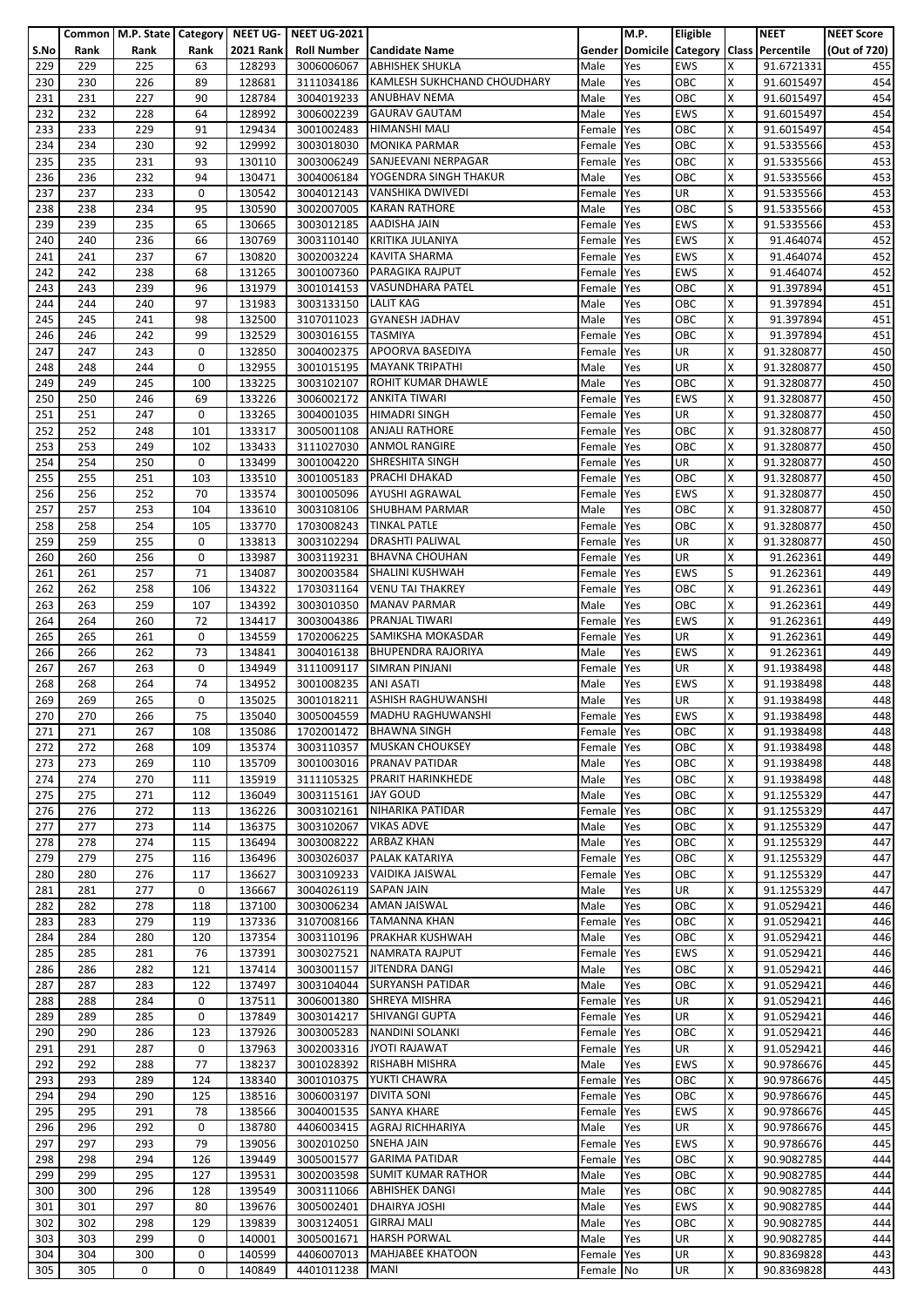| S.No | Common Rank | M.P. State Rank | Category Rank | NEET UG-2021 Rank | NEET UG-2021 Roll Number | Candidate Name | Gender | M.P. Domicile | Eligible Category | Class | NEET Percentile | NEET Score (Out of 720) |
|---|---|---|---|---|---|---|---|---|---|---|---|---|
| 229 | 229 | 225 | 63 | 128293 | 3006006067 | ABHISHEK SHUKLA | Male | Yes | EWS | X | 91.6721331 | 455 |
| 230 | 230 | 226 | 89 | 128681 | 3111034186 | KAMLESH SUKHCHAND CHOUDHARY | Male | Yes | OBC | X | 91.6015497 | 454 |
| 231 | 231 | 227 | 90 | 128784 | 3004019233 | ANUBHAV NEMA | Male | Yes | OBC | X | 91.6015497 | 454 |
| 232 | 232 | 228 | 64 | 128992 | 3006002239 | GAURAV GAUTAM | Male | Yes | EWS | X | 91.6015497 | 454 |
| 233 | 233 | 229 | 91 | 129434 | 3001002483 | HIMANSHI MALI | Female | Yes | OBC | X | 91.6015497 | 454 |
| 234 | 234 | 230 | 92 | 129992 | 3003018030 | MONIKA PARMAR | Female | Yes | OBC | X | 91.5335566 | 453 |
| 235 | 235 | 231 | 93 | 130110 | 3003006249 | SANJEEVANI NERPAGAR | Female | Yes | OBC | X | 91.5335566 | 453 |
| 236 | 236 | 232 | 94 | 130471 | 3004006184 | YOGENDRA SINGH THAKUR | Male | Yes | OBC | X | 91.5335566 | 453 |
| 237 | 237 | 233 | 0 | 130542 | 3004012143 | VANSHIKA DWIVEDI | Female | Yes | UR | X | 91.5335566 | 453 |
| 238 | 238 | 234 | 95 | 130590 | 3002007005 | KARAN RATHORE | Male | Yes | OBC | S | 91.5335566 | 453 |
| 239 | 239 | 235 | 65 | 130665 | 3003012185 | AADISHA JAIN | Female | Yes | EWS | X | 91.5335566 | 453 |
| 240 | 240 | 236 | 66 | 130769 | 3003110140 | KRITIKA JULANIYA | Female | Yes | EWS | X | 91.464074 | 452 |
| 241 | 241 | 237 | 67 | 130820 | 3002003224 | KAVITA SHARMA | Female | Yes | EWS | X | 91.464074 | 452 |
| 242 | 242 | 238 | 68 | 131265 | 3001007360 | PARAGIKA RAJPUT | Female | Yes | EWS | X | 91.464074 | 452 |
| 243 | 243 | 239 | 96 | 131979 | 3001014153 | VASUNDHARA PATEL | Female | Yes | OBC | X | 91.397894 | 451 |
| 244 | 244 | 240 | 97 | 131983 | 3003133150 | LALIT KAG | Male | Yes | OBC | X | 91.397894 | 451 |
| 245 | 245 | 241 | 98 | 132500 | 3107011023 | GYANESH JADHAV | Male | Yes | OBC | X | 91.397894 | 451 |
| 246 | 246 | 242 | 99 | 132529 | 3003016155 | TASMIYA | Female | Yes | OBC | X | 91.397894 | 451 |
| 247 | 247 | 243 | 0 | 132850 | 3004002375 | APOORVA BASEDIYA | Female | Yes | UR | X | 91.3280877 | 450 |
| 248 | 248 | 244 | 0 | 132955 | 3001015195 | MAYANK TRIPATHI | Male | Yes | UR | X | 91.3280877 | 450 |
| 249 | 249 | 245 | 100 | 133225 | 3003102107 | ROHIT KUMAR DHAWLE | Male | Yes | OBC | X | 91.3280877 | 450 |
| 250 | 250 | 246 | 69 | 133226 | 3006002172 | ANKITA TIWARI | Female | Yes | EWS | X | 91.3280877 | 450 |
| 251 | 251 | 247 | 0 | 133265 | 3004001035 | HIMADRI SINGH | Female | Yes | UR | X | 91.3280877 | 450 |
| 252 | 252 | 248 | 101 | 133317 | 3005001108 | ANJALI RATHORE | Female | Yes | OBC | X | 91.3280877 | 450 |
| 253 | 253 | 249 | 102 | 133433 | 3111027030 | ANMOL RANGIRE | Female | Yes | OBC | X | 91.3280877 | 450 |
| 254 | 254 | 250 | 0 | 133499 | 3001004220 | SHRESHITA SINGH | Female | Yes | UR | X | 91.3280877 | 450 |
| 255 | 255 | 251 | 103 | 133510 | 3001005183 | PRACHI DHAKAD | Female | Yes | OBC | X | 91.3280877 | 450 |
| 256 | 256 | 252 | 70 | 133574 | 3001005096 | AYUSHI AGRAWAL | Female | Yes | EWS | X | 91.3280877 | 450 |
| 257 | 257 | 253 | 104 | 133610 | 3003108106 | SHUBHAM PARMAR | Male | Yes | OBC | X | 91.3280877 | 450 |
| 258 | 258 | 254 | 105 | 133770 | 1703008243 | TINKAL PATLE | Female | Yes | OBC | X | 91.3280877 | 450 |
| 259 | 259 | 255 | 0 | 133813 | 3003102294 | DRASHTI PALIWAL | Female | Yes | UR | X | 91.3280877 | 450 |
| 260 | 260 | 256 | 0 | 133987 | 3003119231 | BHAVNA CHOUHAN | Female | Yes | UR | X | 91.262361 | 449 |
| 261 | 261 | 257 | 71 | 134087 | 3002003584 | SHALINI KUSHWAH | Female | Yes | EWS | S | 91.262361 | 449 |
| 262 | 262 | 258 | 106 | 134322 | 1703031164 | VENU TAI THAKREY | Female | Yes | OBC | X | 91.262361 | 449 |
| 263 | 263 | 259 | 107 | 134392 | 3003010350 | MANAV PARMAR | Male | Yes | OBC | X | 91.262361 | 449 |
| 264 | 264 | 260 | 72 | 134417 | 3003004386 | PRANJAL TIWARI | Female | Yes | EWS | X | 91.262361 | 449 |
| 265 | 265 | 261 | 0 | 134559 | 1702006225 | SAMIKSHA MOKASDAR | Female | Yes | UR | X | 91.262361 | 449 |
| 266 | 266 | 262 | 73 | 134841 | 3004016138 | BHUPENDRA RAJORIYA | Male | Yes | EWS | X | 91.262361 | 449 |
| 267 | 267 | 263 | 0 | 134949 | 3111009117 | SIMRAN PINJANI | Female | Yes | UR | X | 91.1938498 | 448 |
| 268 | 268 | 264 | 74 | 134952 | 3001008235 | ANI ASATI | Male | Yes | EWS | X | 91.1938498 | 448 |
| 269 | 269 | 265 | 0 | 135025 | 3001018211 | ASHISH RAGHUWANSHI | Male | Yes | UR | X | 91.1938498 | 448 |
| 270 | 270 | 266 | 75 | 135040 | 3005004559 | MADHU RAGHUWANSHI | Female | Yes | EWS | X | 91.1938498 | 448 |
| 271 | 271 | 267 | 108 | 135086 | 1702001472 | BHAWNA SINGH | Female | Yes | OBC | X | 91.1938498 | 448 |
| 272 | 272 | 268 | 109 | 135374 | 3003110357 | MUSKAN CHOUKSEY | Female | Yes | OBC | X | 91.1938498 | 448 |
| 273 | 273 | 269 | 110 | 135709 | 3001003016 | PRANAV PATIDAR | Male | Yes | OBC | X | 91.1938498 | 448 |
| 274 | 274 | 270 | 111 | 135919 | 3111105325 | PRARIT HARINKHEDE | Male | Yes | OBC | X | 91.1938498 | 448 |
| 275 | 275 | 271 | 112 | 136049 | 3003115161 | JAY GOUD | Male | Yes | OBC | X | 91.1255329 | 447 |
| 276 | 276 | 272 | 113 | 136226 | 3003102161 | NIHARIKA PATIDAR | Female | Yes | OBC | X | 91.1255329 | 447 |
| 277 | 277 | 273 | 114 | 136375 | 3003102067 | VIKAS ADVE | Male | Yes | OBC | X | 91.1255329 | 447 |
| 278 | 278 | 274 | 115 | 136494 | 3003008222 | ARBAZ KHAN | Male | Yes | OBC | X | 91.1255329 | 447 |
| 279 | 279 | 275 | 116 | 136496 | 3003026037 | PALAK KATARIYA | Female | Yes | OBC | X | 91.1255329 | 447 |
| 280 | 280 | 276 | 117 | 136627 | 3003109233 | VAIDIKA JAISWAL | Female | Yes | OBC | X | 91.1255329 | 447 |
| 281 | 281 | 277 | 0 | 136667 | 3004026119 | SAPAN JAIN | Male | Yes | UR | X | 91.1255329 | 447 |
| 282 | 282 | 278 | 118 | 137100 | 3003006234 | AMAN JAISWAL | Male | Yes | OBC | X | 91.0529421 | 446 |
| 283 | 283 | 279 | 119 | 137336 | 3107008166 | TAMANNA KHAN | Female | Yes | OBC | X | 91.0529421 | 446 |
| 284 | 284 | 280 | 120 | 137354 | 3003110196 | PRAKHAR KUSHWAH | Male | Yes | OBC | X | 91.0529421 | 446 |
| 285 | 285 | 281 | 76 | 137391 | 3003027521 | NAMRATA RAJPUT | Female | Yes | EWS | X | 91.0529421 | 446 |
| 286 | 286 | 282 | 121 | 137414 | 3003001157 | JITENDRA DANGI | Male | Yes | OBC | X | 91.0529421 | 446 |
| 287 | 287 | 283 | 122 | 137497 | 3003104044 | SURYANSH PATIDAR | Male | Yes | OBC | X | 91.0529421 | 446 |
| 288 | 288 | 284 | 0 | 137511 | 3006001380 | SHREYA MISHRA | Female | Yes | UR | X | 91.0529421 | 446 |
| 289 | 289 | 285 | 0 | 137849 | 3003014217 | SHIVANGI GUPTA | Female | Yes | UR | X | 91.0529421 | 446 |
| 290 | 290 | 286 | 123 | 137926 | 3003005283 | NANDINI SOLANKI | Female | Yes | OBC | X | 91.0529421 | 446 |
| 291 | 291 | 287 | 0 | 137963 | 3002003316 | JYOTI RAJAWAT | Female | Yes | UR | X | 91.0529421 | 446 |
| 292 | 292 | 288 | 77 | 138237 | 3001028392 | RISHABH MISHRA | Male | Yes | EWS | X | 90.9786676 | 445 |
| 293 | 293 | 289 | 124 | 138340 | 3001010375 | YUKTI CHAWRA | Female | Yes | OBC | X | 90.9786676 | 445 |
| 294 | 294 | 290 | 125 | 138516 | 3006003197 | DIVITA SONI | Female | Yes | OBC | X | 90.9786676 | 445 |
| 295 | 295 | 291 | 78 | 138566 | 3004001535 | SANYA KHARE | Female | Yes | EWS | X | 90.9786676 | 445 |
| 296 | 296 | 292 | 0 | 138780 | 4406003415 | AGRAJ RICHHARIYA | Male | Yes | UR | X | 90.9786676 | 445 |
| 297 | 297 | 293 | 79 | 139056 | 3002010250 | SNEHA JAIN | Female | Yes | EWS | X | 90.9786676 | 445 |
| 298 | 298 | 294 | 126 | 139449 | 3005001577 | GARIMA PATIDAR | Female | Yes | OBC | X | 90.9082785 | 444 |
| 299 | 299 | 295 | 127 | 139531 | 3002003598 | SUMIT KUMAR RATHOR | Male | Yes | OBC | X | 90.9082785 | 444 |
| 300 | 300 | 296 | 128 | 139549 | 3003111066 | ABHISHEK DANGI | Male | Yes | OBC | X | 90.9082785 | 444 |
| 301 | 301 | 297 | 80 | 139676 | 3005002401 | DHAIRYA JOSHI | Male | Yes | EWS | X | 90.9082785 | 444 |
| 302 | 302 | 298 | 129 | 139839 | 3003124051 | GIRRAJ MALI | Male | Yes | OBC | X | 90.9082785 | 444 |
| 303 | 303 | 299 | 0 | 140001 | 3005001671 | HARSH PORWAL | Male | Yes | UR | X | 90.9082785 | 444 |
| 304 | 304 | 300 | 0 | 140599 | 4406007013 | MAHJABEE KHATOON | Female | Yes | UR | X | 90.8369828 | 443 |
| 305 | 305 | 0 | 0 | 140849 | 4401011238 | MANI | Female | No | UR | X | 90.8369828 | 443 |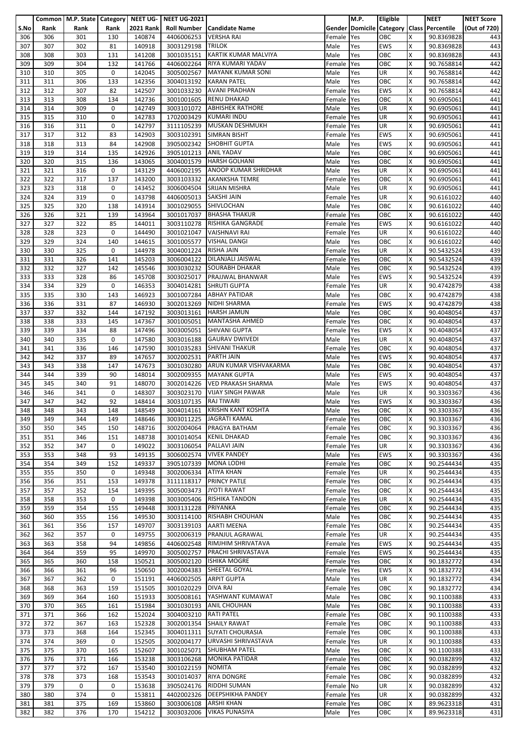| S.No | Common Rank | M.P. State Rank | Category Rank | NEET UG-2021 Rank | NEET UG-2021 Roll Number | Candidate Name | Gender | M.P. Domicile | Eligible Category | Class | NEET Percentile | NEET Score (Out of 720) |
|---|---|---|---|---|---|---|---|---|---|---|---|---|
| 306 | 306 | 301 | 130 | 140874 | 4406006253 | VERSHA RAI | Female | Yes | OBC | X | 90.8369828 | 443 |
| 307 | 307 | 302 | 81 | 140918 | 3003129198 | TRILOK | Male | Yes | EWS | X | 90.8369828 | 443 |
| 308 | 308 | 303 | 131 | 141208 | 3001035151 | KARTIK KUMAR MALVIYA | Male | Yes | OBC | X | 90.8369828 | 443 |
| 309 | 309 | 304 | 132 | 141766 | 4406002264 | RIYA KUMARI YADAV | Female | Yes | OBC | X | 90.7658814 | 442 |
| 310 | 310 | 305 | 0 | 142045 | 3005002567 | MAYANK KUMAR SONI | Male | Yes | UR | X | 90.7658814 | 442 |
| 311 | 311 | 306 | 133 | 142356 | 3004013192 | KARAN PATEL | Male | Yes | OBC | X | 90.7658814 | 442 |
| 312 | 312 | 307 | 82 | 142507 | 3001033230 | AVANI PRADHAN | Female | Yes | EWS | X | 90.7658814 | 442 |
| 313 | 313 | 308 | 134 | 142736 | 3001001605 | RENU DHAKAD | Female | Yes | OBC | X | 90.6905061 | 441 |
| 314 | 314 | 309 | 0 | 142749 | 3003101072 | ABHISHEK RATHORE | Male | Yes | UR | X | 90.6905061 | 441 |
| 315 | 315 | 310 | 0 | 142783 | 1702003429 | KUMARI INDU | Female | Yes | UR | X | 90.6905061 | 441 |
| 316 | 316 | 311 | 0 | 142797 | 3111105239 | MUSKAN DESHMUKH | Female | Yes | UR | X | 90.6905061 | 441 |
| 317 | 317 | 312 | 83 | 142903 | 3003102391 | SIMRAN BISHT | Female | Yes | EWS | X | 90.6905061 | 441 |
| 318 | 318 | 313 | 84 | 142908 | 3905002342 | SHOBHIT GUPTA | Male | Yes | EWS | X | 90.6905061 | 441 |
| 319 | 319 | 314 | 135 | 142926 | 3905101213 | ANIL YADAV | Male | Yes | OBC | X | 90.6905061 | 441 |
| 320 | 320 | 315 | 136 | 143065 | 3004001579 | HARSH GOLHANI | Male | Yes | OBC | X | 90.6905061 | 441 |
| 321 | 321 | 316 | 0 | 143129 | 4406002195 | ANOOP KUMAR SHRIDHAR | Male | Yes | UR | X | 90.6905061 | 441 |
| 322 | 322 | 317 | 137 | 143200 | 3003103332 | AKANKSHA TEMRE | Female | Yes | OBC | X | 90.6905061 | 441 |
| 323 | 323 | 318 | 0 | 143452 | 3006004504 | SRIJAN MISHRA | Male | Yes | UR | X | 90.6905061 | 441 |
| 324 | 324 | 319 | 0 | 143798 | 4406005013 | SAKSHI JAIN | Female | Yes | UR | X | 90.6161022 | 440 |
| 325 | 325 | 320 | 138 | 143914 | 3001029055 | SHIVLOCHAN | Male | Yes | OBC | X | 90.6161022 | 440 |
| 326 | 326 | 321 | 139 | 143964 | 3001017037 | BHASHA THAKUR | Female | Yes | OBC | X | 90.6161022 | 440 |
| 327 | 327 | 322 | 85 | 144011 | 3003110278 | RISHIKA GANGRADE | Female | Yes | EWS | X | 90.6161022 | 440 |
| 328 | 328 | 323 | 0 | 144490 | 3001021047 | VAISHNAVI RAI | Female | Yes | UR | X | 90.6161022 | 440 |
| 329 | 329 | 324 | 140 | 144615 | 3001005577 | VISHAL DANGI | Male | Yes | OBC | X | 90.6161022 | 440 |
| 330 | 330 | 325 | 0 | 144978 | 3004001224 | RISHA JAIN | Female | Yes | UR | X | 90.5432524 | 439 |
| 331 | 331 | 326 | 141 | 145203 | 3006004122 | DILANJALI JAISWAL | Female | Yes | OBC | X | 90.5432524 | 439 |
| 332 | 332 | 327 | 142 | 145546 | 3003030232 | SOURABH DHAKAR | Male | Yes | OBC | X | 90.5432524 | 439 |
| 333 | 333 | 328 | 86 | 145708 | 3003025017 | PRAJJWAL BHANWAR | Male | Yes | EWS | X | 90.5432524 | 439 |
| 334 | 334 | 329 | 0 | 146353 | 3004014281 | SHRUTI GUPTA | Female | Yes | UR | X | 90.4742879 | 438 |
| 335 | 335 | 330 | 143 | 146923 | 3001007284 | ABHAY PATIDAR | Male | Yes | OBC | X | 90.4742879 | 438 |
| 336 | 336 | 331 | 87 | 146930 | 3002013269 | NIDHI SHARMA | Female | Yes | EWS | X | 90.4742879 | 438 |
| 337 | 337 | 332 | 144 | 147192 | 3003013161 | HARSH JAMUN | Male | Yes | OBC | X | 90.4048054 | 437 |
| 338 | 338 | 333 | 145 | 147367 | 3001005051 | MANTASHA AHMED | Female | Yes | OBC | X | 90.4048054 | 437 |
| 339 | 339 | 334 | 88 | 147496 | 3003005051 | SHIVANI GUPTA | Female | Yes | EWS | X | 90.4048054 | 437 |
| 340 | 340 | 335 | 0 | 147580 | 3003016188 | GAURAV DWIVEDI | Male | Yes | UR | X | 90.4048054 | 437 |
| 341 | 341 | 336 | 146 | 147590 | 3001035283 | SHIVANI THAKUR | Female | Yes | OBC | X | 90.4048054 | 437 |
| 342 | 342 | 337 | 89 | 147657 | 3002002531 | PARTH JAIN | Male | Yes | EWS | X | 90.4048054 | 437 |
| 343 | 343 | 338 | 147 | 147673 | 3001030280 | ARUN KUMAR VISHVAKARMA | Male | Yes | OBC | X | 90.4048054 | 437 |
| 344 | 344 | 339 | 90 | 148014 | 3002009355 | MAYANK GUPTA | Male | Yes | EWS | X | 90.4048054 | 437 |
| 345 | 345 | 340 | 91 | 148070 | 3002014226 | VED PRAKASH SHARMA | Male | Yes | EWS | X | 90.4048054 | 437 |
| 346 | 346 | 341 | 0 | 148307 | 3003023170 | VIJAY SINGH PAWAR | Male | Yes | UR | X | 90.3303367 | 436 |
| 347 | 347 | 342 | 92 | 148414 | 3003107135 | RAJ TIWARI | Male | Yes | EWS | X | 90.3303367 | 436 |
| 348 | 348 | 343 | 148 | 148549 | 3004014161 | KRISHN KANT KOSHTA | Male | Yes | OBC | X | 90.3303367 | 436 |
| 349 | 349 | 344 | 149 | 148646 | 3003011225 | JAGRATI KAMAL | Female | Yes | OBC | X | 90.3303367 | 436 |
| 350 | 350 | 345 | 150 | 148716 | 3002004064 | PRAGYA BATHAM | Female | Yes | OBC | X | 90.3303367 | 436 |
| 351 | 351 | 346 | 151 | 148738 | 3001014054 | KENIL DHAKAD | Female | Yes | OBC | X | 90.3303367 | 436 |
| 352 | 352 | 347 | 0 | 149022 | 3003106054 | PALLAVI JAIN | Female | Yes | UR | X | 90.3303367 | 436 |
| 353 | 353 | 348 | 93 | 149135 | 3006002574 | VIVEK PANDEY | Male | Yes | EWS | X | 90.3303367 | 436 |
| 354 | 354 | 349 | 152 | 149337 | 3905107339 | MONA LODHI | Female | Yes | OBC | X | 90.2544434 | 435 |
| 355 | 355 | 350 | 0 | 149348 | 3002006334 | ATIYA KHAN | Female | Yes | UR | X | 90.2544434 | 435 |
| 356 | 356 | 351 | 153 | 149378 | 3111118317 | PRINCY PATLE | Female | Yes | OBC | X | 90.2544434 | 435 |
| 357 | 357 | 352 | 154 | 149395 | 3005003473 | JYOTI RAWAT | Female | Yes | OBC | X | 90.2544434 | 435 |
| 358 | 358 | 353 | 0 | 149398 | 3003005406 | RISHIKA TANDON | Female | Yes | UR | X | 90.2544434 | 435 |
| 359 | 359 | 354 | 155 | 149448 | 3003131228 | PRIYANKA | Female | Yes | OBC | X | 90.2544434 | 435 |
| 360 | 360 | 355 | 156 | 149530 | 3003114100 | RISHABH CHOUHAN | Male | Yes | OBC | X | 90.2544434 | 435 |
| 361 | 361 | 356 | 157 | 149707 | 3003139103 | AARTI MEENA | Female | Yes | OBC | X | 90.2544434 | 435 |
| 362 | 362 | 357 | 0 | 149755 | 3002006319 | PRANJUL AGRAWAL | Female | Yes | UR | X | 90.2544434 | 435 |
| 363 | 363 | 358 | 94 | 149856 | 4406002548 | RIMJHIM SHRIVATAVA | Female | Yes | EWS | X | 90.2544434 | 435 |
| 364 | 364 | 359 | 95 | 149970 | 3005002757 | PRACHI SHRIVASTAVA | Female | Yes | EWS | X | 90.2544434 | 435 |
| 365 | 365 | 360 | 158 | 150521 | 3005002120 | ISHIKA MOGRE | Female | Yes | OBC | X | 90.1832772 | 434 |
| 366 | 366 | 361 | 96 | 150650 | 3002004383 | SHEETAL GOYAL | Female | Yes | EWS | X | 90.1832772 | 434 |
| 367 | 367 | 362 | 0 | 151191 | 4406002505 | ARPIT GUPTA | Male | Yes | UR | X | 90.1832772 | 434 |
| 368 | 368 | 363 | 159 | 151505 | 3001020229 | DIVA RAI | Female | Yes | OBC | X | 90.1832772 | 434 |
| 369 | 369 | 364 | 160 | 151933 | 3005008161 | YASHWANT KUMAWAT | Male | Yes | OBC | X | 90.1100388 | 433 |
| 370 | 370 | 365 | 161 | 151984 | 3001030193 | ANIL CHOUHAN | Male | Yes | OBC | X | 90.1100388 | 433 |
| 371 | 371 | 366 | 162 | 152024 | 3004003210 | RATI PATEL | Female | Yes | OBC | X | 90.1100388 | 433 |
| 372 | 372 | 367 | 163 | 152328 | 3002001354 | SHAILY RAWAT | Female | Yes | OBC | X | 90.1100388 | 433 |
| 373 | 373 | 368 | 164 | 152345 | 3004011311 | SUYATI CHOURASIA | Female | Yes | OBC | X | 90.1100388 | 433 |
| 374 | 374 | 369 | 0 | 152505 | 3002004177 | URVASHI SHRIVASTAVA | Female | Yes | UR | X | 90.1100388 | 433 |
| 375 | 375 | 370 | 165 | 152607 | 3001025071 | SHUBHAM PATEL | Male | Yes | OBC | X | 90.1100388 | 433 |
| 376 | 376 | 371 | 166 | 153238 | 3003106268 | MONIKA PATIDAR | Female | Yes | OBC | X | 90.0382899 | 432 |
| 377 | 377 | 372 | 167 | 153540 | 3001022159 | NOMITA | Female | Yes | OBC | X | 90.0382899 | 432 |
| 378 | 378 | 373 | 168 | 153543 | 3001014037 | RIYA DONGRE | Female | Yes | OBC | X | 90.0382899 | 432 |
| 379 | 379 | 0 | 0 | 153638 | 3905024176 | RIDDHI SUMAN | Female | No | UR | X | 90.0382899 | 432 |
| 380 | 380 | 374 | 0 | 153811 | 4402002326 | DEEPSHIKHA PANDEY | Female | Yes | UR | X | 90.0382899 | 432 |
| 381 | 381 | 375 | 169 | 153860 | 3003006108 | ARSHI KHAN | Female | Yes | OBC | X | 89.9623318 | 431 |
| 382 | 382 | 376 | 170 | 154212 | 3003032006 | VIKAS PUNASIYA | Male | Yes | OBC | X | 89.9623318 | 431 |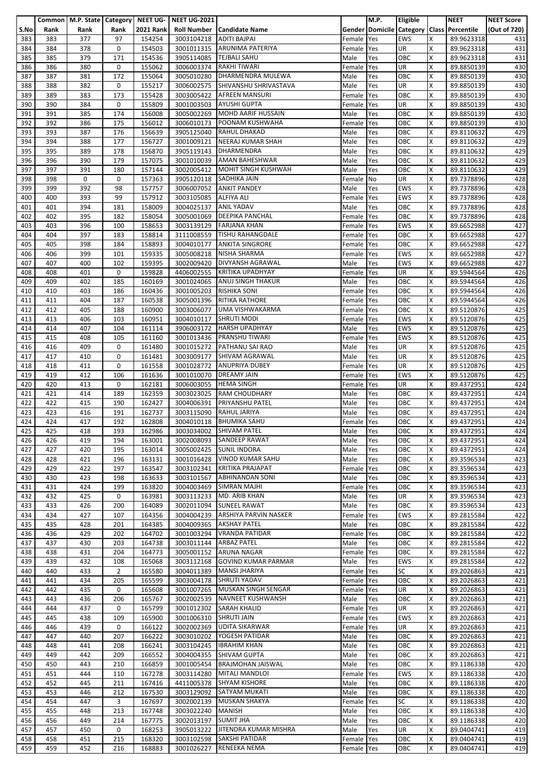| S.No | Common Rank | M.P. State Rank | Category Rank | NEET UG-2021 Rank | NEET UG-2021 Roll Number | Candidate Name | Gender | M.P. Domicile | Eligible Category | Class | NEET Percentile | NEET Score (Out of 720) |
|---|---|---|---|---|---|---|---|---|---|---|---|---|
| 383 | 383 | 377 | 97 | 154254 | 3003104218 | ADITI BAJPAI | Female | Yes | EWS | X | 89.9623318 | 431 |
| 384 | 384 | 378 | 0 | 154503 | 3001011315 | ARUNIMA PATERIYA | Female | Yes | UR | X | 89.9623318 | 431 |
| 385 | 385 | 379 | 171 | 154536 | 3905114085 | TEJBALI SAHU | Male | Yes | OBC | X | 89.9623318 | 431 |
| 386 | 386 | 380 | 0 | 155062 | 3006003374 | RAKHI TIWARI | Female | Yes | UR | X | 89.8850139 | 430 |
| 387 | 387 | 381 | 172 | 155064 | 3005010280 | DHARMENDRA MULEWA | Male | Yes | OBC | X | 89.8850139 | 430 |
| 388 | 388 | 382 | 0 | 155217 | 3006002575 | SHIVANSHU SHRIVASTAVA | Male | Yes | UR | X | 89.8850139 | 430 |
| 389 | 389 | 383 | 173 | 155428 | 3003005422 | AFREEN MANSURI | Female | Yes | OBC | X | 89.8850139 | 430 |
| 390 | 390 | 384 | 0 | 155809 | 3001003503 | AYUSHI GUPTA | Female | Yes | UR | X | 89.8850139 | 430 |
| 391 | 391 | 385 | 174 | 156008 | 3005002269 | MOHD AARIF HUSSAIN | Male | Yes | OBC | X | 89.8850139 | 430 |
| 392 | 392 | 386 | 175 | 156012 | 3006010173 | POONAM KUSHWAHA | Female | Yes | OBC | X | 89.8850139 | 430 |
| 393 | 393 | 387 | 176 | 156639 | 3905125040 | RAHUL DHAKAD | Male | Yes | OBC | X | 89.8110632 | 429 |
| 394 | 394 | 388 | 177 | 156727 | 3001009121 | NEERAJ KUMAR SHAH | Male | Yes | OBC | X | 89.8110632 | 429 |
| 395 | 395 | 389 | 178 | 156870 | 3905119143 | DHARMENDRA | Male | Yes | OBC | X | 89.8110632 | 429 |
| 396 | 396 | 390 | 179 | 157075 | 3001010039 | AMAN BAHESHWAR | Male | Yes | OBC | X | 89.8110632 | 429 |
| 397 | 397 | 391 | 180 | 157144 | 3002005412 | MOHIT SINGH KUSHWAH | Male | Yes | OBC | X | 89.8110632 | 429 |
| 398 | 398 | 0 | 0 | 157363 | 3905120118 | SADHIKA JAIN | Female | No | UR | X | 89.7378896 | 428 |
| 399 | 399 | 392 | 98 | 157757 | 3006007052 | ANKIT PANDEY | Male | Yes | EWS | X | 89.7378896 | 428 |
| 400 | 400 | 393 | 99 | 157912 | 3003105085 | ALFIYA ALI | Female | Yes | EWS | X | 89.7378896 | 428 |
| 401 | 401 | 394 | 181 | 158009 | 3004025137 | ANIL YADAV | Male | Yes | OBC | X | 89.7378896 | 428 |
| 402 | 402 | 395 | 182 | 158054 | 3005001069 | DEEPIKA PANCHAL | Female | Yes | OBC | X | 89.7378896 | 428 |
| 403 | 403 | 396 | 100 | 158653 | 3003139129 | FARJANA KHAN | Female | Yes | EWS | X | 89.6652988 | 427 |
| 404 | 404 | 397 | 183 | 158814 | 3111008559 | TISHU RAHANGDALE | Female | Yes | OBC | X | 89.6652988 | 427 |
| 405 | 405 | 398 | 184 | 158893 | 3004010177 | ANKITA SINGRORE | Female | Yes | OBC | X | 89.6652988 | 427 |
| 406 | 406 | 399 | 101 | 159335 | 3005008218 | NISHA SHARMA | Female | Yes | EWS | X | 89.6652988 | 427 |
| 407 | 407 | 400 | 102 | 159395 | 3002009420 | DIVYANSH AGRAWAL | Male | Yes | EWS | X | 89.6652988 | 427 |
| 408 | 408 | 401 | 0 | 159828 | 4406002555 | KRITIKA UPADHYAY | Female | Yes | UR | X | 89.5944564 | 426 |
| 409 | 409 | 402 | 185 | 160169 | 3001024065 | ANUJ SINGH THAKUR | Male | Yes | OBC | X | 89.5944564 | 426 |
| 410 | 410 | 403 | 186 | 160436 | 3001005203 | RISHIKA SONI | Female | Yes | OBC | X | 89.5944564 | 426 |
| 411 | 411 | 404 | 187 | 160538 | 3005001396 | RITIKA RATHORE | Female | Yes | OBC | X | 89.5944564 | 426 |
| 412 | 412 | 405 | 188 | 160900 | 3003006077 | UMA VISHWAKARMA | Female | Yes | OBC | X | 89.5120876 | 425 |
| 413 | 413 | 406 | 103 | 160951 | 3004010117 | SHRUTI MODI | Female | Yes | EWS | X | 89.5120876 | 425 |
| 414 | 414 | 407 | 104 | 161114 | 3906003172 | HARSH UPADHYAY | Male | Yes | EWS | X | 89.5120876 | 425 |
| 415 | 415 | 408 | 105 | 161160 | 3001013436 | PRANSHU TIWARI | Female | Yes | EWS | X | 89.5120876 | 425 |
| 416 | 416 | 409 | 0 | 161480 | 3001015272 | PATHANU SAI RAO | Male | Yes | UR | X | 89.5120876 | 425 |
| 417 | 417 | 410 | 0 | 161481 | 3003009177 | SHIVAM AGRAWAL | Male | Yes | UR | X | 89.5120876 | 425 |
| 418 | 418 | 411 | 0 | 161558 | 3001028772 | ANUPRIYA DUBEY | Female | Yes | UR | X | 89.5120876 | 425 |
| 419 | 419 | 412 | 106 | 161636 | 3001010070 | DREAMY JAIN | Female | Yes | EWS | X | 89.5120876 | 425 |
| 420 | 420 | 413 | 0 | 162181 | 3006003055 | HEMA SINGH | Female | Yes | UR | X | 89.4372951 | 424 |
| 421 | 421 | 414 | 189 | 162359 | 3003023025 | RAM CHOUDHARY | Male | Yes | OBC | X | 89.4372951 | 424 |
| 422 | 422 | 415 | 190 | 162427 | 3004006391 | PRIYANSHU PATEL | Male | Yes | OBC | X | 89.4372951 | 424 |
| 423 | 423 | 416 | 191 | 162737 | 3003115090 | RAHUL JARIYA | Male | Yes | OBC | X | 89.4372951 | 424 |
| 424 | 424 | 417 | 192 | 162808 | 3004010118 | BHUMIKA SAHU | Female | Yes | OBC | X | 89.4372951 | 424 |
| 425 | 425 | 418 | 193 | 162986 | 3003034002 | SHIVAM PATEL | Male | Yes | OBC | X | 89.4372951 | 424 |
| 426 | 426 | 419 | 194 | 163001 | 3002008093 | SANDEEP RAWAT | Male | Yes | OBC | X | 89.4372951 | 424 |
| 427 | 427 | 420 | 195 | 163014 | 3005002425 | SUNIL INDORA | Male | Yes | OBC | X | 89.4372951 | 424 |
| 428 | 428 | 421 | 196 | 163131 | 3001016428 | VINOD KUMAR SAHU | Male | Yes | OBC | X | 89.3596534 | 423 |
| 429 | 429 | 422 | 197 | 163547 | 3003102341 | KRITIKA PRAJAPAT | Female | Yes | OBC | X | 89.3596534 | 423 |
| 430 | 430 | 423 | 198 | 163633 | 3003101567 | ABHINANDAN SONI | Male | Yes | OBC | X | 89.3596534 | 423 |
| 431 | 431 | 424 | 199 | 163820 | 3004003469 | SIMRAN MAJHI | Female | Yes | OBC | X | 89.3596534 | 423 |
| 432 | 432 | 425 | 0 | 163981 | 3003113233 | MD. ARIB KHAN | Male | Yes | UR | X | 89.3596534 | 423 |
| 433 | 433 | 426 | 200 | 164089 | 3002011094 | SUNEEL RAWAT | Male | Yes | OBC | X | 89.3596534 | 423 |
| 434 | 434 | 427 | 107 | 164356 | 3004004239 | ARSHIYA PARVIN NASKER | Female | Yes | EWS | X | 89.2815584 | 422 |
| 435 | 435 | 428 | 201 | 164385 | 3004009365 | AKSHAY PATEL | Male | Yes | OBC | X | 89.2815584 | 422 |
| 436 | 436 | 429 | 202 | 164702 | 3001003294 | VRANDA PATIDAR | Female | Yes | OBC | X | 89.2815584 | 422 |
| 437 | 437 | 430 | 203 | 164738 | 3003011144 | ARBAZ PATEL | Male | Yes | OBC | X | 89.2815584 | 422 |
| 438 | 438 | 431 | 204 | 164773 | 3005001152 | ARUNA NAGAR | Female | Yes | OBC | X | 89.2815584 | 422 |
| 439 | 439 | 432 | 108 | 165068 | 3003112168 | GOVIND KUMAR PARMAR | Male | Yes | EWS | X | 89.2815584 | 422 |
| 440 | 440 | 433 | 2 | 165580 | 3004011389 | MANSI JHARIYA | Female | Yes | SC | X | 89.2026863 | 421 |
| 441 | 441 | 434 | 205 | 165599 | 3003004178 | SHRUTI YADAV | Female | Yes | OBC | X | 89.2026863 | 421 |
| 442 | 442 | 435 | 0 | 165608 | 3001007265 | MUSKAN SINGH SENGAR | Female | Yes | UR | X | 89.2026863 | 421 |
| 443 | 443 | 436 | 206 | 165767 | 3002002539 | NAVNEET KUSHWANSH | Male | Yes | OBC | X | 89.2026863 | 421 |
| 444 | 444 | 437 | 0 | 165799 | 3001012302 | SARAH KHALID | Female | Yes | UR | X | 89.2026863 | 421 |
| 445 | 445 | 438 | 109 | 165900 | 3001006310 | SHRUTI JAIN | Female | Yes | EWS | X | 89.2026863 | 421 |
| 446 | 446 | 439 | 0 | 166122 | 3002002369 | UDITA SIKARWAR | Female | Yes | UR | X | 89.2026863 | 421 |
| 447 | 447 | 440 | 207 | 166222 | 3003010202 | YOGESH PATIDAR | Male | Yes | OBC | X | 89.2026863 | 421 |
| 448 | 448 | 441 | 208 | 166241 | 3003104245 | IBRAHIM KHAN | Male | Yes | OBC | X | 89.2026863 | 421 |
| 449 | 449 | 442 | 209 | 166552 | 3004004355 | SHIVAM GUPTA | Male | Yes | OBC | X | 89.2026863 | 421 |
| 450 | 450 | 443 | 210 | 166859 | 3001005454 | BRAJMOHAN JAISWAL | Male | Yes | OBC | X | 89.1186338 | 420 |
| 451 | 451 | 444 | 110 | 167278 | 3003114280 | MITALI MANDLOI | Female | Yes | EWS | X | 89.1186338 | 420 |
| 452 | 452 | 445 | 211 | 167416 | 4411005378 | SHYAM KISHORE | Male | Yes | OBC | X | 89.1186338 | 420 |
| 453 | 453 | 446 | 212 | 167530 | 3003129092 | SATYAM MUKATI | Male | Yes | OBC | X | 89.1186338 | 420 |
| 454 | 454 | 447 | 3 | 167697 | 3002002139 | MUSKAN SHAKYA | Female | Yes | SC | X | 89.1186338 | 420 |
| 455 | 455 | 448 | 213 | 167748 | 3003022240 | MANISH | Male | Yes | OBC | X | 89.1186338 | 420 |
| 456 | 456 | 449 | 214 | 167775 | 3002013197 | SUMIT JHA | Male | Yes | OBC | X | 89.1186338 | 420 |
| 457 | 457 | 450 | 0 | 168253 | 3905013222 | JITENDRA KUMAR MISHRA | Male | Yes | UR | X | 89.0404741 | 419 |
| 458 | 458 | 451 | 215 | 168320 | 3003102598 | SAKSHI PATIDAR | Female | Yes | OBC | X | 89.0404741 | 419 |
| 459 | 459 | 452 | 216 | 168883 | 3001026227 | RENEEKA NEMA | Female | Yes | OBC | X | 89.0404741 | 419 |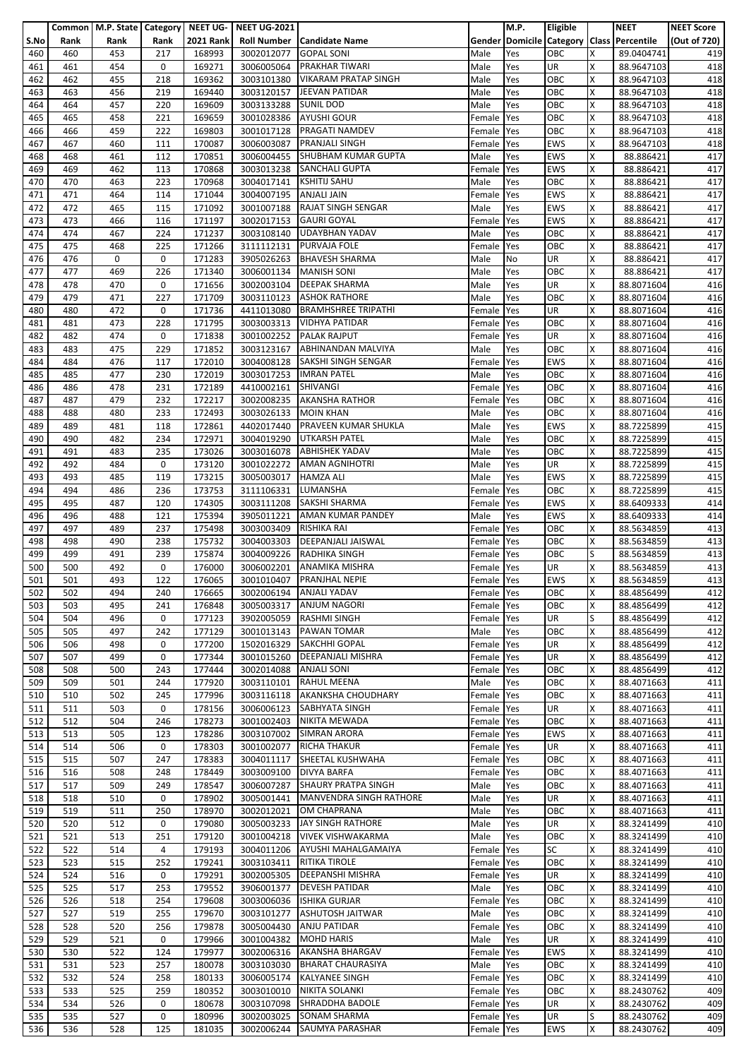| S.No | Common Rank | M.P. State Rank | Category Rank | NEET UG-2021 Rank | NEET UG-2021 Roll Number | Candidate Name | Gender | M.P. Domicile | Eligible Category | Class | NEET Percentile | NEET Score (Out of 720) |
|---|---|---|---|---|---|---|---|---|---|---|---|---|
| 460 | 460 | 453 | 217 | 168993 | 3002012077 | GOPAL SONI | Male | Yes | OBC | X | 89.0404741 | 419 |
| 461 | 461 | 454 | 0 | 169271 | 3006005064 | PRAKHAR TIWARI | Male | Yes | UR | X | 88.9647103 | 418 |
| 462 | 462 | 455 | 218 | 169362 | 3003101380 | VIKARAM PRATAP SINGH | Male | Yes | OBC | X | 88.9647103 | 418 |
| 463 | 463 | 456 | 219 | 169440 | 3003120157 | JEEVAN PATIDAR | Male | Yes | OBC | X | 88.9647103 | 418 |
| 464 | 464 | 457 | 220 | 169609 | 3003133288 | SUNIL DOD | Male | Yes | OBC | X | 88.9647103 | 418 |
| 465 | 465 | 458 | 221 | 169659 | 3001028386 | AYUSHI GOUR | Female | Yes | OBC | X | 88.9647103 | 418 |
| 466 | 466 | 459 | 222 | 169803 | 3001017128 | PRAGATI NAMDEV | Female | Yes | OBC | X | 88.9647103 | 418 |
| 467 | 467 | 460 | 111 | 170087 | 3006003087 | PRANJALI SINGH | Female | Yes | EWS | X | 88.9647103 | 418 |
| 468 | 468 | 461 | 112 | 170851 | 3006004455 | SHUBHAM KUMAR GUPTA | Male | Yes | EWS | X | 88.886421 | 417 |
| 469 | 469 | 462 | 113 | 170868 | 3003013238 | SANCHALI GUPTA | Female | Yes | EWS | X | 88.886421 | 417 |
| 470 | 470 | 463 | 223 | 170968 | 3004017141 | KSHITIJ SAHU | Male | Yes | OBC | X | 88.886421 | 417 |
| 471 | 471 | 464 | 114 | 171044 | 3004007195 | ANJALI JAIN | Female | Yes | EWS | X | 88.886421 | 417 |
| 472 | 472 | 465 | 115 | 171092 | 3001007188 | RAJAT SINGH SENGAR | Male | Yes | EWS | X | 88.886421 | 417 |
| 473 | 473 | 466 | 116 | 171197 | 3002017153 | GAURI GOYAL | Female | Yes | EWS | X | 88.886421 | 417 |
| 474 | 474 | 467 | 224 | 171237 | 3003108140 | UDAYBHAN YADAV | Male | Yes | OBC | X | 88.886421 | 417 |
| 475 | 475 | 468 | 225 | 171266 | 3111112131 | PURVAJA FOLE | Female | Yes | OBC | X | 88.886421 | 417 |
| 476 | 476 | 0 | 0 | 171283 | 3905026263 | BHAVESH SHARMA | Male | No | UR | X | 88.886421 | 417 |
| 477 | 477 | 469 | 226 | 171340 | 3006001134 | MANISH SONI | Male | Yes | OBC | X | 88.886421 | 417 |
| 478 | 478 | 470 | 0 | 171656 | 3002003104 | DEEPAK SHARMA | Male | Yes | UR | X | 88.8071604 | 416 |
| 479 | 479 | 471 | 227 | 171709 | 3003110123 | ASHOK RATHORE | Male | Yes | OBC | X | 88.8071604 | 416 |
| 480 | 480 | 472 | 0 | 171736 | 4411013080 | BRAMHSHREE TRIPATHI | Female | Yes | UR | X | 88.8071604 | 416 |
| 481 | 481 | 473 | 228 | 171795 | 3003003313 | VIDHYA PATIDAR | Female | Yes | OBC | X | 88.8071604 | 416 |
| 482 | 482 | 474 | 0 | 171838 | 3001002252 | PALAK RAJPUT | Female | Yes | UR | X | 88.8071604 | 416 |
| 483 | 483 | 475 | 229 | 171852 | 3003123167 | ABHINANDAN MALVIYA | Male | Yes | OBC | X | 88.8071604 | 416 |
| 484 | 484 | 476 | 117 | 172010 | 3004008128 | SAKSHI SINGH SENGAR | Female | Yes | EWS | X | 88.8071604 | 416 |
| 485 | 485 | 477 | 230 | 172019 | 3003017253 | IMRAN PATEL | Male | Yes | OBC | X | 88.8071604 | 416 |
| 486 | 486 | 478 | 231 | 172189 | 4410002161 | SHIVANGI | Female | Yes | OBC | X | 88.8071604 | 416 |
| 487 | 487 | 479 | 232 | 172217 | 3002008235 | AKANSHA RATHOR | Female | Yes | OBC | X | 88.8071604 | 416 |
| 488 | 488 | 480 | 233 | 172493 | 3003026133 | MOIN KHAN | Male | Yes | OBC | X | 88.8071604 | 416 |
| 489 | 489 | 481 | 118 | 172861 | 4402017440 | PRAVEEN KUMAR SHUKLA | Male | Yes | EWS | X | 88.7225899 | 415 |
| 490 | 490 | 482 | 234 | 172971 | 3004019290 | UTKARSH PATEL | Male | Yes | OBC | X | 88.7225899 | 415 |
| 491 | 491 | 483 | 235 | 173026 | 3003016078 | ABHISHEK YADAV | Male | Yes | OBC | X | 88.7225899 | 415 |
| 492 | 492 | 484 | 0 | 173120 | 3001022272 | AMAN AGNIHOTRI | Male | Yes | UR | X | 88.7225899 | 415 |
| 493 | 493 | 485 | 119 | 173215 | 3005003017 | HAMZA ALI | Male | Yes | EWS | X | 88.7225899 | 415 |
| 494 | 494 | 486 | 236 | 173753 | 3111106331 | LUMANSHA | Female | Yes | OBC | X | 88.7225899 | 415 |
| 495 | 495 | 487 | 120 | 174305 | 3003111208 | SAKSHI SHARMA | Female | Yes | EWS | X | 88.6409333 | 414 |
| 496 | 496 | 488 | 121 | 175394 | 3905011221 | AMAN KUMAR PANDEY | Male | Yes | EWS | X | 88.6409333 | 414 |
| 497 | 497 | 489 | 237 | 175498 | 3003003409 | RISHIKA RAI | Female | Yes | OBC | X | 88.5634859 | 413 |
| 498 | 498 | 490 | 238 | 175732 | 3004003303 | DEEPANJALI JAISWAL | Female | Yes | OBC | X | 88.5634859 | 413 |
| 499 | 499 | 491 | 239 | 175874 | 3004009226 | RADHIKA SINGH | Female | Yes | OBC | S | 88.5634859 | 413 |
| 500 | 500 | 492 | 0 | 176000 | 3006002201 | ANAMIKA MISHRA | Female | Yes | UR | X | 88.5634859 | 413 |
| 501 | 501 | 493 | 122 | 176065 | 3001010407 | PRANJHAL NEPIE | Female | Yes | EWS | X | 88.5634859 | 413 |
| 502 | 502 | 494 | 240 | 176665 | 3002006194 | ANJALI YADAV | Female | Yes | OBC | X | 88.4856499 | 412 |
| 503 | 503 | 495 | 241 | 176848 | 3005003317 | ANJUM NAGORI | Female | Yes | OBC | X | 88.4856499 | 412 |
| 504 | 504 | 496 | 0 | 177123 | 3902005059 | RASHMI SINGH | Female | Yes | UR | S | 88.4856499 | 412 |
| 505 | 505 | 497 | 242 | 177129 | 3001013143 | PAWAN TOMAR | Male | Yes | OBC | X | 88.4856499 | 412 |
| 506 | 506 | 498 | 0 | 177200 | 1502016329 | SAKCHHI GOPAL | Female | Yes | UR | X | 88.4856499 | 412 |
| 507 | 507 | 499 | 0 | 177344 | 3001015260 | DEEPANJALI MISHRA | Female | Yes | UR | X | 88.4856499 | 412 |
| 508 | 508 | 500 | 243 | 177444 | 3002014088 | ANJALI SONI | Female | Yes | OBC | X | 88.4856499 | 412 |
| 509 | 509 | 501 | 244 | 177920 | 3003110101 | RAHUL MEENA | Male | Yes | OBC | X | 88.4071663 | 411 |
| 510 | 510 | 502 | 245 | 177996 | 3003116118 | AKANKSHA CHOUDHARY | Female | Yes | OBC | X | 88.4071663 | 411 |
| 511 | 511 | 503 | 0 | 178156 | 3006006123 | SABHYATA SINGH | Female | Yes | UR | X | 88.4071663 | 411 |
| 512 | 512 | 504 | 246 | 178273 | 3001002403 | NIKITA MEWADA | Female | Yes | OBC | X | 88.4071663 | 411 |
| 513 | 513 | 505 | 123 | 178286 | 3003107002 | SIMRAN ARORA | Female | Yes | EWS | X | 88.4071663 | 411 |
| 514 | 514 | 506 | 0 | 178303 | 3001002077 | RICHA THAKUR | Female | Yes | UR | X | 88.4071663 | 411 |
| 515 | 515 | 507 | 247 | 178383 | 3004011117 | SHEETAL KUSHWAHA | Female | Yes | OBC | X | 88.4071663 | 411 |
| 516 | 516 | 508 | 248 | 178449 | 3003009100 | DIVYA BARFA | Female | Yes | OBC | X | 88.4071663 | 411 |
| 517 | 517 | 509 | 249 | 178547 | 3006007287 | SHAURY PRATPA SINGH | Male | Yes | OBC | X | 88.4071663 | 411 |
| 518 | 518 | 510 | 0 | 178902 | 3005001441 | MANVENDRA SINGH RATHORE | Male | Yes | UR | X | 88.4071663 | 411 |
| 519 | 519 | 511 | 250 | 178970 | 3002012021 | OM CHAPRANA | Male | Yes | OBC | X | 88.4071663 | 411 |
| 520 | 520 | 512 | 0 | 179080 | 3005003233 | JAY SINGH RATHORE | Male | Yes | UR | X | 88.3241499 | 410 |
| 521 | 521 | 513 | 251 | 179120 | 3001004218 | VIVEK VISHWAKARMA | Male | Yes | OBC | X | 88.3241499 | 410 |
| 522 | 522 | 514 | 4 | 179193 | 3004011206 | AYUSHI MAHALGAMAIYA | Female | Yes | SC | X | 88.3241499 | 410 |
| 523 | 523 | 515 | 252 | 179241 | 3003103411 | RITIKA TIROLE | Female | Yes | OBC | X | 88.3241499 | 410 |
| 524 | 524 | 516 | 0 | 179291 | 3002005305 | DEEPANSHI MISHRA | Female | Yes | UR | X | 88.3241499 | 410 |
| 525 | 525 | 517 | 253 | 179552 | 3906001377 | DEVESH PATIDAR | Male | Yes | OBC | X | 88.3241499 | 410 |
| 526 | 526 | 518 | 254 | 179608 | 3003006036 | ISHIKA GURJAR | Female | Yes | OBC | X | 88.3241499 | 410 |
| 527 | 527 | 519 | 255 | 179670 | 3003101277 | ASHUTOSH JAITWAR | Male | Yes | OBC | X | 88.3241499 | 410 |
| 528 | 528 | 520 | 256 | 179878 | 3005004430 | ANJU PATIDAR | Female | Yes | OBC | X | 88.3241499 | 410 |
| 529 | 529 | 521 | 0 | 179966 | 3001004382 | MOHD HARIS | Male | Yes | UR | X | 88.3241499 | 410 |
| 530 | 530 | 522 | 124 | 179977 | 3002006316 | AKANSHA BHARGAV | Female | Yes | EWS | X | 88.3241499 | 410 |
| 531 | 531 | 523 | 257 | 180078 | 3003103030 | BHARAT CHAURASIYA | Male | Yes | OBC | X | 88.3241499 | 410 |
| 532 | 532 | 524 | 258 | 180133 | 3006005174 | KALYANEE SINGH | Female | Yes | OBC | X | 88.3241499 | 410 |
| 533 | 533 | 525 | 259 | 180352 | 3003010010 | NIKITA SOLANKI | Female | Yes | OBC | X | 88.2430762 | 409 |
| 534 | 534 | 526 | 0 | 180678 | 3003107098 | SHRADDHA BADOLE | Female | Yes | UR | X | 88.2430762 | 409 |
| 535 | 535 | 527 | 0 | 180996 | 3002003025 | SONAM SHARMA | Female | Yes | UR | S | 88.2430762 | 409 |
| 536 | 536 | 528 | 125 | 181035 | 3002006244 | SAUMYA PARASHAR | Female | Yes | EWS | X | 88.2430762 | 409 |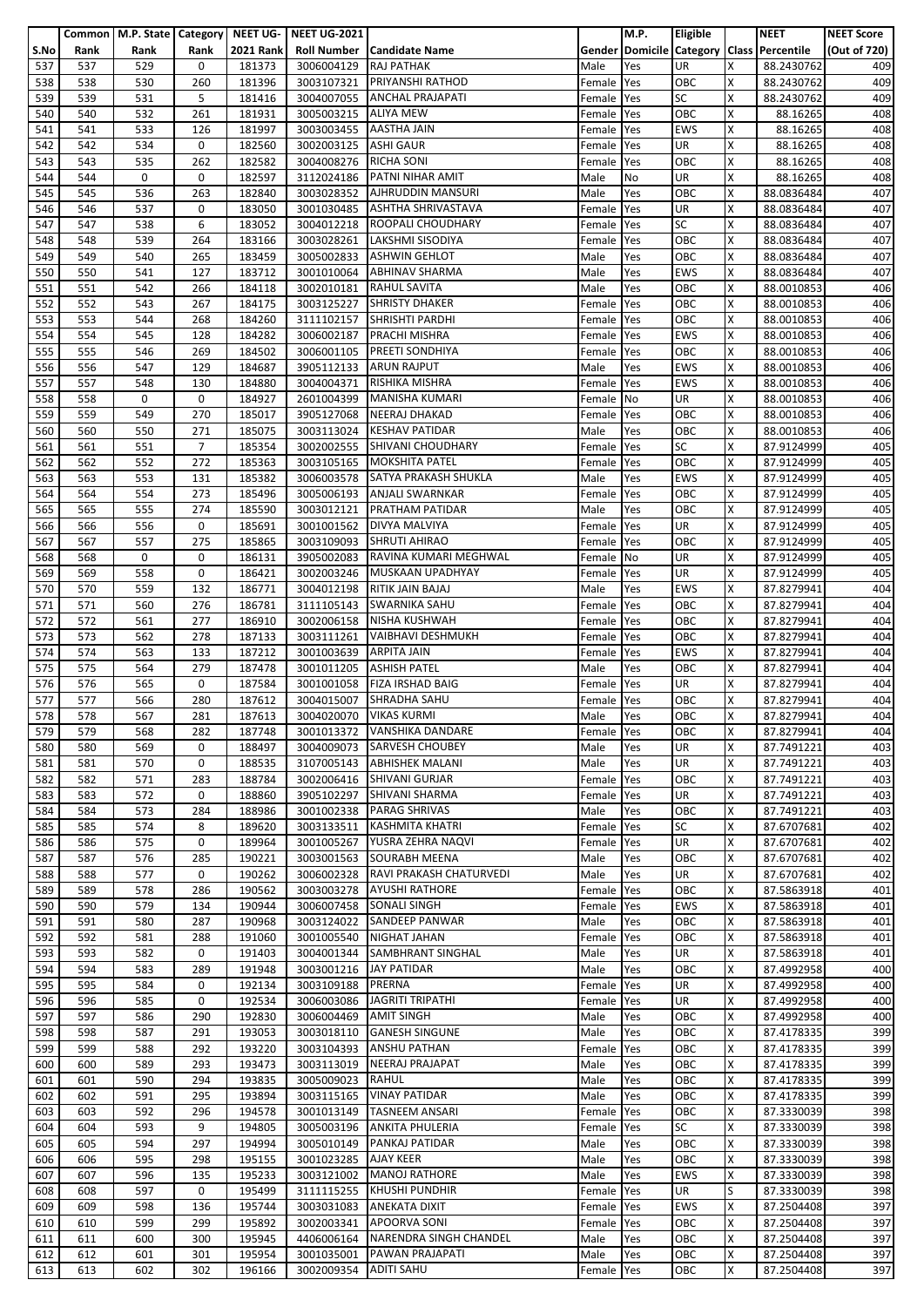| S.No | Common Rank | M.P. State Rank | Category Rank | NEET UG-2021 Rank | NEET UG-2021 Roll Number | Candidate Name | Gender | M.P. Domicile | Eligible Category | Class | NEET Percentile | NEET Score (Out of 720) |
|---|---|---|---|---|---|---|---|---|---|---|---|---|
| 537 | 537 | 529 | 0 | 181373 | 3006004129 | RAJ PATHAK | Male | Yes | UR | X | 88.2430762 | 409 |
| 538 | 538 | 530 | 260 | 181396 | 3003107321 | PRIYANSHI RATHOD | Female | Yes | OBC | X | 88.2430762 | 409 |
| 539 | 539 | 531 | 5 | 181416 | 3004007055 | ANCHAL PRAJAPATI | Female | Yes | SC | X | 88.2430762 | 409 |
| 540 | 540 | 532 | 261 | 181931 | 3005003215 | ALIYA MEW | Female | Yes | OBC | X | 88.16265 | 408 |
| 541 | 541 | 533 | 126 | 181997 | 3003003455 | AASTHA JAIN | Female | Yes | EWS | X | 88.16265 | 408 |
| 542 | 542 | 534 | 0 | 182560 | 3002003125 | ASHI GAUR | Female | Yes | UR | X | 88.16265 | 408 |
| 543 | 543 | 535 | 262 | 182582 | 3004008276 | RICHA SONI | Female | Yes | OBC | X | 88.16265 | 408 |
| 544 | 544 | 0 | 0 | 182597 | 3112024186 | PATNI NIHAR AMIT | Male | No | UR | X | 88.16265 | 408 |
| 545 | 545 | 536 | 263 | 182840 | 3003028352 | AJHRUDDIN MANSURI | Male | Yes | OBC | X | 88.0836484 | 407 |
| 546 | 546 | 537 | 0 | 183050 | 3001030485 | ASHTHA SHRIVASTAVA | Female | Yes | UR | X | 88.0836484 | 407 |
| 547 | 547 | 538 | 6 | 183052 | 3004012218 | ROOPALI CHOUDHARY | Female | Yes | SC | X | 88.0836484 | 407 |
| 548 | 548 | 539 | 264 | 183166 | 3003028261 | LAKSHMI SISODIYA | Female | Yes | OBC | X | 88.0836484 | 407 |
| 549 | 549 | 540 | 265 | 183459 | 3005002833 | ASHWIN GEHLOT | Male | Yes | OBC | X | 88.0836484 | 407 |
| 550 | 550 | 541 | 127 | 183712 | 3001010064 | ABHINAV SHARMA | Male | Yes | EWS | X | 88.0836484 | 407 |
| 551 | 551 | 542 | 266 | 184118 | 3002010181 | RAHUL SAVITA | Male | Yes | OBC | X | 88.0010853 | 406 |
| 552 | 552 | 543 | 267 | 184175 | 3003125227 | SHRISTY DHAKER | Female | Yes | OBC | X | 88.0010853 | 406 |
| 553 | 553 | 544 | 268 | 184260 | 3111102157 | SHRISHTI PARDHI | Female | Yes | OBC | X | 88.0010853 | 406 |
| 554 | 554 | 545 | 128 | 184282 | 3006002187 | PRACHI MISHRA | Female | Yes | EWS | X | 88.0010853 | 406 |
| 555 | 555 | 546 | 269 | 184502 | 3006001105 | PREETI SONDHIYA | Female | Yes | OBC | X | 88.0010853 | 406 |
| 556 | 556 | 547 | 129 | 184687 | 3905112133 | ARUN RAJPUT | Male | Yes | EWS | X | 88.0010853 | 406 |
| 557 | 557 | 548 | 130 | 184880 | 3004004371 | RISHIKA MISHRA | Female | Yes | EWS | X | 88.0010853 | 406 |
| 558 | 558 | 0 | 0 | 184927 | 2601004399 | MANISHA KUMARI | Female | No | UR | X | 88.0010853 | 406 |
| 559 | 559 | 549 | 270 | 185017 | 3905127068 | NEERAJ DHAKAD | Female | Yes | OBC | X | 88.0010853 | 406 |
| 560 | 560 | 550 | 271 | 185075 | 3003113024 | KESHAV PATIDAR | Male | Yes | OBC | X | 88.0010853 | 406 |
| 561 | 561 | 551 | 7 | 185354 | 3002002555 | SHIVANI CHOUDHARY | Female | Yes | SC | X | 87.9124999 | 405 |
| 562 | 562 | 552 | 272 | 185363 | 3003105165 | MOKSHITA PATEL | Female | Yes | OBC | X | 87.9124999 | 405 |
| 563 | 563 | 553 | 131 | 185382 | 3006003578 | SATYA PRAKASH SHUKLA | Male | Yes | EWS | X | 87.9124999 | 405 |
| 564 | 564 | 554 | 273 | 185496 | 3005006193 | ANJALI SWARNKAR | Female | Yes | OBC | X | 87.9124999 | 405 |
| 565 | 565 | 555 | 274 | 185590 | 3003012121 | PRATHAM PATIDAR | Male | Yes | OBC | X | 87.9124999 | 405 |
| 566 | 566 | 556 | 0 | 185691 | 3001001562 | DIVYA MALVIYA | Female | Yes | UR | X | 87.9124999 | 405 |
| 567 | 567 | 557 | 275 | 185865 | 3003109093 | SHRUTI AHIRAO | Female | Yes | OBC | X | 87.9124999 | 405 |
| 568 | 568 | 0 | 0 | 186131 | 3905002083 | RAVINA KUMARI MEGHWAL | Female | No | UR | X | 87.9124999 | 405 |
| 569 | 569 | 558 | 0 | 186421 | 3002003246 | MUSKAAN UPADHYAY | Female | Yes | UR | X | 87.9124999 | 405 |
| 570 | 570 | 559 | 132 | 186771 | 3004012198 | RITIK JAIN BAJAJ | Male | Yes | EWS | X | 87.8279941 | 404 |
| 571 | 571 | 560 | 276 | 186781 | 3111105143 | SWARNIKA SAHU | Female | Yes | OBC | X | 87.8279941 | 404 |
| 572 | 572 | 561 | 277 | 186910 | 3002006158 | NISHA KUSHWAH | Female | Yes | OBC | X | 87.8279941 | 404 |
| 573 | 573 | 562 | 278 | 187133 | 3003111261 | VAIBHAVI DESHMUKH | Female | Yes | OBC | X | 87.8279941 | 404 |
| 574 | 574 | 563 | 133 | 187212 | 3001003639 | ARPITA JAIN | Female | Yes | EWS | X | 87.8279941 | 404 |
| 575 | 575 | 564 | 279 | 187478 | 3001011205 | ASHISH PATEL | Male | Yes | OBC | X | 87.8279941 | 404 |
| 576 | 576 | 565 | 0 | 187584 | 3001001058 | FIZA IRSHAD BAIG | Female | Yes | UR | X | 87.8279941 | 404 |
| 577 | 577 | 566 | 280 | 187612 | 3004015007 | SHRADHA SAHU | Female | Yes | OBC | X | 87.8279941 | 404 |
| 578 | 578 | 567 | 281 | 187613 | 3004020070 | VIKAS KURMI | Male | Yes | OBC | X | 87.8279941 | 404 |
| 579 | 579 | 568 | 282 | 187748 | 3001013372 | VANSHIKA DANDARE | Female | Yes | OBC | X | 87.8279941 | 404 |
| 580 | 580 | 569 | 0 | 188497 | 3004009073 | SARVESH CHOUBEY | Male | Yes | UR | X | 87.7491221 | 403 |
| 581 | 581 | 570 | 0 | 188535 | 3107005143 | ABHISHEK MALANI | Male | Yes | UR | X | 87.7491221 | 403 |
| 582 | 582 | 571 | 283 | 188784 | 3002006416 | SHIVANI GURJAR | Female | Yes | OBC | X | 87.7491221 | 403 |
| 583 | 583 | 572 | 0 | 188860 | 3905102297 | SHIVANI SHARMA | Female | Yes | UR | X | 87.7491221 | 403 |
| 584 | 584 | 573 | 284 | 188986 | 3001002338 | PARAG SHRIVAS | Male | Yes | OBC | X | 87.7491221 | 403 |
| 585 | 585 | 574 | 8 | 189620 | 3003133511 | KASHMITA KHATRI | Female | Yes | SC | X | 87.6707681 | 402 |
| 586 | 586 | 575 | 0 | 189964 | 3001005267 | YUSRA ZEHRA NAQVI | Female | Yes | UR | X | 87.6707681 | 402 |
| 587 | 587 | 576 | 285 | 190221 | 3003001563 | SOURABH MEENA | Male | Yes | OBC | X | 87.6707681 | 402 |
| 588 | 588 | 577 | 0 | 190262 | 3006002328 | RAVI PRAKASH CHATURVEDI | Male | Yes | UR | X | 87.6707681 | 402 |
| 589 | 589 | 578 | 286 | 190562 | 3003003278 | AYUSHI RATHORE | Female | Yes | OBC | X | 87.5863918 | 401 |
| 590 | 590 | 579 | 134 | 190944 | 3006007458 | SONALI SINGH | Female | Yes | EWS | X | 87.5863918 | 401 |
| 591 | 591 | 580 | 287 | 190968 | 3003124022 | SANDEEP PANWAR | Male | Yes | OBC | X | 87.5863918 | 401 |
| 592 | 592 | 581 | 288 | 191060 | 3001005540 | NIGHAT JAHAN | Female | Yes | OBC | X | 87.5863918 | 401 |
| 593 | 593 | 582 | 0 | 191403 | 3004001344 | SAMBHRANT SINGHAL | Male | Yes | UR | X | 87.5863918 | 401 |
| 594 | 594 | 583 | 289 | 191948 | 3003001216 | JAY PATIDAR | Male | Yes | OBC | X | 87.4992958 | 400 |
| 595 | 595 | 584 | 0 | 192134 | 3003109188 | PRERNA | Female | Yes | UR | X | 87.4992958 | 400 |
| 596 | 596 | 585 | 0 | 192534 | 3006003086 | JAGRITI TRIPATHI | Female | Yes | UR | X | 87.4992958 | 400 |
| 597 | 597 | 586 | 290 | 192830 | 3006004469 | AMIT SINGH | Male | Yes | OBC | X | 87.4992958 | 400 |
| 598 | 598 | 587 | 291 | 193053 | 3003018110 | GANESH SINGUNE | Male | Yes | OBC | X | 87.4178335 | 399 |
| 599 | 599 | 588 | 292 | 193220 | 3003104393 | ANSHU PATHAN | Female | Yes | OBC | X | 87.4178335 | 399 |
| 600 | 600 | 589 | 293 | 193473 | 3003113019 | NEERAJ PRAJAPAT | Male | Yes | OBC | X | 87.4178335 | 399 |
| 601 | 601 | 590 | 294 | 193835 | 3005009023 | RAHUL | Male | Yes | OBC | X | 87.4178335 | 399 |
| 602 | 602 | 591 | 295 | 193894 | 3003115165 | VINAY PATIDAR | Male | Yes | OBC | X | 87.4178335 | 399 |
| 603 | 603 | 592 | 296 | 194578 | 3001013149 | TASNEEM ANSARI | Female | Yes | OBC | X | 87.3330039 | 398 |
| 604 | 604 | 593 | 9 | 194805 | 3005003196 | ANKITA PHULERIA | Female | Yes | SC | X | 87.3330039 | 398 |
| 605 | 605 | 594 | 297 | 194994 | 3005010149 | PANKAJ PATIDAR | Male | Yes | OBC | X | 87.3330039 | 398 |
| 606 | 606 | 595 | 298 | 195155 | 3001023285 | AJAY KEER | Male | Yes | OBC | X | 87.3330039 | 398 |
| 607 | 607 | 596 | 135 | 195233 | 3003121002 | MANOJ RATHORE | Male | Yes | EWS | X | 87.3330039 | 398 |
| 608 | 608 | 597 | 0 | 195499 | 3111115255 | KHUSHI PUNDHIR | Female | Yes | UR | S | 87.3330039 | 398 |
| 609 | 609 | 598 | 136 | 195744 | 3003031083 | ANEKATA DIXIT | Female | Yes | EWS | X | 87.2504408 | 397 |
| 610 | 610 | 599 | 299 | 195892 | 3002003341 | APOORVA SONI | Female | Yes | OBC | X | 87.2504408 | 397 |
| 611 | 611 | 600 | 300 | 195945 | 4406006164 | NARENDRA SINGH CHANDEL | Male | Yes | OBC | X | 87.2504408 | 397 |
| 612 | 612 | 601 | 301 | 195954 | 3001035001 | PAWAN PRAJAPATI | Male | Yes | OBC | X | 87.2504408 | 397 |
| 613 | 613 | 602 | 302 | 196166 | 3002009354 | ADITI SAHU | Female | Yes | OBC | X | 87.2504408 | 397 |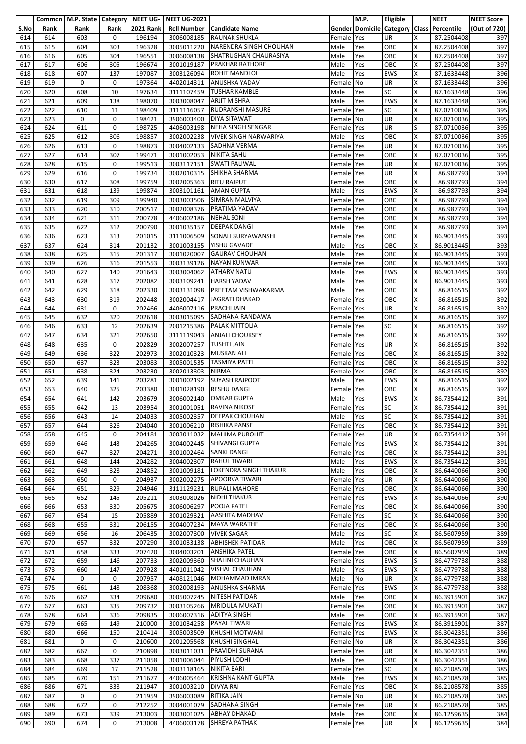| S.No | Common Rank | M.P. State Rank | Category Rank | NEET UG-2021 Rank | NEET UG-2021 Roll Number | Candidate Name | Gender | M.P. Domicile | Eligible Category | Class | NEET Percentile | NEET Score (Out of 720) |
|---|---|---|---|---|---|---|---|---|---|---|---|---|
| 614 | 614 | 603 | 0 | 196194 | 3006008185 | RAUNAK SHUKLA | Female | Yes | UR | X | 87.2504408 | 397 |
| 615 | 615 | 604 | 303 | 196328 | 3005011220 | NARENDRA SINGH CHOUHAN | Male | Yes | OBC | X | 87.2504408 | 397 |
| 616 | 616 | 605 | 304 | 196551 | 3006008138 | SHATRUGHAN CHAURASIYA | Male | Yes | OBC | X | 87.2504408 | 397 |
| 617 | 617 | 606 | 305 | 196674 | 3001019187 | PRAKHAR RATHORE | Male | Yes | OBC | X | 87.2504408 | 397 |
| 618 | 618 | 607 | 137 | 197087 | 3003126094 | ROHIT MANDLOI | Male | Yes | EWS | X | 87.1633448 | 396 |
| 619 | 619 | 0 | 0 | 197364 | 4402014311 | ANUSHKA YADAV | Female | No | UR | X | 87.1633448 | 396 |
| 620 | 620 | 608 | 10 | 197634 | 3111107459 | TUSHAR KAMBLE | Male | Yes | SC | X | 87.1633448 | 396 |
| 621 | 621 | 609 | 138 | 198070 | 3003008047 | ARJIT MISHRA | Male | Yes | EWS | X | 87.1633448 | 396 |
| 622 | 622 | 610 | 11 | 198409 | 3111116057 | RUDRANSHI MASURE | Female | Yes | SC | X | 87.0710036 | 395 |
| 623 | 623 | 0 | 0 | 198421 | 3906003400 | DIYA SITAWAT | Female | No | UR | X | 87.0710036 | 395 |
| 624 | 624 | 611 | 0 | 198725 | 4406003198 | NEHA SINGH SENGAR | Female | Yes | UR | S | 87.0710036 | 395 |
| 625 | 625 | 612 | 306 | 198857 | 3002002238 | VIVEK SINGH NARWARIYA | Male | Yes | OBC | X | 87.0710036 | 395 |
| 626 | 626 | 613 | 0 | 198873 | 3004002133 | SADHNA VERMA | Female | Yes | UR | X | 87.0710036 | 395 |
| 627 | 627 | 614 | 307 | 199471 | 3001002053 | NIKITA SAHU | Female | Yes | OBC | X | 87.0710036 | 395 |
| 628 | 628 | 615 | 0 | 199513 | 3003117151 | SWATI PALIWAL | Female | Yes | UR | X | 87.0710036 | 395 |
| 629 | 629 | 616 | 0 | 199734 | 3002010315 | SHIKHA SHARMA | Female | Yes | UR | X | 86.987793 | 394 |
| 630 | 630 | 617 | 308 | 199759 | 3002005363 | RITU RAJPUT | Female | Yes | OBC | X | 86.987793 | 394 |
| 631 | 631 | 618 | 139 | 199874 | 3003101161 | AMAN GUPTA | Male | Yes | EWS | X | 86.987793 | 394 |
| 632 | 632 | 619 | 309 | 199940 | 3003003506 | SIMRAN MALVIYA | Female | Yes | OBC | X | 86.987793 | 394 |
| 633 | 633 | 620 | 310 | 200517 | 3002008376 | PRATIMA YADAV | Female | Yes | OBC | X | 86.987793 | 394 |
| 634 | 634 | 621 | 311 | 200778 | 4406002186 | NEHAL SONI | Female | Yes | OBC | X | 86.987793 | 394 |
| 635 | 635 | 622 | 312 | 200790 | 3001035157 | DEEPAK DANGI | Male | Yes | OBC | X | 86.987793 | 394 |
| 636 | 636 | 623 | 313 | 201015 | 3111006509 | SONALI SURYAWANSHI | Female | Yes | OBC | X | 86.9013445 | 393 |
| 637 | 637 | 624 | 314 | 201132 | 3001003155 | YISHU GAVADE | Male | Yes | OBC | X | 86.9013445 | 393 |
| 638 | 638 | 625 | 315 | 201317 | 3001020007 | GAURAV CHOUHAN | Male | Yes | OBC | X | 86.9013445 | 393 |
| 639 | 639 | 626 | 316 | 201553 | 3003139126 | NAYAN KUNWAR | Female | Yes | OBC | X | 86.9013445 | 393 |
| 640 | 640 | 627 | 140 | 201643 | 3003004062 | ATHARV NATU | Male | Yes | EWS | X | 86.9013445 | 393 |
| 641 | 641 | 628 | 317 | 202082 | 3003109241 | HARSH YADAV | Male | Yes | OBC | X | 86.9013445 | 393 |
| 642 | 642 | 629 | 318 | 202330 | 3003131098 | PREETAM VISHWAKARMA | Male | Yes | OBC | X | 86.816515 | 392 |
| 643 | 643 | 630 | 319 | 202448 | 3002004417 | JAGRATI DHAKAD | Female | Yes | OBC | X | 86.816515 | 392 |
| 644 | 644 | 631 | 0 | 202466 | 4406007116 | PRACHI JAIN | Female | Yes | UR | X | 86.816515 | 392 |
| 645 | 645 | 632 | 320 | 202618 | 3003015095 | SADHANA RANDAWA | Female | Yes | OBC | X | 86.816515 | 392 |
| 646 | 646 | 633 | 12 | 202639 | 2001215386 | PALAK MITTOLIA | Female | Yes | SC | X | 86.816515 | 392 |
| 647 | 647 | 634 | 321 | 202650 | 3111119043 | ANJALI CHOUKSEY | Female | Yes | OBC | X | 86.816515 | 392 |
| 648 | 648 | 635 | 0 | 202829 | 3002007257 | TUSHTI JAIN | Female | Yes | UR | X | 86.816515 | 392 |
| 649 | 649 | 636 | 322 | 202973 | 3002010323 | MUSKAN ALI | Female | Yes | OBC | X | 86.816515 | 392 |
| 650 | 650 | 637 | 323 | 203083 | 3005001535 | TASMIYA PATEL | Female | Yes | OBC | X | 86.816515 | 392 |
| 651 | 651 | 638 | 324 | 203230 | 3002013303 | NIRMA | Female | Yes | OBC | X | 86.816515 | 392 |
| 652 | 652 | 639 | 141 | 203281 | 3001002192 | SUYASH RAJPOOT | Male | Yes | EWS | X | 86.816515 | 392 |
| 653 | 653 | 640 | 325 | 203380 | 3001028190 | RESHU DANGI | Female | Yes | OBC | X | 86.816515 | 392 |
| 654 | 654 | 641 | 142 | 203679 | 3006002140 | OMKAR GUPTA | Male | Yes | EWS | X | 86.7354412 | 391 |
| 655 | 655 | 642 | 13 | 203954 | 3001001051 | RAVINA NIKOSE | Female | Yes | SC | X | 86.7354412 | 391 |
| 656 | 656 | 643 | 14 | 204033 | 3005002357 | DEEPAK CHOUHAN | Male | Yes | SC | X | 86.7354412 | 391 |
| 657 | 657 | 644 | 326 | 204040 | 3001006210 | RISHIKA PANSE | Female | Yes | OBC | X | 86.7354412 | 391 |
| 658 | 658 | 645 | 0 | 204181 | 3003011032 | MAHIMA PUROHIT | Female | Yes | UR | X | 86.7354412 | 391 |
| 659 | 659 | 646 | 143 | 204265 | 3004002445 | SHIVANGI GUPTA | Female | Yes | EWS | X | 86.7354412 | 391 |
| 660 | 660 | 647 | 327 | 204271 | 3001002464 | SANKI DANGI | Female | Yes | OBC | X | 86.7354412 | 391 |
| 661 | 661 | 648 | 144 | 204282 | 3004002307 | RAHUL TIWARI | Male | Yes | EWS | X | 86.7354412 | 391 |
| 662 | 662 | 649 | 328 | 204852 | 3001009181 | LOKENDRA SINGH THAKUR | Male | Yes | OBC | X | 86.6440066 | 390 |
| 663 | 663 | 650 | 0 | 204937 | 3002002275 | APOORVA TIWARI | Female | Yes | UR | X | 86.6440066 | 390 |
| 664 | 664 | 651 | 329 | 204946 | 3111129231 | RUPALI MAHORE | Female | Yes | OBC | X | 86.6440066 | 390 |
| 665 | 665 | 652 | 145 | 205211 | 3003008026 | NIDHI THAKUR | Female | Yes | EWS | X | 86.6440066 | 390 |
| 666 | 666 | 653 | 330 | 205675 | 3006006297 | POOJA PATEL | Female | Yes | OBC | X | 86.6440066 | 390 |
| 667 | 667 | 654 | 15 | 205889 | 3001029321 | AASHITA MADHAV | Female | Yes | SC | X | 86.6440066 | 390 |
| 668 | 668 | 655 | 331 | 206155 | 3004007234 | MAYA WARATHE | Female | Yes | OBC | X | 86.6440066 | 390 |
| 669 | 669 | 656 | 16 | 206435 | 3002007300 | VIVEK SAGAR | Male | Yes | SC | X | 86.5607959 | 389 |
| 670 | 670 | 657 | 332 | 207290 | 3001033138 | ABHISHEK PATIDAR | Male | Yes | OBC | X | 86.5607959 | 389 |
| 671 | 671 | 658 | 333 | 207420 | 3004003201 | ANSHIKA PATEL | Female | Yes | OBC | X | 86.5607959 | 389 |
| 672 | 672 | 659 | 146 | 207733 | 3002009360 | SHALINI CHAUHAN | Female | Yes | EWS | S | 86.4779738 | 388 |
| 673 | 673 | 660 | 147 | 207928 | 4401011042 | VISHAL CHAUHAN | Male | Yes | EWS | X | 86.4779738 | 388 |
| 674 | 674 | 0 | 0 | 207957 | 4408121046 | MOHAMMAD IMRAN | Male | No | UR | X | 86.4779738 | 388 |
| 675 | 675 | 661 | 148 | 208368 | 3002008193 | ANUSHKA SHARMA | Female | Yes | EWS | X | 86.4779738 | 388 |
| 676 | 676 | 662 | 334 | 209680 | 3005007245 | NITESH PATIDAR | Male | Yes | OBC | X | 86.3915901 | 387 |
| 677 | 677 | 663 | 335 | 209732 | 3003105266 | MRIDULA MUKATI | Female | Yes | OBC | X | 86.3915901 | 387 |
| 678 | 678 | 664 | 336 | 209835 | 3006007316 | ADITYA SINGH | Male | Yes | OBC | X | 86.3915901 | 387 |
| 679 | 679 | 665 | 149 | 210000 | 3001034258 | PAYAL TIWARI | Female | Yes | EWS | X | 86.3915901 | 387 |
| 680 | 680 | 666 | 150 | 210414 | 3005003509 | KHUSHI MOTWANI | Female | Yes | EWS | X | 86.3042351 | 386 |
| 681 | 681 | 0 | 0 | 210600 | 2001205568 | KHUSHI SINGHAL | Female | No | UR | X | 86.3042351 | 386 |
| 682 | 682 | 667 | 0 | 210898 | 3003011031 | PRAVIDHI SURANA | Female | Yes | UR | X | 86.3042351 | 386 |
| 683 | 683 | 668 | 337 | 211058 | 3001006044 | PIYUSH LODHI | Male | Yes | OBC | X | 86.3042351 | 386 |
| 684 | 684 | 669 | 17 | 211528 | 3003118165 | NIKITA BARI | Female | Yes | SC | X | 86.2108578 | 385 |
| 685 | 685 | 670 | 151 | 211677 | 4406005464 | KRISHNA KANT GUPTA | Male | Yes | EWS | X | 86.2108578 | 385 |
| 686 | 686 | 671 | 338 | 211947 | 3001003210 | DIVYA RAI | Female | Yes | OBC | X | 86.2108578 | 385 |
| 687 | 687 | 0 | 0 | 211959 | 3906003089 | RITIKA JAIN | Female | No | UR | X | 86.2108578 | 385 |
| 688 | 688 | 672 | 0 | 212252 | 3004001079 | SADHANA SINGH | Female | Yes | UR | X | 86.2108578 | 385 |
| 689 | 689 | 673 | 339 | 213003 | 3003001025 | ABHAY DHAKAD | Male | Yes | OBC | X | 86.1259635 | 384 |
| 690 | 690 | 674 | 0 | 213008 | 4406003178 | SHREYA PATHAK | Female | Yes | UR | X | 86.1259635 | 384 |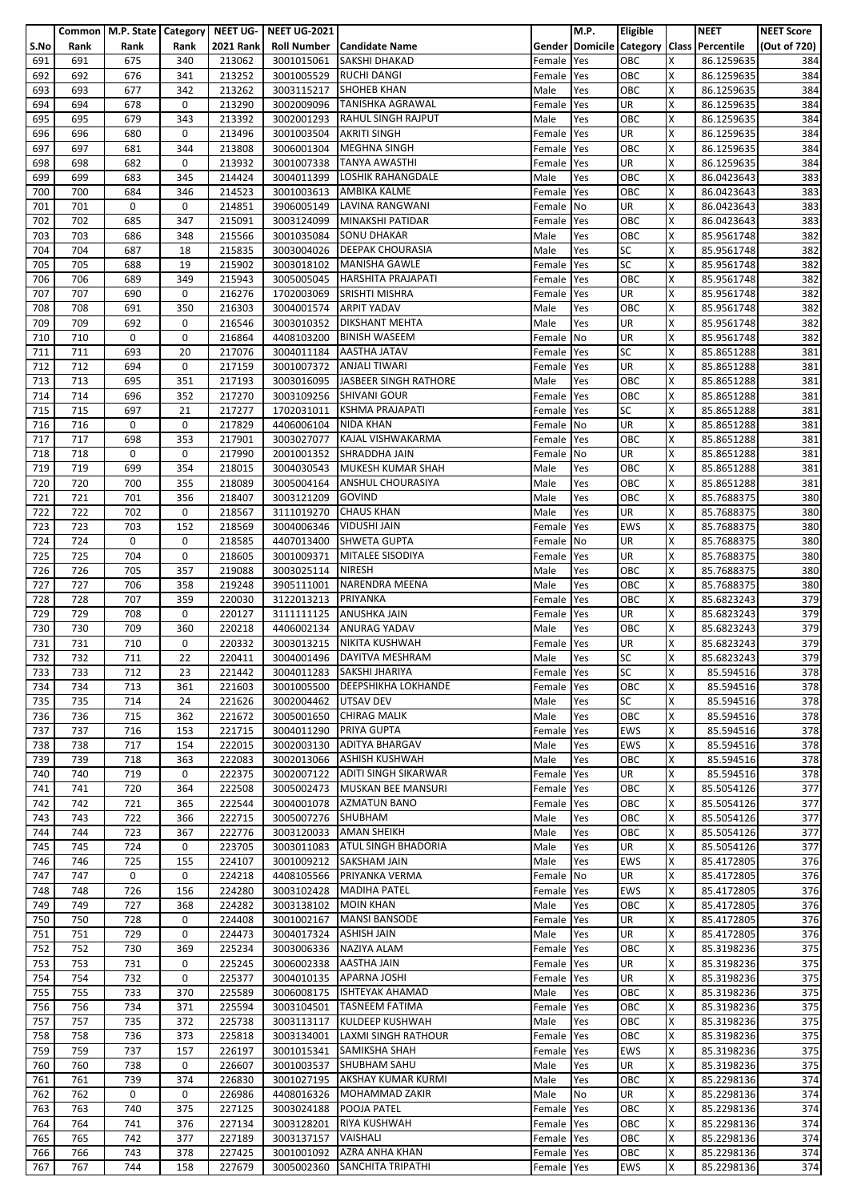| S.No | Common Rank | M.P. State Rank | Category Rank | NEET UG- 2021 Rank | NEET UG-2021 Roll Number | Candidate Name | Gender | M.P. Domicile | Eligible Category | Class | NEET Percentile | NEET Score (Out of 720) |
|---|---|---|---|---|---|---|---|---|---|---|---|---|
| 691 | 691 | 675 | 340 | 213062 | 3001015061 | SAKSHI DHAKAD | Female | Yes | OBC | X | 86.1259635 | 384 |
| 692 | 692 | 676 | 341 | 213252 | 3001005529 | RUCHI DANGI | Female | Yes | OBC | X | 86.1259635 | 384 |
| 693 | 693 | 677 | 342 | 213262 | 3003115217 | SHOHEB KHAN | Male | Yes | OBC | X | 86.1259635 | 384 |
| 694 | 694 | 678 | 0 | 213290 | 3002009096 | TANISHKA AGRAWAL | Female | Yes | UR | X | 86.1259635 | 384 |
| 695 | 695 | 679 | 343 | 213392 | 3002001293 | RAHUL SINGH RAJPUT | Male | Yes | OBC | X | 86.1259635 | 384 |
| 696 | 696 | 680 | 0 | 213496 | 3001003504 | AKRITI SINGH | Female | Yes | UR | X | 86.1259635 | 384 |
| 697 | 697 | 681 | 344 | 213808 | 3006001304 | MEGHNA SINGH | Female | Yes | OBC | X | 86.1259635 | 384 |
| 698 | 698 | 682 | 0 | 213932 | 3001007338 | TANYA AWASTHI | Female | Yes | UR | X | 86.1259635 | 384 |
| 699 | 699 | 683 | 345 | 214424 | 3004011399 | LOSHIK RAHANGDALE | Male | Yes | OBC | X | 86.0423643 | 383 |
| 700 | 700 | 684 | 346 | 214523 | 3001003613 | AMBIKA KALME | Female | Yes | OBC | X | 86.0423643 | 383 |
| 701 | 701 | 0 | 0 | 214851 | 3906005149 | LAVINA RANGWANI | Female | No | UR | X | 86.0423643 | 383 |
| 702 | 702 | 685 | 347 | 215091 | 3003124099 | MINAKSHI PATIDAR | Female | Yes | OBC | X | 86.0423643 | 383 |
| 703 | 703 | 686 | 348 | 215566 | 3001035084 | SONU DHAKAR | Male | Yes | OBC | X | 85.9561748 | 382 |
| 704 | 704 | 687 | 18 | 215835 | 3003004026 | DEEPAK CHOURASIA | Male | Yes | SC | X | 85.9561748 | 382 |
| 705 | 705 | 688 | 19 | 215902 | 3003018102 | MANISHA GAWLE | Female | Yes | SC | X | 85.9561748 | 382 |
| 706 | 706 | 689 | 349 | 215943 | 3005005045 | HARSHITA PRAJAPATI | Female | Yes | OBC | X | 85.9561748 | 382 |
| 707 | 707 | 690 | 0 | 216276 | 1702003069 | SRISHTI MISHRA | Female | Yes | UR | X | 85.9561748 | 382 |
| 708 | 708 | 691 | 350 | 216303 | 3004001574 | ARPIT YADAV | Male | Yes | OBC | X | 85.9561748 | 382 |
| 709 | 709 | 692 | 0 | 216546 | 3003010352 | DIKSHANT MEHTA | Male | Yes | UR | X | 85.9561748 | 382 |
| 710 | 710 | 0 | 0 | 216864 | 4408103200 | BINISH WASEEM | Female | No | UR | X | 85.9561748 | 382 |
| 711 | 711 | 693 | 20 | 217076 | 3004011184 | AASTHA JATAV | Female | Yes | SC | X | 85.8651288 | 381 |
| 712 | 712 | 694 | 0 | 217159 | 3001007372 | ANJALI TIWARI | Female | Yes | UR | X | 85.8651288 | 381 |
| 713 | 713 | 695 | 351 | 217193 | 3003016095 | JASBEER SINGH RATHORE | Male | Yes | OBC | X | 85.8651288 | 381 |
| 714 | 714 | 696 | 352 | 217270 | 3003109256 | SHIVANI GOUR | Female | Yes | OBC | X | 85.8651288 | 381 |
| 715 | 715 | 697 | 21 | 217277 | 1702031011 | KSHMA PRAJAPATI | Female | Yes | SC | X | 85.8651288 | 381 |
| 716 | 716 | 0 | 0 | 217829 | 4406006104 | NIDA KHAN | Female | No | UR | X | 85.8651288 | 381 |
| 717 | 717 | 698 | 353 | 217901 | 3003027077 | KAJAL VISHWAKARMA | Female | Yes | OBC | X | 85.8651288 | 381 |
| 718 | 718 | 0 | 0 | 217990 | 2001001352 | SHRADDHA JAIN | Female | No | UR | X | 85.8651288 | 381 |
| 719 | 719 | 699 | 354 | 218015 | 3004030543 | MUKESH KUMAR SHAH | Male | Yes | OBC | X | 85.8651288 | 381 |
| 720 | 720 | 700 | 355 | 218089 | 3005004164 | ANSHUL CHOURASIYA | Male | Yes | OBC | X | 85.8651288 | 381 |
| 721 | 721 | 701 | 356 | 218407 | 3003121209 | GOVIND | Male | Yes | OBC | X | 85.7688375 | 380 |
| 722 | 722 | 702 | 0 | 218567 | 3111019270 | CHAUS KHAN | Male | Yes | UR | X | 85.7688375 | 380 |
| 723 | 723 | 703 | 152 | 218569 | 3004006346 | VIDUSHI JAIN | Female | Yes | EWS | X | 85.7688375 | 380 |
| 724 | 724 | 0 | 0 | 218585 | 4407013400 | SHWETA GUPTA | Female | No | UR | X | 85.7688375 | 380 |
| 725 | 725 | 704 | 0 | 218605 | 3001009371 | MITALEE SISODIYA | Female | Yes | UR | X | 85.7688375 | 380 |
| 726 | 726 | 705 | 357 | 219088 | 3003025114 | NIRESH | Male | Yes | OBC | X | 85.7688375 | 380 |
| 727 | 727 | 706 | 358 | 219248 | 3905111001 | NARENDRA MEENA | Male | Yes | OBC | X | 85.7688375 | 380 |
| 728 | 728 | 707 | 359 | 220030 | 3122013213 | PRIYANKA | Female | Yes | OBC | X | 85.6823243 | 379 |
| 729 | 729 | 708 | 0 | 220127 | 3111111125 | ANUSHKA JAIN | Female | Yes | UR | X | 85.6823243 | 379 |
| 730 | 730 | 709 | 360 | 220218 | 4406002134 | ANURAG YADAV | Male | Yes | OBC | X | 85.6823243 | 379 |
| 731 | 731 | 710 | 0 | 220332 | 3003013215 | NIKITA KUSHWAH | Female | Yes | UR | X | 85.6823243 | 379 |
| 732 | 732 | 711 | 22 | 220411 | 3004001496 | DAYITVA MESHRAM | Male | Yes | SC | X | 85.6823243 | 379 |
| 733 | 733 | 712 | 23 | 221442 | 3004011283 | SAKSHI JHARIYA | Female | Yes | SC | X | 85.594516 | 378 |
| 734 | 734 | 713 | 361 | 221603 | 3001005500 | DEEPSHIKHA LOKHANDE | Female | Yes | OBC | X | 85.594516 | 378 |
| 735 | 735 | 714 | 24 | 221626 | 3002004462 | UTSAV DEV | Male | Yes | SC | X | 85.594516 | 378 |
| 736 | 736 | 715 | 362 | 221672 | 3005001650 | CHIRAG MALIK | Male | Yes | OBC | X | 85.594516 | 378 |
| 737 | 737 | 716 | 153 | 221715 | 3004011290 | PRIYA GUPTA | Female | Yes | EWS | X | 85.594516 | 378 |
| 738 | 738 | 717 | 154 | 222015 | 3002003130 | ADITYA BHARGAV | Male | Yes | EWS | X | 85.594516 | 378 |
| 739 | 739 | 718 | 363 | 222083 | 3002013066 | ASHISH KUSHWAH | Male | Yes | OBC | X | 85.594516 | 378 |
| 740 | 740 | 719 | 0 | 222375 | 3002007122 | ADITI SINGH SIKARWAR | Female | Yes | UR | X | 85.594516 | 378 |
| 741 | 741 | 720 | 364 | 222508 | 3005002473 | MUSKAN BEE MANSURI | Female | Yes | OBC | X | 85.5054126 | 377 |
| 742 | 742 | 721 | 365 | 222544 | 3004001078 | AZMATUN BANO | Female | Yes | OBC | X | 85.5054126 | 377 |
| 743 | 743 | 722 | 366 | 222715 | 3005007276 | SHUBHAM | Male | Yes | OBC | X | 85.5054126 | 377 |
| 744 | 744 | 723 | 367 | 222776 | 3003120033 | AMAN SHEIKH | Male | Yes | OBC | X | 85.5054126 | 377 |
| 745 | 745 | 724 | 0 | 223705 | 3003011083 | ATUL SINGH BHADORIA | Male | Yes | UR | X | 85.5054126 | 377 |
| 746 | 746 | 725 | 155 | 224107 | 3001009212 | SAKSHAM JAIN | Male | Yes | EWS | X | 85.4172805 | 376 |
| 747 | 747 | 0 | 0 | 224218 | 4408105566 | PRIYANKA VERMA | Female | No | UR | X | 85.4172805 | 376 |
| 748 | 748 | 726 | 156 | 224280 | 3003102428 | MADIHA PATEL | Female | Yes | EWS | X | 85.4172805 | 376 |
| 749 | 749 | 727 | 368 | 224282 | 3003138102 | MOIN KHAN | Male | Yes | OBC | X | 85.4172805 | 376 |
| 750 | 750 | 728 | 0 | 224408 | 3001002167 | MANSI BANSODE | Female | Yes | UR | X | 85.4172805 | 376 |
| 751 | 751 | 729 | 0 | 224473 | 3004017324 | ASHISH JAIN | Male | Yes | UR | X | 85.4172805 | 376 |
| 752 | 752 | 730 | 369 | 225234 | 3003006336 | NAZIYA ALAM | Female | Yes | OBC | X | 85.3198236 | 375 |
| 753 | 753 | 731 | 0 | 225245 | 3006002338 | AASTHA JAIN | Female | Yes | UR | X | 85.3198236 | 375 |
| 754 | 754 | 732 | 0 | 225377 | 3004010135 | APARNA JOSHI | Female | Yes | UR | X | 85.3198236 | 375 |
| 755 | 755 | 733 | 370 | 225589 | 3006008175 | ISHTEYAK AHAMAD | Male | Yes | OBC | X | 85.3198236 | 375 |
| 756 | 756 | 734 | 371 | 225594 | 3003104501 | TASNEEM FATIMA | Female | Yes | OBC | X | 85.3198236 | 375 |
| 757 | 757 | 735 | 372 | 225738 | 3003113117 | KULDEEP KUSHWAH | Male | Yes | OBC | X | 85.3198236 | 375 |
| 758 | 758 | 736 | 373 | 225818 | 3003134001 | LAXMI SINGH RATHOUR | Female | Yes | OBC | X | 85.3198236 | 375 |
| 759 | 759 | 737 | 157 | 226197 | 3001015341 | SAMIKSHA SHAH | Female | Yes | EWS | X | 85.3198236 | 375 |
| 760 | 760 | 738 | 0 | 226607 | 3001003537 | SHUBHAM SAHU | Male | Yes | UR | X | 85.3198236 | 375 |
| 761 | 761 | 739 | 374 | 226830 | 3001027195 | AKSHAY KUMAR KURMI | Male | Yes | OBC | X | 85.2298136 | 374 |
| 762 | 762 | 0 | 0 | 226986 | 4408016326 | MOHAMMAD ZAKIR | Male | No | UR | X | 85.2298136 | 374 |
| 763 | 763 | 740 | 375 | 227125 | 3003024188 | POOJA PATEL | Female | Yes | OBC | X | 85.2298136 | 374 |
| 764 | 764 | 741 | 376 | 227134 | 3003128201 | RIYA KUSHWAH | Female | Yes | OBC | X | 85.2298136 | 374 |
| 765 | 765 | 742 | 377 | 227189 | 3003137157 | VAISHALI | Female | Yes | OBC | X | 85.2298136 | 374 |
| 766 | 766 | 743 | 378 | 227425 | 3001001092 | AZRA ANHA KHAN | Female | Yes | OBC | X | 85.2298136 | 374 |
| 767 | 767 | 744 | 158 | 227679 | 3005002360 | SANCHITA TRIPATHI | Female | Yes | EWS | X | 85.2298136 | 374 |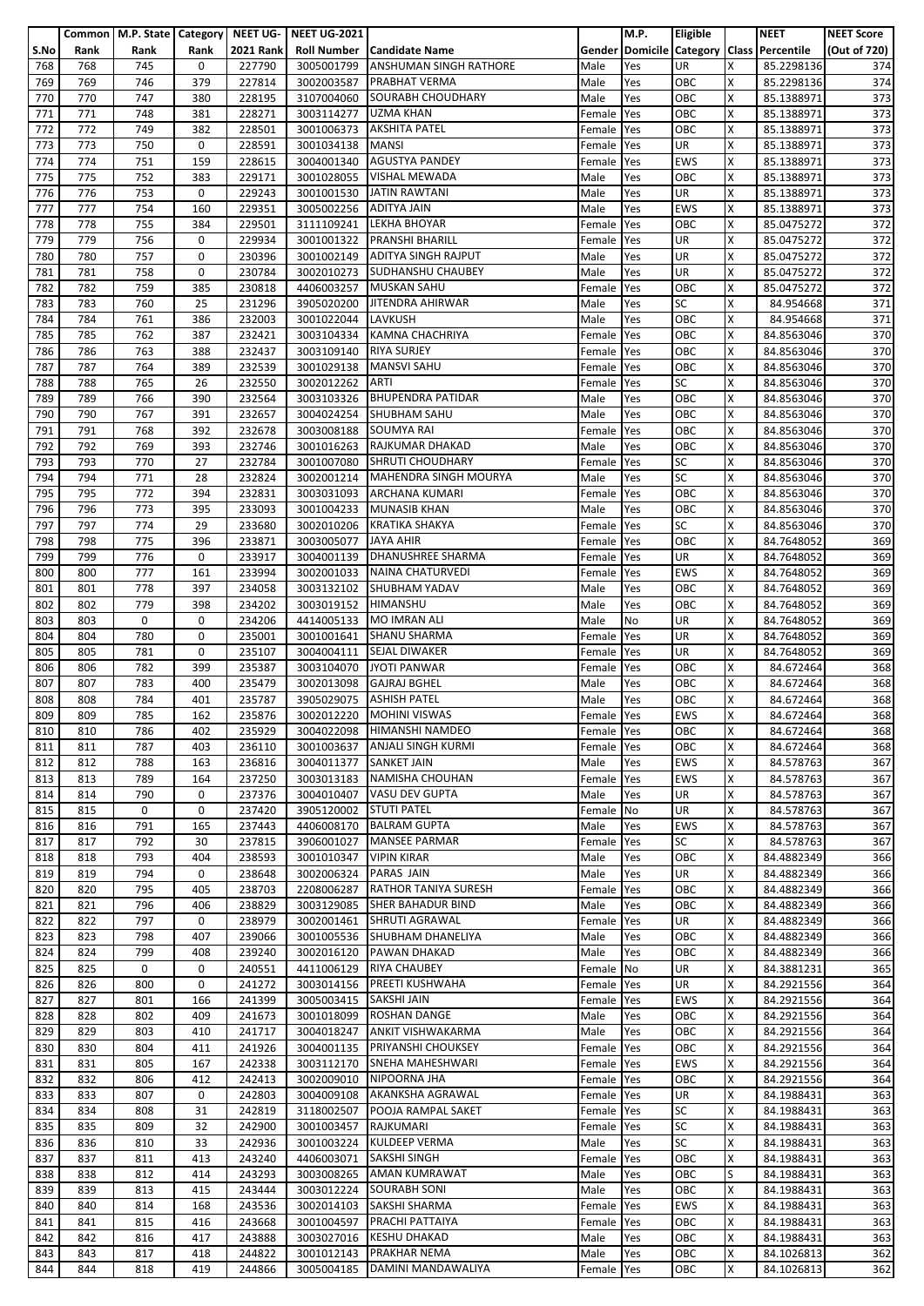| S.No | Common Rank | M.P. State Rank | Category Rank | NEET UG-2021 Rank | NEET UG-2021 Roll Number | Candidate Name | Gender | M.P. Domicile | Eligible Category | Class | NEET Percentile | NEET Score (Out of 720) |
|---|---|---|---|---|---|---|---|---|---|---|---|---|
| 768 | 768 | 745 | 0 | 227790 | 3005001799 | ANSHUMAN SINGH RATHORE | Male | Yes | UR | X | 85.2298136 | 374 |
| 769 | 769 | 746 | 379 | 227814 | 3002003587 | PRABHAT VERMA | Male | Yes | OBC | X | 85.2298136 | 374 |
| 770 | 770 | 747 | 380 | 228195 | 3107004060 | SOURABH CHOUDHARY | Male | Yes | OBC | X | 85.1388971 | 373 |
| 771 | 771 | 748 | 381 | 228271 | 3003114277 | UZMA KHAN | Female | Yes | OBC | X | 85.1388971 | 373 |
| 772 | 772 | 749 | 382 | 228501 | 3001006373 | AKSHITA PATEL | Female | Yes | OBC | X | 85.1388971 | 373 |
| 773 | 773 | 750 | 0 | 228591 | 3001034138 | MANSI | Female | Yes | UR | X | 85.1388971 | 373 |
| 774 | 774 | 751 | 159 | 228615 | 3004001340 | AGUSTYA PANDEY | Female | Yes | EWS | X | 85.1388971 | 373 |
| 775 | 775 | 752 | 383 | 229171 | 3001028055 | VISHAL MEWADA | Male | Yes | OBC | X | 85.1388971 | 373 |
| 776 | 776 | 753 | 0 | 229243 | 3001001530 | JATIN RAWTANI | Male | Yes | UR | X | 85.1388971 | 373 |
| 777 | 777 | 754 | 160 | 229351 | 3005002256 | ADITYA JAIN | Male | Yes | EWS | X | 85.1388971 | 373 |
| 778 | 778 | 755 | 384 | 229501 | 3111109241 | LEKHA BHOYAR | Female | Yes | OBC | X | 85.0475272 | 372 |
| 779 | 779 | 756 | 0 | 229934 | 3001001322 | PRANSHI BHARILL | Female | Yes | UR | X | 85.0475272 | 372 |
| 780 | 780 | 757 | 0 | 230396 | 3001002149 | ADITYA SINGH RAJPUT | Male | Yes | UR | X | 85.0475272 | 372 |
| 781 | 781 | 758 | 0 | 230784 | 3002010273 | SUDHANSHU CHAUBEY | Male | Yes | UR | X | 85.0475272 | 372 |
| 782 | 782 | 759 | 385 | 230818 | 4406003257 | MUSKAN SAHU | Female | Yes | OBC | X | 85.0475272 | 372 |
| 783 | 783 | 760 | 25 | 231296 | 3905020200 | JITENDRA AHIRWAR | Male | Yes | SC | X | 84.954668 | 371 |
| 784 | 784 | 761 | 386 | 232003 | 3001022044 | LAVKUSH | Male | Yes | OBC | X | 84.954668 | 371 |
| 785 | 785 | 762 | 387 | 232421 | 3003104334 | KAMNA CHACHRIYA | Female | Yes | OBC | X | 84.8563046 | 370 |
| 786 | 786 | 763 | 388 | 232437 | 3003109140 | RIYA SURJEY | Female | Yes | OBC | X | 84.8563046 | 370 |
| 787 | 787 | 764 | 389 | 232539 | 3001029138 | MANSVI SAHU | Female | Yes | OBC | X | 84.8563046 | 370 |
| 788 | 788 | 765 | 26 | 232550 | 3002012262 | ARTI | Female | Yes | SC | X | 84.8563046 | 370 |
| 789 | 789 | 766 | 390 | 232564 | 3003103326 | BHUPENDRA PATIDAR | Male | Yes | OBC | X | 84.8563046 | 370 |
| 790 | 790 | 767 | 391 | 232657 | 3004024254 | SHUBHAM SAHU | Male | Yes | OBC | X | 84.8563046 | 370 |
| 791 | 791 | 768 | 392 | 232678 | 3003008188 | SOUMYA RAI | Female | Yes | OBC | X | 84.8563046 | 370 |
| 792 | 792 | 769 | 393 | 232746 | 3001016263 | RAJKUMAR DHAKAD | Male | Yes | OBC | X | 84.8563046 | 370 |
| 793 | 793 | 770 | 27 | 232784 | 3001007080 | SHRUTI CHOUDHARY | Female | Yes | SC | X | 84.8563046 | 370 |
| 794 | 794 | 771 | 28 | 232824 | 3002001214 | MAHENDRA SINGH MOURYA | Male | Yes | SC | X | 84.8563046 | 370 |
| 795 | 795 | 772 | 394 | 232831 | 3003031093 | ARCHANA KUMARI | Female | Yes | OBC | X | 84.8563046 | 370 |
| 796 | 796 | 773 | 395 | 233093 | 3001004233 | MUNASIB KHAN | Male | Yes | OBC | X | 84.8563046 | 370 |
| 797 | 797 | 774 | 29 | 233680 | 3002010206 | KRATIKA SHAKYA | Female | Yes | SC | X | 84.8563046 | 370 |
| 798 | 798 | 775 | 396 | 233871 | 3003005077 | JAYA AHIR | Female | Yes | OBC | X | 84.7648052 | 369 |
| 799 | 799 | 776 | 0 | 233917 | 3004001139 | DHANUSHREE SHARMA | Female | Yes | UR | X | 84.7648052 | 369 |
| 800 | 800 | 777 | 161 | 233994 | 3002001033 | NAINA CHATURVEDI | Female | Yes | EWS | X | 84.7648052 | 369 |
| 801 | 801 | 778 | 397 | 234058 | 3003132102 | SHUBHAM YADAV | Male | Yes | OBC | X | 84.7648052 | 369 |
| 802 | 802 | 779 | 398 | 234202 | 3003019152 | HIMANSHU | Male | Yes | OBC | X | 84.7648052 | 369 |
| 803 | 803 | 0 | 0 | 234206 | 4414005133 | MO IMRAN ALI | Male | No | UR | X | 84.7648052 | 369 |
| 804 | 804 | 780 | 0 | 235001 | 3001001641 | SHANU SHARMA | Female | Yes | UR | X | 84.7648052 | 369 |
| 805 | 805 | 781 | 0 | 235107 | 3004004111 | SEJAL DIWAKER | Female | Yes | UR | X | 84.7648052 | 369 |
| 806 | 806 | 782 | 399 | 235387 | 3003104070 | JYOTI PANWAR | Female | Yes | OBC | X | 84.672464 | 368 |
| 807 | 807 | 783 | 400 | 235479 | 3002013098 | GAJRAJ BGHEL | Male | Yes | OBC | X | 84.672464 | 368 |
| 808 | 808 | 784 | 401 | 235787 | 3905029075 | ASHISH PATEL | Male | Yes | OBC | X | 84.672464 | 368 |
| 809 | 809 | 785 | 162 | 235876 | 3002012220 | MOHINI VISWAS | Female | Yes | EWS | X | 84.672464 | 368 |
| 810 | 810 | 786 | 402 | 235929 | 3004022098 | HIMANSHI NAMDEO | Female | Yes | OBC | X | 84.672464 | 368 |
| 811 | 811 | 787 | 403 | 236110 | 3001003637 | ANJALI SINGH KURMI | Female | Yes | OBC | X | 84.672464 | 368 |
| 812 | 812 | 788 | 163 | 236816 | 3004011377 | SANKET JAIN | Male | Yes | EWS | X | 84.578763 | 367 |
| 813 | 813 | 789 | 164 | 237250 | 3003013183 | NAMISHA CHOUHAN | Female | Yes | EWS | X | 84.578763 | 367 |
| 814 | 814 | 790 | 0 | 237376 | 3004010407 | VASU DEV GUPTA | Male | Yes | UR | X | 84.578763 | 367 |
| 815 | 815 | 0 | 0 | 237420 | 3905120002 | STUTI PATEL | Female | No | UR | X | 84.578763 | 367 |
| 816 | 816 | 791 | 165 | 237443 | 4406008170 | BALRAM GUPTA | Male | Yes | EWS | X | 84.578763 | 367 |
| 817 | 817 | 792 | 30 | 237815 | 3906001027 | MANSEE PARMAR | Female | Yes | SC | X | 84.578763 | 367 |
| 818 | 818 | 793 | 404 | 238593 | 3001010347 | VIPIN KIRAR | Male | Yes | OBC | X | 84.4882349 | 366 |
| 819 | 819 | 794 | 0 | 238648 | 3002006324 | PARAS JAIN | Male | Yes | UR | X | 84.4882349 | 366 |
| 820 | 820 | 795 | 405 | 238703 | 2208006287 | RATHOR TANIYA SURESH | Female | Yes | OBC | X | 84.4882349 | 366 |
| 821 | 821 | 796 | 406 | 238829 | 3003129085 | SHER BAHADUR BIND | Male | Yes | OBC | X | 84.4882349 | 366 |
| 822 | 822 | 797 | 0 | 238979 | 3002001461 | SHRUTI AGRAWAL | Female | Yes | UR | X | 84.4882349 | 366 |
| 823 | 823 | 798 | 407 | 239066 | 3001005536 | SHUBHAM DHANELIYA | Male | Yes | OBC | X | 84.4882349 | 366 |
| 824 | 824 | 799 | 408 | 239240 | 3002016120 | PAWAN DHAKAD | Male | Yes | OBC | X | 84.4882349 | 366 |
| 825 | 825 | 0 | 0 | 240551 | 4411006129 | RIYA CHAUBEY | Female | No | UR | X | 84.3881231 | 365 |
| 826 | 826 | 800 | 0 | 241272 | 3003014156 | PREETI KUSHWAHA | Female | Yes | UR | X | 84.2921556 | 364 |
| 827 | 827 | 801 | 166 | 241399 | 3005003415 | SAKSHI JAIN | Female | Yes | EWS | X | 84.2921556 | 364 |
| 828 | 828 | 802 | 409 | 241673 | 3001018099 | ROSHAN DANGE | Male | Yes | OBC | X | 84.2921556 | 364 |
| 829 | 829 | 803 | 410 | 241717 | 3004018247 | ANKIT VISHWAKARMA | Male | Yes | OBC | X | 84.2921556 | 364 |
| 830 | 830 | 804 | 411 | 241926 | 3004001135 | PRIYANSHI CHOUKSEY | Female | Yes | OBC | X | 84.2921556 | 364 |
| 831 | 831 | 805 | 167 | 242338 | 3003112170 | SNEHA MAHESHWARI | Female | Yes | EWS | X | 84.2921556 | 364 |
| 832 | 832 | 806 | 412 | 242413 | 3002009010 | NIPOORNA JHA | Female | Yes | OBC | X | 84.2921556 | 364 |
| 833 | 833 | 807 | 0 | 242803 | 3004009108 | AKANKSHA AGRAWAL | Female | Yes | UR | X | 84.1988431 | 363 |
| 834 | 834 | 808 | 31 | 242819 | 3118002507 | POOJA RAMPAL SAKET | Female | Yes | SC | X | 84.1988431 | 363 |
| 835 | 835 | 809 | 32 | 242900 | 3001003457 | RAJKUMARI | Female | Yes | SC | X | 84.1988431 | 363 |
| 836 | 836 | 810 | 33 | 242936 | 3001003224 | KULDEEP VERMA | Male | Yes | SC | X | 84.1988431 | 363 |
| 837 | 837 | 811 | 413 | 243240 | 4406003071 | SAKSHI SINGH | Female | Yes | OBC | X | 84.1988431 | 363 |
| 838 | 838 | 812 | 414 | 243293 | 3003008265 | AMAN KUMRAWAT | Male | Yes | OBC | S | 84.1988431 | 363 |
| 839 | 839 | 813 | 415 | 243444 | 3003012224 | SOURABH SONI | Male | Yes | OBC | X | 84.1988431 | 363 |
| 840 | 840 | 814 | 168 | 243536 | 3002014103 | SAKSHI SHARMA | Female | Yes | EWS | X | 84.1988431 | 363 |
| 841 | 841 | 815 | 416 | 243668 | 3001004597 | PRACHI PATTAIYA | Female | Yes | OBC | X | 84.1988431 | 363 |
| 842 | 842 | 816 | 417 | 243888 | 3003027016 | KESHU DHAKAD | Male | Yes | OBC | X | 84.1988431 | 363 |
| 843 | 843 | 817 | 418 | 244822 | 3001012143 | PRAKHAR NEMA | Male | Yes | OBC | X | 84.1026813 | 362 |
| 844 | 844 | 818 | 419 | 244866 | 3005004185 | DAMINI MANDAWALIYA | Female | Yes | OBC | X | 84.1026813 | 362 |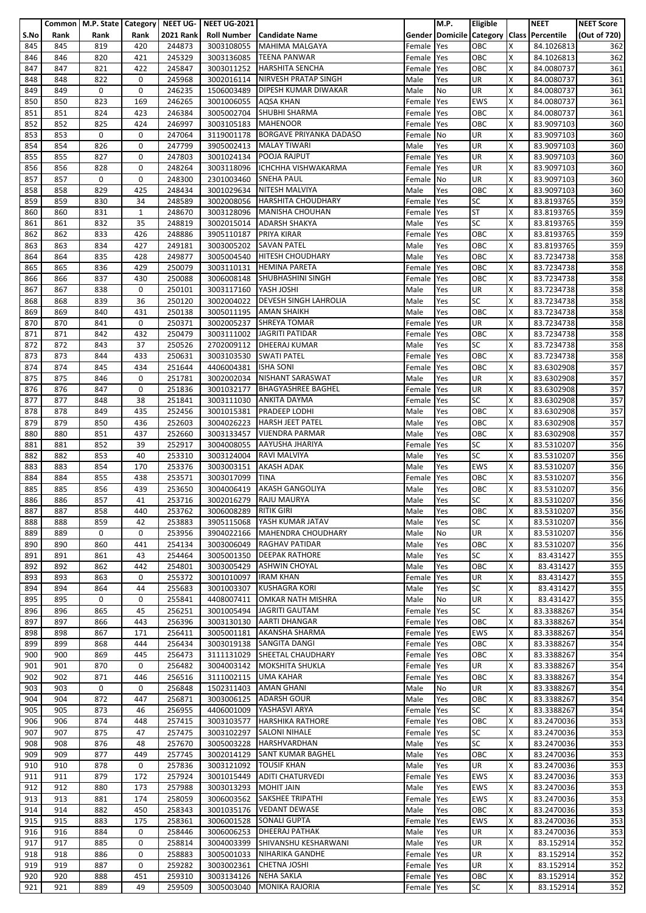| S.No | Common Rank | M.P. State Rank | Category Rank | NEET UG-2021 Rank | NEET UG-2021 Roll Number | Candidate Name | Gender | M.P. Domicile | Eligible Category | Class | NEET Percentile | NEET Score (Out of 720) |
|---|---|---|---|---|---|---|---|---|---|---|---|---|
| 845 | 845 | 819 | 420 | 244873 | 3003108055 | MAHIMA MALGAYA | Female | Yes | OBC | X | 84.1026813 | 362 |
| 846 | 846 | 820 | 421 | 245329 | 3003136085 | TEENA PANWAR | Female | Yes | OBC | X | 84.1026813 | 362 |
| 847 | 847 | 821 | 422 | 245847 | 3003012252 | HARSHITA SENCHA | Female | Yes | OBC | X | 84.0080737 | 361 |
| 848 | 848 | 822 | 0 | 245968 | 3002016114 | NIRVESH PRATAP SINGH | Male | Yes | UR | X | 84.0080737 | 361 |
| 849 | 849 | 0 | 0 | 246235 | 1506003489 | DIPESH KUMAR DIWAKAR | Male | No | UR | X | 84.0080737 | 361 |
| 850 | 850 | 823 | 169 | 246265 | 3001006055 | AQSA KHAN | Female | Yes | EWS | X | 84.0080737 | 361 |
| 851 | 851 | 824 | 423 | 246384 | 3005002704 | SHUBHI SHARMA | Female | Yes | OBC | X | 84.0080737 | 361 |
| 852 | 852 | 825 | 424 | 246997 | 3003105183 | MAHENOOR | Female | Yes | OBC | X | 83.9097103 | 360 |
| 853 | 853 | 0 | 0 | 247064 | 3119001178 | BORGAVE PRIYANKA DADASO | Female | No | UR | X | 83.9097103 | 360 |
| 854 | 854 | 826 | 0 | 247799 | 3905002413 | MALAY TIWARI | Male | Yes | UR | X | 83.9097103 | 360 |
| 855 | 855 | 827 | 0 | 247803 | 3001024134 | POOJA RAJPUT | Female | Yes | UR | X | 83.9097103 | 360 |
| 856 | 856 | 828 | 0 | 248264 | 3003118096 | ICHCHHA VISHWAKARMA | Female | Yes | UR | X | 83.9097103 | 360 |
| 857 | 857 | 0 | 0 | 248300 | 2301003460 | SNEHA PAUL | Female | No | UR | X | 83.9097103 | 360 |
| 858 | 858 | 829 | 425 | 248434 | 3001029634 | NITESH MALVIYA | Male | Yes | OBC | X | 83.9097103 | 360 |
| 859 | 859 | 830 | 34 | 248589 | 3002008056 | HARSHITA CHOUDHARY | Female | Yes | SC | X | 83.8193765 | 359 |
| 860 | 860 | 831 | 1 | 248670 | 3003128096 | MANISHA CHOUHAN | Female | Yes | ST | X | 83.8193765 | 359 |
| 861 | 861 | 832 | 35 | 248819 | 3002015014 | ADARSH SHAKYA | Male | Yes | SC | X | 83.8193765 | 359 |
| 862 | 862 | 833 | 426 | 248886 | 3905110187 | PRIYA KIRAR | Female | Yes | OBC | X | 83.8193765 | 359 |
| 863 | 863 | 834 | 427 | 249181 | 3003005202 | SAVAN PATEL | Male | Yes | OBC | X | 83.8193765 | 359 |
| 864 | 864 | 835 | 428 | 249877 | 3005004540 | HITESH CHOUDHARY | Male | Yes | OBC | X | 83.7234738 | 358 |
| 865 | 865 | 836 | 429 | 250079 | 3003110131 | HEMINA PARETA | Female | Yes | OBC | X | 83.7234738 | 358 |
| 866 | 866 | 837 | 430 | 250088 | 3006008148 | SHUBHASHINI SINGH | Female | Yes | OBC | X | 83.7234738 | 358 |
| 867 | 867 | 838 | 0 | 250101 | 3003117160 | YASH JOSHI | Male | Yes | UR | X | 83.7234738 | 358 |
| 868 | 868 | 839 | 36 | 250120 | 3002004022 | DEVESH SINGH LAHROLIA | Male | Yes | SC | X | 83.7234738 | 358 |
| 869 | 869 | 840 | 431 | 250138 | 3005011195 | AMAN SHAIKH | Male | Yes | OBC | X | 83.7234738 | 358 |
| 870 | 870 | 841 | 0 | 250371 | 3002005237 | SHREYA TOMAR | Female | Yes | UR | X | 83.7234738 | 358 |
| 871 | 871 | 842 | 432 | 250479 | 3003111002 | JAGRITI PATIDAR | Female | Yes | OBC | X | 83.7234738 | 358 |
| 872 | 872 | 843 | 37 | 250526 | 2702009112 | DHEERAJ KUMAR | Male | Yes | SC | X | 83.7234738 | 358 |
| 873 | 873 | 844 | 433 | 250631 | 3003103530 | SWATI PATEL | Female | Yes | OBC | X | 83.7234738 | 358 |
| 874 | 874 | 845 | 434 | 251644 | 4406004381 | ISHA SONI | Female | Yes | OBC | X | 83.6302908 | 357 |
| 875 | 875 | 846 | 0 | 251781 | 3002002034 | NISHANT SARASWAT | Male | Yes | UR | X | 83.6302908 | 357 |
| 876 | 876 | 847 | 0 | 251836 | 3001032177 | BHAGYASHREE BAGHEL | Female | Yes | UR | X | 83.6302908 | 357 |
| 877 | 877 | 848 | 38 | 251841 | 3003111030 | ANKITA DAYMA | Female | Yes | SC | X | 83.6302908 | 357 |
| 878 | 878 | 849 | 435 | 252456 | 3001015381 | PRADEEP LODHI | Male | Yes | OBC | X | 83.6302908 | 357 |
| 879 | 879 | 850 | 436 | 252603 | 3004026223 | HARSH JEET PATEL | Male | Yes | OBC | X | 83.6302908 | 357 |
| 880 | 880 | 851 | 437 | 252660 | 3003133457 | VIJENDRA PARMAR | Male | Yes | OBC | X | 83.6302908 | 357 |
| 881 | 881 | 852 | 39 | 252917 | 3004008055 | AAYUSHA JHARIYA | Female | Yes | SC | X | 83.5310207 | 356 |
| 882 | 882 | 853 | 40 | 253310 | 3003124004 | RAVI MALVIYA | Male | Yes | SC | X | 83.5310207 | 356 |
| 883 | 883 | 854 | 170 | 253376 | 3003003151 | AKASH ADAK | Male | Yes | EWS | X | 83.5310207 | 356 |
| 884 | 884 | 855 | 438 | 253571 | 3003017099 | TINA | Female | Yes | OBC | X | 83.5310207 | 356 |
| 885 | 885 | 856 | 439 | 253650 | 3004006419 | AKASH GANGOLIYA | Male | Yes | OBC | X | 83.5310207 | 356 |
| 886 | 886 | 857 | 41 | 253716 | 3002016279 | RAJU MAURYA | Male | Yes | SC | X | 83.5310207 | 356 |
| 887 | 887 | 858 | 440 | 253762 | 3006008289 | RITIK GIRI | Male | Yes | OBC | X | 83.5310207 | 356 |
| 888 | 888 | 859 | 42 | 253883 | 3905115068 | YASH KUMAR JATAV | Male | Yes | SC | X | 83.5310207 | 356 |
| 889 | 889 | 0 | 0 | 253956 | 3904022166 | MAHENDRA CHOUDHARY | Male | No | UR | X | 83.5310207 | 356 |
| 890 | 890 | 860 | 441 | 254134 | 3003006049 | RAGHAV PATIDAR | Male | Yes | OBC | X | 83.5310207 | 356 |
| 891 | 891 | 861 | 43 | 254464 | 3005001350 | DEEPAK RATHORE | Male | Yes | SC | X | 83.431427 | 355 |
| 892 | 892 | 862 | 442 | 254801 | 3003005429 | ASHWIN CHOYAL | Male | Yes | OBC | X | 83.431427 | 355 |
| 893 | 893 | 863 | 0 | 255372 | 3001010097 | IRAM KHAN | Female | Yes | UR | X | 83.431427 | 355 |
| 894 | 894 | 864 | 44 | 255683 | 3001003307 | KUSHAGRA KORI | Male | Yes | SC | X | 83.431427 | 355 |
| 895 | 895 | 0 | 0 | 255841 | 4408007411 | OMKAR NATH MISHRA | Male | No | UR | X | 83.431427 | 355 |
| 896 | 896 | 865 | 45 | 256251 | 3001005494 | JAGRITI GAUTAM | Female | Yes | SC | X | 83.3388267 | 354 |
| 897 | 897 | 866 | 443 | 256396 | 3003130130 | AARTI DHANGAR | Female | Yes | OBC | X | 83.3388267 | 354 |
| 898 | 898 | 867 | 171 | 256411 | 3005001181 | AKANSHA SHARMA | Female | Yes | EWS | X | 83.3388267 | 354 |
| 899 | 899 | 868 | 444 | 256434 | 3003019138 | SANGITA DANGI | Female | Yes | OBC | X | 83.3388267 | 354 |
| 900 | 900 | 869 | 445 | 256473 | 3111131029 | SHEETAL CHAUDHARY | Female | Yes | OBC | X | 83.3388267 | 354 |
| 901 | 901 | 870 | 0 | 256482 | 3004003142 | MOKSHITA SHUKLA | Female | Yes | UR | X | 83.3388267 | 354 |
| 902 | 902 | 871 | 446 | 256516 | 3111002115 | UMA KAHAR | Female | Yes | OBC | X | 83.3388267 | 354 |
| 903 | 903 | 0 | 0 | 256848 | 1502311403 | AMAN GHANI | Male | No | UR | X | 83.3388267 | 354 |
| 904 | 904 | 872 | 447 | 256871 | 3003006125 | ADARSH GOUR | Male | Yes | OBC | X | 83.3388267 | 354 |
| 905 | 905 | 873 | 46 | 256955 | 4406001009 | YASHASVI ARYA | Female | Yes | SC | X | 83.3388267 | 354 |
| 906 | 906 | 874 | 448 | 257415 | 3003103577 | HARSHIKA RATHORE | Female | Yes | OBC | X | 83.2470036 | 353 |
| 907 | 907 | 875 | 47 | 257475 | 3003102297 | SALONI NIHALE | Female | Yes | SC | X | 83.2470036 | 353 |
| 908 | 908 | 876 | 48 | 257670 | 3005003228 | HARSHVARDHAN | Male | Yes | SC | X | 83.2470036 | 353 |
| 909 | 909 | 877 | 449 | 257745 | 3002014129 | SANT KUMAR BAGHEL | Male | Yes | OBC | X | 83.2470036 | 353 |
| 910 | 910 | 878 | 0 | 257836 | 3003121092 | TOUSIF KHAN | Male | Yes | UR | X | 83.2470036 | 353 |
| 911 | 911 | 879 | 172 | 257924 | 3001015449 | ADITI CHATURVEDI | Female | Yes | EWS | X | 83.2470036 | 353 |
| 912 | 912 | 880 | 173 | 257988 | 3003013293 | MOHIT JAIN | Male | Yes | EWS | X | 83.2470036 | 353 |
| 913 | 913 | 881 | 174 | 258059 | 3006003562 | SAKSHEE TRIPATHI | Female | Yes | EWS | X | 83.2470036 | 353 |
| 914 | 914 | 882 | 450 | 258343 | 3001035176 | VEDANT DEWASE | Male | Yes | OBC | X | 83.2470036 | 353 |
| 915 | 915 | 883 | 175 | 258361 | 3006001528 | SONALI GUPTA | Female | Yes | EWS | X | 83.2470036 | 353 |
| 916 | 916 | 884 | 0 | 258446 | 3006006253 | DHEERAJ PATHAK | Male | Yes | UR | X | 83.2470036 | 353 |
| 917 | 917 | 885 | 0 | 258814 | 3004003399 | SHIVANSHU KESHARWANI | Male | Yes | UR | X | 83.152914 | 352 |
| 918 | 918 | 886 | 0 | 258883 | 3005001033 | NIHARIKA GANDHE | Female | Yes | UR | X | 83.152914 | 352 |
| 919 | 919 | 887 | 0 | 259282 | 3003002361 | CHETNA JOSHI | Female | Yes | UR | X | 83.152914 | 352 |
| 920 | 920 | 888 | 451 | 259310 | 3003134126 | NEHA SAKLA | Female | Yes | OBC | X | 83.152914 | 352 |
| 921 | 921 | 889 | 49 | 259509 | 3005003040 | MONIKA RAJORIA | Female | Yes | SC | X | 83.152914 | 352 |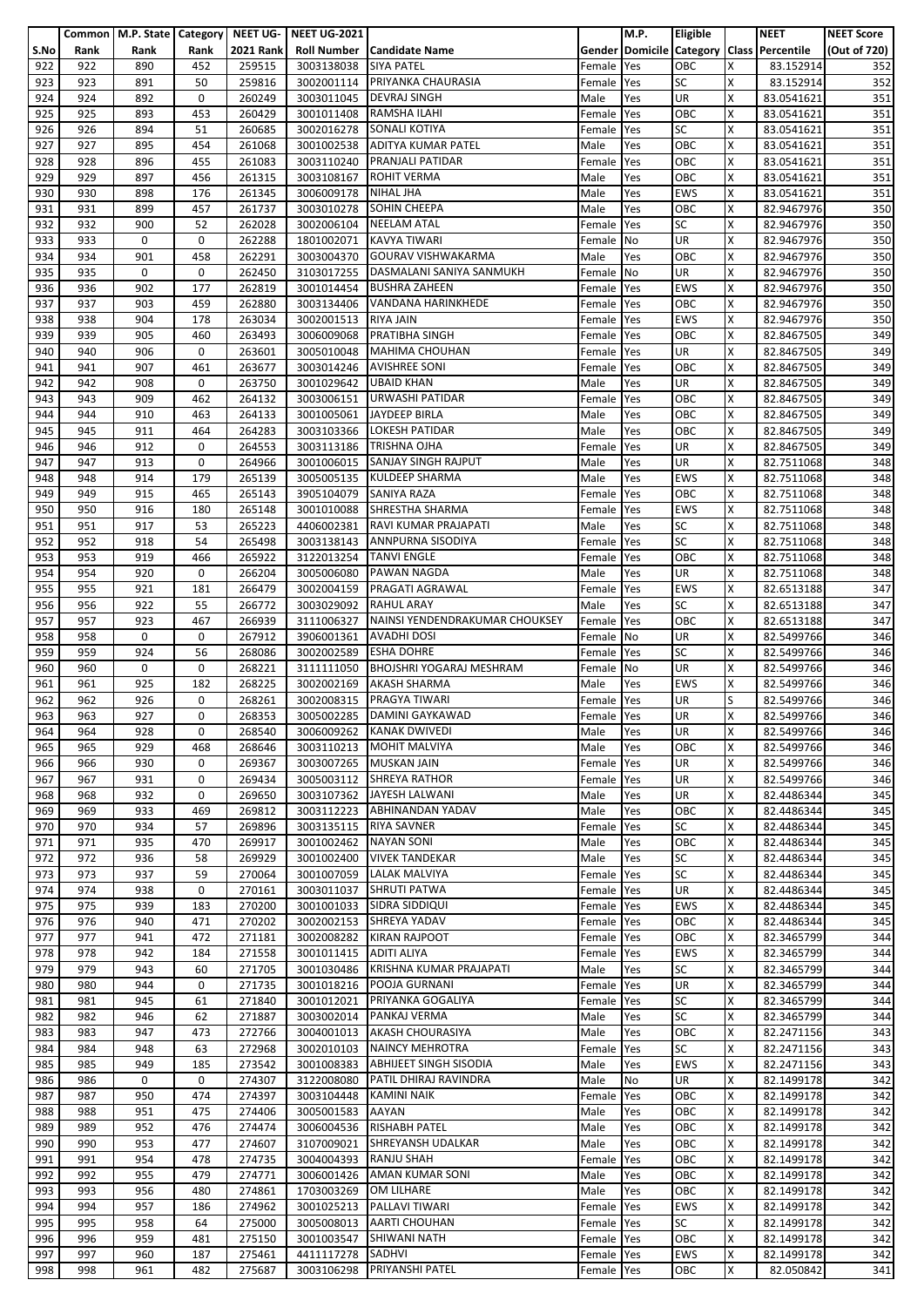| S.No | Common Rank | M.P. State Rank | Category Rank | NEET UG-2021 Rank | NEET UG-2021 Roll Number | Candidate Name | Gender | M.P. Domicile | Eligible Category | Class | NEET Percentile | NEET Score (Out of 720) |
|---|---|---|---|---|---|---|---|---|---|---|---|---|
| 922 | 922 | 890 | 452 | 259515 | 3003138038 | SIYA PATEL | Female | Yes | OBC | X | 83.152914 | 352 |
| 923 | 923 | 891 | 50 | 259816 | 3002001114 | PRIYANKA CHAURASIA | Female | Yes | SC | X | 83.152914 | 352 |
| 924 | 924 | 892 | 0 | 260249 | 3003011045 | DEVRAJ SINGH | Male | Yes | UR | X | 83.0541621 | 351 |
| 925 | 925 | 893 | 453 | 260429 | 3001011408 | RAMSHA ILAHI | Female | Yes | OBC | X | 83.0541621 | 351 |
| 926 | 926 | 894 | 51 | 260685 | 3002016278 | SONALI KOTIYA | Female | Yes | SC | X | 83.0541621 | 351 |
| 927 | 927 | 895 | 454 | 261068 | 3001002538 | ADITYA KUMAR PATEL | Male | Yes | OBC | X | 83.0541621 | 351 |
| 928 | 928 | 896 | 455 | 261083 | 3003110240 | PRANJALI PATIDAR | Female | Yes | OBC | X | 83.0541621 | 351 |
| 929 | 929 | 897 | 456 | 261315 | 3003108167 | ROHIT VERMA | Male | Yes | OBC | X | 83.0541621 | 351 |
| 930 | 930 | 898 | 176 | 261345 | 3006009178 | NIHAL JHA | Male | Yes | EWS | X | 83.0541621 | 351 |
| 931 | 931 | 899 | 457 | 261737 | 3003010278 | SOHIN CHEEPA | Male | Yes | OBC | X | 82.9467976 | 350 |
| 932 | 932 | 900 | 52 | 262028 | 3002006104 | NEELAM ATAL | Female | Yes | SC | X | 82.9467976 | 350 |
| 933 | 933 | 0 | 0 | 262288 | 1801002071 | KAVYA TIWARI | Female | No | UR | X | 82.9467976 | 350 |
| 934 | 934 | 901 | 458 | 262291 | 3003004370 | GOURAV VISHWAKARMA | Male | Yes | OBC | X | 82.9467976 | 350 |
| 935 | 935 | 0 | 0 | 262450 | 3103017255 | DASMALANI SANIYA SANMUKH | Female | No | UR | X | 82.9467976 | 350 |
| 936 | 936 | 902 | 177 | 262819 | 3001014454 | BUSHRA ZAHEEN | Female | Yes | EWS | X | 82.9467976 | 350 |
| 937 | 937 | 903 | 459 | 262880 | 3003134406 | VANDANA HARINKHEDE | Female | Yes | OBC | X | 82.9467976 | 350 |
| 938 | 938 | 904 | 178 | 263034 | 3002001513 | RIYA JAIN | Female | Yes | EWS | X | 82.9467976 | 350 |
| 939 | 939 | 905 | 460 | 263493 | 3006009068 | PRATIBHA SINGH | Female | Yes | OBC | X | 82.8467505 | 349 |
| 940 | 940 | 906 | 0 | 263601 | 3005010048 | MAHIMA CHOUHAN | Female | Yes | UR | X | 82.8467505 | 349 |
| 941 | 941 | 907 | 461 | 263677 | 3003014246 | AVISHREE SONI | Female | Yes | OBC | X | 82.8467505 | 349 |
| 942 | 942 | 908 | 0 | 263750 | 3001029642 | UBAID KHAN | Male | Yes | UR | X | 82.8467505 | 349 |
| 943 | 943 | 909 | 462 | 264132 | 3003006151 | URWASHI PATIDAR | Female | Yes | OBC | X | 82.8467505 | 349 |
| 944 | 944 | 910 | 463 | 264133 | 3001005061 | JAYDEEP BIRLA | Male | Yes | OBC | X | 82.8467505 | 349 |
| 945 | 945 | 911 | 464 | 264283 | 3003103366 | LOKESH PATIDAR | Male | Yes | OBC | X | 82.8467505 | 349 |
| 946 | 946 | 912 | 0 | 264553 | 3003113186 | TRISHNA OJHA | Female | Yes | UR | X | 82.8467505 | 349 |
| 947 | 947 | 913 | 0 | 264966 | 3001006015 | SANJAY SINGH RAJPUT | Male | Yes | UR | X | 82.7511068 | 348 |
| 948 | 948 | 914 | 179 | 265139 | 3005005135 | KULDEEP SHARMA | Male | Yes | EWS | X | 82.7511068 | 348 |
| 949 | 949 | 915 | 465 | 265143 | 3905104079 | SANIYA RAZA | Female | Yes | OBC | X | 82.7511068 | 348 |
| 950 | 950 | 916 | 180 | 265148 | 3001010088 | SHRESTHA SHARMA | Female | Yes | EWS | X | 82.7511068 | 348 |
| 951 | 951 | 917 | 53 | 265223 | 4406002381 | RAVI KUMAR PRAJAPATI | Male | Yes | SC | X | 82.7511068 | 348 |
| 952 | 952 | 918 | 54 | 265498 | 3003138143 | ANNPURNA SISODIYA | Female | Yes | SC | X | 82.7511068 | 348 |
| 953 | 953 | 919 | 466 | 265922 | 3122013254 | TANVI ENGLE | Female | Yes | OBC | X | 82.7511068 | 348 |
| 954 | 954 | 920 | 0 | 266204 | 3005006080 | PAWAN NAGDA | Male | Yes | UR | X | 82.7511068 | 348 |
| 955 | 955 | 921 | 181 | 266479 | 3002004159 | PRAGATI AGRAWAL | Female | Yes | EWS | X | 82.6513188 | 347 |
| 956 | 956 | 922 | 55 | 266772 | 3003029092 | RAHUL ARAY | Male | Yes | SC | X | 82.6513188 | 347 |
| 957 | 957 | 923 | 467 | 266939 | 3111006327 | NAINSI YENDENDRAKUMAR CHOUKSEY | Female | Yes | OBC | X | 82.6513188 | 347 |
| 958 | 958 | 0 | 0 | 267912 | 3906001361 | AVADHI DOSI | Female | No | UR | X | 82.5499766 | 346 |
| 959 | 959 | 924 | 56 | 268086 | 3002002589 | ESHA DOHRE | Female | Yes | SC | X | 82.5499766 | 346 |
| 960 | 960 | 0 | 0 | 268221 | 3111111050 | BHOJSHRI YOGARAJ MESHRAM | Female | No | UR | X | 82.5499766 | 346 |
| 961 | 961 | 925 | 182 | 268225 | 3002002169 | AKASH SHARMA | Male | Yes | EWS | X | 82.5499766 | 346 |
| 962 | 962 | 926 | 0 | 268261 | 3002008315 | PRAGYA TIWARI | Female | Yes | UR | S | 82.5499766 | 346 |
| 963 | 963 | 927 | 0 | 268353 | 3005002285 | DAMINI GAYKAWAD | Female | Yes | UR | X | 82.5499766 | 346 |
| 964 | 964 | 928 | 0 | 268540 | 3006009262 | KANAK DWIVEDI | Male | Yes | UR | X | 82.5499766 | 346 |
| 965 | 965 | 929 | 468 | 268646 | 3003110213 | MOHIT MALVIYA | Male | Yes | OBC | X | 82.5499766 | 346 |
| 966 | 966 | 930 | 0 | 269367 | 3003007265 | MUSKAN JAIN | Female | Yes | UR | X | 82.5499766 | 346 |
| 967 | 967 | 931 | 0 | 269434 | 3005003112 | SHREYA RATHOR | Female | Yes | UR | X | 82.5499766 | 346 |
| 968 | 968 | 932 | 0 | 269650 | 3003107362 | JAYESH LALWANI | Male | Yes | UR | X | 82.4486344 | 345 |
| 969 | 969 | 933 | 469 | 269812 | 3003112223 | ABHINANDAN YADAV | Male | Yes | OBC | X | 82.4486344 | 345 |
| 970 | 970 | 934 | 57 | 269896 | 3003135115 | RIYA SAVNER | Female | Yes | SC | X | 82.4486344 | 345 |
| 971 | 971 | 935 | 470 | 269917 | 3001002462 | NAYAN SONI | Male | Yes | OBC | X | 82.4486344 | 345 |
| 972 | 972 | 936 | 58 | 269929 | 3001002400 | VIVEK TANDEKAR | Male | Yes | SC | X | 82.4486344 | 345 |
| 973 | 973 | 937 | 59 | 270064 | 3001007059 | LALAK MALVIYA | Female | Yes | SC | X | 82.4486344 | 345 |
| 974 | 974 | 938 | 0 | 270161 | 3003011037 | SHRUTI PATWA | Female | Yes | UR | X | 82.4486344 | 345 |
| 975 | 975 | 939 | 183 | 270200 | 3001001033 | SIDRA SIDDIQUI | Female | Yes | EWS | X | 82.4486344 | 345 |
| 976 | 976 | 940 | 471 | 270202 | 3002002153 | SHREYA YADAV | Female | Yes | OBC | X | 82.4486344 | 345 |
| 977 | 977 | 941 | 472 | 271181 | 3002008282 | KIRAN RAJPOOT | Female | Yes | OBC | X | 82.3465799 | 344 |
| 978 | 978 | 942 | 184 | 271558 | 3001011415 | ADITI ALIYA | Female | Yes | EWS | X | 82.3465799 | 344 |
| 979 | 979 | 943 | 60 | 271705 | 3001030486 | KRISHNA KUMAR PRAJAPATI | Male | Yes | SC | X | 82.3465799 | 344 |
| 980 | 980 | 944 | 0 | 271735 | 3001018216 | POOJA GURNANI | Female | Yes | UR | X | 82.3465799 | 344 |
| 981 | 981 | 945 | 61 | 271840 | 3001012021 | PRIYANKA GOGALIYA | Female | Yes | SC | X | 82.3465799 | 344 |
| 982 | 982 | 946 | 62 | 271887 | 3003002014 | PANKAJ VERMA | Male | Yes | SC | X | 82.3465799 | 344 |
| 983 | 983 | 947 | 473 | 272766 | 3004001013 | AKASH CHOURASIYA | Male | Yes | OBC | X | 82.2471156 | 343 |
| 984 | 984 | 948 | 63 | 272968 | 3002010103 | NAINCY MEHROTRA | Female | Yes | SC | X | 82.2471156 | 343 |
| 985 | 985 | 949 | 185 | 273542 | 3001008383 | ABHIJEET SINGH SISODIA | Male | Yes | EWS | X | 82.2471156 | 343 |
| 986 | 986 | 0 | 0 | 274307 | 3122008080 | PATIL DHIRAJ RAVINDRA | Male | No | UR | X | 82.1499178 | 342 |
| 987 | 987 | 950 | 474 | 274397 | 3003104448 | KAMINI NAIK | Female | Yes | OBC | X | 82.1499178 | 342 |
| 988 | 988 | 951 | 475 | 274406 | 3005001583 | AAYAN | Male | Yes | OBC | X | 82.1499178 | 342 |
| 989 | 989 | 952 | 476 | 274474 | 3006004536 | RISHABH PATEL | Male | Yes | OBC | X | 82.1499178 | 342 |
| 990 | 990 | 953 | 477 | 274607 | 3107009021 | SHREYANSH UDALKAR | Male | Yes | OBC | X | 82.1499178 | 342 |
| 991 | 991 | 954 | 478 | 274735 | 3004004393 | RANJU SHAH | Female | Yes | OBC | X | 82.1499178 | 342 |
| 992 | 992 | 955 | 479 | 274771 | 3006001426 | AMAN KUMAR SONI | Male | Yes | OBC | X | 82.1499178 | 342 |
| 993 | 993 | 956 | 480 | 274861 | 1703003269 | OM LILHARE | Male | Yes | OBC | X | 82.1499178 | 342 |
| 994 | 994 | 957 | 186 | 274962 | 3001025213 | PALLAVI TIWARI | Female | Yes | EWS | X | 82.1499178 | 342 |
| 995 | 995 | 958 | 64 | 275000 | 3005008013 | AARTI CHOUHAN | Female | Yes | SC | X | 82.1499178 | 342 |
| 996 | 996 | 959 | 481 | 275150 | 3001003547 | SHIWANI NATH | Female | Yes | OBC | X | 82.1499178 | 342 |
| 997 | 997 | 960 | 187 | 275461 | 4411117278 | SADHVI | Female | Yes | EWS | X | 82.1499178 | 342 |
| 998 | 998 | 961 | 482 | 275687 | 3003106298 | PRIYANSHI PATEL | Female | Yes | OBC | X | 82.050842 | 341 |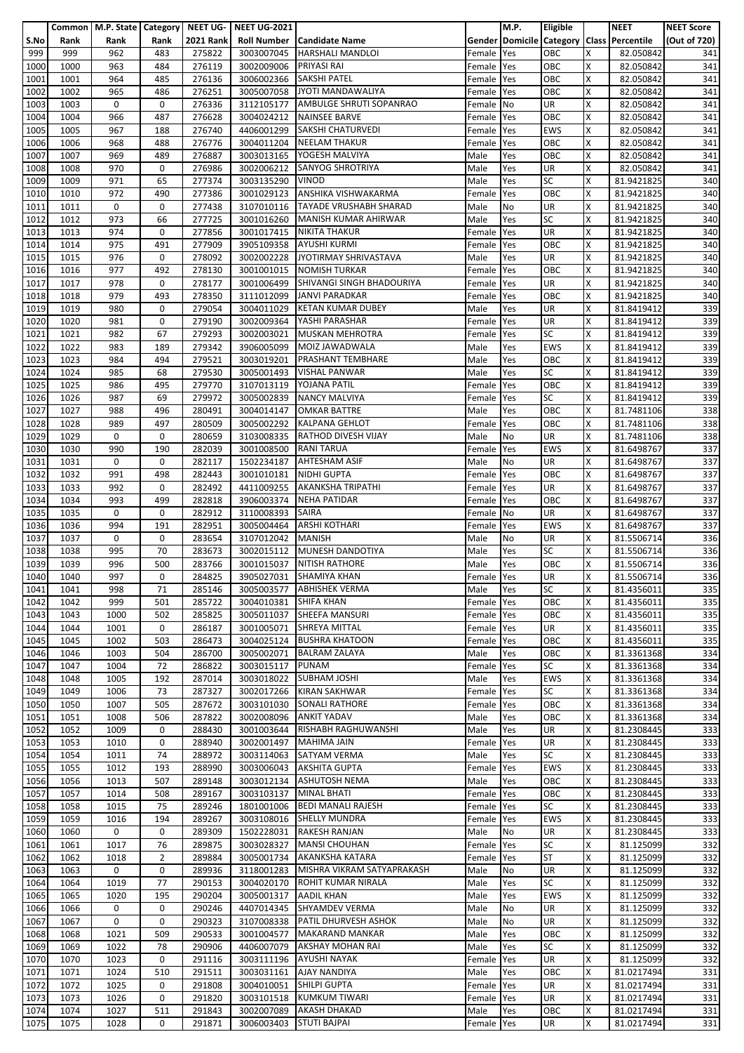| S.No | Common Rank | M.P. State Rank | Category Rank | NEET UG-2021 Rank | NEET UG-2021 Roll Number | Candidate Name | Gender | M.P. Domicile | Eligible Category | Class | NEET Percentile | NEET Score (Out of 720) |
|---|---|---|---|---|---|---|---|---|---|---|---|---|
| 999 | 999 | 962 | 483 | 275822 | 3003007045 | HARSHALI MANDLOI | Female | Yes | OBC | X | 82.050842 | 341 |
| 1000 | 1000 | 963 | 484 | 276119 | 3002009006 | PRIYASI RAI | Female | Yes | OBC | X | 82.050842 | 341 |
| 1001 | 1001 | 964 | 485 | 276136 | 3006002366 | SAKSHI PATEL | Female | Yes | OBC | X | 82.050842 | 341 |
| 1002 | 1002 | 965 | 486 | 276251 | 3005007058 | JYOTI MANDAWALIYA | Female | Yes | OBC | X | 82.050842 | 341 |
| 1003 | 1003 | 0 | 0 | 276336 | 3112105177 | AMBULGE SHRUTI SOPANRAO | Female | No | UR | X | 82.050842 | 341 |
| 1004 | 1004 | 966 | 487 | 276628 | 3004024212 | NAINSEE BARVE | Female | Yes | OBC | X | 82.050842 | 341 |
| 1005 | 1005 | 967 | 188 | 276740 | 4406001299 | SAKSHI CHATURVEDI | Female | Yes | EWS | X | 82.050842 | 341 |
| 1006 | 1006 | 968 | 488 | 276776 | 3004011204 | NEELAM THAKUR | Female | Yes | OBC | X | 82.050842 | 341 |
| 1007 | 1007 | 969 | 489 | 276887 | 3003013165 | YOGESH MALVIYA | Male | Yes | OBC | X | 82.050842 | 341 |
| 1008 | 1008 | 970 | 0 | 276986 | 3002006212 | SANYOG SHROTRIYA | Male | Yes | UR | X | 82.050842 | 341 |
| 1009 | 1009 | 971 | 65 | 277374 | 3003135290 | VINOD | Male | Yes | SC | X | 81.9421825 | 340 |
| 1010 | 1010 | 972 | 490 | 277386 | 3001029123 | ANSHIKA VISHWAKARMA | Female | Yes | OBC | X | 81.9421825 | 340 |
| 1011 | 1011 | 0 | 0 | 277438 | 3107010116 | TAYADE VRUSHABH SHARAD | Male | No | UR | X | 81.9421825 | 340 |
| 1012 | 1012 | 973 | 66 | 277725 | 3001016260 | MANISH KUMAR AHIRWAR | Male | Yes | SC | X | 81.9421825 | 340 |
| 1013 | 1013 | 974 | 0 | 277856 | 3001017415 | NIKITA THAKUR | Female | Yes | UR | X | 81.9421825 | 340 |
| 1014 | 1014 | 975 | 491 | 277909 | 3905109358 | AYUSHI KURMI | Female | Yes | OBC | X | 81.9421825 | 340 |
| 1015 | 1015 | 976 | 0 | 278092 | 3002002228 | JYOTIRMAY SHRIVASTAVA | Male | Yes | UR | X | 81.9421825 | 340 |
| 1016 | 1016 | 977 | 492 | 278130 | 3001001015 | NOMISH TURKAR | Female | Yes | OBC | X | 81.9421825 | 340 |
| 1017 | 1017 | 978 | 0 | 278177 | 3001006499 | SHIVANGI SINGH BHADOURIYA | Female | Yes | UR | X | 81.9421825 | 340 |
| 1018 | 1018 | 979 | 493 | 278350 | 3111012099 | JANVI PARADKAR | Female | Yes | OBC | X | 81.9421825 | 340 |
| 1019 | 1019 | 980 | 0 | 279054 | 3004011029 | KETAN KUMAR DUBEY | Male | Yes | UR | X | 81.8419412 | 339 |
| 1020 | 1020 | 981 | 0 | 279190 | 3002009364 | YASHI PARASHAR | Female | Yes | UR | X | 81.8419412 | 339 |
| 1021 | 1021 | 982 | 67 | 279293 | 3002003021 | MUSKAN MEHROTRA | Female | Yes | SC | X | 81.8419412 | 339 |
| 1022 | 1022 | 983 | 189 | 279342 | 3906005099 | MOIZ JAWADWALA | Male | Yes | EWS | X | 81.8419412 | 339 |
| 1023 | 1023 | 984 | 494 | 279521 | 3003019201 | PRASHANT TEMBHARE | Male | Yes | OBC | X | 81.8419412 | 339 |
| 1024 | 1024 | 985 | 68 | 279530 | 3005001493 | VISHAL PANWAR | Male | Yes | SC | X | 81.8419412 | 339 |
| 1025 | 1025 | 986 | 495 | 279770 | 3107013119 | YOJANA PATIL | Female | Yes | OBC | X | 81.8419412 | 339 |
| 1026 | 1026 | 987 | 69 | 279972 | 3005002839 | NANCY MALVIYA | Female | Yes | SC | X | 81.8419412 | 339 |
| 1027 | 1027 | 988 | 496 | 280491 | 3004014147 | OMKAR BATTRE | Male | Yes | OBC | X | 81.7481106 | 338 |
| 1028 | 1028 | 989 | 497 | 280509 | 3005002292 | KALPANA GEHLOT | Female | Yes | OBC | X | 81.7481106 | 338 |
| 1029 | 1029 | 0 | 0 | 280659 | 3103008335 | RATHOD DIVESH VIJAY | Male | No | UR | X | 81.7481106 | 338 |
| 1030 | 1030 | 990 | 190 | 282039 | 3001008500 | RANI TARUA | Female | Yes | EWS | X | 81.6498767 | 337 |
| 1031 | 1031 | 0 | 0 | 282117 | 1502234187 | AHTESHAM ASIF | Male | No | UR | X | 81.6498767 | 337 |
| 1032 | 1032 | 991 | 498 | 282443 | 3001010181 | NIDHI GUPTA | Female | Yes | OBC | X | 81.6498767 | 337 |
| 1033 | 1033 | 992 | 0 | 282492 | 4411009255 | AKANKSHA TRIPATHI | Female | Yes | UR | X | 81.6498767 | 337 |
| 1034 | 1034 | 993 | 499 | 282818 | 3906003374 | NEHA PATIDAR | Female | Yes | OBC | X | 81.6498767 | 337 |
| 1035 | 1035 | 0 | 0 | 282912 | 3110008393 | SAIRA | Female | No | UR | X | 81.6498767 | 337 |
| 1036 | 1036 | 994 | 191 | 282951 | 3005004464 | ARSHI KOTHARI | Female | Yes | EWS | X | 81.6498767 | 337 |
| 1037 | 1037 | 0 | 0 | 283654 | 3107012042 | MANISH | Male | No | UR | X | 81.5506714 | 336 |
| 1038 | 1038 | 995 | 70 | 283673 | 3002015112 | MUNESH DANDOTIYA | Male | Yes | SC | X | 81.5506714 | 336 |
| 1039 | 1039 | 996 | 500 | 283766 | 3001015037 | NITISH RATHORE | Male | Yes | OBC | X | 81.5506714 | 336 |
| 1040 | 1040 | 997 | 0 | 284825 | 3905027031 | SHAMIYA KHAN | Female | Yes | UR | X | 81.5506714 | 336 |
| 1041 | 1041 | 998 | 71 | 285146 | 3005003577 | ABHISHEK VERMA | Male | Yes | SC | X | 81.4356011 | 335 |
| 1042 | 1042 | 999 | 501 | 285722 | 3004010381 | SHIFA KHAN | Female | Yes | OBC | X | 81.4356011 | 335 |
| 1043 | 1043 | 1000 | 502 | 285825 | 3005011037 | SHEEFA MANSURI | Female | Yes | OBC | X | 81.4356011 | 335 |
| 1044 | 1044 | 1001 | 0 | 286187 | 3001005071 | SHREYA MITTAL | Female | Yes | UR | X | 81.4356011 | 335 |
| 1045 | 1045 | 1002 | 503 | 286473 | 3004025124 | BUSHRA KHATOON | Female | Yes | OBC | X | 81.4356011 | 335 |
| 1046 | 1046 | 1003 | 504 | 286700 | 3005002071 | BALRAM ZALAYA | Male | Yes | OBC | X | 81.3361368 | 334 |
| 1047 | 1047 | 1004 | 72 | 286822 | 3003015117 | PUNAM | Female | Yes | SC | X | 81.3361368 | 334 |
| 1048 | 1048 | 1005 | 192 | 287014 | 3003018022 | SUBHAM JOSHI | Male | Yes | EWS | X | 81.3361368 | 334 |
| 1049 | 1049 | 1006 | 73 | 287327 | 3002017266 | KIRAN SAKHWAR | Female | Yes | SC | X | 81.3361368 | 334 |
| 1050 | 1050 | 1007 | 505 | 287672 | 3003101030 | SONALI RATHORE | Female | Yes | OBC | X | 81.3361368 | 334 |
| 1051 | 1051 | 1008 | 506 | 287822 | 3002008096 | ANKIT YADAV | Male | Yes | OBC | X | 81.3361368 | 334 |
| 1052 | 1052 | 1009 | 0 | 288430 | 3001003644 | RISHABH RAGHUWANSHI | Male | Yes | UR | X | 81.2308445 | 333 |
| 1053 | 1053 | 1010 | 0 | 288940 | 3002001497 | MAHIMA JAIN | Female | Yes | UR | X | 81.2308445 | 333 |
| 1054 | 1054 | 1011 | 74 | 288972 | 3003114063 | SATYAM VERMA | Male | Yes | SC | X | 81.2308445 | 333 |
| 1055 | 1055 | 1012 | 193 | 288990 | 3003006043 | AKSHITA GUPTA | Female | Yes | EWS | X | 81.2308445 | 333 |
| 1056 | 1056 | 1013 | 507 | 289148 | 3003012134 | ASHUTOSH NEMA | Male | Yes | OBC | X | 81.2308445 | 333 |
| 1057 | 1057 | 1014 | 508 | 289167 | 3003103137 | MINAL BHATI | Female | Yes | OBC | X | 81.2308445 | 333 |
| 1058 | 1058 | 1015 | 75 | 289246 | 1801001006 | BEDI MANALI RAJESH | Female | Yes | SC | X | 81.2308445 | 333 |
| 1059 | 1059 | 1016 | 194 | 289267 | 3003108016 | SHELLY MUNDRA | Female | Yes | EWS | X | 81.2308445 | 333 |
| 1060 | 1060 | 0 | 0 | 289309 | 1502228031 | RAKESH RANJAN | Male | No | UR | X | 81.2308445 | 333 |
| 1061 | 1061 | 1017 | 76 | 289875 | 3003028327 | MANSI CHOUHAN | Female | Yes | SC | X | 81.125099 | 332 |
| 1062 | 1062 | 1018 | 2 | 289884 | 3005001734 | AKANKSHA KATARA | Female | Yes | ST | X | 81.125099 | 332 |
| 1063 | 1063 | 0 | 0 | 289936 | 3118001283 | MISHRA VIKRAM SATYAPRAKASH | Male | No | UR | X | 81.125099 | 332 |
| 1064 | 1064 | 1019 | 77 | 290153 | 3004020170 | ROHIT KUMAR NIRALA | Male | Yes | SC | X | 81.125099 | 332 |
| 1065 | 1065 | 1020 | 195 | 290204 | 3005001317 | AADIL KHAN | Male | Yes | EWS | X | 81.125099 | 332 |
| 1066 | 1066 | 0 | 0 | 290246 | 4407014345 | SHYAMDEV VERMA | Male | No | UR | X | 81.125099 | 332 |
| 1067 | 1067 | 0 | 0 | 290323 | 3107008338 | PATIL DHURVESH ASHOK | Male | No | UR | X | 81.125099 | 332 |
| 1068 | 1068 | 1021 | 509 | 290533 | 3001004577 | MAKARAND MANKAR | Male | Yes | OBC | X | 81.125099 | 332 |
| 1069 | 1069 | 1022 | 78 | 290906 | 4406007079 | AKSHAY MOHAN RAI | Male | Yes | SC | X | 81.125099 | 332 |
| 1070 | 1070 | 1023 | 0 | 291116 | 3003111196 | AYUSHI NAYAK | Female | Yes | UR | X | 81.125099 | 332 |
| 1071 | 1071 | 1024 | 510 | 291511 | 3003031161 | AJAY NANDIYA | Male | Yes | OBC | X | 81.0217494 | 331 |
| 1072 | 1072 | 1025 | 0 | 291808 | 3004010051 | SHILPI GUPTA | Female | Yes | UR | X | 81.0217494 | 331 |
| 1073 | 1073 | 1026 | 0 | 291820 | 3003101518 | KUMKUM TIWARI | Female | Yes | UR | X | 81.0217494 | 331 |
| 1074 | 1074 | 1027 | 511 | 291843 | 3002007089 | AKASH DHAKAD | Male | Yes | OBC | X | 81.0217494 | 331 |
| 1075 | 1075 | 1028 | 0 | 291871 | 3006003403 | STUTI BAJPAI | Female | Yes | UR | X | 81.0217494 | 331 |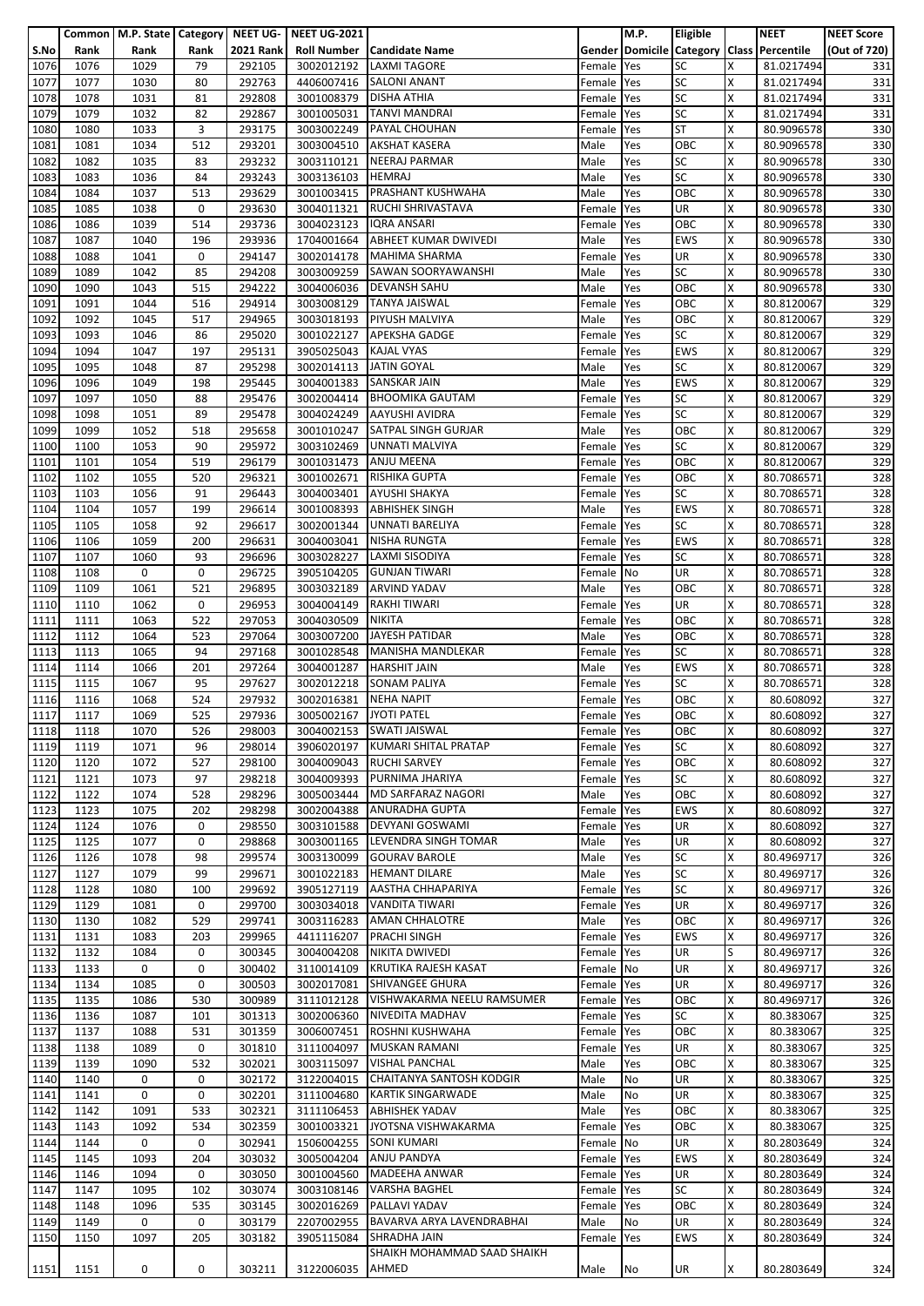| S.No | Common Rank | M.P. State Rank | Category Rank | NEET UG-2021 Rank | NEET UG-2021 Roll Number | Candidate Name | Gender | M.P. Domicile | Eligible Category | Class | NEET Percentile | NEET Score (Out of 720) |
|---|---|---|---|---|---|---|---|---|---|---|---|---|
| 1076 | 1076 | 1029 | 79 | 292105 | 3002012192 | LAXMI TAGORE | Female | Yes | SC | X | 81.0217494 | 331 |
| 1077 | 1077 | 1030 | 80 | 292763 | 4406007416 | SALONI ANANT | Female | Yes | SC | X | 81.0217494 | 331 |
| 1078 | 1078 | 1031 | 81 | 292808 | 3001008379 | DISHA ATHIA | Female | Yes | SC | X | 81.0217494 | 331 |
| 1079 | 1079 | 1032 | 82 | 292867 | 3001005031 | TANVI MANDRAI | Female | Yes | SC | X | 81.0217494 | 331 |
| 1080 | 1080 | 1033 | 3 | 293175 | 3003002249 | PAYAL CHOUHAN | Female | Yes | ST | X | 80.9096578 | 330 |
| 1081 | 1081 | 1034 | 512 | 293201 | 3003004510 | AKSHAT KASERA | Male | Yes | OBC | X | 80.9096578 | 330 |
| 1082 | 1082 | 1035 | 83 | 293232 | 3003110121 | NEERAJ PARMAR | Male | Yes | SC | X | 80.9096578 | 330 |
| 1083 | 1083 | 1036 | 84 | 293243 | 3003136103 | HEMRAJ | Male | Yes | SC | X | 80.9096578 | 330 |
| 1084 | 1084 | 1037 | 513 | 293629 | 3001003415 | PRASHANT KUSHWAHA | Male | Yes | OBC | X | 80.9096578 | 330 |
| 1085 | 1085 | 1038 | 0 | 293630 | 3004011321 | RUCHI SHRIVASTAVA | Female | Yes | UR | X | 80.9096578 | 330 |
| 1086 | 1086 | 1039 | 514 | 293736 | 3004023123 | IQRA ANSARI | Female | Yes | OBC | X | 80.9096578 | 330 |
| 1087 | 1087 | 1040 | 196 | 293936 | 1704001664 | ABHEET KUMAR DWIVEDI | Male | Yes | EWS | X | 80.9096578 | 330 |
| 1088 | 1088 | 1041 | 0 | 294147 | 3002014178 | MAHIMA SHARMA | Female | Yes | UR | X | 80.9096578 | 330 |
| 1089 | 1089 | 1042 | 85 | 294208 | 3003009259 | SAWAN SOORYAWANSHI | Male | Yes | SC | X | 80.9096578 | 330 |
| 1090 | 1090 | 1043 | 515 | 294222 | 3004006036 | DEVANSH SAHU | Male | Yes | OBC | X | 80.9096578 | 330 |
| 1091 | 1091 | 1044 | 516 | 294914 | 3003008129 | TANYA JAISWAL | Female | Yes | OBC | X | 80.8120067 | 329 |
| 1092 | 1092 | 1045 | 517 | 294965 | 3003018193 | PIYUSH MALVIYA | Male | Yes | OBC | X | 80.8120067 | 329 |
| 1093 | 1093 | 1046 | 86 | 295020 | 3001022127 | APEKSHA GADGE | Female | Yes | SC | X | 80.8120067 | 329 |
| 1094 | 1094 | 1047 | 197 | 295131 | 3905025043 | KAJAL VYAS | Female | Yes | EWS | X | 80.8120067 | 329 |
| 1095 | 1095 | 1048 | 87 | 295298 | 3002014113 | JATIN GOYAL | Male | Yes | SC | X | 80.8120067 | 329 |
| 1096 | 1096 | 1049 | 198 | 295445 | 3004001383 | SANSKAR JAIN | Male | Yes | EWS | X | 80.8120067 | 329 |
| 1097 | 1097 | 1050 | 88 | 295476 | 3002004414 | BHOOMIKA GAUTAM | Female | Yes | SC | X | 80.8120067 | 329 |
| 1098 | 1098 | 1051 | 89 | 295478 | 3004024249 | AAYUSHI AVIDRA | Female | Yes | SC | X | 80.8120067 | 329 |
| 1099 | 1099 | 1052 | 518 | 295658 | 3001010247 | SATPAL SINGH GURJAR | Male | Yes | OBC | X | 80.8120067 | 329 |
| 1100 | 1100 | 1053 | 90 | 295972 | 3003102469 | UNNATI MALVIYA | Female | Yes | SC | X | 80.8120067 | 329 |
| 1101 | 1101 | 1054 | 519 | 296179 | 3001031473 | ANJU MEENA | Female | Yes | OBC | X | 80.8120067 | 329 |
| 1102 | 1102 | 1055 | 520 | 296321 | 3001002671 | RISHIKA GUPTA | Female | Yes | OBC | X | 80.7086571 | 328 |
| 1103 | 1103 | 1056 | 91 | 296443 | 3004003401 | AYUSHI SHAKYA | Female | Yes | SC | X | 80.7086571 | 328 |
| 1104 | 1104 | 1057 | 199 | 296614 | 3001008393 | ABHISHEK SINGH | Male | Yes | EWS | X | 80.7086571 | 328 |
| 1105 | 1105 | 1058 | 92 | 296617 | 3002001344 | UNNATI BARELIYA | Female | Yes | SC | X | 80.7086571 | 328 |
| 1106 | 1106 | 1059 | 200 | 296631 | 3004003041 | NISHA RUNGTA | Female | Yes | EWS | X | 80.7086571 | 328 |
| 1107 | 1107 | 1060 | 93 | 296696 | 3003028227 | LAXMI SISODIYA | Female | Yes | SC | X | 80.7086571 | 328 |
| 1108 | 1108 | 0 | 0 | 296725 | 3905104205 | GUNJAN TIWARI | Female | No | UR | X | 80.7086571 | 328 |
| 1109 | 1109 | 1061 | 521 | 296895 | 3003032189 | ARVIND YADAV | Male | Yes | OBC | X | 80.7086571 | 328 |
| 1110 | 1110 | 1062 | 0 | 296953 | 3004004149 | RAKHI TIWARI | Female | Yes | UR | X | 80.7086571 | 328 |
| 1111 | 1111 | 1063 | 522 | 297053 | 3004030509 | NIKITA | Female | Yes | OBC | X | 80.7086571 | 328 |
| 1112 | 1112 | 1064 | 523 | 297064 | 3003007200 | JAYESH PATIDAR | Male | Yes | OBC | X | 80.7086571 | 328 |
| 1113 | 1113 | 1065 | 94 | 297168 | 3001028548 | MANISHA MANDLEKAR | Female | Yes | SC | X | 80.7086571 | 328 |
| 1114 | 1114 | 1066 | 201 | 297264 | 3004001287 | HARSHIT JAIN | Male | Yes | EWS | X | 80.7086571 | 328 |
| 1115 | 1115 | 1067 | 95 | 297627 | 3002012218 | SONAM PALIYA | Female | Yes | SC | X | 80.7086571 | 328 |
| 1116 | 1116 | 1068 | 524 | 297932 | 3002016381 | NEHA NAPIT | Female | Yes | OBC | X | 80.608092 | 327 |
| 1117 | 1117 | 1069 | 525 | 297936 | 3005002167 | JYOTI PATEL | Female | Yes | OBC | X | 80.608092 | 327 |
| 1118 | 1118 | 1070 | 526 | 298003 | 3004002153 | SWATI JAISWAL | Female | Yes | OBC | X | 80.608092 | 327 |
| 1119 | 1119 | 1071 | 96 | 298014 | 3906020197 | KUMARI SHITAL PRATAP | Female | Yes | SC | X | 80.608092 | 327 |
| 1120 | 1120 | 1072 | 527 | 298100 | 3004009043 | RUCHI SARVEY | Female | Yes | OBC | X | 80.608092 | 327 |
| 1121 | 1121 | 1073 | 97 | 298218 | 3004009393 | PURNIMA JHARIYA | Female | Yes | SC | X | 80.608092 | 327 |
| 1122 | 1122 | 1074 | 528 | 298296 | 3005003444 | MD SARFARAZ NAGORI | Male | Yes | OBC | X | 80.608092 | 327 |
| 1123 | 1123 | 1075 | 202 | 298298 | 3002004388 | ANURADHA GUPTA | Female | Yes | EWS | X | 80.608092 | 327 |
| 1124 | 1124 | 1076 | 0 | 298550 | 3003101588 | DEVYANI GOSWAMI | Female | Yes | UR | X | 80.608092 | 327 |
| 1125 | 1125 | 1077 | 0 | 298868 | 3003001165 | LEVENDRA SINGH TOMAR | Male | Yes | UR | X | 80.608092 | 327 |
| 1126 | 1126 | 1078 | 98 | 299574 | 3003130099 | GOURAV BAROLE | Male | Yes | SC | X | 80.4969717 | 326 |
| 1127 | 1127 | 1079 | 99 | 299671 | 3001022183 | HEMANT DILARE | Male | Yes | SC | X | 80.4969717 | 326 |
| 1128 | 1128 | 1080 | 100 | 299692 | 3905127119 | AASTHA CHHAPARIYA | Female | Yes | SC | X | 80.4969717 | 326 |
| 1129 | 1129 | 1081 | 0 | 299700 | 3003034018 | VANDITA TIWARI | Female | Yes | UR | X | 80.4969717 | 326 |
| 1130 | 1130 | 1082 | 529 | 299741 | 3003116283 | AMAN CHHALOTRE | Male | Yes | OBC | X | 80.4969717 | 326 |
| 1131 | 1131 | 1083 | 203 | 299965 | 4411116207 | PRACHI SINGH | Female | Yes | EWS | X | 80.4969717 | 326 |
| 1132 | 1132 | 1084 | 0 | 300345 | 3004004208 | NIKITA DWIVEDI | Female | Yes | UR | S | 80.4969717 | 326 |
| 1133 | 1133 | 0 | 0 | 300402 | 3110014109 | KRUTIKA RAJESH KASAT | Female | No | UR | X | 80.4969717 | 326 |
| 1134 | 1134 | 1085 | 0 | 300503 | 3002017081 | SHIVANGEE GHURA | Female | Yes | UR | X | 80.4969717 | 326 |
| 1135 | 1135 | 1086 | 530 | 300989 | 3111012128 | VISHWAKARMA NEELU RAMSUMER | Female | Yes | OBC | X | 80.4969717 | 326 |
| 1136 | 1136 | 1087 | 101 | 301313 | 3002006360 | NIVEDITA MADHAV | Female | Yes | SC | X | 80.383067 | 325 |
| 1137 | 1137 | 1088 | 531 | 301359 | 3006007451 | ROSHNI KUSHWAHA | Female | Yes | OBC | X | 80.383067 | 325 |
| 1138 | 1138 | 1089 | 0 | 301810 | 3111004097 | MUSKAN RAMANI | Female | Yes | UR | X | 80.383067 | 325 |
| 1139 | 1139 | 1090 | 532 | 302021 | 3003115097 | VISHAL PANCHAL | Male | Yes | OBC | X | 80.383067 | 325 |
| 1140 | 1140 | 0 | 0 | 302172 | 3122004015 | CHAITANYA SANTOSH KODGIR | Male | No | UR | X | 80.383067 | 325 |
| 1141 | 1141 | 0 | 0 | 302201 | 3111004680 | KARTIK SINGARWADE | Male | No | UR | X | 80.383067 | 325 |
| 1142 | 1142 | 1091 | 533 | 302321 | 3111106453 | ABHISHEK YADAV | Male | Yes | OBC | X | 80.383067 | 325 |
| 1143 | 1143 | 1092 | 534 | 302359 | 3001003321 | JYOTSNA VISHWAKARMA | Female | Yes | OBC | X | 80.383067 | 325 |
| 1144 | 1144 | 0 | 0 | 302941 | 1506004255 | SONI KUMARI | Female | No | UR | X | 80.2803649 | 324 |
| 1145 | 1145 | 1093 | 204 | 303032 | 3005004204 | ANJU PANDYA | Female | Yes | EWS | X | 80.2803649 | 324 |
| 1146 | 1146 | 1094 | 0 | 303050 | 3001004560 | MADEEHA ANWAR | Female | Yes | UR | X | 80.2803649 | 324 |
| 1147 | 1147 | 1095 | 102 | 303074 | 3003108146 | VARSHA BAGHEL | Female | Yes | SC | X | 80.2803649 | 324 |
| 1148 | 1148 | 1096 | 535 | 303145 | 3002016269 | PALLAVI YADAV | Female | Yes | OBC | X | 80.2803649 | 324 |
| 1149 | 1149 | 0 | 0 | 303179 | 2207002955 | BAVARVA ARYA LAVENDRABHAI | Male | No | UR | X | 80.2803649 | 324 |
| 1150 | 1150 | 1097 | 205 | 303182 | 3905115084 | SHRADHA JAIN | Female | Yes | EWS | X | 80.2803649 | 324 |
| 1151 | 1151 | 0 | 0 | 303211 | 3122006035 | SHAIKH MOHAMMAD SAAD SHAIKH AHMED | Male | No | UR | X | 80.2803649 | 324 |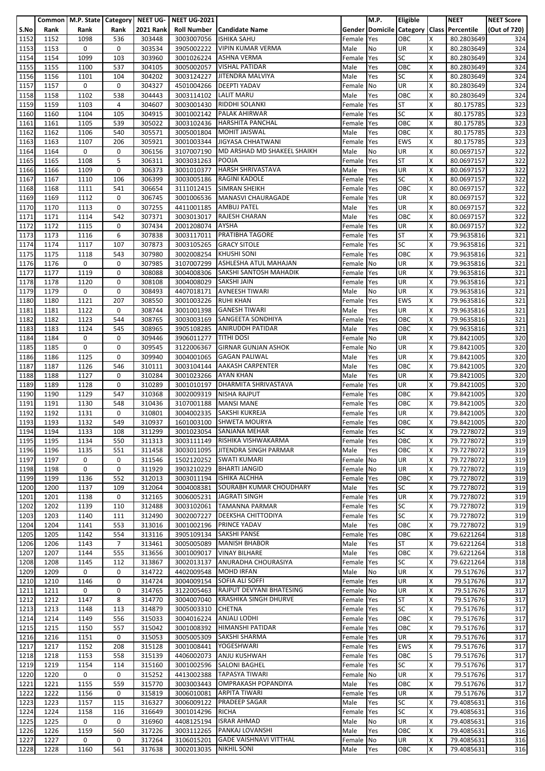| S.No | Common Rank | M.P. State Rank | Category Rank | NEET UG-2021 Rank | NEET UG-2021 Roll Number | Candidate Name | Gender | M.P. Domicile | Eligible Category | Class | NEET Percentile | NEET Score (Out of 720) |
|---|---|---|---|---|---|---|---|---|---|---|---|---|
| 1152 | 1152 | 1098 | 536 | 303448 | 3003007056 | ISHIKA SAHU | Female | Yes | OBC | X | 80.2803649 | 324 |
| 1153 | 1153 | 0 | 0 | 303534 | 3905002222 | VIPIN KUMAR VERMA | Male | No | UR | X | 80.2803649 | 324 |
| 1154 | 1154 | 1099 | 103 | 303960 | 3001026224 | ASHNA VERMA | Female | Yes | SC | X | 80.2803649 | 324 |
| 1155 | 1155 | 1100 | 537 | 304105 | 3005002057 | VISHAL PATIDAR | Male | Yes | OBC | X | 80.2803649 | 324 |
| 1156 | 1156 | 1101 | 104 | 304202 | 3003124227 | JITENDRA MALVIYA | Male | Yes | SC | X | 80.2803649 | 324 |
| 1157 | 1157 | 0 | 0 | 304327 | 4501004266 | DEEPTI YADAV | Female | No | UR | X | 80.2803649 | 324 |
| 1158 | 1158 | 1102 | 538 | 304443 | 3003114102 | LALIT MARU | Male | Yes | OBC | X | 80.2803649 | 324 |
| 1159 | 1159 | 1103 | 4 | 304607 | 3003001430 | RIDDHI SOLANKI | Female | Yes | ST | X | 80.175785 | 323 |
| 1160 | 1160 | 1104 | 105 | 304915 | 3001002142 | PALAK AHIRWAR | Female | Yes | SC | X | 80.175785 | 323 |
| 1161 | 1161 | 1105 | 539 | 305022 | 3003102436 | HARSHITA PANCHAL | Female | Yes | OBC | X | 80.175785 | 323 |
| 1162 | 1162 | 1106 | 540 | 305571 | 3005001804 | MOHIT JAISWAL | Male | Yes | OBC | X | 80.175785 | 323 |
| 1163 | 1163 | 1107 | 206 | 305921 | 3001003344 | JIGYASA CHHATWANI | Female | Yes | EWS | X | 80.175785 | 323 |
| 1164 | 1164 | 0 | 0 | 306156 | 3107007190 | MD ARSHAD MD SHAKEEL SHAIKH | Male | No | UR | X | 80.0697157 | 322 |
| 1165 | 1165 | 1108 | 5 | 306311 | 3003031263 | POOJA | Female | Yes | ST | X | 80.0697157 | 322 |
| 1166 | 1166 | 1109 | 0 | 306373 | 3001010377 | HARSH SHRIVASTAVA | Male | Yes | UR | X | 80.0697157 | 322 |
| 1167 | 1167 | 1110 | 106 | 306399 | 3003005186 | RAGINI KADOLE | Female | Yes | SC | X | 80.0697157 | 322 |
| 1168 | 1168 | 1111 | 541 | 306654 | 3111012415 | SIMRAN SHEIKH | Female | Yes | OBC | X | 80.0697157 | 322 |
| 1169 | 1169 | 1112 | 0 | 306745 | 3001006536 | MANASVI CHAURAGADE | Female | Yes | UR | X | 80.0697157 | 322 |
| 1170 | 1170 | 1113 | 0 | 307255 | 4411001185 | AMBUJ PATEL | Male | Yes | UR | X | 80.0697157 | 322 |
| 1171 | 1171 | 1114 | 542 | 307371 | 3003013017 | RAJESH CHARAN | Male | Yes | OBC | X | 80.0697157 | 322 |
| 1172 | 1172 | 1115 | 0 | 307434 | 2001208074 | AYSHA | Female | Yes | UR | X | 80.0697157 | 322 |
| 1173 | 1173 | 1116 | 6 | 307838 | 3003117011 | PRATIBHA TAGORE | Female | Yes | ST | X | 79.9635816 | 321 |
| 1174 | 1174 | 1117 | 107 | 307873 | 3003105265 | GRACY SITOLE | Female | Yes | SC | X | 79.9635816 | 321 |
| 1175 | 1175 | 1118 | 543 | 307980 | 3002008254 | KHUSHI SONI | Female | Yes | OBC | X | 79.9635816 | 321 |
| 1176 | 1176 | 0 | 0 | 307985 | 3107007299 | ASHLESHA ATUL MAHAJAN | Female | No | UR | X | 79.9635816 | 321 |
| 1177 | 1177 | 1119 | 0 | 308088 | 3004008306 | SAKSHI SANTOSH MAHADIK | Female | Yes | UR | X | 79.9635816 | 321 |
| 1178 | 1178 | 1120 | 0 | 308108 | 3004008029 | SAKSHI JAIN | Female | Yes | UR | X | 79.9635816 | 321 |
| 1179 | 1179 | 0 | 0 | 308493 | 4407018171 | AVNEESH TIWARI | Male | No | UR | X | 79.9635816 | 321 |
| 1180 | 1180 | 1121 | 207 | 308550 | 3001003226 | RUHI KHAN | Female | Yes | EWS | X | 79.9635816 | 321 |
| 1181 | 1181 | 1122 | 0 | 308744 | 3001001398 | GANESH TIWARI | Male | Yes | UR | X | 79.9635816 | 321 |
| 1182 | 1182 | 1123 | 544 | 308765 | 3003003169 | SANGEETA SONDHIYA | Female | Yes | OBC | X | 79.9635816 | 321 |
| 1183 | 1183 | 1124 | 545 | 308965 | 3905108285 | ANIRUDDH PATIDAR | Male | Yes | OBC | X | 79.9635816 | 321 |
| 1184 | 1184 | 0 | 0 | 309446 | 3906011277 | TITHI DOSI | Female | No | UR | X | 79.8421005 | 320 |
| 1185 | 1185 | 0 | 0 | 309545 | 3122006367 | GIRNAR GUNJAN ASHOK | Female | No | UR | X | 79.8421005 | 320 |
| 1186 | 1186 | 1125 | 0 | 309940 | 3004001065 | GAGAN PALIWAL | Male | Yes | UR | X | 79.8421005 | 320 |
| 1187 | 1187 | 1126 | 546 | 310111 | 3003104144 | AAKASH CARPENTER | Male | Yes | OBC | X | 79.8421005 | 320 |
| 1188 | 1188 | 1127 | 0 | 310284 | 3001023266 | AYAN KHAN | Male | Yes | UR | X | 79.8421005 | 320 |
| 1189 | 1189 | 1128 | 0 | 310289 | 3001010197 | DHARMITA SHRIVASTAVA | Female | Yes | UR | X | 79.8421005 | 320 |
| 1190 | 1190 | 1129 | 547 | 310368 | 3002009319 | NISHA RAJPUT | Female | Yes | OBC | X | 79.8421005 | 320 |
| 1191 | 1191 | 1130 | 548 | 310436 | 3107001188 | MANSI MANE | Female | Yes | OBC | X | 79.8421005 | 320 |
| 1192 | 1192 | 1131 | 0 | 310801 | 3004002335 | SAKSHI KUKREJA | Female | Yes | UR | X | 79.8421005 | 320 |
| 1193 | 1193 | 1132 | 549 | 310937 | 1601003100 | SHWETA MOURYA | Female | Yes | OBC | X | 79.8421005 | 320 |
| 1194 | 1194 | 1133 | 108 | 311299 | 3001023054 | SANJANA MEHAR | Female | Yes | SC | X | 79.7278072 | 319 |
| 1195 | 1195 | 1134 | 550 | 311313 | 3003111149 | RISHIKA VISHWAKARMA | Female | Yes | OBC | X | 79.7278072 | 319 |
| 1196 | 1196 | 1135 | 551 | 311458 | 3003011095 | JITENDRA SINGH PARMAR | Male | Yes | OBC | X | 79.7278072 | 319 |
| 1197 | 1197 | 0 | 0 | 311546 | 1502120252 | SWATI KUMARI | Female | No | UR | X | 79.7278072 | 319 |
| 1198 | 1198 | 0 | 0 | 311929 | 3903210229 | BHARTI JANGID | Female | No | UR | X | 79.7278072 | 319 |
| 1199 | 1199 | 1136 | 552 | 312013 | 3003011194 | ISHIKA ALCHHA | Female | Yes | OBC | X | 79.7278072 | 319 |
| 1200 | 1200 | 1137 | 109 | 312064 | 3004008381 | SOURABH KUMAR CHOUDHARY | Male | Yes | SC | X | 79.7278072 | 319 |
| 1201 | 1201 | 1138 | 0 | 312165 | 3006005231 | JAGRATI SINGH | Female | Yes | UR | X | 79.7278072 | 319 |
| 1202 | 1202 | 1139 | 110 | 312488 | 3003102061 | TAMANNA PARMAR | Female | Yes | SC | X | 79.7278072 | 319 |
| 1203 | 1203 | 1140 | 111 | 312490 | 3002007227 | DEEKSHA CHITTODIYA | Female | Yes | SC | X | 79.7278072 | 319 |
| 1204 | 1204 | 1141 | 553 | 313016 | 3001002196 | PRINCE YADAV | Male | Yes | OBC | X | 79.7278072 | 319 |
| 1205 | 1205 | 1142 | 554 | 313116 | 3905109134 | SAKSHI PANSE | Female | Yes | OBC | X | 79.6221264 | 318 |
| 1206 | 1206 | 1143 | 7 | 313461 | 3005005089 | MANISH BHABOR | Male | Yes | ST | X | 79.6221264 | 318 |
| 1207 | 1207 | 1144 | 555 | 313656 | 3001009017 | VINAY BILHARE | Male | Yes | OBC | X | 79.6221264 | 318 |
| 1208 | 1208 | 1145 | 112 | 313867 | 3002013137 | ANURADHA CHOURASIYA | Female | Yes | SC | X | 79.6221264 | 318 |
| 1209 | 1209 | 0 | 0 | 314722 | 4402009548 | MOHD IRFAN | Male | No | UR | X | 79.517676 | 317 |
| 1210 | 1210 | 1146 | 0 | 314724 | 3004009154 | SOFIA ALI SOFFI | Female | Yes | UR | X | 79.517676 | 317 |
| 1211 | 1211 | 0 | 0 | 314765 | 3122005463 | RAJPUT DEVYANI BHATESING | Female | No | UR | X | 79.517676 | 317 |
| 1212 | 1212 | 1147 | 8 | 314770 | 3004007040 | KRASHIKA SINGH DHURVE | Female | Yes | ST | X | 79.517676 | 317 |
| 1213 | 1213 | 1148 | 113 | 314879 | 3005003310 | CHETNA | Female | Yes | SC | X | 79.517676 | 317 |
| 1214 | 1214 | 1149 | 556 | 315033 | 3004016224 | ANJALI LODHI | Female | Yes | OBC | X | 79.517676 | 317 |
| 1215 | 1215 | 1150 | 557 | 315042 | 3001008392 | HIMANSHI PATIDAR | Female | Yes | OBC | X | 79.517676 | 317 |
| 1216 | 1216 | 1151 | 0 | 315053 | 3005005309 | SAKSHI SHARMA | Female | Yes | UR | X | 79.517676 | 317 |
| 1217 | 1217 | 1152 | 208 | 315128 | 3001008441 | YOGESHWARI | Female | Yes | EWS | X | 79.517676 | 317 |
| 1218 | 1218 | 1153 | 558 | 315139 | 4406002073 | ANJU KUSHWAH | Female | Yes | OBC | S | 79.517676 | 317 |
| 1219 | 1219 | 1154 | 114 | 315160 | 3001002596 | SALONI BAGHEL | Female | Yes | SC | X | 79.517676 | 317 |
| 1220 | 1220 | 0 | 0 | 315252 | 4413002388 | TAPASYA TIWARI | Female | No | UR | X | 79.517676 | 317 |
| 1221 | 1221 | 1155 | 559 | 315770 | 3003003443 | OMPRAKASH POPANDIYA | Male | Yes | OBC | X | 79.517676 | 317 |
| 1222 | 1222 | 1156 | 0 | 315819 | 3006010081 | ARPITA TIWARI | Female | Yes | UR | X | 79.517676 | 317 |
| 1223 | 1223 | 1157 | 115 | 316327 | 3006009122 | PRADEEP SAGAR | Male | Yes | SC | X | 79.4085631 | 316 |
| 1224 | 1224 | 1158 | 116 | 316649 | 3001014296 | RICHA | Female | Yes | SC | X | 79.4085631 | 316 |
| 1225 | 1225 | 0 | 0 | 316960 | 4408125194 | ISRAR AHMAD | Male | No | UR | X | 79.4085631 | 316 |
| 1226 | 1226 | 1159 | 560 | 317226 | 3003112265 | PANKAJ LOVANSHI | Male | Yes | OBC | X | 79.4085631 | 316 |
| 1227 | 1227 | 0 | 0 | 317264 | 3106015201 | GADE VAISHNAVI VITTHAL | Female | No | UR | X | 79.4085631 | 316 |
| 1228 | 1228 | 1160 | 561 | 317638 | 3002013035 | NIKHIL SONI | Male | Yes | OBC | X | 79.4085631 | 316 |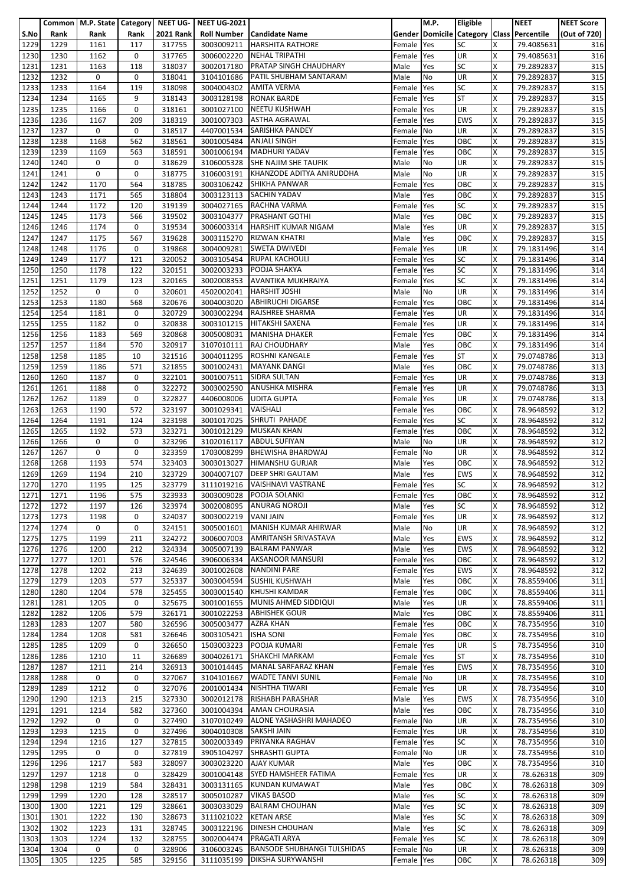| S.No | Common Rank | M.P. State Rank | Category Rank | NEET UG-2021 Rank | NEET UG-2021 Roll Number | Candidate Name | Gender | M.P. Domicile | Eligible Category | Class | NEET Percentile | NEET Score (Out of 720) |
|---|---|---|---|---|---|---|---|---|---|---|---|---|
| 1229 | 1229 | 1161 | 117 | 317755 | 3003009211 | HARSHITA RATHORE | Female | Yes | SC | X | 79.4085631 | 316 |
| 1230 | 1230 | 1162 | 0 | 317765 | 3006002220 | NEHAL TRIPATHI | Female | Yes | UR | X | 79.4085631 | 316 |
| 1231 | 1231 | 1163 | 118 | 318037 | 3002017180 | PRATAP SINGH CHAUDHARY | Male | Yes | SC | X | 79.2892837 | 315 |
| 1232 | 1232 | 0 | 0 | 318041 | 3104101686 | PATIL SHUBHAM SANTARAM | Male | No | UR | X | 79.2892837 | 315 |
| 1233 | 1233 | 1164 | 119 | 318098 | 3004004302 | AMITA VERMA | Female | Yes | SC | X | 79.2892837 | 315 |
| 1234 | 1234 | 1165 | 9 | 318143 | 3003128198 | RONAK BARDE | Female | Yes | ST | X | 79.2892837 | 315 |
| 1235 | 1235 | 1166 | 0 | 318161 | 3001027100 | NEETU KUSHWAH | Female | Yes | UR | X | 79.2892837 | 315 |
| 1236 | 1236 | 1167 | 209 | 318319 | 3001007303 | ASTHA AGRAWAL | Female | Yes | EWS | X | 79.2892837 | 315 |
| 1237 | 1237 | 0 | 0 | 318517 | 4407001534 | SARISHKA PANDEY | Female | No | UR | X | 79.2892837 | 315 |
| 1238 | 1238 | 1168 | 562 | 318561 | 3001005484 | ANJALI SINGH | Female | Yes | OBC | X | 79.2892837 | 315 |
| 1239 | 1239 | 1169 | 563 | 318591 | 3001006194 | MADHURI YADAV | Female | Yes | OBC | X | 79.2892837 | 315 |
| 1240 | 1240 | 0 | 0 | 318629 | 3106005328 | SHE NAJIM SHE TAUFIK | Male | No | UR | X | 79.2892837 | 315 |
| 1241 | 1241 | 0 | 0 | 318775 | 3106003191 | KHANZODE ADITYA ANIRUDDHA | Male | No | UR | X | 79.2892837 | 315 |
| 1242 | 1242 | 1170 | 564 | 318785 | 3003106242 | SHIKHA PANWAR | Female | Yes | OBC | X | 79.2892837 | 315 |
| 1243 | 1243 | 1171 | 565 | 318804 | 3003123113 | SACHIN YADAV | Male | Yes | OBC | X | 79.2892837 | 315 |
| 1244 | 1244 | 1172 | 120 | 319139 | 3004027165 | RACHNA VARMA | Female | Yes | SC | X | 79.2892837 | 315 |
| 1245 | 1245 | 1173 | 566 | 319502 | 3003104377 | PRASHANT GOTHI | Male | Yes | OBC | X | 79.2892837 | 315 |
| 1246 | 1246 | 1174 | 0 | 319534 | 3006003314 | HARSHIT KUMAR NIGAM | Male | Yes | UR | X | 79.2892837 | 315 |
| 1247 | 1247 | 1175 | 567 | 319628 | 3003115270 | RIZWAN KHATRI | Male | Yes | OBC | X | 79.2892837 | 315 |
| 1248 | 1248 | 1176 | 0 | 319868 | 3004009281 | SWETA DWIVEDI | Female | Yes | UR | X | 79.1831496 | 314 |
| 1249 | 1249 | 1177 | 121 | 320052 | 3003105454 | RUPAL KACHOULI | Female | Yes | SC | X | 79.1831496 | 314 |
| 1250 | 1250 | 1178 | 122 | 320151 | 3002003233 | POOJA SHAKYA | Female | Yes | SC | X | 79.1831496 | 314 |
| 1251 | 1251 | 1179 | 123 | 320165 | 3002008353 | AVANTIKA MUKHRAIYA | Female | Yes | SC | X | 79.1831496 | 314 |
| 1252 | 1252 | 0 | 0 | 320601 | 4502002041 | HARSHIT JOSHI | Male | No | UR | X | 79.1831496 | 314 |
| 1253 | 1253 | 1180 | 568 | 320676 | 3004003020 | ABHIRUCHI DIGARSE | Female | Yes | OBC | X | 79.1831496 | 314 |
| 1254 | 1254 | 1181 | 0 | 320729 | 3003002294 | RAJSHREE SHARMA | Female | Yes | UR | X | 79.1831496 | 314 |
| 1255 | 1255 | 1182 | 0 | 320838 | 3003101215 | HITAKSHI SAXENA | Female | Yes | UR | X | 79.1831496 | 314 |
| 1256 | 1256 | 1183 | 569 | 320868 | 3005008031 | MANISHA DHAKER | Female | Yes | OBC | X | 79.1831496 | 314 |
| 1257 | 1257 | 1184 | 570 | 320917 | 3107010111 | RAJ CHOUDHARY | Male | Yes | OBC | X | 79.1831496 | 314 |
| 1258 | 1258 | 1185 | 10 | 321516 | 3004011295 | ROSHNI KANGALE | Female | Yes | ST | X | 79.0748786 | 313 |
| 1259 | 1259 | 1186 | 571 | 321855 | 3001002431 | MAYANK DANGI | Male | Yes | OBC | X | 79.0748786 | 313 |
| 1260 | 1260 | 1187 | 0 | 322101 | 3001007511 | SIDRA SULTAN | Female | Yes | UR | X | 79.0748786 | 313 |
| 1261 | 1261 | 1188 | 0 | 322272 | 3003002590 | ANUSHKA MISHRA | Female | Yes | UR | X | 79.0748786 | 313 |
| 1262 | 1262 | 1189 | 0 | 322827 | 4406008006 | UDITA GUPTA | Female | Yes | UR | X | 79.0748786 | 313 |
| 1263 | 1263 | 1190 | 572 | 323197 | 3001029341 | VAISHALI | Female | Yes | OBC | X | 78.9648592 | 312 |
| 1264 | 1264 | 1191 | 124 | 323198 | 3001017025 | SHRUTI PAHADE | Female | Yes | SC | X | 78.9648592 | 312 |
| 1265 | 1265 | 1192 | 573 | 323271 | 3001012129 | MUSKAN KHAN | Female | Yes | OBC | X | 78.9648592 | 312 |
| 1266 | 1266 | 0 | 0 | 323296 | 3102016117 | ABDUL SUFIYAN | Male | No | UR | X | 78.9648592 | 312 |
| 1267 | 1267 | 0 | 0 | 323359 | 1703008299 | BHEWISHA BHARDWAJ | Female | No | UR | X | 78.9648592 | 312 |
| 1268 | 1268 | 1193 | 574 | 323403 | 3003013027 | HIMANSHU GURJAR | Male | Yes | OBC | X | 78.9648592 | 312 |
| 1269 | 1269 | 1194 | 210 | 323729 | 3004007107 | DEEP SHRI GAUTAM | Male | Yes | EWS | X | 78.9648592 | 312 |
| 1270 | 1270 | 1195 | 125 | 323779 | 3111019216 | VAISHNAVI VASTRANE | Female | Yes | SC | X | 78.9648592 | 312 |
| 1271 | 1271 | 1196 | 575 | 323933 | 3003009028 | POOJA SOLANKI | Female | Yes | OBC | X | 78.9648592 | 312 |
| 1272 | 1272 | 1197 | 126 | 323974 | 3002008095 | ANURAG NOROJI | Male | Yes | SC | X | 78.9648592 | 312 |
| 1273 | 1273 | 1198 | 0 | 324037 | 3003002219 | VANI JAIN | Female | Yes | UR | X | 78.9648592 | 312 |
| 1274 | 1274 | 0 | 0 | 324151 | 3005001601 | MANISH KUMAR AHIRWAR | Male | No | UR | X | 78.9648592 | 312 |
| 1275 | 1275 | 1199 | 211 | 324272 | 3006007003 | AMRITANSH SRIVASTAVA | Male | Yes | EWS | X | 78.9648592 | 312 |
| 1276 | 1276 | 1200 | 212 | 324334 | 3005007139 | BALRAM PANWAR | Male | Yes | EWS | X | 78.9648592 | 312 |
| 1277 | 1277 | 1201 | 576 | 324546 | 3906006334 | AKSANOOR MANSURI | Female | Yes | OBC | X | 78.9648592 | 312 |
| 1278 | 1278 | 1202 | 213 | 324639 | 3001002608 | NANDINI PARE | Female | Yes | EWS | X | 78.9648592 | 312 |
| 1279 | 1279 | 1203 | 577 | 325337 | 3003004594 | SUSHIL KUSHWAH | Male | Yes | OBC | X | 78.8559406 | 311 |
| 1280 | 1280 | 1204 | 578 | 325455 | 3003001540 | KHUSHI KAMDAR | Female | Yes | OBC | X | 78.8559406 | 311 |
| 1281 | 1281 | 1205 | 0 | 325675 | 3001001655 | MUNIS AHMED SIDDIQUI | Male | Yes | UR | X | 78.8559406 | 311 |
| 1282 | 1282 | 1206 | 579 | 326171 | 3001022253 | ABHISHEK GOUR | Male | Yes | OBC | X | 78.8559406 | 311 |
| 1283 | 1283 | 1207 | 580 | 326596 | 3005003477 | AZRA KHAN | Female | Yes | OBC | X | 78.7354956 | 310 |
| 1284 | 1284 | 1208 | 581 | 326646 | 3003105421 | ISHA SONI | Female | Yes | OBC | X | 78.7354956 | 310 |
| 1285 | 1285 | 1209 | 0 | 326650 | 1503003223 | POOJA KUMARI | Female | Yes | UR | S | 78.7354956 | 310 |
| 1286 | 1286 | 1210 | 11 | 326689 | 3004026171 | SHAKCHI MARKAM | Female | Yes | ST | X | 78.7354956 | 310 |
| 1287 | 1287 | 1211 | 214 | 326913 | 3001014445 | MANAL SARFARAZ KHAN | Female | Yes | EWS | X | 78.7354956 | 310 |
| 1288 | 1288 | 0 | 0 | 327067 | 3104101667 | WADTE TANVI SUNIL | Female | No | UR | X | 78.7354956 | 310 |
| 1289 | 1289 | 1212 | 0 | 327076 | 2001001434 | NISHTHA TIWARI | Female | Yes | UR | X | 78.7354956 | 310 |
| 1290 | 1290 | 1213 | 215 | 327330 | 3002012178 | RISHABH PARASHAR | Male | Yes | EWS | X | 78.7354956 | 310 |
| 1291 | 1291 | 1214 | 582 | 327360 | 3001004394 | AMAN CHOURASIA | Male | Yes | OBC | X | 78.7354956 | 310 |
| 1292 | 1292 | 0 | 0 | 327490 | 3107010249 | ALONE YASHASHRI MAHADEO | Female | No | UR | X | 78.7354956 | 310 |
| 1293 | 1293 | 1215 | 0 | 327496 | 3004010308 | SAKSHI JAIN | Female | Yes | UR | X | 78.7354956 | 310 |
| 1294 | 1294 | 1216 | 127 | 327815 | 3002003349 | PRIYANKA RAGHAV | Female | Yes | SC | X | 78.7354956 | 310 |
| 1295 | 1295 | 0 | 0 | 327819 | 3905104297 | SHRASHTI GUPTA | Female | No | UR | X | 78.7354956 | 310 |
| 1296 | 1296 | 1217 | 583 | 328097 | 3003023220 | AJAY KUMAR | Male | Yes | OBC | X | 78.7354956 | 310 |
| 1297 | 1297 | 1218 | 0 | 328429 | 3001004148 | SYED HAMSHEER FATIMA | Female | Yes | UR | X | 78.626318 | 309 |
| 1298 | 1298 | 1219 | 584 | 328431 | 3003131165 | KUNDAN KUMAWAT | Male | Yes | OBC | X | 78.626318 | 309 |
| 1299 | 1299 | 1220 | 128 | 328517 | 3005010287 | VIKAS BASOD | Male | Yes | SC | X | 78.626318 | 309 |
| 1300 | 1300 | 1221 | 129 | 328661 | 3003033029 | BALRAM CHOUHAN | Male | Yes | SC | X | 78.626318 | 309 |
| 1301 | 1301 | 1222 | 130 | 328673 | 3111021022 | KETAN ARSE | Male | Yes | SC | X | 78.626318 | 309 |
| 1302 | 1302 | 1223 | 131 | 328745 | 3003122196 | DINESH CHOUHAN | Male | Yes | SC | X | 78.626318 | 309 |
| 1303 | 1303 | 1224 | 132 | 328755 | 3002004474 | PRAGATI ARYA | Female | Yes | SC | X | 78.626318 | 309 |
| 1304 | 1304 | 0 | 0 | 328906 | 3106003245 | BANSODE SHUBHANGI TULSHIDAS | Female | No | UR | X | 78.626318 | 309 |
| 1305 | 1305 | 1225 | 585 | 329156 | 3111035199 | DIKSHA SURYAWANSHI | Female | Yes | OBC | X | 78.626318 | 309 |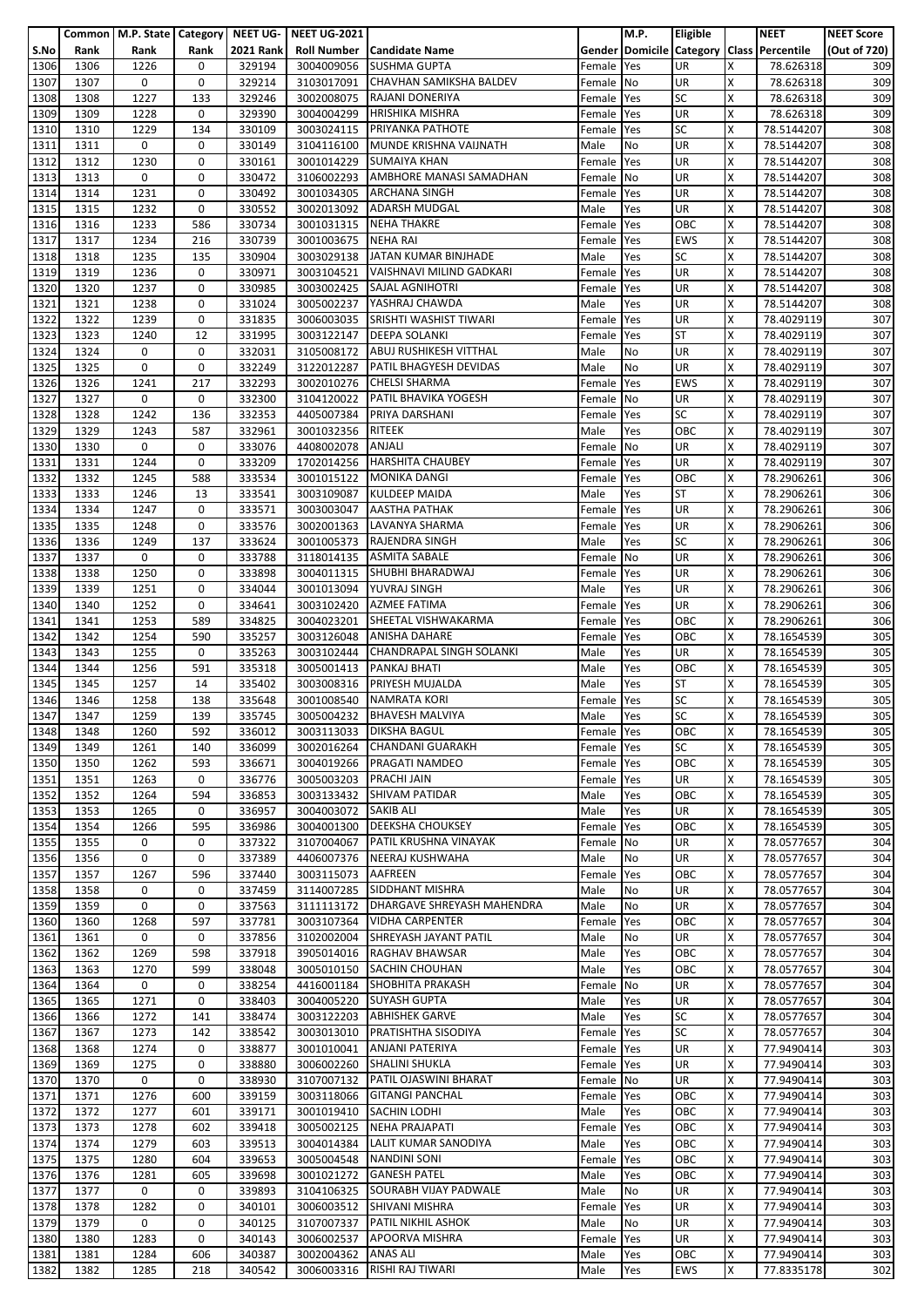| S.No | Common Rank | M.P. State Rank | Category Rank | NEET UG-2021 Rank | NEET UG-2021 Roll Number | Candidate Name | Gender | M.P. Domicile | Eligible Category | Class | NEET Percentile | NEET Score (Out of 720) |
|---|---|---|---|---|---|---|---|---|---|---|---|---|
| 1306 | 1306 | 1226 | 0 | 329194 | 3004009056 | SUSHMA GUPTA | Female | Yes | UR | X | 78.626318 | 309 |
| 1307 | 1307 | 0 | 0 | 329214 | 3103017091 | CHAVHAN SAMIKSHA BALDEV | Female | No | UR | X | 78.626318 | 309 |
| 1308 | 1308 | 1227 | 133 | 329246 | 3002008075 | RAJANI DONERIYA | Female | Yes | SC | X | 78.626318 | 309 |
| 1309 | 1309 | 1228 | 0 | 329390 | 3004004299 | HRISHIKA MISHRA | Female | Yes | UR | X | 78.626318 | 309 |
| 1310 | 1310 | 1229 | 134 | 330109 | 3003024115 | PRIYANKA PATHOTE | Female | Yes | SC | X | 78.5144207 | 308 |
| 1311 | 1311 | 0 | 0 | 330149 | 3104116100 | MUNDE KRISHNA VAIJNATH | Male | No | UR | X | 78.5144207 | 308 |
| 1312 | 1312 | 1230 | 0 | 330161 | 3001014229 | SUMAIYA KHAN | Female | Yes | UR | X | 78.5144207 | 308 |
| 1313 | 1313 | 0 | 0 | 330472 | 3106002293 | AMBHORE MANASI SAMADHAN | Female | No | UR | X | 78.5144207 | 308 |
| 1314 | 1314 | 1231 | 0 | 330492 | 3001034305 | ARCHANA SINGH | Female | Yes | UR | X | 78.5144207 | 308 |
| 1315 | 1315 | 1232 | 0 | 330552 | 3002013092 | ADARSH MUDGAL | Male | Yes | UR | X | 78.5144207 | 308 |
| 1316 | 1316 | 1233 | 586 | 330734 | 3001031315 | NEHA THAKRE | Female | Yes | OBC | X | 78.5144207 | 308 |
| 1317 | 1317 | 1234 | 216 | 330739 | 3001003675 | NEHA RAI | Female | Yes | EWS | X | 78.5144207 | 308 |
| 1318 | 1318 | 1235 | 135 | 330904 | 3003029138 | JATAN KUMAR BINJHADE | Male | Yes | SC | X | 78.5144207 | 308 |
| 1319 | 1319 | 1236 | 0 | 330971 | 3003104521 | VAISHNAVI MILIND GADKARI | Female | Yes | UR | X | 78.5144207 | 308 |
| 1320 | 1320 | 1237 | 0 | 330985 | 3003002425 | SAJAL AGNIHOTRI | Female | Yes | UR | X | 78.5144207 | 308 |
| 1321 | 1321 | 1238 | 0 | 331024 | 3005002237 | YASHRAJ CHAWDA | Male | Yes | UR | X | 78.5144207 | 308 |
| 1322 | 1322 | 1239 | 0 | 331835 | 3006003035 | SRISHTI WASHIST TIWARI | Female | Yes | UR | X | 78.4029119 | 307 |
| 1323 | 1323 | 1240 | 12 | 331995 | 3003122147 | DEEPA SOLANKI | Female | Yes | ST | X | 78.4029119 | 307 |
| 1324 | 1324 | 0 | 0 | 332031 | 3105008172 | ABUJ RUSHIKESH VITTHAL | Male | No | UR | X | 78.4029119 | 307 |
| 1325 | 1325 | 0 | 0 | 332249 | 3122012287 | PATIL BHAGYESH DEVIDAS | Male | No | UR | X | 78.4029119 | 307 |
| 1326 | 1326 | 1241 | 217 | 332293 | 3002010276 | CHELSI SHARMA | Female | Yes | EWS | X | 78.4029119 | 307 |
| 1327 | 1327 | 0 | 0 | 332300 | 3104120022 | PATIL BHAVIKA YOGESH | Female | No | UR | X | 78.4029119 | 307 |
| 1328 | 1328 | 1242 | 136 | 332353 | 4405007384 | PRIYA DARSHANI | Female | Yes | SC | X | 78.4029119 | 307 |
| 1329 | 1329 | 1243 | 587 | 332961 | 3001032356 | RITEEK | Male | Yes | OBC | X | 78.4029119 | 307 |
| 1330 | 1330 | 0 | 0 | 333076 | 4408002078 | ANJALI | Female | No | UR | X | 78.4029119 | 307 |
| 1331 | 1331 | 1244 | 0 | 333209 | 1702014256 | HARSHITA CHAUBEY | Female | Yes | UR | X | 78.4029119 | 307 |
| 1332 | 1332 | 1245 | 588 | 333534 | 3001015122 | MONIKA DANGI | Female | Yes | OBC | X | 78.2906261 | 306 |
| 1333 | 1333 | 1246 | 13 | 333541 | 3003109087 | KULDEEP MAIDA | Male | Yes | ST | X | 78.2906261 | 306 |
| 1334 | 1334 | 1247 | 0 | 333571 | 3003003047 | AASTHA PATHAK | Female | Yes | UR | X | 78.2906261 | 306 |
| 1335 | 1335 | 1248 | 0 | 333576 | 3002001363 | LAVANYA SHARMA | Female | Yes | UR | X | 78.2906261 | 306 |
| 1336 | 1336 | 1249 | 137 | 333624 | 3001005373 | RAJENDRA SINGH | Male | Yes | SC | X | 78.2906261 | 306 |
| 1337 | 1337 | 0 | 0 | 333788 | 3118014135 | ASMITA SABALE | Female | No | UR | X | 78.2906261 | 306 |
| 1338 | 1338 | 1250 | 0 | 333898 | 3004011315 | SHUBHI BHARADWAJ | Female | Yes | UR | X | 78.2906261 | 306 |
| 1339 | 1339 | 1251 | 0 | 334044 | 3001013094 | YUVRAJ SINGH | Male | Yes | UR | X | 78.2906261 | 306 |
| 1340 | 1340 | 1252 | 0 | 334641 | 3003102420 | AZMEE FATIMA | Female | Yes | UR | X | 78.2906261 | 306 |
| 1341 | 1341 | 1253 | 589 | 334825 | 3004023201 | SHEETAL VISHWAKARMA | Female | Yes | OBC | X | 78.2906261 | 306 |
| 1342 | 1342 | 1254 | 590 | 335257 | 3003126048 | ANISHA DAHARE | Female | Yes | OBC | X | 78.1654539 | 305 |
| 1343 | 1343 | 1255 | 0 | 335263 | 3003102444 | CHANDRAPAL SINGH SOLANKI | Male | Yes | UR | X | 78.1654539 | 305 |
| 1344 | 1344 | 1256 | 591 | 335318 | 3005001413 | PANKAJ BHATI | Male | Yes | OBC | X | 78.1654539 | 305 |
| 1345 | 1345 | 1257 | 14 | 335402 | 3003008316 | PRIYESH MUJALDA | Male | Yes | ST | X | 78.1654539 | 305 |
| 1346 | 1346 | 1258 | 138 | 335648 | 3001008540 | NAMRATA KORI | Female | Yes | SC | X | 78.1654539 | 305 |
| 1347 | 1347 | 1259 | 139 | 335745 | 3005004232 | BHAVESH MALVIYA | Male | Yes | SC | X | 78.1654539 | 305 |
| 1348 | 1348 | 1260 | 592 | 336012 | 3003113033 | DIKSHA BAGUL | Female | Yes | OBC | X | 78.1654539 | 305 |
| 1349 | 1349 | 1261 | 140 | 336099 | 3002016264 | CHANDANI GUARAKH | Female | Yes | SC | X | 78.1654539 | 305 |
| 1350 | 1350 | 1262 | 593 | 336671 | 3004019266 | PRAGATI NAMDEO | Female | Yes | OBC | X | 78.1654539 | 305 |
| 1351 | 1351 | 1263 | 0 | 336776 | 3005003203 | PRACHI JAIN | Female | Yes | UR | X | 78.1654539 | 305 |
| 1352 | 1352 | 1264 | 594 | 336853 | 3003133432 | SHIVAM PATIDAR | Male | Yes | OBC | X | 78.1654539 | 305 |
| 1353 | 1353 | 1265 | 0 | 336957 | 3004003072 | SAKIB ALI | Male | Yes | UR | X | 78.1654539 | 305 |
| 1354 | 1354 | 1266 | 595 | 336986 | 3004001300 | DEEKSHA CHOUKSEY | Female | Yes | OBC | X | 78.1654539 | 305 |
| 1355 | 1355 | 0 | 0 | 337322 | 3107004067 | PATIL KRUSHNA VINAYAK | Female | No | UR | X | 78.0577657 | 304 |
| 1356 | 1356 | 0 | 0 | 337389 | 4406007376 | NEERAJ KUSHWAHA | Male | No | UR | X | 78.0577657 | 304 |
| 1357 | 1357 | 1267 | 596 | 337440 | 3003115073 | AAFREEN | Female | Yes | OBC | X | 78.0577657 | 304 |
| 1358 | 1358 | 0 | 0 | 337459 | 3114007285 | SIDDHANT MISHRA | Male | No | UR | X | 78.0577657 | 304 |
| 1359 | 1359 | 0 | 0 | 337563 | 3111113172 | DHARGAVE SHREYASH MAHENDRA | Male | No | UR | X | 78.0577657 | 304 |
| 1360 | 1360 | 1268 | 597 | 337781 | 3003107364 | VIDHA CARPENTER | Female | Yes | OBC | X | 78.0577657 | 304 |
| 1361 | 1361 | 0 | 0 | 337856 | 3102002004 | SHREYASH JAYANT PATIL | Male | No | UR | X | 78.0577657 | 304 |
| 1362 | 1362 | 1269 | 598 | 337918 | 3905014016 | RAGHAV BHAWSAR | Male | Yes | OBC | X | 78.0577657 | 304 |
| 1363 | 1363 | 1270 | 599 | 338048 | 3005010150 | SACHIN CHOUHAN | Male | Yes | OBC | X | 78.0577657 | 304 |
| 1364 | 1364 | 0 | 0 | 338254 | 4416001184 | SHOBHITA PRAKASH | Female | No | UR | X | 78.0577657 | 304 |
| 1365 | 1365 | 1271 | 0 | 338403 | 3004005220 | SUYASH GUPTA | Male | Yes | UR | X | 78.0577657 | 304 |
| 1366 | 1366 | 1272 | 141 | 338474 | 3003122203 | ABHISHEK GARVE | Male | Yes | SC | X | 78.0577657 | 304 |
| 1367 | 1367 | 1273 | 142 | 338542 | 3003013010 | PRATISHTHA SISODIYA | Female | Yes | SC | X | 78.0577657 | 304 |
| 1368 | 1368 | 1274 | 0 | 338877 | 3001010041 | ANJANI PATERIYA | Female | Yes | UR | X | 77.9490414 | 303 |
| 1369 | 1369 | 1275 | 0 | 338880 | 3006002260 | SHALINI SHUKLA | Female | Yes | UR | X | 77.9490414 | 303 |
| 1370 | 1370 | 0 | 0 | 338930 | 3107007132 | PATIL OJASWINI BHARAT | Female | No | UR | X | 77.9490414 | 303 |
| 1371 | 1371 | 1276 | 600 | 339159 | 3003118066 | GITANGI PANCHAL | Female | Yes | OBC | X | 77.9490414 | 303 |
| 1372 | 1372 | 1277 | 601 | 339171 | 3001019410 | SACHIN LODHI | Male | Yes | OBC | X | 77.9490414 | 303 |
| 1373 | 1373 | 1278 | 602 | 339418 | 3005002125 | NEHA PRAJAPATI | Female | Yes | OBC | X | 77.9490414 | 303 |
| 1374 | 1374 | 1279 | 603 | 339513 | 3004014384 | LALIT KUMAR SANODIYA | Male | Yes | OBC | X | 77.9490414 | 303 |
| 1375 | 1375 | 1280 | 604 | 339653 | 3005004548 | NANDINI SONI | Female | Yes | OBC | X | 77.9490414 | 303 |
| 1376 | 1376 | 1281 | 605 | 339698 | 3001021272 | GANESH PATEL | Male | Yes | OBC | X | 77.9490414 | 303 |
| 1377 | 1377 | 0 | 0 | 339893 | 3104106325 | SOURABH VIJAY PADWALE | Male | No | UR | X | 77.9490414 | 303 |
| 1378 | 1378 | 1282 | 0 | 340101 | 3006003512 | SHIVANI MISHRA | Female | Yes | UR | X | 77.9490414 | 303 |
| 1379 | 1379 | 0 | 0 | 340125 | 3107007337 | PATIL NIKHIL ASHOK | Male | No | UR | X | 77.9490414 | 303 |
| 1380 | 1380 | 1283 | 0 | 340143 | 3006002537 | APOORVA MISHRA | Female | Yes | UR | X | 77.9490414 | 303 |
| 1381 | 1381 | 1284 | 606 | 340387 | 3002004362 | ANAS ALI | Male | Yes | OBC | X | 77.9490414 | 303 |
| 1382 | 1382 | 1285 | 218 | 340542 | 3006003316 | RISHI RAJ TIWARI | Male | Yes | EWS | X | 77.8335178 | 302 |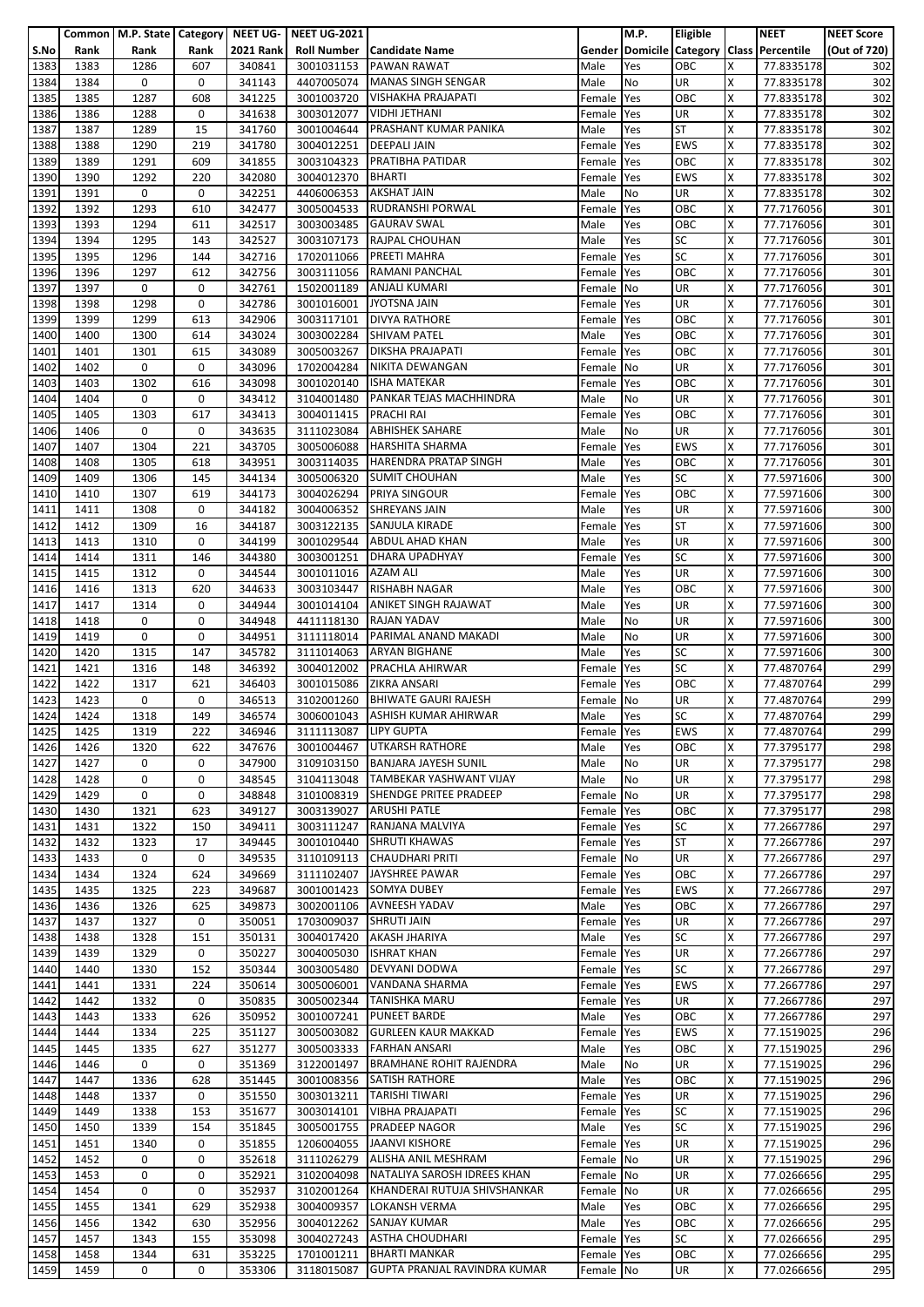| S.No | Common Rank | M.P. State Rank | Category Rank | NEET UG-2021 Rank | NEET UG-2021 Roll Number | Candidate Name | Gender | M.P. Domicile | Eligible Category | Class | NEET Percentile | NEET Score (Out of 720) |
|---|---|---|---|---|---|---|---|---|---|---|---|---|
| 1383 | 1383 | 1286 | 607 | 340841 | 3001031153 | PAWAN RAWAT | Male | Yes | OBC | X | 77.8335178 | 302 |
| 1384 | 1384 | 0 | 0 | 341143 | 4407005074 | MANAS SINGH SENGAR | Male | No | UR | X | 77.8335178 | 302 |
| 1385 | 1385 | 1287 | 608 | 341225 | 3001003720 | VISHAKHA PRAJAPATI | Female | Yes | OBC | X | 77.8335178 | 302 |
| 1386 | 1386 | 1288 | 0 | 341638 | 3003012077 | VIDHI JETHANI | Female | Yes | UR | X | 77.8335178 | 302 |
| 1387 | 1387 | 1289 | 15 | 341760 | 3001004644 | PRASHANT KUMAR PANIKA | Male | Yes | ST | X | 77.8335178 | 302 |
| 1388 | 1388 | 1290 | 219 | 341780 | 3004012251 | DEEPALI JAIN | Female | Yes | EWS | X | 77.8335178 | 302 |
| 1389 | 1389 | 1291 | 609 | 341855 | 3003104323 | PRATIBHA PATIDAR | Female | Yes | OBC | X | 77.8335178 | 302 |
| 1390 | 1390 | 1292 | 220 | 342080 | 3004012370 | BHARTI | Female | Yes | EWS | X | 77.8335178 | 302 |
| 1391 | 1391 | 0 | 0 | 342251 | 4406006353 | AKSHAT JAIN | Male | No | UR | X | 77.8335178 | 302 |
| 1392 | 1392 | 1293 | 610 | 342477 | 3005004533 | RUDRANSHI PORWAL | Female | Yes | OBC | X | 77.7176056 | 301 |
| 1393 | 1393 | 1294 | 611 | 342517 | 3003003485 | GAURAV SWAL | Male | Yes | OBC | X | 77.7176056 | 301 |
| 1394 | 1394 | 1295 | 143 | 342527 | 3003107173 | RAJPAL CHOUHAN | Male | Yes | SC | X | 77.7176056 | 301 |
| 1395 | 1395 | 1296 | 144 | 342716 | 1702011066 | PREETI MAHRA | Female | Yes | SC | X | 77.7176056 | 301 |
| 1396 | 1396 | 1297 | 612 | 342756 | 3003111056 | RAMANI PANCHAL | Female | Yes | OBC | X | 77.7176056 | 301 |
| 1397 | 1397 | 0 | 0 | 342761 | 1502001189 | ANJALI KUMARI | Female | No | UR | X | 77.7176056 | 301 |
| 1398 | 1398 | 1298 | 0 | 342786 | 3001016001 | JYOTSNA JAIN | Female | Yes | UR | X | 77.7176056 | 301 |
| 1399 | 1399 | 1299 | 613 | 342906 | 3003117101 | DIVYA RATHORE | Female | Yes | OBC | X | 77.7176056 | 301 |
| 1400 | 1400 | 1300 | 614 | 343024 | 3003002284 | SHIVAM PATEL | Male | Yes | OBC | X | 77.7176056 | 301 |
| 1401 | 1401 | 1301 | 615 | 343089 | 3005003267 | DIKSHA PRAJAPATI | Female | Yes | OBC | X | 77.7176056 | 301 |
| 1402 | 1402 | 0 | 0 | 343096 | 1702004284 | NIKITA DEWANGAN | Female | No | UR | X | 77.7176056 | 301 |
| 1403 | 1403 | 1302 | 616 | 343098 | 3001020140 | ISHA MATEKAR | Female | Yes | OBC | X | 77.7176056 | 301 |
| 1404 | 1404 | 0 | 0 | 343412 | 3104001480 | PANKAR TEJAS MACHHINDRA | Male | No | UR | X | 77.7176056 | 301 |
| 1405 | 1405 | 1303 | 617 | 343413 | 3004011415 | PRACHI RAI | Female | Yes | OBC | X | 77.7176056 | 301 |
| 1406 | 1406 | 0 | 0 | 343635 | 3111023084 | ABHISHEK SAHARE | Male | No | UR | X | 77.7176056 | 301 |
| 1407 | 1407 | 1304 | 221 | 343705 | 3005006088 | HARSHITA SHARMA | Female | Yes | EWS | X | 77.7176056 | 301 |
| 1408 | 1408 | 1305 | 618 | 343951 | 3003114035 | HARENDRA PRATAP SINGH | Male | Yes | OBC | X | 77.7176056 | 301 |
| 1409 | 1409 | 1306 | 145 | 344134 | 3005006320 | SUMIT CHOUHAN | Male | Yes | SC | X | 77.5971606 | 300 |
| 1410 | 1410 | 1307 | 619 | 344173 | 3004026294 | PRIYA SINGOUR | Female | Yes | OBC | X | 77.5971606 | 300 |
| 1411 | 1411 | 1308 | 0 | 344182 | 3004006352 | SHREYANS JAIN | Male | Yes | UR | X | 77.5971606 | 300 |
| 1412 | 1412 | 1309 | 16 | 344187 | 3003122135 | SANJULA KIRADE | Female | Yes | ST | X | 77.5971606 | 300 |
| 1413 | 1413 | 1310 | 0 | 344199 | 3001029544 | ABDUL AHAD KHAN | Male | Yes | UR | X | 77.5971606 | 300 |
| 1414 | 1414 | 1311 | 146 | 344380 | 3003001251 | DHARA UPADHYAY | Female | Yes | SC | X | 77.5971606 | 300 |
| 1415 | 1415 | 1312 | 0 | 344544 | 3001011016 | AZAM ALI | Male | Yes | UR | X | 77.5971606 | 300 |
| 1416 | 1416 | 1313 | 620 | 344633 | 3003103447 | RISHABH NAGAR | Male | Yes | OBC | X | 77.5971606 | 300 |
| 1417 | 1417 | 1314 | 0 | 344944 | 3001014104 | ANIKET SINGH RAJAWAT | Male | Yes | UR | X | 77.5971606 | 300 |
| 1418 | 1418 | 0 | 0 | 344948 | 4411118130 | RAJAN YADAV | Male | No | UR | X | 77.5971606 | 300 |
| 1419 | 1419 | 0 | 0 | 344951 | 3111118014 | PARIMAL ANAND MAKADI | Male | No | UR | X | 77.5971606 | 300 |
| 1420 | 1420 | 1315 | 147 | 345782 | 3111014063 | ARYAN BIGHANE | Male | Yes | SC | X | 77.5971606 | 300 |
| 1421 | 1421 | 1316 | 148 | 346392 | 3004012002 | PRACHLA AHIRWAR | Female | Yes | SC | X | 77.4870764 | 299 |
| 1422 | 1422 | 1317 | 621 | 346403 | 3001015086 | ZIKRA ANSARI | Female | Yes | OBC | X | 77.4870764 | 299 |
| 1423 | 1423 | 0 | 0 | 346513 | 3102001260 | BHIWATE GAURI RAJESH | Female | No | UR | X | 77.4870764 | 299 |
| 1424 | 1424 | 1318 | 149 | 346574 | 3006001043 | ASHISH KUMAR AHIRWAR | Male | Yes | SC | X | 77.4870764 | 299 |
| 1425 | 1425 | 1319 | 222 | 346946 | 3111113087 | LIPY GUPTA | Female | Yes | EWS | X | 77.4870764 | 299 |
| 1426 | 1426 | 1320 | 622 | 347676 | 3001004467 | UTKARSH RATHORE | Male | Yes | OBC | X | 77.3795177 | 298 |
| 1427 | 1427 | 0 | 0 | 347900 | 3109103150 | BANJARA JAYESH SUNIL | Male | No | UR | X | 77.3795177 | 298 |
| 1428 | 1428 | 0 | 0 | 348545 | 3104113048 | TAMBEKAR YASHWANT VIJAY | Male | No | UR | X | 77.3795177 | 298 |
| 1429 | 1429 | 0 | 0 | 348848 | 3101008319 | SHENDGE PRITEE PRADEEP | Female | No | UR | X | 77.3795177 | 298 |
| 1430 | 1430 | 1321 | 623 | 349127 | 3003139027 | ARUSHI PATLE | Female | Yes | OBC | X | 77.3795177 | 298 |
| 1431 | 1431 | 1322 | 150 | 349411 | 3003111247 | RANJANA MALVIYA | Female | Yes | SC | X | 77.2667786 | 297 |
| 1432 | 1432 | 1323 | 17 | 349445 | 3001010440 | SHRUTI KHAWAS | Female | Yes | ST | X | 77.2667786 | 297 |
| 1433 | 1433 | 0 | 0 | 349535 | 3110109113 | CHAUDHARI PRITI | Female | No | UR | X | 77.2667786 | 297 |
| 1434 | 1434 | 1324 | 624 | 349669 | 3111102407 | JAYSHREE PAWAR | Female | Yes | OBC | X | 77.2667786 | 297 |
| 1435 | 1435 | 1325 | 223 | 349687 | 3001001423 | SOMYA DUBEY | Female | Yes | EWS | X | 77.2667786 | 297 |
| 1436 | 1436 | 1326 | 625 | 349873 | 3002001106 | AVNEESH YADAV | Male | Yes | OBC | X | 77.2667786 | 297 |
| 1437 | 1437 | 1327 | 0 | 350051 | 1703009037 | SHRUTI JAIN | Female | Yes | UR | X | 77.2667786 | 297 |
| 1438 | 1438 | 1328 | 151 | 350131 | 3004017420 | AKASH JHARIYA | Male | Yes | SC | X | 77.2667786 | 297 |
| 1439 | 1439 | 1329 | 0 | 350227 | 3004005030 | ISHRAT KHAN | Female | Yes | UR | X | 77.2667786 | 297 |
| 1440 | 1440 | 1330 | 152 | 350344 | 3003005480 | DEVYANI DODWA | Female | Yes | SC | X | 77.2667786 | 297 |
| 1441 | 1441 | 1331 | 224 | 350614 | 3005006001 | VANDANA SHARMA | Female | Yes | EWS | X | 77.2667786 | 297 |
| 1442 | 1442 | 1332 | 0 | 350835 | 3005002344 | TANISHKA MARU | Female | Yes | UR | X | 77.2667786 | 297 |
| 1443 | 1443 | 1333 | 626 | 350952 | 3001007241 | PUNEET BARDE | Male | Yes | OBC | X | 77.2667786 | 297 |
| 1444 | 1444 | 1334 | 225 | 351127 | 3005003082 | GURLEEN KAUR MAKKAD | Female | Yes | EWS | X | 77.1519025 | 296 |
| 1445 | 1445 | 1335 | 627 | 351277 | 3005003333 | FARHAN ANSARI | Male | Yes | OBC | X | 77.1519025 | 296 |
| 1446 | 1446 | 0 | 0 | 351369 | 3122001497 | BRAMHANE ROHIT RAJENDRA | Male | No | UR | X | 77.1519025 | 296 |
| 1447 | 1447 | 1336 | 628 | 351445 | 3001008356 | SATISH RATHORE | Male | Yes | OBC | X | 77.1519025 | 296 |
| 1448 | 1448 | 1337 | 0 | 351550 | 3003013211 | TARISHI TIWARI | Female | Yes | UR | X | 77.1519025 | 296 |
| 1449 | 1449 | 1338 | 153 | 351677 | 3003014101 | VIBHA PRAJAPATI | Female | Yes | SC | X | 77.1519025 | 296 |
| 1450 | 1450 | 1339 | 154 | 351845 | 3005001755 | PRADEEP NAGOR | Male | Yes | SC | X | 77.1519025 | 296 |
| 1451 | 1451 | 1340 | 0 | 351855 | 1206004055 | JAANVI KISHORE | Female | Yes | UR | X | 77.1519025 | 296 |
| 1452 | 1452 | 0 | 0 | 352618 | 3111026279 | ALISHA ANIL MESHRAM | Female | No | UR | X | 77.1519025 | 296 |
| 1453 | 1453 | 0 | 0 | 352921 | 3102004098 | NATALIYA SAROSH IDREES KHAN | Female | No | UR | X | 77.0266656 | 295 |
| 1454 | 1454 | 0 | 0 | 352937 | 3102001264 | KHANDERAI RUTUJA SHIVSHANKAR | Female | No | UR | X | 77.0266656 | 295 |
| 1455 | 1455 | 1341 | 629 | 352938 | 3004009357 | LOKANSH VERMA | Male | Yes | OBC | X | 77.0266656 | 295 |
| 1456 | 1456 | 1342 | 630 | 352956 | 3004012262 | SANJAY KUMAR | Male | Yes | OBC | X | 77.0266656 | 295 |
| 1457 | 1457 | 1343 | 155 | 353098 | 3004027243 | ASTHA CHOUDHARI | Female | Yes | SC | X | 77.0266656 | 295 |
| 1458 | 1458 | 1344 | 631 | 353225 | 1701001211 | BHARTI MANKAR | Female | Yes | OBC | X | 77.0266656 | 295 |
| 1459 | 1459 | 0 | 0 | 353306 | 3118015087 | GUPTA PRANJAL RAVINDRA KUMAR | Female | No | UR | X | 77.0266656 | 295 |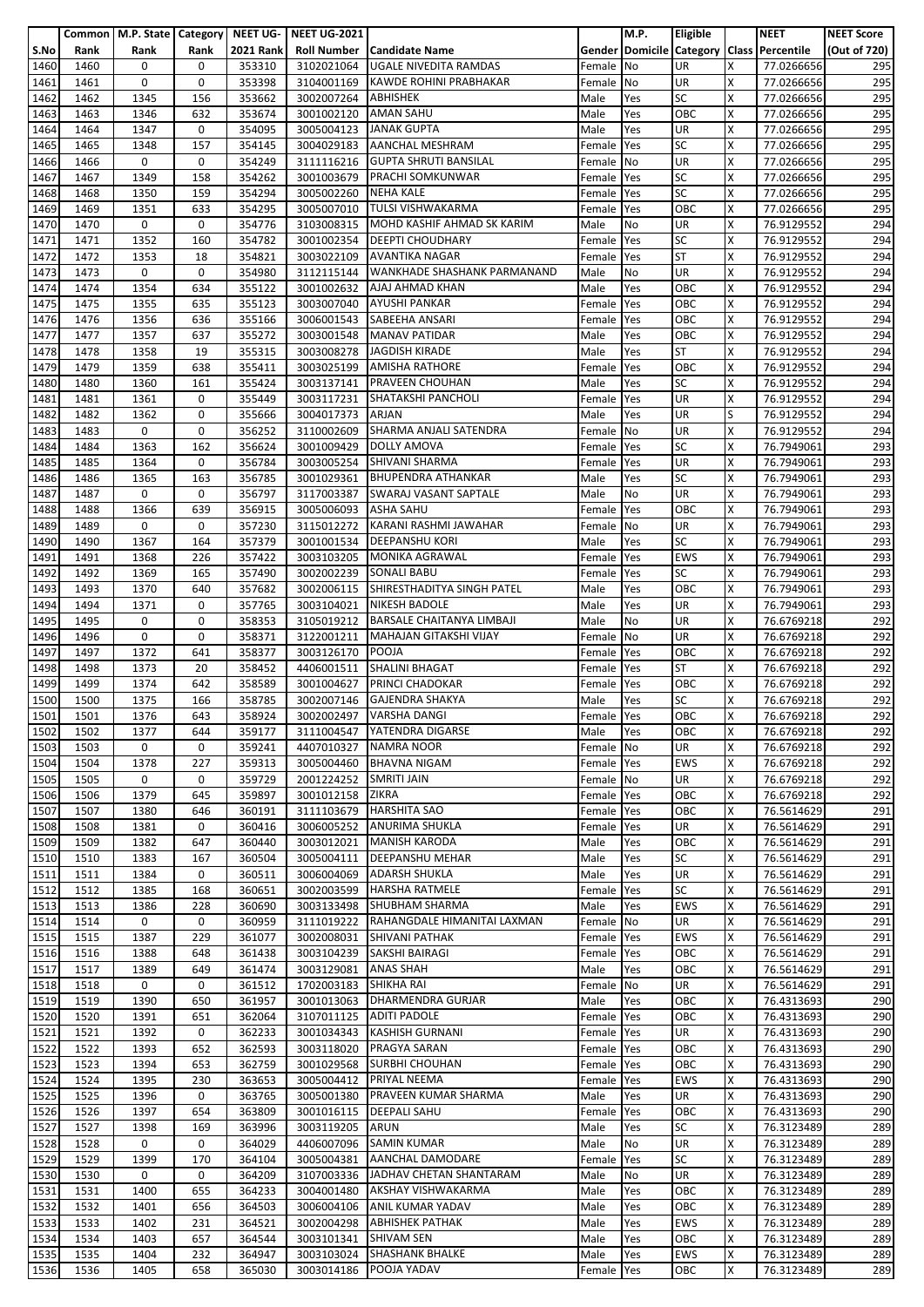| S.No | Common Rank | M.P. State Rank | Category Rank | NEET UG-2021 Rank | NEET UG-2021 Roll Number | Candidate Name | Gender | M.P. Domicile | Eligible Category | Class | NEET Percentile | NEET Score (Out of 720) |
|---|---|---|---|---|---|---|---|---|---|---|---|---|
| 1460 | 1460 | 0 | 0 | 353310 | 3102021064 | UGALE NIVEDITA RAMDAS | Female | No | UR | X | 77.0266656 | 295 |
| 1461 | 1461 | 0 | 0 | 353398 | 3104001169 | KAWDE ROHINI PRABHAKAR | Female | No | UR | X | 77.0266656 | 295 |
| 1462 | 1462 | 1345 | 156 | 353662 | 3002007264 | ABHISHEK | Male | Yes | SC | X | 77.0266656 | 295 |
| 1463 | 1463 | 1346 | 632 | 353674 | 3001002120 | AMAN SAHU | Male | Yes | OBC | X | 77.0266656 | 295 |
| 1464 | 1464 | 1347 | 0 | 354095 | 3005004123 | JANAK GUPTA | Male | Yes | UR | X | 77.0266656 | 295 |
| 1465 | 1465 | 1348 | 157 | 354145 | 3004029183 | AANCHAL MESHRAM | Female | Yes | SC | X | 77.0266656 | 295 |
| 1466 | 1466 | 0 | 0 | 354249 | 3111116216 | GUPTA SHRUTI BANSILAL | Female | No | UR | X | 77.0266656 | 295 |
| 1467 | 1467 | 1349 | 158 | 354262 | 3001003679 | PRACHI SOMKUNWAR | Female | Yes | SC | X | 77.0266656 | 295 |
| 1468 | 1468 | 1350 | 159 | 354294 | 3005002260 | NEHA KALE | Female | Yes | SC | X | 77.0266656 | 295 |
| 1469 | 1469 | 1351 | 633 | 354295 | 3005007010 | TULSI VISHWAKARMA | Female | Yes | OBC | X | 77.0266656 | 295 |
| 1470 | 1470 | 0 | 0 | 354776 | 3103008315 | MOHD KASHIF AHMAD SK KARIM | Male | No | UR | X | 76.9129552 | 294 |
| 1471 | 1471 | 1352 | 160 | 354782 | 3001002354 | DEEPTI CHOUDHARY | Female | Yes | SC | X | 76.9129552 | 294 |
| 1472 | 1472 | 1353 | 18 | 354821 | 3003022109 | AVANTIKA NAGAR | Female | Yes | ST | X | 76.9129552 | 294 |
| 1473 | 1473 | 0 | 0 | 354980 | 3112115144 | WANKHADE SHASHANK PARMANAND | Male | No | UR | X | 76.9129552 | 294 |
| 1474 | 1474 | 1354 | 634 | 355122 | 3001002632 | AJAJ AHMAD KHAN | Male | Yes | OBC | X | 76.9129552 | 294 |
| 1475 | 1475 | 1355 | 635 | 355123 | 3003007040 | AYUSHI PANKAR | Female | Yes | OBC | X | 76.9129552 | 294 |
| 1476 | 1476 | 1356 | 636 | 355166 | 3006001543 | SABEEHA ANSARI | Female | Yes | OBC | X | 76.9129552 | 294 |
| 1477 | 1477 | 1357 | 637 | 355272 | 3003001548 | MANAV PATIDAR | Male | Yes | OBC | X | 76.9129552 | 294 |
| 1478 | 1478 | 1358 | 19 | 355315 | 3003008278 | JAGDISH KIRADE | Male | Yes | ST | X | 76.9129552 | 294 |
| 1479 | 1479 | 1359 | 638 | 355411 | 3003025199 | AMISHA RATHORE | Female | Yes | OBC | X | 76.9129552 | 294 |
| 1480 | 1480 | 1360 | 161 | 355424 | 3003137141 | PRAVEEN CHOUHAN | Male | Yes | SC | X | 76.9129552 | 294 |
| 1481 | 1481 | 1361 | 0 | 355449 | 3003117231 | SHATAKSHI PANCHOLI | Female | Yes | UR | X | 76.9129552 | 294 |
| 1482 | 1482 | 1362 | 0 | 355666 | 3004017373 | ARJAN | Male | Yes | UR | S | 76.9129552 | 294 |
| 1483 | 1483 | 0 | 0 | 356252 | 3110002609 | SHARMA ANJALI SATENDRA | Female | No | UR | X | 76.9129552 | 294 |
| 1484 | 1484 | 1363 | 162 | 356624 | 3001009429 | DOLLY AMOVA | Female | Yes | SC | X | 76.7949061 | 293 |
| 1485 | 1485 | 1364 | 0 | 356784 | 3003005254 | SHIVANI SHARMA | Female | Yes | UR | X | 76.7949061 | 293 |
| 1486 | 1486 | 1365 | 163 | 356785 | 3001029361 | BHUPENDRA ATHANKAR | Male | Yes | SC | X | 76.7949061 | 293 |
| 1487 | 1487 | 0 | 0 | 356797 | 3117003387 | SWARAJ VASANT SAPTALE | Male | No | UR | X | 76.7949061 | 293 |
| 1488 | 1488 | 1366 | 639 | 356915 | 3005006093 | ASHA SAHU | Female | Yes | OBC | X | 76.7949061 | 293 |
| 1489 | 1489 | 0 | 0 | 357230 | 3115012272 | KARANI RASHMI JAWAHAR | Female | No | UR | X | 76.7949061 | 293 |
| 1490 | 1490 | 1367 | 164 | 357379 | 3001001534 | DEEPANSHU KORI | Male | Yes | SC | X | 76.7949061 | 293 |
| 1491 | 1491 | 1368 | 226 | 357422 | 3003103205 | MONIKA AGRAWAL | Female | Yes | EWS | X | 76.7949061 | 293 |
| 1492 | 1492 | 1369 | 165 | 357490 | 3002002239 | SONALI BABU | Female | Yes | SC | X | 76.7949061 | 293 |
| 1493 | 1493 | 1370 | 640 | 357682 | 3002006115 | SHIRESTHADITYA SINGH PATEL | Male | Yes | OBC | X | 76.7949061 | 293 |
| 1494 | 1494 | 1371 | 0 | 357765 | 3003104021 | NIKESH BADOLE | Male | Yes | UR | X | 76.7949061 | 293 |
| 1495 | 1495 | 0 | 0 | 358353 | 3105019212 | BARSALE CHAITANYA LIMBAJI | Male | No | UR | X | 76.6769218 | 292 |
| 1496 | 1496 | 0 | 0 | 358371 | 3122001211 | MAHAJAN GITAKSHI VIJAY | Female | No | UR | X | 76.6769218 | 292 |
| 1497 | 1497 | 1372 | 641 | 358377 | 3003126170 | POOJA | Female | Yes | OBC | X | 76.6769218 | 292 |
| 1498 | 1498 | 1373 | 20 | 358452 | 4406001511 | SHALINI BHAGAT | Female | Yes | ST | X | 76.6769218 | 292 |
| 1499 | 1499 | 1374 | 642 | 358589 | 3001004627 | PRINCI CHADOKAR | Female | Yes | OBC | X | 76.6769218 | 292 |
| 1500 | 1500 | 1375 | 166 | 358785 | 3002007146 | GAJENDRA SHAKYA | Male | Yes | SC | X | 76.6769218 | 292 |
| 1501 | 1501 | 1376 | 643 | 358924 | 3002002497 | VARSHA DANGI | Female | Yes | OBC | X | 76.6769218 | 292 |
| 1502 | 1502 | 1377 | 644 | 359177 | 3111004547 | YATENDRA DIGARSE | Male | Yes | OBC | X | 76.6769218 | 292 |
| 1503 | 1503 | 0 | 0 | 359241 | 4407010327 | NAMRA NOOR | Female | No | UR | X | 76.6769218 | 292 |
| 1504 | 1504 | 1378 | 227 | 359313 | 3005004460 | BHAVNA NIGAM | Female | Yes | EWS | X | 76.6769218 | 292 |
| 1505 | 1505 | 0 | 0 | 359729 | 2001224252 | SMRITI JAIN | Female | No | UR | X | 76.6769218 | 292 |
| 1506 | 1506 | 1379 | 645 | 359897 | 3001012158 | ZIKRA | Female | Yes | OBC | X | 76.6769218 | 292 |
| 1507 | 1507 | 1380 | 646 | 360191 | 3111103679 | HARSHITA SAO | Female | Yes | OBC | X | 76.5614629 | 291 |
| 1508 | 1508 | 1381 | 0 | 360416 | 3006005252 | ANURIMA SHUKLA | Female | Yes | UR | X | 76.5614629 | 291 |
| 1509 | 1509 | 1382 | 647 | 360440 | 3003012021 | MANISH KARODA | Male | Yes | OBC | X | 76.5614629 | 291 |
| 1510 | 1510 | 1383 | 167 | 360504 | 3005004111 | DEEPANSHU MEHAR | Male | Yes | SC | X | 76.5614629 | 291 |
| 1511 | 1511 | 1384 | 0 | 360511 | 3006004069 | ADARSH SHUKLA | Male | Yes | UR | X | 76.5614629 | 291 |
| 1512 | 1512 | 1385 | 168 | 360651 | 3002003599 | HARSHA RATMELE | Female | Yes | SC | X | 76.5614629 | 291 |
| 1513 | 1513 | 1386 | 228 | 360690 | 3003133498 | SHUBHAM SHARMA | Male | Yes | EWS | X | 76.5614629 | 291 |
| 1514 | 1514 | 0 | 0 | 360959 | 3111019222 | RAHANGDALE HIMANITAI LAXMAN | Female | No | UR | X | 76.5614629 | 291 |
| 1515 | 1515 | 1387 | 229 | 361077 | 3002008031 | SHIVANI PATHAK | Female | Yes | EWS | X | 76.5614629 | 291 |
| 1516 | 1516 | 1388 | 648 | 361438 | 3003104239 | SAKSHI BAIRAGI | Female | Yes | OBC | X | 76.5614629 | 291 |
| 1517 | 1517 | 1389 | 649 | 361474 | 3003129081 | ANAS SHAH | Male | Yes | OBC | X | 76.5614629 | 291 |
| 1518 | 1518 | 0 | 0 | 361512 | 1702003183 | SHIKHA RAI | Female | No | UR | X | 76.5614629 | 291 |
| 1519 | 1519 | 1390 | 650 | 361957 | 3001013063 | DHARMENDRA GURJAR | Male | Yes | OBC | X | 76.4313693 | 290 |
| 1520 | 1520 | 1391 | 651 | 362064 | 3107011125 | ADITI PADOLE | Female | Yes | OBC | X | 76.4313693 | 290 |
| 1521 | 1521 | 1392 | 0 | 362233 | 3001034343 | KASHISH GURNANI | Female | Yes | UR | X | 76.4313693 | 290 |
| 1522 | 1522 | 1393 | 652 | 362593 | 3003118020 | PRAGYA SARAN | Female | Yes | OBC | X | 76.4313693 | 290 |
| 1523 | 1523 | 1394 | 653 | 362759 | 3001029568 | SURBHI CHOUHAN | Female | Yes | OBC | X | 76.4313693 | 290 |
| 1524 | 1524 | 1395 | 230 | 363653 | 3005004412 | PRIYAL NEEMA | Female | Yes | EWS | X | 76.4313693 | 290 |
| 1525 | 1525 | 1396 | 0 | 363765 | 3005001380 | PRAVEEN KUMAR SHARMA | Male | Yes | UR | X | 76.4313693 | 290 |
| 1526 | 1526 | 1397 | 654 | 363809 | 3001016115 | DEEPALI SAHU | Female | Yes | OBC | X | 76.4313693 | 290 |
| 1527 | 1527 | 1398 | 169 | 363996 | 3003119205 | ARUN | Male | Yes | SC | X | 76.3123489 | 289 |
| 1528 | 1528 | 0 | 0 | 364029 | 4406007096 | SAMIN KUMAR | Male | No | UR | X | 76.3123489 | 289 |
| 1529 | 1529 | 1399 | 170 | 364104 | 3005004381 | AANCHAL DAMODARE | Female | Yes | SC | X | 76.3123489 | 289 |
| 1530 | 1530 | 0 | 0 | 364209 | 3107003336 | JADHAV CHETAN SHANTARAM | Male | No | UR | X | 76.3123489 | 289 |
| 1531 | 1531 | 1400 | 655 | 364233 | 3004001480 | AKSHAY VISHWAKARMA | Male | Yes | OBC | X | 76.3123489 | 289 |
| 1532 | 1532 | 1401 | 656 | 364503 | 3006004106 | ANIL KUMAR YADAV | Male | Yes | OBC | X | 76.3123489 | 289 |
| 1533 | 1533 | 1402 | 231 | 364521 | 3002004298 | ABHISHEK PATHAK | Male | Yes | EWS | X | 76.3123489 | 289 |
| 1534 | 1534 | 1403 | 657 | 364544 | 3003101341 | SHIVAM SEN | Male | Yes | OBC | X | 76.3123489 | 289 |
| 1535 | 1535 | 1404 | 232 | 364947 | 3003103024 | SHASHANK BHALKE | Male | Yes | EWS | X | 76.3123489 | 289 |
| 1536 | 1536 | 1405 | 658 | 365030 | 3003014186 | POOJA YADAV | Female | Yes | OBC | X | 76.3123489 | 289 |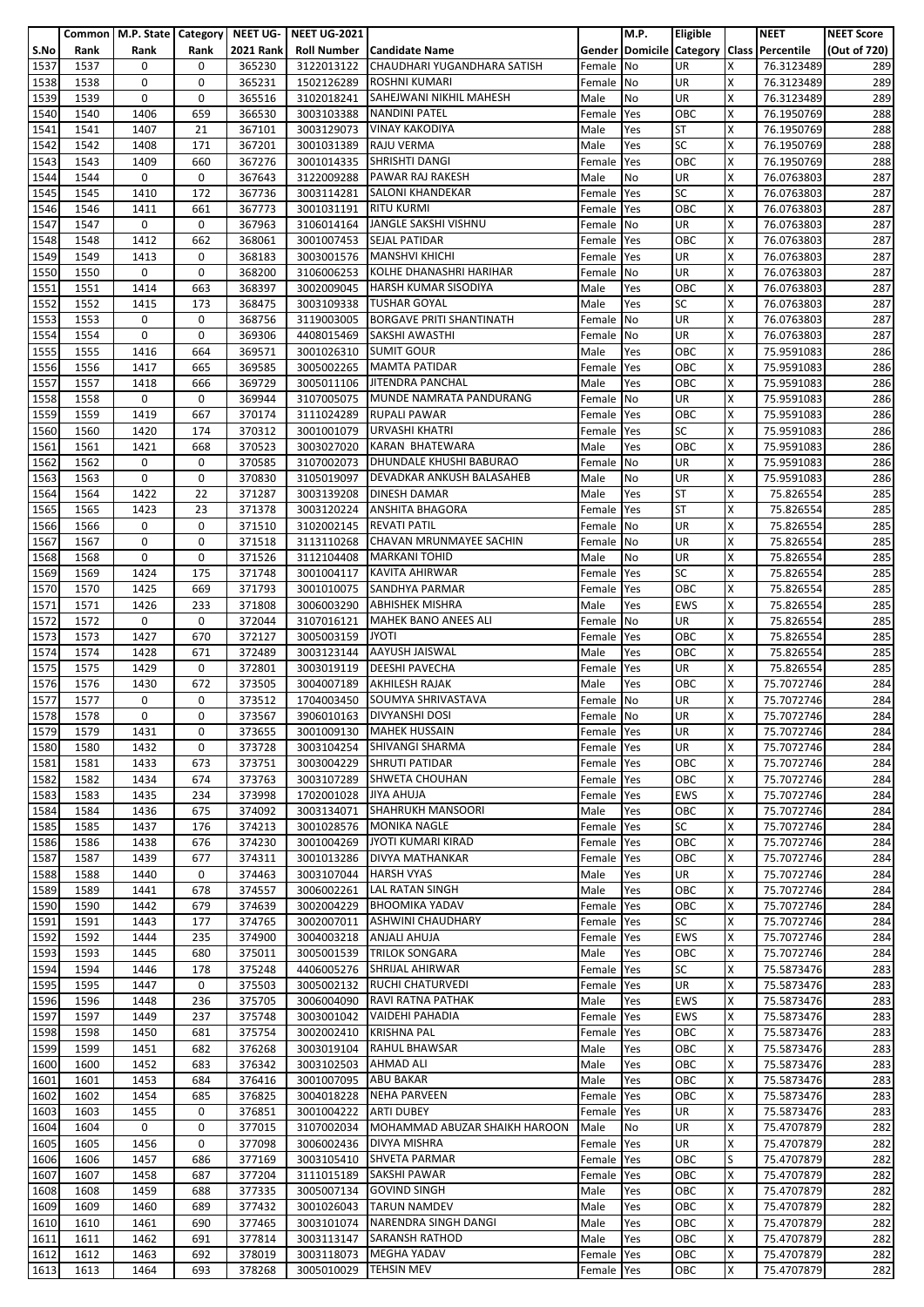| S.No | Common Rank | M.P. State Rank | Category Rank | NEET UG-2021 Rank | NEET UG-2021 Roll Number | Candidate Name | Gender | M.P. Domicile | Eligible Category | Class | NEET Percentile | NEET Score (Out of 720) |
|---|---|---|---|---|---|---|---|---|---|---|---|---|
| 1537 | 1537 | 0 | 0 | 365230 | 3122013122 | CHAUDHARI YUGANDHARA SATISH | Female | No | UR | X | 76.3123489 | 289 |
| 1538 | 1538 | 0 | 0 | 365231 | 1502126289 | ROSHNI KUMARI | Female | No | UR | X | 76.3123489 | 289 |
| 1539 | 1539 | 0 | 0 | 365516 | 3102018241 | SAHEJWANI NIKHIL MAHESH | Male | No | UR | X | 76.3123489 | 289 |
| 1540 | 1540 | 1406 | 659 | 366530 | 3003103388 | NANDINI PATEL | Female | Yes | OBC | X | 76.1950769 | 288 |
| 1541 | 1541 | 1407 | 21 | 367101 | 3003129073 | VINAY KAKODIYA | Male | Yes | ST | X | 76.1950769 | 288 |
| 1542 | 1542 | 1408 | 171 | 367201 | 3001031389 | RAJU VERMA | Male | Yes | SC | X | 76.1950769 | 288 |
| 1543 | 1543 | 1409 | 660 | 367276 | 3001014335 | SHRISHTI DANGI | Female | Yes | OBC | X | 76.1950769 | 288 |
| 1544 | 1544 | 0 | 0 | 367643 | 3122009288 | PAWAR RAJ RAKESH | Male | No | UR | X | 76.0763803 | 287 |
| 1545 | 1545 | 1410 | 172 | 367736 | 3003114281 | SALONI KHANDEKAR | Female | Yes | SC | X | 76.0763803 | 287 |
| 1546 | 1546 | 1411 | 661 | 367773 | 3001031191 | RITU KURMI | Female | Yes | OBC | X | 76.0763803 | 287 |
| 1547 | 1547 | 0 | 0 | 367963 | 3106014164 | JANGLE SAKSHI VISHNU | Female | No | UR | X | 76.0763803 | 287 |
| 1548 | 1548 | 1412 | 662 | 368061 | 3001007453 | SEJAL PATIDAR | Female | Yes | OBC | X | 76.0763803 | 287 |
| 1549 | 1549 | 1413 | 0 | 368183 | 3003001576 | MANSHVI KHICHI | Female | Yes | UR | X | 76.0763803 | 287 |
| 1550 | 1550 | 0 | 0 | 368200 | 3106006253 | KOLHE DHANASHRI HARIHAR | Female | No | UR | X | 76.0763803 | 287 |
| 1551 | 1551 | 1414 | 663 | 368397 | 3002009045 | HARSH KUMAR SISODIYA | Male | Yes | OBC | X | 76.0763803 | 287 |
| 1552 | 1552 | 1415 | 173 | 368475 | 3003109338 | TUSHAR GOYAL | Male | Yes | SC | X | 76.0763803 | 287 |
| 1553 | 1553 | 0 | 0 | 368756 | 3119003005 | BORGAVE PRITI SHANTINATH | Female | No | UR | X | 76.0763803 | 287 |
| 1554 | 1554 | 0 | 0 | 369306 | 4408015469 | SAKSHI AWASTHI | Female | No | UR | X | 76.0763803 | 287 |
| 1555 | 1555 | 1416 | 664 | 369571 | 3001026310 | SUMIT GOUR | Male | Yes | OBC | X | 75.9591083 | 286 |
| 1556 | 1556 | 1417 | 665 | 369585 | 3005002265 | MAMTA PATIDAR | Female | Yes | OBC | X | 75.9591083 | 286 |
| 1557 | 1557 | 1418 | 666 | 369729 | 3005011106 | JITENDRA PANCHAL | Male | Yes | OBC | X | 75.9591083 | 286 |
| 1558 | 1558 | 0 | 0 | 369944 | 3107005075 | MUNDE NAMRATA PANDURANG | Female | No | UR | X | 75.9591083 | 286 |
| 1559 | 1559 | 1419 | 667 | 370174 | 3111024289 | RUPALI PAWAR | Female | Yes | OBC | X | 75.9591083 | 286 |
| 1560 | 1560 | 1420 | 174 | 370312 | 3001001079 | URVASHI KHATRI | Female | Yes | SC | X | 75.9591083 | 286 |
| 1561 | 1561 | 1421 | 668 | 370523 | 3003027020 | KARAN BHATEWARA | Male | Yes | OBC | X | 75.9591083 | 286 |
| 1562 | 1562 | 0 | 0 | 370585 | 3107002073 | DHUNDALE KHUSHI BABURAO | Female | No | UR | X | 75.9591083 | 286 |
| 1563 | 1563 | 0 | 0 | 370830 | 3105019097 | DEVADKAR ANKUSH BALASAHEB | Male | No | UR | X | 75.9591083 | 286 |
| 1564 | 1564 | 1422 | 22 | 371287 | 3003139208 | DINESH DAMAR | Male | Yes | ST | X | 75.826554 | 285 |
| 1565 | 1565 | 1423 | 23 | 371378 | 3003120224 | ANSHITA BHAGORA | Female | Yes | ST | X | 75.826554 | 285 |
| 1566 | 1566 | 0 | 0 | 371510 | 3102002145 | REVATI PATIL | Female | No | UR | X | 75.826554 | 285 |
| 1567 | 1567 | 0 | 0 | 371518 | 3113110268 | CHAVAN MRUNMAYEE SACHIN | Female | No | UR | X | 75.826554 | 285 |
| 1568 | 1568 | 0 | 0 | 371526 | 3112104408 | MARKANI TOHID | Male | No | UR | X | 75.826554 | 285 |
| 1569 | 1569 | 1424 | 175 | 371748 | 3001004117 | KAVITA AHIRWAR | Female | Yes | SC | X | 75.826554 | 285 |
| 1570 | 1570 | 1425 | 669 | 371793 | 3001010075 | SANDHYA PARMAR | Female | Yes | OBC | X | 75.826554 | 285 |
| 1571 | 1571 | 1426 | 233 | 371808 | 3006003290 | ABHISHEK MISHRA | Male | Yes | EWS | X | 75.826554 | 285 |
| 1572 | 1572 | 0 | 0 | 372044 | 3107016121 | MAHEK BANO ANEES ALI | Female | No | UR | X | 75.826554 | 285 |
| 1573 | 1573 | 1427 | 670 | 372127 | 3005003159 | JYOTI | Female | Yes | OBC | X | 75.826554 | 285 |
| 1574 | 1574 | 1428 | 671 | 372489 | 3003123144 | AAYUSH JAISWAL | Male | Yes | OBC | X | 75.826554 | 285 |
| 1575 | 1575 | 1429 | 0 | 372801 | 3003019119 | DEESHI PAVECHA | Female | Yes | UR | X | 75.826554 | 285 |
| 1576 | 1576 | 1430 | 672 | 373505 | 3004007189 | AKHILESH RAJAK | Male | Yes | OBC | X | 75.7072746 | 284 |
| 1577 | 1577 | 0 | 0 | 373512 | 1704003450 | SOUMYA SHRIVASTAVA | Female | No | UR | X | 75.7072746 | 284 |
| 1578 | 1578 | 0 | 0 | 373567 | 3906010163 | DIVYANSHI DOSI | Female | No | UR | X | 75.7072746 | 284 |
| 1579 | 1579 | 1431 | 0 | 373655 | 3001009130 | MAHEK HUSSAIN | Female | Yes | UR | X | 75.7072746 | 284 |
| 1580 | 1580 | 1432 | 0 | 373728 | 3003104254 | SHIVANGI SHARMA | Female | Yes | UR | X | 75.7072746 | 284 |
| 1581 | 1581 | 1433 | 673 | 373751 | 3003004229 | SHRUTI PATIDAR | Female | Yes | OBC | X | 75.7072746 | 284 |
| 1582 | 1582 | 1434 | 674 | 373763 | 3003107289 | SHWETA CHOUHAN | Female | Yes | OBC | X | 75.7072746 | 284 |
| 1583 | 1583 | 1435 | 234 | 373998 | 1702001028 | JIYA AHUJA | Female | Yes | EWS | X | 75.7072746 | 284 |
| 1584 | 1584 | 1436 | 675 | 374092 | 3003134071 | SHAHRUKH MANSOORI | Male | Yes | OBC | X | 75.7072746 | 284 |
| 1585 | 1585 | 1437 | 176 | 374213 | 3001028576 | MONIKA NAGLE | Female | Yes | SC | X | 75.7072746 | 284 |
| 1586 | 1586 | 1438 | 676 | 374230 | 3001004269 | JYOTI KUMARI KIRAD | Female | Yes | OBC | X | 75.7072746 | 284 |
| 1587 | 1587 | 1439 | 677 | 374311 | 3001013286 | DIVYA MATHANKAR | Female | Yes | OBC | X | 75.7072746 | 284 |
| 1588 | 1588 | 1440 | 0 | 374463 | 3003107044 | HARSH VYAS | Male | Yes | UR | X | 75.7072746 | 284 |
| 1589 | 1589 | 1441 | 678 | 374557 | 3006002261 | LAL RATAN SINGH | Male | Yes | OBC | X | 75.7072746 | 284 |
| 1590 | 1590 | 1442 | 679 | 374639 | 3002004229 | BHOOMIKA YADAV | Female | Yes | OBC | X | 75.7072746 | 284 |
| 1591 | 1591 | 1443 | 177 | 374765 | 3002007011 | ASHWINI CHAUDHARY | Female | Yes | SC | X | 75.7072746 | 284 |
| 1592 | 1592 | 1444 | 235 | 374900 | 3004003218 | ANJALI AHUJA | Female | Yes | EWS | X | 75.7072746 | 284 |
| 1593 | 1593 | 1445 | 680 | 375011 | 3005001539 | TRILOK SONGARA | Male | Yes | OBC | X | 75.7072746 | 284 |
| 1594 | 1594 | 1446 | 178 | 375248 | 4406005276 | SHRIJAL AHIRWAR | Female | Yes | SC | X | 75.5873476 | 283 |
| 1595 | 1595 | 1447 | 0 | 375503 | 3005002132 | RUCHI CHATURVEDI | Female | Yes | UR | X | 75.5873476 | 283 |
| 1596 | 1596 | 1448 | 236 | 375705 | 3006004090 | RAVI RATNA PATHAK | Male | Yes | EWS | X | 75.5873476 | 283 |
| 1597 | 1597 | 1449 | 237 | 375748 | 3003001042 | VAIDEHI PAHADIA | Female | Yes | EWS | X | 75.5873476 | 283 |
| 1598 | 1598 | 1450 | 681 | 375754 | 3002002410 | KRISHNA PAL | Female | Yes | OBC | X | 75.5873476 | 283 |
| 1599 | 1599 | 1451 | 682 | 376268 | 3003019104 | RAHUL BHAWSAR | Male | Yes | OBC | X | 75.5873476 | 283 |
| 1600 | 1600 | 1452 | 683 | 376342 | 3003102503 | AHMAD ALI | Male | Yes | OBC | X | 75.5873476 | 283 |
| 1601 | 1601 | 1453 | 684 | 376416 | 3001007095 | ABU BAKAR | Male | Yes | OBC | X | 75.5873476 | 283 |
| 1602 | 1602 | 1454 | 685 | 376825 | 3004018228 | NEHA PARVEEN | Female | Yes | OBC | X | 75.5873476 | 283 |
| 1603 | 1603 | 1455 | 0 | 376851 | 3001004222 | ARTI DUBEY | Female | Yes | UR | X | 75.5873476 | 283 |
| 1604 | 1604 | 0 | 0 | 377015 | 3107002034 | MOHAMMAD ABUZAR SHAIKH HAROON | Male | No | UR | X | 75.4707879 | 282 |
| 1605 | 1605 | 1456 | 0 | 377098 | 3006002436 | DIVYA MISHRA | Female | Yes | UR | X | 75.4707879 | 282 |
| 1606 | 1606 | 1457 | 686 | 377169 | 3003105410 | SHVETA PARMAR | Female | Yes | OBC | S | 75.4707879 | 282 |
| 1607 | 1607 | 1458 | 687 | 377204 | 3111015189 | SAKSHI PAWAR | Female | Yes | OBC | X | 75.4707879 | 282 |
| 1608 | 1608 | 1459 | 688 | 377335 | 3005007134 | GOVIND SINGH | Male | Yes | OBC | X | 75.4707879 | 282 |
| 1609 | 1609 | 1460 | 689 | 377432 | 3001026043 | TARUN NAMDEV | Male | Yes | OBC | X | 75.4707879 | 282 |
| 1610 | 1610 | 1461 | 690 | 377465 | 3003101074 | NARENDRA SINGH DANGI | Male | Yes | OBC | X | 75.4707879 | 282 |
| 1611 | 1611 | 1462 | 691 | 377814 | 3003113147 | SARANSH RATHOD | Male | Yes | OBC | X | 75.4707879 | 282 |
| 1612 | 1612 | 1463 | 692 | 378019 | 3003118073 | MEGHA YADAV | Female | Yes | OBC | X | 75.4707879 | 282 |
| 1613 | 1613 | 1464 | 693 | 378268 | 3005010029 | TEHSIN MEV | Female | Yes | OBC | X | 75.4707879 | 282 |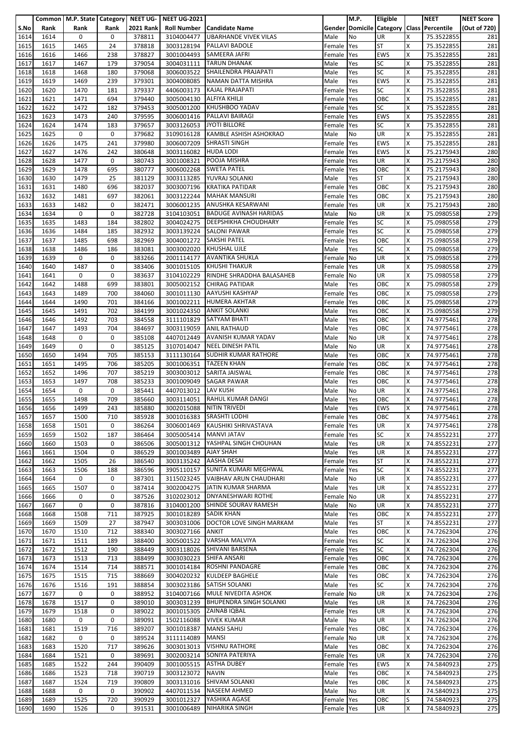| S.No | Common Rank | M.P. State Rank | Category Rank | NEET UG-2021 Rank | NEET UG-2021 Roll Number | Candidate Name | Gender | M.P. Domicile | Eligible Category | Class | NEET Percentile | NEET Score (Out of 720) |
|---|---|---|---|---|---|---|---|---|---|---|---|---|
| 1614 | 1614 | 0 | 0 | 378811 | 3104004477 | UBARHANDE VIVEK VILAS | Male | No | UR | X | 75.3522855 | 281 |
| 1615 | 1615 | 1465 | 24 | 378818 | 3003128194 | PALLAVI BADOLE | Female | Yes | ST | X | 75.3522855 | 281 |
| 1616 | 1616 | 1466 | 238 | 378827 | 3001004493 | SAMEERA JAFRI | Female | Yes | EWS | X | 75.3522855 | 281 |
| 1617 | 1617 | 1467 | 179 | 379054 | 3004031111 | TARUN DHANAK | Male | Yes | SC | X | 75.3522855 | 281 |
| 1618 | 1618 | 1468 | 180 | 379068 | 3006003522 | SHAILENDRA PRAJAPATI | Male | Yes | SC | X | 75.3522855 | 281 |
| 1619 | 1619 | 1469 | 239 | 379301 | 3004008085 | NAMAN DATTA MISHRA | Male | Yes | EWS | X | 75.3522855 | 281 |
| 1620 | 1620 | 1470 | 181 | 379337 | 4406003173 | KAJAL PRAJAPATI | Female | Yes | SC | X | 75.3522855 | 281 |
| 1621 | 1621 | 1471 | 694 | 379440 | 3005004130 | ALFIYA KHILJI | Female | Yes | OBC | X | 75.3522855 | 281 |
| 1622 | 1622 | 1472 | 182 | 379453 | 3005001200 | KHUSHBOO YADAV | Female | Yes | SC | X | 75.3522855 | 281 |
| 1623 | 1623 | 1473 | 240 | 379595 | 3006001416 | PALLAVI BAIRAGI | Female | Yes | EWS | X | 75.3522855 | 281 |
| 1624 | 1624 | 1474 | 183 | 379657 | 3003126053 | JYOTI BILLORE | Female | Yes | SC | X | 75.3522855 | 281 |
| 1625 | 1625 | 0 | 0 | 379682 | 3109016128 | KAMBLE ASHISH ASHOKRAO | Male | No | UR | X | 75.3522855 | 281 |
| 1626 | 1626 | 1475 | 241 | 379980 | 3006007209 | SHRASTI SINGH | Female | Yes | EWS | X | 75.3522855 | 281 |
| 1627 | 1627 | 1476 | 242 | 380648 | 3003116082 | HUDA LODI | Female | Yes | EWS | X | 75.2175943 | 280 |
| 1628 | 1628 | 1477 | 0 | 380743 | 3001008321 | POOJA MISHRA | Female | Yes | UR | X | 75.2175943 | 280 |
| 1629 | 1629 | 1478 | 695 | 380777 | 3006002268 | SWETA PATEL | Female | Yes | OBC | X | 75.2175943 | 280 |
| 1630 | 1630 | 1479 | 25 | 381129 | 3003113285 | YUVRAJ SOLANKI | Male | Yes | ST | X | 75.2175943 | 280 |
| 1631 | 1631 | 1480 | 696 | 382037 | 3003007196 | KRATIKA PATIDAR | Female | Yes | OBC | X | 75.2175943 | 280 |
| 1632 | 1632 | 1481 | 697 | 382061 | 3003122244 | MAHAK MANSURI | Female | Yes | OBC | X | 75.2175943 | 280 |
| 1633 | 1633 | 1482 | 0 | 382471 | 3006001235 | ANUSHKA KESARWANI | Female | Yes | UR | X | 75.2175943 | 280 |
| 1634 | 1634 | 0 | 0 | 382728 | 3104103051 | BADUGE AVINASH HARIDAS | Male | No | UR | X | 75.0980558 | 279 |
| 1635 | 1635 | 1483 | 184 | 382802 | 3004024275 | DEEPSHIKHA CHOUDHARY | Female | Yes | SC | X | 75.0980558 | 279 |
| 1636 | 1636 | 1484 | 185 | 382932 | 3003139224 | SALONI PAWAR | Female | Yes | SC | X | 75.0980558 | 279 |
| 1637 | 1637 | 1485 | 698 | 382969 | 3004001272 | SAKSHI PATEL | Female | Yes | OBC | X | 75.0980558 | 279 |
| 1638 | 1638 | 1486 | 186 | 383081 | 3003002020 | KHUSHAL UJLE | Male | Yes | SC | X | 75.0980558 | 279 |
| 1639 | 1639 | 0 | 0 | 383266 | 2001114177 | AVANTIKA SHUKLA | Female | No | UR | X | 75.0980558 | 279 |
| 1640 | 1640 | 1487 | 0 | 383406 | 3001015105 | KHUSHI THAKUR | Female | Yes | UR | X | 75.0980558 | 279 |
| 1641 | 1641 | 0 | 0 | 383637 | 3104102229 | RINDHE SHRADDHA BALASAHEB | Female | No | UR | X | 75.0980558 | 279 |
| 1642 | 1642 | 1488 | 699 | 383801 | 3005002152 | CHIRAG PATIDAR | Male | Yes | OBC | X | 75.0980558 | 279 |
| 1643 | 1643 | 1489 | 700 | 384060 | 3001011130 | AAYUSHI KASHYAP | Female | Yes | OBC | X | 75.0980558 | 279 |
| 1644 | 1644 | 1490 | 701 | 384166 | 3001002211 | HUMERA AKHTAR | Female | Yes | OBC | X | 75.0980558 | 279 |
| 1645 | 1645 | 1491 | 702 | 384199 | 3001024350 | ANKIT SOLANKI | Male | Yes | OBC | X | 75.0980558 | 279 |
| 1646 | 1646 | 1492 | 703 | 384558 | 3111101829 | SATYAM BHATI | Male | Yes | OBC | X | 74.9775461 | 278 |
| 1647 | 1647 | 1493 | 704 | 384697 | 3003119059 | ANIL RATHAUD | Male | Yes | OBC | X | 74.9775461 | 278 |
| 1648 | 1648 | 0 | 0 | 385108 | 4407012449 | AVANISH KUMAR YADAV | Male | No | UR | X | 74.9775461 | 278 |
| 1649 | 1649 | 0 | 0 | 385125 | 3107014047 | NEEL DINESH PATIL | Male | No | UR | X | 74.9775461 | 278 |
| 1650 | 1650 | 1494 | 705 | 385153 | 3111130164 | SUDHIR KUMAR RATHORE | Male | Yes | OBC | X | 74.9775461 | 278 |
| 1651 | 1651 | 1495 | 706 | 385205 | 3001006351 | TAZEEN KHAN | Female | Yes | OBC | X | 74.9775461 | 278 |
| 1652 | 1652 | 1496 | 707 | 385219 | 3003003012 | SARITA JAISWAL | Female | Yes | OBC | X | 74.9775461 | 278 |
| 1653 | 1653 | 1497 | 708 | 385233 | 3001009049 | SAGAR PAWAR | Male | Yes | OBC | X | 74.9775461 | 278 |
| 1654 | 1654 | 0 | 0 | 385441 | 4407013012 | LAV KUSH | Male | No | UR | X | 74.9775461 | 278 |
| 1655 | 1655 | 1498 | 709 | 385660 | 3003114051 | RAHUL KUMAR DANGI | Male | Yes | OBC | X | 74.9775461 | 278 |
| 1656 | 1656 | 1499 | 243 | 385880 | 3002015088 | NITIN TRIVEDI | Male | Yes | EWS | X | 74.9775461 | 278 |
| 1657 | 1657 | 1500 | 710 | 385928 | 3001016383 | SRASHTI LODHI | Female | Yes | OBC | X | 74.9775461 | 278 |
| 1658 | 1658 | 1501 | 0 | 386264 | 3006001469 | KAUSHIKI SHRIVASTAVA | Female | Yes | UR | X | 74.9775461 | 278 |
| 1659 | 1659 | 1502 | 187 | 386464 | 3005005414 | MANVI JATAV | Female | Yes | SC | X | 74.8552231 | 277 |
| 1660 | 1660 | 1503 | 0 | 386506 | 3005001312 | YASHPAL SINGH CHOUHAN | Male | Yes | UR | X | 74.8552231 | 277 |
| 1661 | 1661 | 1504 | 0 | 386529 | 3001003489 | AJAY SHAH | Male | Yes | UR | X | 74.8552231 | 277 |
| 1662 | 1662 | 1505 | 26 | 386540 | 3003135242 | AASHA DESAI | Female | Yes | ST | X | 74.8552231 | 277 |
| 1663 | 1663 | 1506 | 188 | 386596 | 3905110157 | SUNITA KUMARI MEGHWAL | Female | Yes | SC | X | 74.8552231 | 277 |
| 1664 | 1664 | 0 | 0 | 387301 | 3115023245 | VAIBHAV ARUN CHAUDHARI | Male | No | UR | X | 74.8552231 | 277 |
| 1665 | 1665 | 1507 | 0 | 387414 | 3002004275 | JATIN KUMAR SHARMA | Male | Yes | UR | X | 74.8552231 | 277 |
| 1666 | 1666 | 0 | 0 | 387526 | 3102023012 | DNYANESHWARI ROTHE | Female | No | UR | X | 74.8552231 | 277 |
| 1667 | 1667 | 0 | 0 | 387816 | 3104001200 | SHINDE SOURAV RAMESH | Male | No | UR | X | 74.8552231 | 277 |
| 1668 | 1668 | 1508 | 711 | 387925 | 3001018289 | SADIK KHAN | Male | Yes | OBC | X | 74.8552231 | 277 |
| 1669 | 1669 | 1509 | 27 | 387947 | 3003031006 | DOCTOR LOVE SINGH MARKAM | Male | Yes | ST | X | 74.8552231 | 277 |
| 1670 | 1670 | 1510 | 712 | 388340 | 3003027166 | ANKIT | Male | Yes | OBC | X | 74.7262304 | 276 |
| 1671 | 1671 | 1511 | 189 | 388400 | 3005001522 | VARSHA MALVIYA | Female | Yes | SC | X | 74.7262304 | 276 |
| 1672 | 1672 | 1512 | 190 | 388449 | 3003118026 | SHIVANI BARSENA | Female | Yes | SC | X | 74.7262304 | 276 |
| 1673 | 1673 | 1513 | 713 | 388499 | 3003030223 | SHIFA ANSARI | Female | Yes | OBC | X | 74.7262304 | 276 |
| 1674 | 1674 | 1514 | 714 | 388571 | 3001014184 | ROSHNI PANDAGRE | Female | Yes | OBC | X | 74.7262304 | 276 |
| 1675 | 1675 | 1515 | 715 | 388669 | 3004020232 | KULDEEP BAGHELE | Male | Yes | OBC | X | 74.7262304 | 276 |
| 1676 | 1676 | 1516 | 191 | 388854 | 3003023186 | SATISH SOLANKI | Male | Yes | SC | X | 74.7262304 | 276 |
| 1677 | 1677 | 0 | 0 | 388952 | 3104007166 | MULE NIVEDITA ASHOK | Female | No | UR | X | 74.7262304 | 276 |
| 1678 | 1678 | 1517 | 0 | 389010 | 3003031239 | BHUPENDRA SINGH SOLANKI | Male | Yes | UR | X | 74.7262304 | 276 |
| 1679 | 1679 | 1518 | 0 | 389022 | 3001015305 | ZAINAB IQBAL | Female | Yes | UR | X | 74.7262304 | 276 |
| 1680 | 1680 | 0 | 0 | 389091 | 1502116088 | VIVEK KUMAR | Male | No | UR | X | 74.7262304 | 276 |
| 1681 | 1681 | 1519 | 716 | 389207 | 3001018387 | MANSI SAHU | Female | Yes | OBC | X | 74.7262304 | 276 |
| 1682 | 1682 | 0 | 0 | 389524 | 3111114089 | MANSI | Female | No | UR | X | 74.7262304 | 276 |
| 1683 | 1683 | 1520 | 717 | 389626 | 3003013013 | VISHNU RATHORE | Male | Yes | OBC | X | 74.7262304 | 276 |
| 1684 | 1684 | 1521 | 0 | 389691 | 3002003214 | SONIYA PATERIYA | Female | Yes | UR | X | 74.7262304 | 276 |
| 1685 | 1685 | 1522 | 244 | 390409 | 3001005515 | ASTHA DUBEY | Female | Yes | EWS | X | 74.5840923 | 275 |
| 1686 | 1686 | 1523 | 718 | 390719 | 3003123072 | NAVIN | Male | Yes | OBC | X | 74.5840923 | 275 |
| 1687 | 1687 | 1524 | 719 | 390809 | 3003131016 | SHIVAM SOLANKI | Male | Yes | OBC | X | 74.5840923 | 275 |
| 1688 | 1688 | 0 | 0 | 390902 | 4407011534 | NASEEM AHMED | Male | No | UR | X | 74.5840923 | 275 |
| 1689 | 1689 | 1525 | 720 | 390929 | 3001012327 | YASHIKA AGASE | Female | Yes | OBC | S | 74.5840923 | 275 |
| 1690 | 1690 | 1526 | 0 | 391531 | 3001006489 | NIHARIKA SINGH | Female | Yes | UR | X | 74.5840923 | 275 |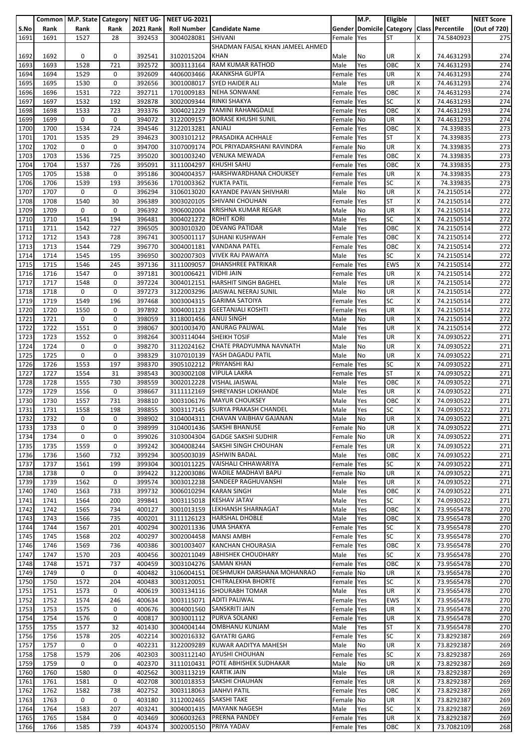| S.No | Common Rank | M.P. State Rank | Category Rank | NEET UG-2021 Rank | NEET UG-2021 Roll Number | Candidate Name | Gender | M.P. Domicile | Eligible Category | Class | NEET Percentile | NEET Score (Out of 720) |
|---|---|---|---|---|---|---|---|---|---|---|---|---|
| 1691 | 1691 | 1527 | 28 | 392453 | 3004028081 | SHIVANI | Female | Yes | ST | X | 74.5840923 | 275 |
| 1692 | 1692 | 0 | 0 | 392541 | 3102015204 | SHADMAN FAISAL KHAN JAMEEL AHMED KHAN | Male | No | UR | X | 74.4631293 | 274 |
| 1693 | 1693 | 1528 | 721 | 392572 | 3003113164 | RAM KUMAR RATHOD | Male | Yes | OBC | X | 74.4631293 | 274 |
| 1694 | 1694 | 1529 | 0 | 392609 | 4406003466 | AKANKSHA GUPTA | Female | Yes | UR | X | 74.4631293 | 274 |
| 1695 | 1695 | 1530 | 0 | 392656 | 3001008017 | SYED HAIDER ALI | Male | Yes | UR | X | 74.4631293 | 274 |
| 1696 | 1696 | 1531 | 722 | 392711 | 1701009183 | NEHA SONWANE | Female | Yes | OBC | X | 74.4631293 | 274 |
| 1697 | 1697 | 1532 | 192 | 392878 | 3002009344 | RINKI SHAKYA | Female | Yes | SC | X | 74.4631293 | 274 |
| 1698 | 1698 | 1533 | 723 | 393376 | 3004021229 | YAMINI RAHANGDALE | Female | Yes | OBC | X | 74.4631293 | 274 |
| 1699 | 1699 | 0 | 0 | 394072 | 3122009157 | BORASE KHUSHI SUNIL | Female | No | UR | X | 74.4631293 | 274 |
| 1700 | 1700 | 1534 | 724 | 394546 | 3122013281 | ANJALI | Female | Yes | OBC | X | 74.339835 | 273 |
| 1701 | 1701 | 1535 | 29 | 394623 | 3003101212 | PRASADIKA ACHHALE | Female | Yes | ST | X | 74.339835 | 273 |
| 1702 | 1702 | 0 | 0 | 394700 | 3107009174 | POL PRIYADARSHANI RAVINDRA | Female | No | UR | X | 74.339835 | 273 |
| 1703 | 1703 | 1536 | 725 | 395020 | 3001003240 | VENUKA MEWADA | Female | Yes | OBC | X | 74.339835 | 273 |
| 1704 | 1704 | 1537 | 726 | 395091 | 3111004297 | KHUSHI SAHU | Female | Yes | OBC | X | 74.339835 | 273 |
| 1705 | 1705 | 1538 | 0 | 395186 | 3004004357 | HARSHWARDHANA CHOUKSEY | Female | Yes | UR | X | 74.339835 | 273 |
| 1706 | 1706 | 1539 | 193 | 395636 | 1701003362 | YUKTA PATIL | Female | Yes | SC | X | 74.339835 | 273 |
| 1707 | 1707 | 0 | 0 | 396294 | 3106013020 | KAYANDE PAVAN SHIVHARI | Male | No | UR | X | 74.2150514 | 272 |
| 1708 | 1708 | 1540 | 30 | 396389 | 3003020105 | SHIVANI CHOUHAN | Female | Yes | ST | X | 74.2150514 | 272 |
| 1709 | 1709 | 0 | 0 | 396392 | 3906002004 | KRISHNA KUMAR REGAR | Male | No | UR | X | 74.2150514 | 272 |
| 1710 | 1710 | 1541 | 194 | 396481 | 3004021272 | ROHIT KORI | Male | Yes | SC | X | 74.2150514 | 272 |
| 1711 | 1711 | 1542 | 727 | 396505 | 3003010320 | DEVANG PATIDAR | Male | Yes | OBC | X | 74.2150514 | 272 |
| 1712 | 1712 | 1543 | 728 | 396741 | 3005001117 | SUHANI KUSHWAH | Female | Yes | OBC | X | 74.2150514 | 272 |
| 1713 | 1713 | 1544 | 729 | 396770 | 3004001181 | VANDANA PATEL | Female | Yes | OBC | X | 74.2150514 | 272 |
| 1714 | 1714 | 1545 | 195 | 396950 | 3002007303 | VIVEK RAJ PAWAIYA | Male | Yes | SC | X | 74.2150514 | 272 |
| 1715 | 1715 | 1546 | 245 | 397136 | 3111009057 | DHANSHREE PATRIKAR | Female | Yes | EWS | X | 74.2150514 | 272 |
| 1716 | 1716 | 1547 | 0 | 397181 | 3001006421 | VIDHI JAIN | Female | Yes | UR | X | 74.2150514 | 272 |
| 1717 | 1717 | 1548 | 0 | 397224 | 3004012151 | HARSHIT SINGH BAGHEL | Male | Yes | UR | X | 74.2150514 | 272 |
| 1718 | 1718 | 0 | 0 | 397273 | 3122003296 | JAISWAL NEERAJ SUNIL | Male | No | UR | X | 74.2150514 | 272 |
| 1719 | 1719 | 1549 | 196 | 397468 | 3003004315 | GARIMA SATOIYA | Female | Yes | SC | X | 74.2150514 | 272 |
| 1720 | 1720 | 1550 | 0 | 397892 | 3004001123 | GEETANJALI KOSHTI | Female | Yes | UR | X | 74.2150514 | 272 |
| 1721 | 1721 | 0 | 0 | 398059 | 3118001456 | ANUJ SINGH | Male | No | UR | X | 74.2150514 | 272 |
| 1722 | 1722 | 1551 | 0 | 398067 | 3001003470 | ANURAG PALIWAL | Male | Yes | UR | X | 74.2150514 | 272 |
| 1723 | 1723 | 1552 | 0 | 398264 | 3003114044 | SHEIKH TOSIF | Male | Yes | UR | X | 74.0930522 | 271 |
| 1724 | 1724 | 0 | 0 | 398270 | 3112024162 | CHATE PRADYUMNA NAVNATH | Male | No | UR | X | 74.0930522 | 271 |
| 1725 | 1725 | 0 | 0 | 398329 | 3107010139 | YASH DAGADU PATIL | Male | No | UR | X | 74.0930522 | 271 |
| 1726 | 1726 | 1553 | 197 | 398370 | 3905102212 | PRIYANSHI RAJ | Female | Yes | SC | X | 74.0930522 | 271 |
| 1727 | 1727 | 1554 | 31 | 398543 | 3003002108 | VIPULA LAKRA | Female | Yes | ST | X | 74.0930522 | 271 |
| 1728 | 1728 | 1555 | 730 | 398559 | 3002012228 | VISHAL JAISWAL | Male | Yes | OBC | X | 74.0930522 | 271 |
| 1729 | 1729 | 1556 | 0 | 398667 | 3111112169 | SHREYANSH LOKHANDE | Male | Yes | UR | X | 74.0930522 | 271 |
| 1730 | 1730 | 1557 | 731 | 398810 | 3003106176 | MAYUR CHOUKSEY | Male | Yes | OBC | X | 74.0930522 | 271 |
| 1731 | 1731 | 1558 | 198 | 398855 | 3003117145 | SURYA PRAKASH CHANDEL | Male | Yes | SC | X | 74.0930522 | 271 |
| 1732 | 1732 | 0 | 0 | 398902 | 3104004311 | CHAVAN VAIBHAV GAJANAN | Male | No | UR | X | 74.0930522 | 271 |
| 1733 | 1733 | 0 | 0 | 398999 | 3104001436 | SAKSHI BHANUSE | Female | No | UR | X | 74.0930522 | 271 |
| 1734 | 1734 | 0 | 0 | 399026 | 3103004304 | GADGE SAKSHI SUDHIR | Female | No | UR | X | 74.0930522 | 271 |
| 1735 | 1735 | 1559 | 0 | 399242 | 3004008244 | SAKSHI SINGH CHOUHAN | Female | Yes | UR | X | 74.0930522 | 271 |
| 1736 | 1736 | 1560 | 732 | 399294 | 3005003039 | ASHWIN BADAL | Male | Yes | OBC | X | 74.0930522 | 271 |
| 1737 | 1737 | 1561 | 199 | 399304 | 3001011225 | VAISHALI CHHAWARIYA | Female | Yes | SC | X | 74.0930522 | 271 |
| 1738 | 1738 | 0 | 0 | 399422 | 3122003086 | WADILE MADHAVI BAPU | Female | No | UR | X | 74.0930522 | 271 |
| 1739 | 1739 | 1562 | 0 | 399574 | 3003012238 | SANDEEP RAGHUVANSHI | Male | Yes | UR | X | 74.0930522 | 271 |
| 1740 | 1740 | 1563 | 733 | 399732 | 3006010294 | KARAN SINGH | Male | Yes | OBC | X | 74.0930522 | 271 |
| 1741 | 1741 | 1564 | 200 | 399841 | 3003115018 | KESHAV JATAV | Male | Yes | SC | X | 74.0930522 | 271 |
| 1742 | 1742 | 1565 | 734 | 400127 | 3001013159 | LEKHANSH SHARNAGAT | Male | Yes | OBC | X | 73.9565478 | 270 |
| 1743 | 1743 | 1566 | 735 | 400201 | 3111126123 | HARSHAL DHOBLE | Male | Yes | OBC | X | 73.9565478 | 270 |
| 1744 | 1744 | 1567 | 201 | 400294 | 3002011336 | UMA SHAKYA | Female | Yes | SC | X | 73.9565478 | 270 |
| 1745 | 1745 | 1568 | 202 | 400297 | 3002004458 | MANSI AMBH | Female | Yes | SC | X | 73.9565478 | 270 |
| 1746 | 1746 | 1569 | 736 | 400386 | 3001003407 | KANCHAN CHOURASIA | Female | Yes | OBC | X | 73.9565478 | 270 |
| 1747 | 1747 | 1570 | 203 | 400456 | 3002011049 | ABHISHEK CHOUDHARY | Male | Yes | SC | X | 73.9565478 | 270 |
| 1748 | 1748 | 1571 | 737 | 400459 | 3003104276 | SAMAN KHAN | Female | Yes | OBC | X | 73.9565478 | 270 |
| 1749 | 1749 | 0 | 0 | 400482 | 3106004151 | DESHMUKH DARSHANA MOHANRAO | Female | No | UR | X | 73.9565478 | 270 |
| 1750 | 1750 | 1572 | 204 | 400483 | 3003120051 | CHITRALEKHA BHORTE | Female | Yes | SC | X | 73.9565478 | 270 |
| 1751 | 1751 | 1573 | 0 | 400619 | 3003134116 | SHOURABH TOMAR | Male | Yes | UR | X | 73.9565478 | 270 |
| 1752 | 1752 | 1574 | 246 | 400634 | 3003115071 | ADITI PALIWAL | Female | Yes | EWS | X | 73.9565478 | 270 |
| 1753 | 1753 | 1575 | 0 | 400676 | 3004001560 | SANSKRITI JAIN | Female | Yes | UR | X | 73.9565478 | 270 |
| 1754 | 1754 | 1576 | 0 | 400817 | 3003001112 | PURVA SOLANKI | Female | Yes | UR | X | 73.9565478 | 270 |
| 1755 | 1755 | 1577 | 32 | 401430 | 3004004144 | OMBHANU KUNJAM | Male | Yes | ST | X | 73.9565478 | 270 |
| 1756 | 1756 | 1578 | 205 | 402214 | 3002016332 | GAYATRI GARG | Female | Yes | SC | X | 73.8292387 | 269 |
| 1757 | 1757 | 0 | 0 | 402231 | 3122009289 | KUWAR AADITYA MAHESH | Male | No | UR | X | 73.8292387 | 269 |
| 1758 | 1758 | 1579 | 206 | 402303 | 3003112140 | AYUSHI CHOUHAN | Female | Yes | SC | X | 73.8292387 | 269 |
| 1759 | 1759 | 0 | 0 | 402370 | 3111010431 | POTE ABHISHEK SUDHAKAR | Male | No | UR | X | 73.8292387 | 269 |
| 1760 | 1760 | 1580 | 0 | 402562 | 3003113219 | KARTIK JAIN | Male | Yes | UR | X | 73.8292387 | 269 |
| 1761 | 1761 | 1581 | 0 | 402708 | 3001018353 | SAKSHI CHAUHAN | Female | Yes | UR | X | 73.8292387 | 269 |
| 1762 | 1762 | 1582 | 738 | 402752 | 3003118063 | JANHVI PATIL | Female | Yes | OBC | X | 73.8292387 | 269 |
| 1763 | 1763 | 0 | 0 | 403180 | 3112002465 | SAKSHI TAKE | Female | No | UR | X | 73.8292387 | 269 |
| 1764 | 1764 | 1583 | 207 | 403241 | 3004001435 | MAYANK NAGESH | Male | Yes | SC | X | 73.8292387 | 269 |
| 1765 | 1765 | 1584 | 0 | 403469 | 3006003263 | PRERNA PANDEY | Female | Yes | UR | X | 73.8292387 | 269 |
| 1766 | 1766 | 1585 | 739 | 404374 | 3002005150 | PRIYA YADAV | Female | Yes | OBC | X | 73.7082109 | 268 |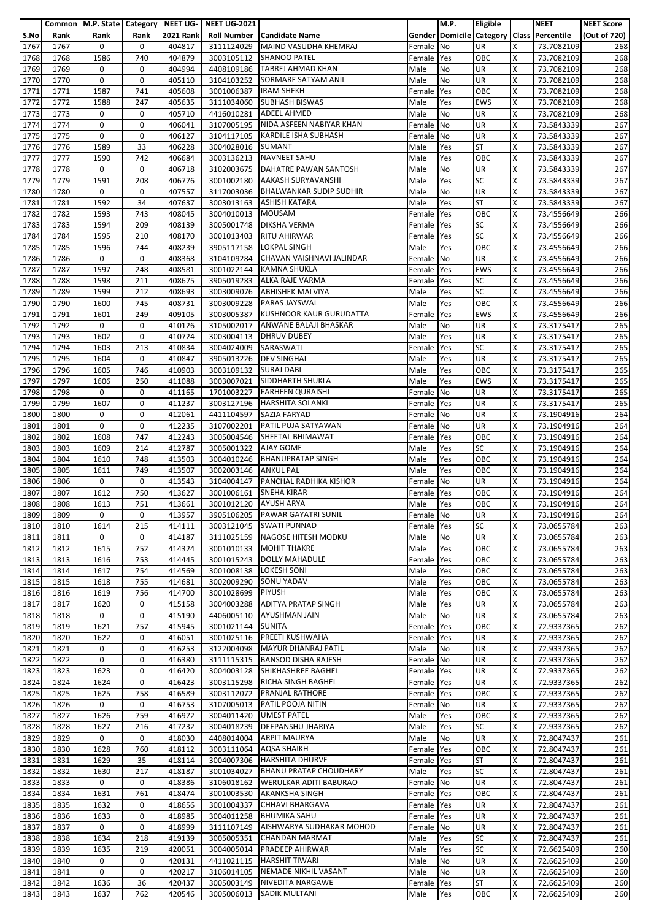| S.No | Common Rank | M.P. State Rank | Category Rank | NEET UG-2021 Rank | NEET UG-2021 Roll Number | Candidate Name | Gender | M.P. Domicile | Eligible Category | Class | NEET Percentile | NEET Score (Out of 720) |
|---|---|---|---|---|---|---|---|---|---|---|---|---|
| 1767 | 1767 | 0 | 0 | 404817 | 3111124029 | MAIND VASUDHA KHEMRAJ | Female | No | UR | X | 73.7082109 | 268 |
| 1768 | 1768 | 1586 | 740 | 404879 | 3003105112 | SHANOO PATEL | Female | Yes | OBC | X | 73.7082109 | 268 |
| 1769 | 1769 | 0 | 0 | 404994 | 4408109186 | TABREJ AHMAD KHAN | Male | No | UR | X | 73.7082109 | 268 |
| 1770 | 1770 | 0 | 0 | 405110 | 3104103252 | SORMARE SATYAM ANIL | Male | No | UR | X | 73.7082109 | 268 |
| 1771 | 1771 | 1587 | 741 | 405608 | 3001006387 | IRAM SHEKH | Female | Yes | OBC | X | 73.7082109 | 268 |
| 1772 | 1772 | 1588 | 247 | 405635 | 3111034060 | SUBHASH BISWAS | Male | Yes | EWS | X | 73.7082109 | 268 |
| 1773 | 1773 | 0 | 0 | 405710 | 4416010281 | ADEEL AHMED | Male | No | UR | X | 73.7082109 | 268 |
| 1774 | 1774 | 0 | 0 | 406041 | 3107005195 | NIDA ASFEEN NABIYAR KHAN | Female | No | UR | X | 73.5843339 | 267 |
| 1775 | 1775 | 0 | 0 | 406127 | 3104117105 | KARDILE ISHA SUBHASH | Female | No | UR | X | 73.5843339 | 267 |
| 1776 | 1776 | 1589 | 33 | 406228 | 3004028016 | SUMANT | Male | Yes | ST | X | 73.5843339 | 267 |
| 1777 | 1777 | 1590 | 742 | 406684 | 3003136213 | NAVNEET SAHU | Male | Yes | OBC | X | 73.5843339 | 267 |
| 1778 | 1778 | 0 | 0 | 406718 | 3102003675 | DAHATRE PAWAN SANTOSH | Male | No | UR | X | 73.5843339 | 267 |
| 1779 | 1779 | 1591 | 208 | 406776 | 3001002180 | AAKASH SURYAVANSHI | Male | Yes | SC | X | 73.5843339 | 267 |
| 1780 | 1780 | 0 | 0 | 407557 | 3117003036 | BHALWANKAR SUDIP SUDHIR | Male | No | UR | X | 73.5843339 | 267 |
| 1781 | 1781 | 1592 | 34 | 407637 | 3003013163 | ASHISH KATARA | Male | Yes | ST | X | 73.5843339 | 267 |
| 1782 | 1782 | 1593 | 743 | 408045 | 3004010013 | MOUSAM | Female | Yes | OBC | X | 73.4556649 | 266 |
| 1783 | 1783 | 1594 | 209 | 408139 | 3005001748 | DIKSHA VERMA | Female | Yes | SC | X | 73.4556649 | 266 |
| 1784 | 1784 | 1595 | 210 | 408170 | 3001013403 | RITU AHIRWAR | Female | Yes | SC | X | 73.4556649 | 266 |
| 1785 | 1785 | 1596 | 744 | 408239 | 3905117158 | LOKPAL SINGH | Male | Yes | OBC | X | 73.4556649 | 266 |
| 1786 | 1786 | 0 | 0 | 408368 | 3104109284 | CHAVAN VAISHNAVI JALINDAR | Female | No | UR | X | 73.4556649 | 266 |
| 1787 | 1787 | 1597 | 248 | 408581 | 3001022144 | KAMNA SHUKLA | Female | Yes | EWS | X | 73.4556649 | 266 |
| 1788 | 1788 | 1598 | 211 | 408675 | 3905019283 | ALKA RAJE VARMA | Female | Yes | SC | X | 73.4556649 | 266 |
| 1789 | 1789 | 1599 | 212 | 408693 | 3003009076 | ABHISHEK MALVIYA | Male | Yes | SC | X | 73.4556649 | 266 |
| 1790 | 1790 | 1600 | 745 | 408731 | 3003009228 | PARAS JAYSWAL | Male | Yes | OBC | X | 73.4556649 | 266 |
| 1791 | 1791 | 1601 | 249 | 409105 | 3003005387 | KUSHNOOR KAUR GURUDATTA | Female | Yes | EWS | X | 73.4556649 | 266 |
| 1792 | 1792 | 0 | 0 | 410126 | 3105002017 | ANWANE BALAJI BHASKAR | Male | No | UR | X | 73.3175417 | 265 |
| 1793 | 1793 | 1602 | 0 | 410724 | 3003004113 | DHRUV DUBEY | Male | Yes | UR | X | 73.3175417 | 265 |
| 1794 | 1794 | 1603 | 213 | 410834 | 3004024009 | SARASWATI | Female | Yes | SC | X | 73.3175417 | 265 |
| 1795 | 1795 | 1604 | 0 | 410847 | 3905013226 | DEV SINGHAL | Male | Yes | UR | X | 73.3175417 | 265 |
| 1796 | 1796 | 1605 | 746 | 410903 | 3003109132 | SURAJ DABI | Male | Yes | OBC | X | 73.3175417 | 265 |
| 1797 | 1797 | 1606 | 250 | 411088 | 3003007021 | SIDDHARTH SHUKLA | Male | Yes | EWS | X | 73.3175417 | 265 |
| 1798 | 1798 | 0 | 0 | 411165 | 1701003227 | FARHEEN QURAISHI | Female | No | UR | X | 73.3175417 | 265 |
| 1799 | 1799 | 1607 | 0 | 411237 | 3003127196 | HARSHITA SOLANKI | Female | Yes | UR | X | 73.3175417 | 265 |
| 1800 | 1800 | 0 | 0 | 412061 | 4411104597 | SAZIA FARYAD | Female | No | UR | X | 73.1904916 | 264 |
| 1801 | 1801 | 0 | 0 | 412235 | 3107002201 | PATIL PUJA SATYAWAN | Female | No | UR | X | 73.1904916 | 264 |
| 1802 | 1802 | 1608 | 747 | 412243 | 3005004546 | SHEETAL BHIMAWAT | Female | Yes | OBC | X | 73.1904916 | 264 |
| 1803 | 1803 | 1609 | 214 | 412787 | 3005001322 | AJAY GOME | Male | Yes | SC | X | 73.1904916 | 264 |
| 1804 | 1804 | 1610 | 748 | 413503 | 3004010246 | BHANUPRATAP SINGH | Male | Yes | OBC | X | 73.1904916 | 264 |
| 1805 | 1805 | 1611 | 749 | 413507 | 3002003146 | ANKUL PAL | Male | Yes | OBC | X | 73.1904916 | 264 |
| 1806 | 1806 | 0 | 0 | 413543 | 3104004147 | PANCHAL RADHIKA KISHOR | Female | No | UR | X | 73.1904916 | 264 |
| 1807 | 1807 | 1612 | 750 | 413627 | 3001006161 | SNEHA KIRAR | Female | Yes | OBC | X | 73.1904916 | 264 |
| 1808 | 1808 | 1613 | 751 | 413661 | 3001012120 | AYUSH ARYA | Male | Yes | OBC | X | 73.1904916 | 264 |
| 1809 | 1809 | 0 | 0 | 413957 | 3905106205 | PAWAR GAYATRI SUNIL | Female | No | UR | X | 73.1904916 | 264 |
| 1810 | 1810 | 1614 | 215 | 414111 | 3003121045 | SWATI PUNNAD | Female | Yes | SC | X | 73.0655784 | 263 |
| 1811 | 1811 | 0 | 0 | 414187 | 3111025159 | NAGOSE HITESH MODKU | Male | No | UR | X | 73.0655784 | 263 |
| 1812 | 1812 | 1615 | 752 | 414324 | 3001010133 | MOHIT THAKRE | Male | Yes | OBC | X | 73.0655784 | 263 |
| 1813 | 1813 | 1616 | 753 | 414445 | 3001015243 | DOLLY MAHADULE | Female | Yes | OBC | X | 73.0655784 | 263 |
| 1814 | 1814 | 1617 | 754 | 414569 | 3001008138 | LOKESH SONI | Male | Yes | OBC | X | 73.0655784 | 263 |
| 1815 | 1815 | 1618 | 755 | 414681 | 3002009290 | SONU YADAV | Male | Yes | OBC | X | 73.0655784 | 263 |
| 1816 | 1816 | 1619 | 756 | 414700 | 3001028699 | PIYUSH | Male | Yes | OBC | X | 73.0655784 | 263 |
| 1817 | 1817 | 1620 | 0 | 415158 | 3004003288 | ADITYA PRATAP SINGH | Male | Yes | UR | X | 73.0655784 | 263 |
| 1818 | 1818 | 0 | 0 | 415190 | 4406005110 | AYUSHMAN JAIN | Male | No | UR | X | 73.0655784 | 263 |
| 1819 | 1819 | 1621 | 757 | 415945 | 3001021144 | SUNITA | Female | Yes | OBC | X | 72.9337365 | 262 |
| 1820 | 1820 | 1622 | 0 | 416051 | 3001025116 | PREETI KUSHWAHA | Female | Yes | UR | X | 72.9337365 | 262 |
| 1821 | 1821 | 0 | 0 | 416253 | 3122004098 | MAYUR DHANRAJ PATIL | Male | No | UR | X | 72.9337365 | 262 |
| 1822 | 1822 | 0 | 0 | 416380 | 3111115315 | BANSOD DISHA RAJESH | Female | No | UR | X | 72.9337365 | 262 |
| 1823 | 1823 | 1623 | 0 | 416420 | 3004003128 | SHIKHASHREE BAGHEL | Female | Yes | UR | X | 72.9337365 | 262 |
| 1824 | 1824 | 1624 | 0 | 416423 | 3003115298 | RICHA SINGH BAGHEL | Female | Yes | UR | X | 72.9337365 | 262 |
| 1825 | 1825 | 1625 | 758 | 416589 | 3003112072 | PRANJAL RATHORE | Female | Yes | OBC | X | 72.9337365 | 262 |
| 1826 | 1826 | 0 | 0 | 416753 | 3107005013 | PATIL POOJA NITIN | Female | No | UR | X | 72.9337365 | 262 |
| 1827 | 1827 | 1626 | 759 | 416972 | 3004011420 | UMEST PATEL | Male | Yes | OBC | X | 72.9337365 | 262 |
| 1828 | 1828 | 1627 | 216 | 417232 | 3004018239 | DEEPANSHU JHARIYA | Male | Yes | SC | X | 72.9337365 | 262 |
| 1829 | 1829 | 0 | 0 | 418030 | 4408014004 | ARPIT MAURYA | Male | No | UR | X | 72.8047437 | 261 |
| 1830 | 1830 | 1628 | 760 | 418112 | 3003111064 | AQSA SHAIKH | Female | Yes | OBC | X | 72.8047437 | 261 |
| 1831 | 1831 | 1629 | 35 | 418114 | 3004007306 | HARSHITA DHURVE | Female | Yes | ST | X | 72.8047437 | 261 |
| 1832 | 1832 | 1630 | 217 | 418187 | 3001034027 | BHANU PRATAP CHOUDHARY | Male | Yes | SC | X | 72.8047437 | 261 |
| 1833 | 1833 | 0 | 0 | 418386 | 3106018162 | WERULKAR ADITI BABURAO | Female | No | UR | X | 72.8047437 | 261 |
| 1834 | 1834 | 1631 | 761 | 418474 | 3001003530 | AKANKSHA SINGH | Female | Yes | OBC | X | 72.8047437 | 261 |
| 1835 | 1835 | 1632 | 0 | 418656 | 3001004337 | CHHAVI BHARGAVA | Female | Yes | UR | X | 72.8047437 | 261 |
| 1836 | 1836 | 1633 | 0 | 418985 | 3004011258 | BHUMIKA SAHU | Female | Yes | UR | X | 72.8047437 | 261 |
| 1837 | 1837 | 0 | 0 | 418999 | 3111107149 | AISHWARYA SUDHAKAR MOHOD | Female | No | UR | X | 72.8047437 | 261 |
| 1838 | 1838 | 1634 | 218 | 419139 | 3005005351 | CHANDAN MARMAT | Male | Yes | SC | X | 72.8047437 | 261 |
| 1839 | 1839 | 1635 | 219 | 420051 | 3004005014 | PRADEEP AHIRWAR | Male | Yes | SC | X | 72.6625409 | 260 |
| 1840 | 1840 | 0 | 0 | 420131 | 4411021115 | HARSHIT TIWARI | Male | No | UR | X | 72.6625409 | 260 |
| 1841 | 1841 | 0 | 0 | 420217 | 3106014105 | NEMADE NIKHIL VASANT | Male | No | UR | X | 72.6625409 | 260 |
| 1842 | 1842 | 1636 | 36 | 420437 | 3005003149 | NIVEDITA NARGAWE | Female | Yes | ST | X | 72.6625409 | 260 |
| 1843 | 1843 | 1637 | 762 | 420546 | 3005006013 | SADIK MULTANI | Male | Yes | OBC | X | 72.6625409 | 260 |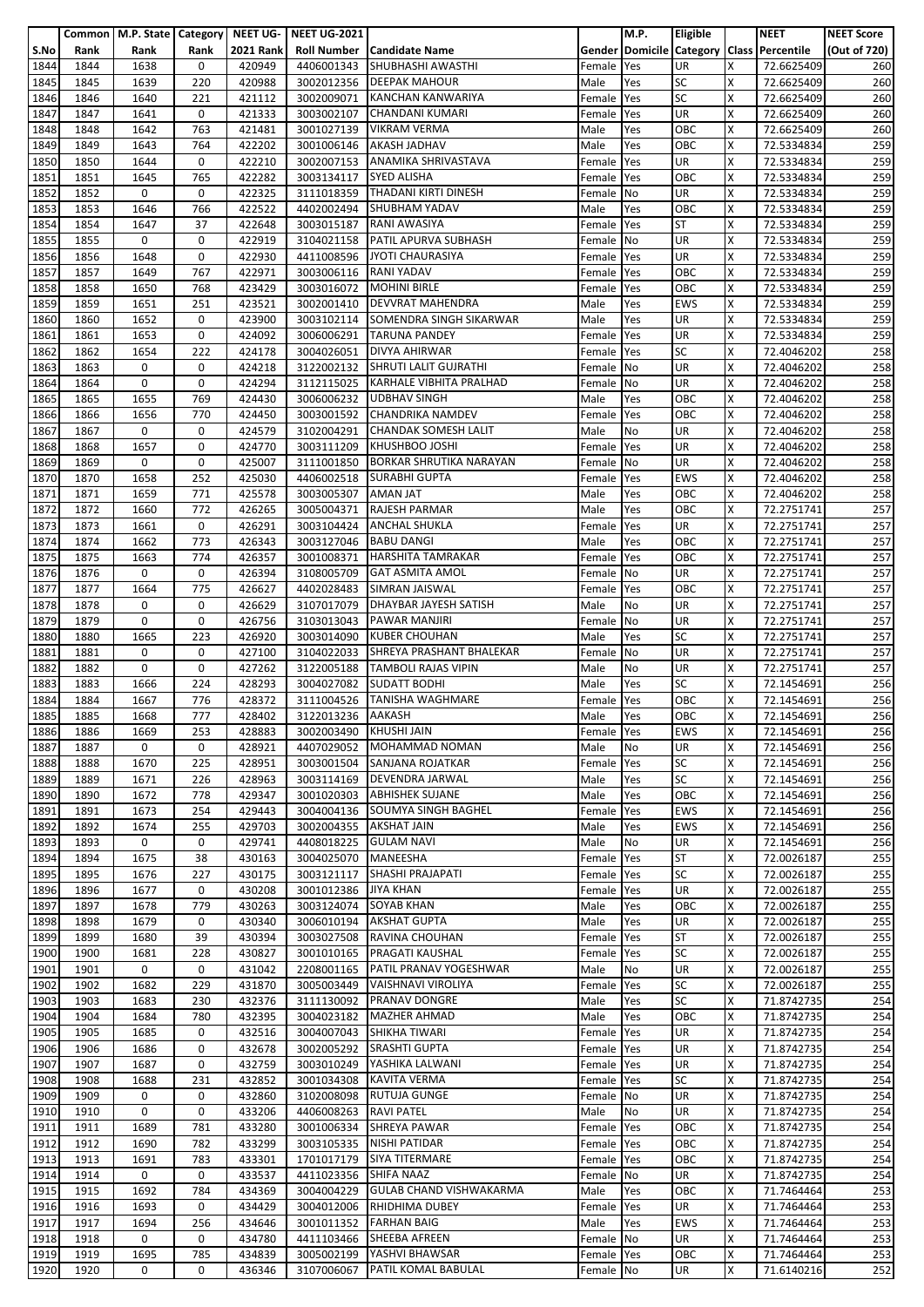| S.No | Common Rank | M.P. State Rank | Category Rank | NEET UG-2021 Rank | NEET UG-2021 Roll Number | Candidate Name | Gender | M.P. Domicile | Eligible Category | Class | NEET Percentile | NEET Score (Out of 720) |
|---|---|---|---|---|---|---|---|---|---|---|---|---|
| 1844 | 1844 | 1638 | 0 | 420949 | 4406001343 | SHUBHASHI AWASTHI | Female | Yes | UR | X | 72.6625409 | 260 |
| 1845 | 1845 | 1639 | 220 | 420988 | 3002012356 | DEEPAK MAHOUR | Male | Yes | SC | X | 72.6625409 | 260 |
| 1846 | 1846 | 1640 | 221 | 421112 | 3002009071 | KANCHAN KANWARIYA | Female | Yes | SC | X | 72.6625409 | 260 |
| 1847 | 1847 | 1641 | 0 | 421333 | 3003002107 | CHANDANI KUMARI | Female | Yes | UR | X | 72.6625409 | 260 |
| 1848 | 1848 | 1642 | 763 | 421481 | 3001027139 | VIKRAM VERMA | Male | Yes | OBC | X | 72.6625409 | 260 |
| 1849 | 1849 | 1643 | 764 | 422202 | 3001006146 | AKASH JADHAV | Male | Yes | OBC | X | 72.5334834 | 259 |
| 1850 | 1850 | 1644 | 0 | 422210 | 3002007153 | ANAMIKA SHRIVASTAVA | Female | Yes | UR | X | 72.5334834 | 259 |
| 1851 | 1851 | 1645 | 765 | 422282 | 3003134117 | SYED ALISHA | Female | Yes | OBC | X | 72.5334834 | 259 |
| 1852 | 1852 | 0 | 0 | 422325 | 3111018359 | THADANI KIRTI DINESH | Female | No | UR | X | 72.5334834 | 259 |
| 1853 | 1853 | 1646 | 766 | 422522 | 4402002494 | SHUBHAM YADAV | Male | Yes | OBC | X | 72.5334834 | 259 |
| 1854 | 1854 | 1647 | 37 | 422648 | 3003015187 | RANI AWASIYA | Female | Yes | ST | X | 72.5334834 | 259 |
| 1855 | 1855 | 0 | 0 | 422919 | 3104021158 | PATIL APURVA SUBHASH | Female | No | UR | X | 72.5334834 | 259 |
| 1856 | 1856 | 1648 | 0 | 422930 | 4411008596 | JYOTI CHAURASIYA | Female | Yes | UR | X | 72.5334834 | 259 |
| 1857 | 1857 | 1649 | 767 | 422971 | 3003006116 | RANI YADAV | Female | Yes | OBC | X | 72.5334834 | 259 |
| 1858 | 1858 | 1650 | 768 | 423429 | 3003016072 | MOHINI BIRLE | Female | Yes | OBC | X | 72.5334834 | 259 |
| 1859 | 1859 | 1651 | 251 | 423521 | 3002001410 | DEVVRAT MAHENDRA | Male | Yes | EWS | X | 72.5334834 | 259 |
| 1860 | 1860 | 1652 | 0 | 423900 | 3003102114 | SOMENDRA SINGH SIKARWAR | Male | Yes | UR | X | 72.5334834 | 259 |
| 1861 | 1861 | 1653 | 0 | 424092 | 3006006291 | TARUNA PANDEY | Female | Yes | UR | X | 72.5334834 | 259 |
| 1862 | 1862 | 1654 | 222 | 424178 | 3004026051 | DIVYA AHIRWAR | Female | Yes | SC | X | 72.4046202 | 258 |
| 1863 | 1863 | 0 | 0 | 424218 | 3122002132 | SHRUTI LALIT GUJRATHI | Female | No | UR | X | 72.4046202 | 258 |
| 1864 | 1864 | 0 | 0 | 424294 | 3112115025 | KARHALE VIBHITA PRALHAD | Female | No | UR | X | 72.4046202 | 258 |
| 1865 | 1865 | 1655 | 769 | 424430 | 3006006232 | UDBHAV SINGH | Male | Yes | OBC | X | 72.4046202 | 258 |
| 1866 | 1866 | 1656 | 770 | 424450 | 3003001592 | CHANDRIKA NAMDEV | Female | Yes | OBC | X | 72.4046202 | 258 |
| 1867 | 1867 | 0 | 0 | 424579 | 3102004291 | CHANDAK SOMESH LALIT | Male | No | UR | X | 72.4046202 | 258 |
| 1868 | 1868 | 1657 | 0 | 424770 | 3003111209 | KHUSHBOO JOSHI | Female | Yes | UR | X | 72.4046202 | 258 |
| 1869 | 1869 | 0 | 0 | 425007 | 3111001850 | BORKAR SHRUTIKA NARAYAN | Female | No | UR | X | 72.4046202 | 258 |
| 1870 | 1870 | 1658 | 252 | 425030 | 4406002518 | SURABHI GUPTA | Female | Yes | EWS | X | 72.4046202 | 258 |
| 1871 | 1871 | 1659 | 771 | 425578 | 3003005307 | AMAN JAT | Male | Yes | OBC | X | 72.4046202 | 258 |
| 1872 | 1872 | 1660 | 772 | 426265 | 3005004371 | RAJESH PARMAR | Male | Yes | OBC | X | 72.2751741 | 257 |
| 1873 | 1873 | 1661 | 0 | 426291 | 3003104424 | ANCHAL SHUKLA | Female | Yes | UR | X | 72.2751741 | 257 |
| 1874 | 1874 | 1662 | 773 | 426343 | 3003127046 | BABU DANGI | Male | Yes | OBC | X | 72.2751741 | 257 |
| 1875 | 1875 | 1663 | 774 | 426357 | 3001008371 | HARSHITA TAMRAKAR | Female | Yes | OBC | X | 72.2751741 | 257 |
| 1876 | 1876 | 0 | 0 | 426394 | 3108005709 | GAT ASMITA AMOL | Female | No | UR | X | 72.2751741 | 257 |
| 1877 | 1877 | 1664 | 775 | 426627 | 4402028483 | SIMRAN JAISWAL | Female | Yes | OBC | X | 72.2751741 | 257 |
| 1878 | 1878 | 0 | 0 | 426629 | 3107017079 | DHAYBAR JAYESH SATISH | Male | No | UR | X | 72.2751741 | 257 |
| 1879 | 1879 | 0 | 0 | 426756 | 3103013043 | PAWAR MANJIRI | Female | No | UR | X | 72.2751741 | 257 |
| 1880 | 1880 | 1665 | 223 | 426920 | 3003014090 | KUBER CHOUHAN | Male | Yes | SC | X | 72.2751741 | 257 |
| 1881 | 1881 | 0 | 0 | 427100 | 3104022033 | SHREYA PRASHANT BHALEKAR | Female | No | UR | X | 72.2751741 | 257 |
| 1882 | 1882 | 0 | 0 | 427262 | 3122005188 | TAMBOLI RAJAS VIPIN | Male | No | UR | X | 72.2751741 | 257 |
| 1883 | 1883 | 1666 | 224 | 428293 | 3004027082 | SUDATT BODHI | Male | Yes | SC | X | 72.1454691 | 256 |
| 1884 | 1884 | 1667 | 776 | 428372 | 3111004526 | TANISHA WAGHMARE | Female | Yes | OBC | X | 72.1454691 | 256 |
| 1885 | 1885 | 1668 | 777 | 428402 | 3122013236 | AAKASH | Male | Yes | OBC | X | 72.1454691 | 256 |
| 1886 | 1886 | 1669 | 253 | 428883 | 3002003490 | KHUSHI JAIN | Female | Yes | EWS | X | 72.1454691 | 256 |
| 1887 | 1887 | 0 | 0 | 428921 | 4407029052 | MOHAMMAD NOMAN | Male | No | UR | X | 72.1454691 | 256 |
| 1888 | 1888 | 1670 | 225 | 428951 | 3003001504 | SANJANA ROJATKAR | Female | Yes | SC | X | 72.1454691 | 256 |
| 1889 | 1889 | 1671 | 226 | 428963 | 3003114169 | DEVENDRA JARWAL | Male | Yes | SC | X | 72.1454691 | 256 |
| 1890 | 1890 | 1672 | 778 | 429347 | 3001020303 | ABHISHEK SUJANE | Male | Yes | OBC | X | 72.1454691 | 256 |
| 1891 | 1891 | 1673 | 254 | 429443 | 3004004136 | SOUMYA SINGH BAGHEL | Female | Yes | EWS | X | 72.1454691 | 256 |
| 1892 | 1892 | 1674 | 255 | 429703 | 3002004355 | AKSHAT JAIN | Male | Yes | EWS | X | 72.1454691 | 256 |
| 1893 | 1893 | 0 | 0 | 429741 | 4408018225 | GULAM NAVI | Male | No | UR | X | 72.1454691 | 256 |
| 1894 | 1894 | 1675 | 38 | 430163 | 3004025070 | MANEESHA | Female | Yes | ST | X | 72.0026187 | 255 |
| 1895 | 1895 | 1676 | 227 | 430175 | 3003121117 | SHASHI PRAJAPATI | Female | Yes | SC | X | 72.0026187 | 255 |
| 1896 | 1896 | 1677 | 0 | 430208 | 3001012386 | JIYA KHAN | Female | Yes | UR | X | 72.0026187 | 255 |
| 1897 | 1897 | 1678 | 779 | 430263 | 3003124074 | SOYAB KHAN | Male | Yes | OBC | X | 72.0026187 | 255 |
| 1898 | 1898 | 1679 | 0 | 430340 | 3006010194 | AKSHAT GUPTA | Male | Yes | UR | X | 72.0026187 | 255 |
| 1899 | 1899 | 1680 | 39 | 430394 | 3003027508 | RAVINA CHOUHAN | Female | Yes | ST | X | 72.0026187 | 255 |
| 1900 | 1900 | 1681 | 228 | 430827 | 3001010165 | PRAGATI KAUSHAL | Female | Yes | SC | X | 72.0026187 | 255 |
| 1901 | 1901 | 0 | 0 | 431042 | 2208001165 | PATIL PRANAV YOGESHWAR | Male | No | UR | X | 72.0026187 | 255 |
| 1902 | 1902 | 1682 | 229 | 431870 | 3005003449 | VAISHNAVI VIROLIYA | Female | Yes | SC | X | 72.0026187 | 255 |
| 1903 | 1903 | 1683 | 230 | 432376 | 3111130092 | PRANAV DONGRE | Male | Yes | SC | X | 71.8742735 | 254 |
| 1904 | 1904 | 1684 | 780 | 432395 | 3004023182 | MAZHER AHMAD | Male | Yes | OBC | X | 71.8742735 | 254 |
| 1905 | 1905 | 1685 | 0 | 432516 | 3004007043 | SHIKHA TIWARI | Female | Yes | UR | X | 71.8742735 | 254 |
| 1906 | 1906 | 1686 | 0 | 432678 | 3002005292 | SRASHTI GUPTA | Female | Yes | UR | X | 71.8742735 | 254 |
| 1907 | 1907 | 1687 | 0 | 432759 | 3003010249 | YASHIKA LALWANI | Female | Yes | UR | X | 71.8742735 | 254 |
| 1908 | 1908 | 1688 | 231 | 432852 | 3001034308 | KAVITA VERMA | Female | Yes | SC | X | 71.8742735 | 254 |
| 1909 | 1909 | 0 | 0 | 432860 | 3102008098 | RUTUJA GUNGE | Female | No | UR | X | 71.8742735 | 254 |
| 1910 | 1910 | 0 | 0 | 433206 | 4406008263 | RAVI PATEL | Male | No | UR | X | 71.8742735 | 254 |
| 1911 | 1911 | 1689 | 781 | 433280 | 3001006334 | SHREYA PAWAR | Female | Yes | OBC | X | 71.8742735 | 254 |
| 1912 | 1912 | 1690 | 782 | 433299 | 3003105335 | NISHI PATIDAR | Female | Yes | OBC | X | 71.8742735 | 254 |
| 1913 | 1913 | 1691 | 783 | 433301 | 1701017179 | SIYA TITERMARE | Female | Yes | OBC | X | 71.8742735 | 254 |
| 1914 | 1914 | 0 | 0 | 433537 | 4411023356 | SHIFA NAAZ | Female | No | UR | X | 71.8742735 | 254 |
| 1915 | 1915 | 1692 | 784 | 434369 | 3004004229 | GULAB CHAND VISHWAKARMA | Male | Yes | OBC | X | 71.7464464 | 253 |
| 1916 | 1916 | 1693 | 0 | 434429 | 3004012006 | RHIDHIMA DUBEY | Female | Yes | UR | X | 71.7464464 | 253 |
| 1917 | 1917 | 1694 | 256 | 434646 | 3001011352 | FARHAN BAIG | Male | Yes | EWS | X | 71.7464464 | 253 |
| 1918 | 1918 | 0 | 0 | 434780 | 4411103466 | SHEEBA AFREEN | Female | No | UR | X | 71.7464464 | 253 |
| 1919 | 1919 | 1695 | 785 | 434839 | 3005002199 | YASHVI BHAWSAR | Female | Yes | OBC | X | 71.7464464 | 253 |
| 1920 | 1920 | 0 | 0 | 436346 | 3107006067 | PATIL KOMAL BABULAL | Female | No | UR | X | 71.6140216 | 252 |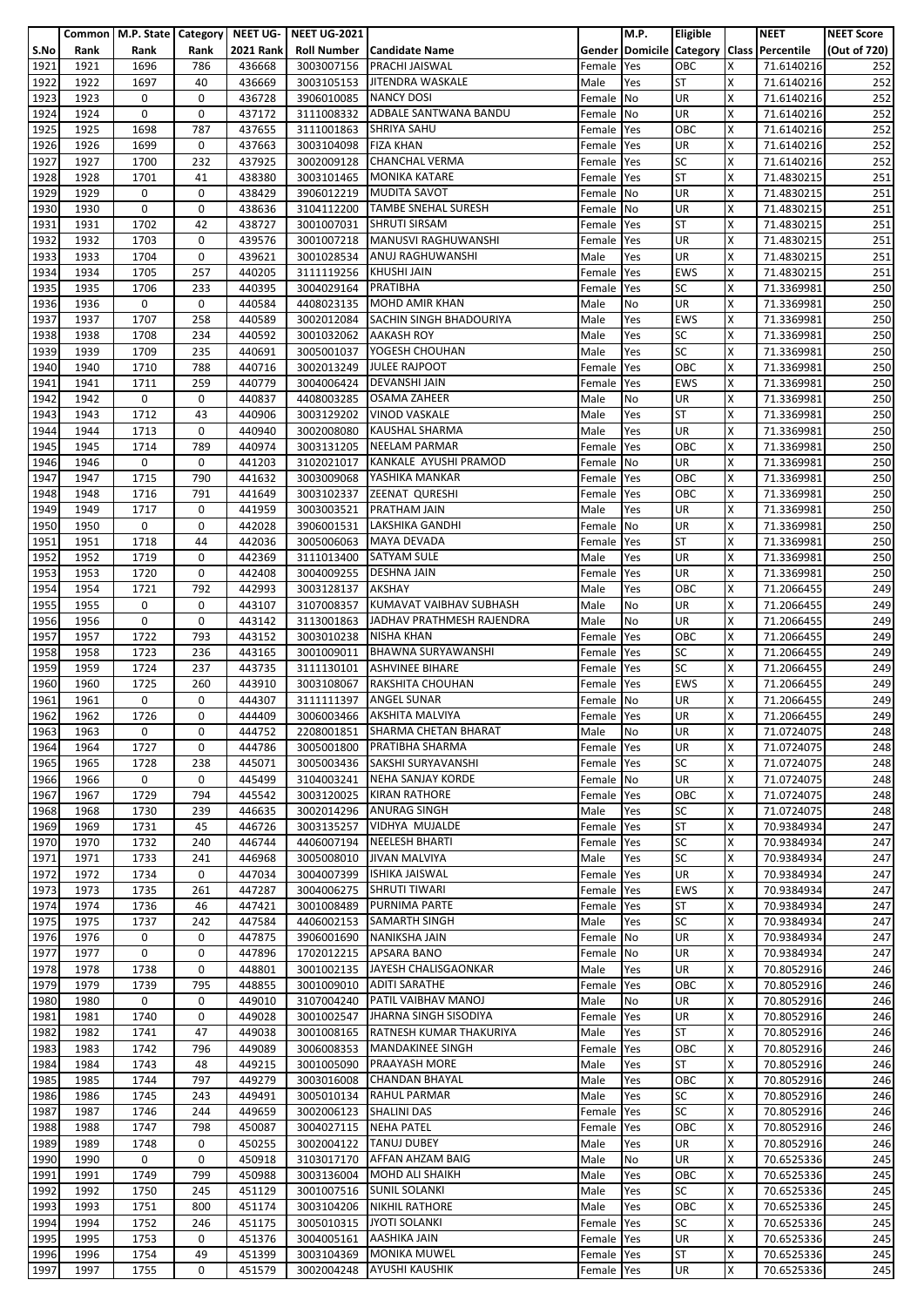| S.No | Common Rank | M.P. State Rank | Category Rank | NEET UG-2021 Rank | NEET UG-2021 Roll Number | Candidate Name | Gender | M.P. Domicile | Eligible Category | Class | NEET Percentile | NEET Score (Out of 720) |
|---|---|---|---|---|---|---|---|---|---|---|---|---|
| 1921 | 1921 | 1696 | 786 | 436668 | 3003007156 | PRACHI JAISWAL | Female | Yes | OBC | X | 71.6140216 | 252 |
| 1922 | 1922 | 1697 | 40 | 436669 | 3003105153 | JITENDRA WASKALE | Male | Yes | ST | X | 71.6140216 | 252 |
| 1923 | 1923 | 0 | 0 | 436728 | 3906010085 | NANCY DOSI | Female | No | UR | X | 71.6140216 | 252 |
| 1924 | 1924 | 0 | 0 | 437172 | 3111008332 | ADBALE SANTWANA BANDU | Female | No | UR | X | 71.6140216 | 252 |
| 1925 | 1925 | 1698 | 787 | 437655 | 3111001863 | SHRIYA SAHU | Female | Yes | OBC | X | 71.6140216 | 252 |
| 1926 | 1926 | 1699 | 0 | 437663 | 3003104098 | FIZA KHAN | Female | Yes | UR | X | 71.6140216 | 252 |
| 1927 | 1927 | 1700 | 232 | 437925 | 3002009128 | CHANCHAL VERMA | Female | Yes | SC | X | 71.6140216 | 252 |
| 1928 | 1928 | 1701 | 41 | 438380 | 3003101465 | MONIKA KATARE | Female | Yes | ST | X | 71.4830215 | 251 |
| 1929 | 1929 | 0 | 0 | 438429 | 3906012219 | MUDITA SAVOT | Female | No | UR | X | 71.4830215 | 251 |
| 1930 | 1930 | 0 | 0 | 438636 | 3104112200 | TAMBE SNEHAL SURESH | Female | No | UR | X | 71.4830215 | 251 |
| 1931 | 1931 | 1702 | 42 | 438727 | 3001007031 | SHRUTI SIRSAM | Female | Yes | ST | X | 71.4830215 | 251 |
| 1932 | 1932 | 1703 | 0 | 439576 | 3001007218 | MANUSVI RAGHUWANSHI | Female | Yes | UR | X | 71.4830215 | 251 |
| 1933 | 1933 | 1704 | 0 | 439621 | 3001028534 | ANUJ RAGHUWANSHI | Male | Yes | UR | X | 71.4830215 | 251 |
| 1934 | 1934 | 1705 | 257 | 440205 | 3111119256 | KHUSHI JAIN | Female | Yes | EWS | X | 71.4830215 | 251 |
| 1935 | 1935 | 1706 | 233 | 440395 | 3004029164 | PRATIBHA | Female | Yes | SC | X | 71.3369981 | 250 |
| 1936 | 1936 | 0 | 0 | 440584 | 4408023135 | MOHD AMIR KHAN | Male | No | UR | X | 71.3369981 | 250 |
| 1937 | 1937 | 1707 | 258 | 440589 | 3002012084 | SACHIN SINGH BHADOURIYA | Male | Yes | EWS | X | 71.3369981 | 250 |
| 1938 | 1938 | 1708 | 234 | 440592 | 3001032062 | AAKASH ROY | Male | Yes | SC | X | 71.3369981 | 250 |
| 1939 | 1939 | 1709 | 235 | 440691 | 3005001037 | YOGESH CHOUHAN | Male | Yes | SC | X | 71.3369981 | 250 |
| 1940 | 1940 | 1710 | 788 | 440716 | 3002013249 | JULEE RAJPOOT | Female | Yes | OBC | X | 71.3369981 | 250 |
| 1941 | 1941 | 1711 | 259 | 440779 | 3004006424 | DEVANSHI JAIN | Female | Yes | EWS | X | 71.3369981 | 250 |
| 1942 | 1942 | 0 | 0 | 440837 | 4408003285 | OSAMA ZAHEER | Male | No | UR | X | 71.3369981 | 250 |
| 1943 | 1943 | 1712 | 43 | 440906 | 3003129202 | VINOD VASKALE | Male | Yes | ST | X | 71.3369981 | 250 |
| 1944 | 1944 | 1713 | 0 | 440940 | 3002008080 | KAUSHAL SHARMA | Male | Yes | UR | X | 71.3369981 | 250 |
| 1945 | 1945 | 1714 | 789 | 440974 | 3003131205 | NEELAM PARMAR | Female | Yes | OBC | X | 71.3369981 | 250 |
| 1946 | 1946 | 0 | 0 | 441203 | 3102021017 | KANKALE AYUSHI PRAMOD | Female | No | UR | X | 71.3369981 | 250 |
| 1947 | 1947 | 1715 | 790 | 441632 | 3003009068 | YASHIKA MANKAR | Female | Yes | OBC | X | 71.3369981 | 250 |
| 1948 | 1948 | 1716 | 791 | 441649 | 3003102337 | ZEENAT QURESHI | Female | Yes | OBC | X | 71.3369981 | 250 |
| 1949 | 1949 | 1717 | 0 | 441959 | 3003003521 | PRATHAM JAIN | Male | Yes | UR | X | 71.3369981 | 250 |
| 1950 | 1950 | 0 | 0 | 442028 | 3906001531 | LAKSHIKA GANDHI | Female | No | UR | X | 71.3369981 | 250 |
| 1951 | 1951 | 1718 | 44 | 442036 | 3005006063 | MAYA DEVADA | Female | Yes | ST | X | 71.3369981 | 250 |
| 1952 | 1952 | 1719 | 0 | 442369 | 3111013400 | SATYAM SULE | Male | Yes | UR | X | 71.3369981 | 250 |
| 1953 | 1953 | 1720 | 0 | 442408 | 3004009255 | DESHNA JAIN | Female | Yes | UR | X | 71.3369981 | 250 |
| 1954 | 1954 | 1721 | 792 | 442993 | 3003128137 | AKSHAY | Male | Yes | OBC | X | 71.2066455 | 249 |
| 1955 | 1955 | 0 | 0 | 443107 | 3107008357 | KUMAVAT VAIBHAV SUBHASH | Male | No | UR | X | 71.2066455 | 249 |
| 1956 | 1956 | 0 | 0 | 443142 | 3113001863 | JADHAV PRATHMESH RAJENDRA | Male | No | UR | X | 71.2066455 | 249 |
| 1957 | 1957 | 1722 | 793 | 443152 | 3003010238 | NISHA KHAN | Female | Yes | OBC | X | 71.2066455 | 249 |
| 1958 | 1958 | 1723 | 236 | 443165 | 3001009011 | BHAWNA SURYAWANSHI | Female | Yes | SC | X | 71.2066455 | 249 |
| 1959 | 1959 | 1724 | 237 | 443735 | 3111130101 | ASHVINEE BIHARE | Female | Yes | SC | X | 71.2066455 | 249 |
| 1960 | 1960 | 1725 | 260 | 443910 | 3003108067 | RAKSHITA CHOUHAN | Female | Yes | EWS | X | 71.2066455 | 249 |
| 1961 | 1961 | 0 | 0 | 444307 | 3111111397 | ANGEL SUNAR | Female | No | UR | X | 71.2066455 | 249 |
| 1962 | 1962 | 1726 | 0 | 444409 | 3006003466 | AKSHITA MALVIYA | Female | Yes | UR | X | 71.2066455 | 249 |
| 1963 | 1963 | 0 | 0 | 444752 | 2208001851 | SHARMA CHETAN BHARAT | Male | No | UR | X | 71.0724075 | 248 |
| 1964 | 1964 | 1727 | 0 | 444786 | 3005001800 | PRATIBHA SHARMA | Female | Yes | UR | X | 71.0724075 | 248 |
| 1965 | 1965 | 1728 | 238 | 445071 | 3005003436 | SAKSHI SURYAVANSHI | Female | Yes | SC | X | 71.0724075 | 248 |
| 1966 | 1966 | 0 | 0 | 445499 | 3104003241 | NEHA SANJAY KORDE | Female | No | UR | X | 71.0724075 | 248 |
| 1967 | 1967 | 1729 | 794 | 445542 | 3003120025 | KIRAN RATHORE | Female | Yes | OBC | X | 71.0724075 | 248 |
| 1968 | 1968 | 1730 | 239 | 446635 | 3002014296 | ANURAG SINGH | Male | Yes | SC | X | 71.0724075 | 248 |
| 1969 | 1969 | 1731 | 45 | 446726 | 3003135257 | VIDHYA MUJALDE | Female | Yes | ST | X | 70.9384934 | 247 |
| 1970 | 1970 | 1732 | 240 | 446744 | 4406007194 | NEELESH BHARTI | Female | Yes | SC | X | 70.9384934 | 247 |
| 1971 | 1971 | 1733 | 241 | 446968 | 3005008010 | JIVAN MALVIYA | Male | Yes | SC | X | 70.9384934 | 247 |
| 1972 | 1972 | 1734 | 0 | 447034 | 3004007399 | ISHIKA JAISWAL | Female | Yes | UR | X | 70.9384934 | 247 |
| 1973 | 1973 | 1735 | 261 | 447287 | 3004006275 | SHRUTI TIWARI | Female | Yes | EWS | X | 70.9384934 | 247 |
| 1974 | 1974 | 1736 | 46 | 447421 | 3001008489 | PURNIMA PARTE | Female | Yes | ST | X | 70.9384934 | 247 |
| 1975 | 1975 | 1737 | 242 | 447584 | 4406002153 | SAMARTH SINGH | Male | Yes | SC | X | 70.9384934 | 247 |
| 1976 | 1976 | 0 | 0 | 447875 | 3906001690 | NANIKSHA JAIN | Female | No | UR | X | 70.9384934 | 247 |
| 1977 | 1977 | 0 | 0 | 447896 | 1702012215 | APSARA BANO | Female | No | UR | X | 70.9384934 | 247 |
| 1978 | 1978 | 1738 | 0 | 448801 | 3001002135 | JAYESH CHALISGAONKAR | Male | Yes | UR | X | 70.8052916 | 246 |
| 1979 | 1979 | 1739 | 795 | 448855 | 3001009010 | ADITI SARATHE | Female | Yes | OBC | X | 70.8052916 | 246 |
| 1980 | 1980 | 0 | 0 | 449010 | 3107004240 | PATIL VAIBHAV MANOJ | Male | No | UR | X | 70.8052916 | 246 |
| 1981 | 1981 | 1740 | 0 | 449028 | 3001002547 | JHARNA SINGH SISODIYA | Female | Yes | UR | X | 70.8052916 | 246 |
| 1982 | 1982 | 1741 | 47 | 449038 | 3001008165 | RATNESH KUMAR THAKURIYA | Male | Yes | ST | X | 70.8052916 | 246 |
| 1983 | 1983 | 1742 | 796 | 449089 | 3006008353 | MANDAKINEE SINGH | Female | Yes | OBC | X | 70.8052916 | 246 |
| 1984 | 1984 | 1743 | 48 | 449215 | 3001005090 | PRAAYASH MORE | Male | Yes | ST | X | 70.8052916 | 246 |
| 1985 | 1985 | 1744 | 797 | 449279 | 3003016008 | CHANDAN BHAYAL | Male | Yes | OBC | X | 70.8052916 | 246 |
| 1986 | 1986 | 1745 | 243 | 449491 | 3005010134 | RAHUL PARMAR | Male | Yes | SC | X | 70.8052916 | 246 |
| 1987 | 1987 | 1746 | 244 | 449659 | 3002006123 | SHALINI DAS | Female | Yes | SC | X | 70.8052916 | 246 |
| 1988 | 1988 | 1747 | 798 | 450087 | 3004027115 | NEHA PATEL | Female | Yes | OBC | X | 70.8052916 | 246 |
| 1989 | 1989 | 1748 | 0 | 450255 | 3002004122 | TANUJ DUBEY | Male | Yes | UR | X | 70.8052916 | 246 |
| 1990 | 1990 | 0 | 0 | 450918 | 3103017170 | AFFAN AHZAM BAIG | Male | No | UR | X | 70.6525336 | 245 |
| 1991 | 1991 | 1749 | 799 | 450988 | 3003136004 | MOHD ALI SHAIKH | Male | Yes | OBC | X | 70.6525336 | 245 |
| 1992 | 1992 | 1750 | 245 | 451129 | 3001007516 | SUNIL SOLANKI | Male | Yes | SC | X | 70.6525336 | 245 |
| 1993 | 1993 | 1751 | 800 | 451174 | 3003104206 | NIKHIL RATHORE | Male | Yes | OBC | X | 70.6525336 | 245 |
| 1994 | 1994 | 1752 | 246 | 451175 | 3005010315 | JYOTI SOLANKI | Female | Yes | SC | X | 70.6525336 | 245 |
| 1995 | 1995 | 1753 | 0 | 451376 | 3004005161 | AASHIKA JAIN | Female | Yes | UR | X | 70.6525336 | 245 |
| 1996 | 1996 | 1754 | 49 | 451399 | 3003104369 | MONIKA MUWEL | Female | Yes | ST | X | 70.6525336 | 245 |
| 1997 | 1997 | 1755 | 0 | 451579 | 3002004248 | AYUSHI KAUSHIK | Female | Yes | UR | X | 70.6525336 | 245 |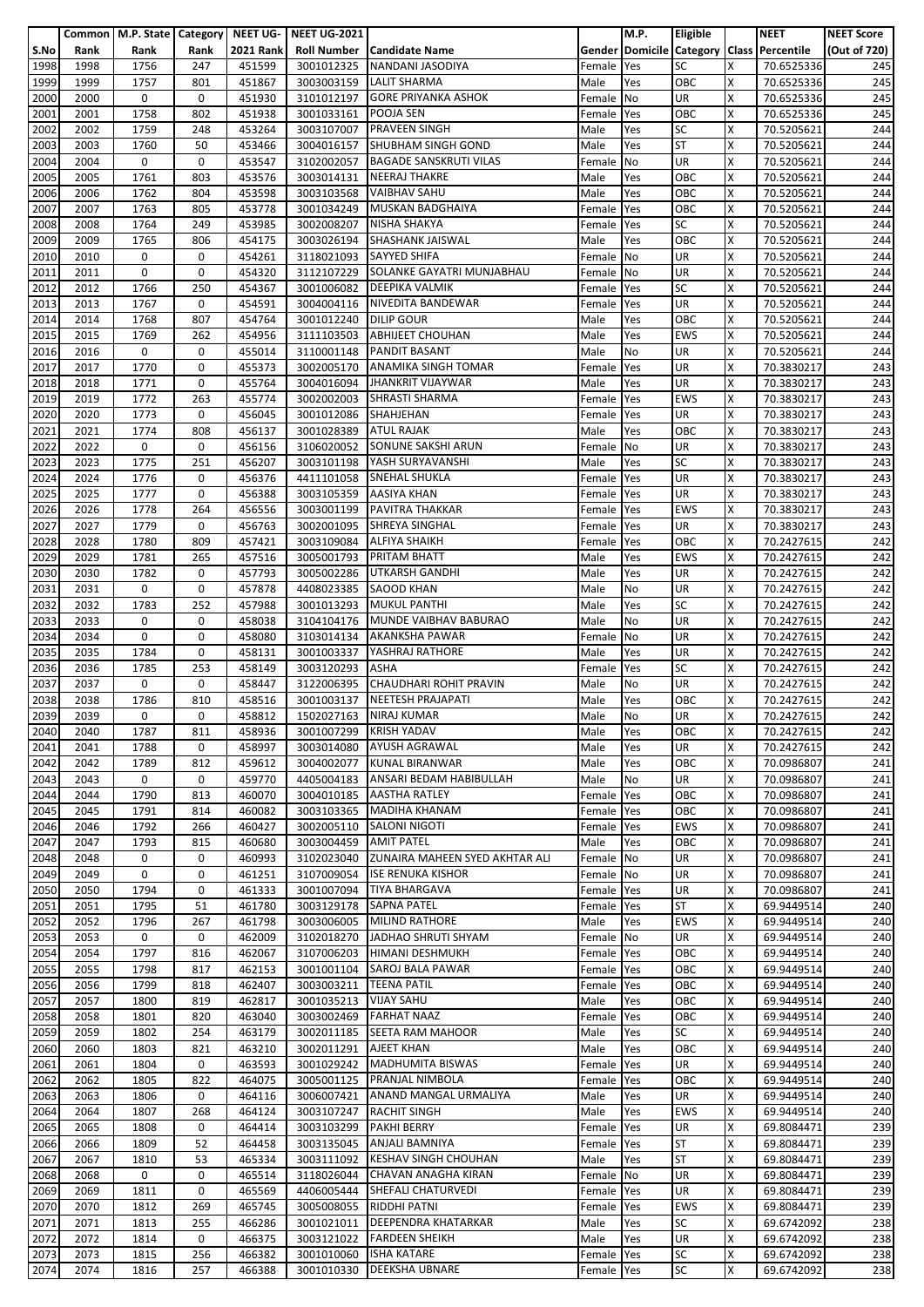| S.No | Common Rank | M.P. State Rank | Category Rank | NEET UG-2021 Rank | NEET UG-2021 Roll Number | Candidate Name | Gender | M.P. Domicile | Eligible Category | Class | NEET Percentile | NEET Score (Out of 720) |
|---|---|---|---|---|---|---|---|---|---|---|---|---|
| 1998 | 1998 | 1756 | 247 | 451599 | 3001012325 | NANDANI JASODIYA | Female | Yes | SC | X | 70.6525336 | 245 |
| 1999 | 1999 | 1757 | 801 | 451867 | 3003003159 | LALIT SHARMA | Male | Yes | OBC | X | 70.6525336 | 245 |
| 2000 | 2000 | 0 | 0 | 451930 | 3101012197 | GORE PRIYANKA ASHOK | Female | No | UR | X | 70.6525336 | 245 |
| 2001 | 2001 | 1758 | 802 | 451938 | 3001033161 | POOJA SEN | Female | Yes | OBC | X | 70.6525336 | 245 |
| 2002 | 2002 | 1759 | 248 | 453264 | 3003107007 | PRAVEEN SINGH | Male | Yes | SC | X | 70.5205621 | 244 |
| 2003 | 2003 | 1760 | 50 | 453466 | 3004016157 | SHUBHAM SINGH GOND | Male | Yes | ST | X | 70.5205621 | 244 |
| 2004 | 2004 | 0 | 0 | 453547 | 3102002057 | BAGADE SANSKRUTI VILAS | Female | No | UR | X | 70.5205621 | 244 |
| 2005 | 2005 | 1761 | 803 | 453576 | 3003014131 | NEERAJ THAKRE | Male | Yes | OBC | X | 70.5205621 | 244 |
| 2006 | 2006 | 1762 | 804 | 453598 | 3003103568 | VAIBHAV SAHU | Male | Yes | OBC | X | 70.5205621 | 244 |
| 2007 | 2007 | 1763 | 805 | 453778 | 3001034249 | MUSKAN BADGHAIYA | Female | Yes | OBC | X | 70.5205621 | 244 |
| 2008 | 2008 | 1764 | 249 | 453985 | 3002008207 | NISHA SHAKYA | Female | Yes | SC | X | 70.5205621 | 244 |
| 2009 | 2009 | 1765 | 806 | 454175 | 3003026194 | SHASHANK JAISWAL | Male | Yes | OBC | X | 70.5205621 | 244 |
| 2010 | 2010 | 0 | 0 | 454261 | 3118021093 | SAYYED SHIFA | Female | No | UR | X | 70.5205621 | 244 |
| 2011 | 2011 | 0 | 0 | 454320 | 3112107229 | SOLANKE GAYATRI MUNJABHAU | Female | No | UR | X | 70.5205621 | 244 |
| 2012 | 2012 | 1766 | 250 | 454367 | 3001006082 | DEEPIKA VALMIK | Female | Yes | SC | X | 70.5205621 | 244 |
| 2013 | 2013 | 1767 | 0 | 454591 | 3004004116 | NIVEDITA BANDEWAR | Female | Yes | UR | X | 70.5205621 | 244 |
| 2014 | 2014 | 1768 | 807 | 454764 | 3001012240 | DILIP GOUR | Male | Yes | OBC | X | 70.5205621 | 244 |
| 2015 | 2015 | 1769 | 262 | 454956 | 3111103503 | ABHIJEET CHOUHAN | Male | Yes | EWS | X | 70.5205621 | 244 |
| 2016 | 2016 | 0 | 0 | 455014 | 3110001148 | PANDIT BASANT | Male | No | UR | X | 70.5205621 | 244 |
| 2017 | 2017 | 1770 | 0 | 455373 | 3002005170 | ANAMIKA SINGH TOMAR | Female | Yes | UR | X | 70.3830217 | 243 |
| 2018 | 2018 | 1771 | 0 | 455764 | 3004016094 | JHANKRIT VIJAYWAR | Male | Yes | UR | X | 70.3830217 | 243 |
| 2019 | 2019 | 1772 | 263 | 455774 | 3002002003 | SHRASTI SHARMA | Female | Yes | EWS | X | 70.3830217 | 243 |
| 2020 | 2020 | 1773 | 0 | 456045 | 3001012086 | SHAHJEHAN | Female | Yes | UR | X | 70.3830217 | 243 |
| 2021 | 2021 | 1774 | 808 | 456137 | 3001028389 | ATUL RAJAK | Male | Yes | OBC | X | 70.3830217 | 243 |
| 2022 | 2022 | 0 | 0 | 456156 | 3106020052 | SONUNE SAKSHI ARUN | Female | No | UR | X | 70.3830217 | 243 |
| 2023 | 2023 | 1775 | 251 | 456207 | 3003101198 | YASH SURYAVANSHI | Male | Yes | SC | X | 70.3830217 | 243 |
| 2024 | 2024 | 1776 | 0 | 456376 | 4411101058 | SNEHAL SHUKLA | Female | Yes | UR | X | 70.3830217 | 243 |
| 2025 | 2025 | 1777 | 0 | 456388 | 3003105359 | AASIYA KHAN | Female | Yes | UR | X | 70.3830217 | 243 |
| 2026 | 2026 | 1778 | 264 | 456556 | 3003001199 | PAVITRA THAKKAR | Female | Yes | EWS | X | 70.3830217 | 243 |
| 2027 | 2027 | 1779 | 0 | 456763 | 3002001095 | SHREYA SINGHAL | Female | Yes | UR | X | 70.3830217 | 243 |
| 2028 | 2028 | 1780 | 809 | 457421 | 3003109084 | ALFIYA SHAIKH | Female | Yes | OBC | X | 70.2427615 | 242 |
| 2029 | 2029 | 1781 | 265 | 457516 | 3005001793 | PRITAM BHATT | Male | Yes | EWS | X | 70.2427615 | 242 |
| 2030 | 2030 | 1782 | 0 | 457793 | 3005002286 | UTKARSH GANDHI | Male | Yes | UR | X | 70.2427615 | 242 |
| 2031 | 2031 | 0 | 0 | 457878 | 4408023385 | SAOOD KHAN | Male | No | UR | X | 70.2427615 | 242 |
| 2032 | 2032 | 1783 | 252 | 457988 | 3001013293 | MUKUL PANTHI | Male | Yes | SC | X | 70.2427615 | 242 |
| 2033 | 2033 | 0 | 0 | 458038 | 3104104176 | MUNDE VAIBHAV BABURAO | Male | No | UR | X | 70.2427615 | 242 |
| 2034 | 2034 | 0 | 0 | 458080 | 3103014134 | AKANKSHA PAWAR | Female | No | UR | X | 70.2427615 | 242 |
| 2035 | 2035 | 1784 | 0 | 458131 | 3001003337 | YASHRAJ RATHORE | Male | Yes | UR | X | 70.2427615 | 242 |
| 2036 | 2036 | 1785 | 253 | 458149 | 3003120293 | ASHA | Female | Yes | SC | X | 70.2427615 | 242 |
| 2037 | 2037 | 0 | 0 | 458447 | 3122006395 | CHAUDHARI ROHIT PRAVIN | Male | No | UR | X | 70.2427615 | 242 |
| 2038 | 2038 | 1786 | 810 | 458516 | 3001003137 | NEETESH PRAJAPATI | Male | Yes | OBC | X | 70.2427615 | 242 |
| 2039 | 2039 | 0 | 0 | 458812 | 1502027163 | NIRAJ KUMAR | Male | No | UR | X | 70.2427615 | 242 |
| 2040 | 2040 | 1787 | 811 | 458936 | 3001007299 | KRISH YADAV | Male | Yes | OBC | X | 70.2427615 | 242 |
| 2041 | 2041 | 1788 | 0 | 458997 | 3003014080 | AYUSH AGRAWAL | Male | Yes | UR | X | 70.2427615 | 242 |
| 2042 | 2042 | 1789 | 812 | 459612 | 3004002077 | KUNAL BIRANWAR | Male | Yes | OBC | X | 70.0986807 | 241 |
| 2043 | 2043 | 0 | 0 | 459770 | 4405004183 | ANSARI BEDAM HABIBULLAH | Male | No | UR | X | 70.0986807 | 241 |
| 2044 | 2044 | 1790 | 813 | 460070 | 3004010185 | AASTHA RATLEY | Female | Yes | OBC | X | 70.0986807 | 241 |
| 2045 | 2045 | 1791 | 814 | 460082 | 3003103365 | MADIHA KHANAM | Female | Yes | OBC | X | 70.0986807 | 241 |
| 2046 | 2046 | 1792 | 266 | 460427 | 3002005110 | SALONI NIGOTI | Female | Yes | EWS | X | 70.0986807 | 241 |
| 2047 | 2047 | 1793 | 815 | 460680 | 3003004459 | AMIT PATEL | Male | Yes | OBC | X | 70.0986807 | 241 |
| 2048 | 2048 | 0 | 0 | 460993 | 3102023040 | ZUNAIRA MAHEEN SYED AKHTAR ALI | Female | No | UR | X | 70.0986807 | 241 |
| 2049 | 2049 | 0 | 0 | 461251 | 3107009054 | ISE RENUKA KISHOR | Female | No | UR | X | 70.0986807 | 241 |
| 2050 | 2050 | 1794 | 0 | 461333 | 3001007094 | TIYA BHARGAVA | Female | Yes | UR | X | 70.0986807 | 241 |
| 2051 | 2051 | 1795 | 51 | 461780 | 3003129178 | SAPNA PATEL | Female | Yes | ST | X | 69.9449514 | 240 |
| 2052 | 2052 | 1796 | 267 | 461798 | 3003006005 | MILIND RATHORE | Male | Yes | EWS | X | 69.9449514 | 240 |
| 2053 | 2053 | 0 | 0 | 462009 | 3102018270 | JADHAO SHRUTI SHYAM | Female | No | UR | X | 69.9449514 | 240 |
| 2054 | 2054 | 1797 | 816 | 462067 | 3107006203 | HIMANI DESHMUKH | Female | Yes | OBC | X | 69.9449514 | 240 |
| 2055 | 2055 | 1798 | 817 | 462153 | 3001001104 | SAROJ BALA PAWAR | Female | Yes | OBC | X | 69.9449514 | 240 |
| 2056 | 2056 | 1799 | 818 | 462407 | 3003003211 | TEENA PATIL | Female | Yes | OBC | X | 69.9449514 | 240 |
| 2057 | 2057 | 1800 | 819 | 462817 | 3001035213 | VIJAY SAHU | Male | Yes | OBC | X | 69.9449514 | 240 |
| 2058 | 2058 | 1801 | 820 | 463040 | 3003002469 | FARHAT NAAZ | Female | Yes | OBC | X | 69.9449514 | 240 |
| 2059 | 2059 | 1802 | 254 | 463179 | 3002011185 | SEETA RAM MAHOOR | Male | Yes | SC | X | 69.9449514 | 240 |
| 2060 | 2060 | 1803 | 821 | 463210 | 3002011291 | AJEET KHAN | Male | Yes | OBC | X | 69.9449514 | 240 |
| 2061 | 2061 | 1804 | 0 | 463593 | 3001029242 | MADHUMITA BISWAS | Female | Yes | UR | X | 69.9449514 | 240 |
| 2062 | 2062 | 1805 | 822 | 464075 | 3005001125 | PRANJAL NIMBOLA | Female | Yes | OBC | X | 69.9449514 | 240 |
| 2063 | 2063 | 1806 | 0 | 464116 | 3006007421 | ANAND MANGAL URMALIYA | Male | Yes | UR | X | 69.9449514 | 240 |
| 2064 | 2064 | 1807 | 268 | 464124 | 3003107247 | RACHIT SINGH | Male | Yes | EWS | X | 69.9449514 | 240 |
| 2065 | 2065 | 1808 | 0 | 464414 | 3003103299 | PAKHI BERRY | Female | Yes | UR | X | 69.8084471 | 239 |
| 2066 | 2066 | 1809 | 52 | 464458 | 3003135045 | ANJALI BAMNIYA | Female | Yes | ST | X | 69.8084471 | 239 |
| 2067 | 2067 | 1810 | 53 | 465334 | 3003111092 | KESHAV SINGH CHOUHAN | Male | Yes | ST | X | 69.8084471 | 239 |
| 2068 | 2068 | 0 | 0 | 465514 | 3118026044 | CHAVAN ANAGHA KIRAN | Female | No | UR | X | 69.8084471 | 239 |
| 2069 | 2069 | 1811 | 0 | 465569 | 4406005444 | SHEFALI CHATURVEDI | Female | Yes | UR | X | 69.8084471 | 239 |
| 2070 | 2070 | 1812 | 269 | 465745 | 3005008055 | RIDDHI PATNI | Female | Yes | EWS | X | 69.8084471 | 239 |
| 2071 | 2071 | 1813 | 255 | 466286 | 3001021011 | DEEPENDRA KHATARKAR | Male | Yes | SC | X | 69.6742092 | 238 |
| 2072 | 2072 | 1814 | 0 | 466375 | 3003121022 | FARDEEN SHEIKH | Male | Yes | UR | X | 69.6742092 | 238 |
| 2073 | 2073 | 1815 | 256 | 466382 | 3001010060 | ISHA KATARE | Female | Yes | SC | X | 69.6742092 | 238 |
| 2074 | 2074 | 1816 | 257 | 466388 | 3001010330 | DEEKSHA UBNARE | Female | Yes | SC | X | 69.6742092 | 238 |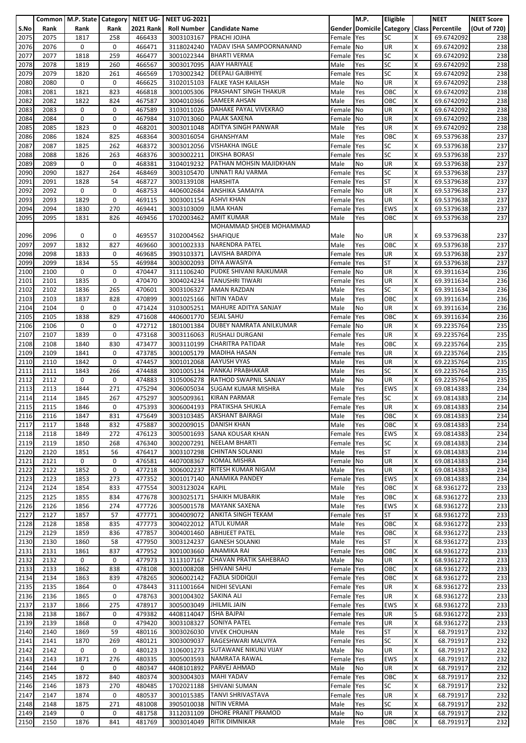| S.No | Common Rank | M.P. State Rank | Category Rank | NEET UG-2021 Rank | NEET UG-2021 Roll Number | Candidate Name | Gender | M.P. Domicile | Eligible Category | Class | NEET Percentile | NEET Score (Out of 720) |
|---|---|---|---|---|---|---|---|---|---|---|---|---|
| 2075 | 2075 | 1817 | 258 | 466433 | 3003103167 | PRACHI JOJHA | Female | Yes | SC | X | 69.6742092 | 238 |
| 2076 | 2076 | 0 | 0 | 466471 | 3118024240 | YADAV ISHA SAMPOORNANAND | Female | No | UR | X | 69.6742092 | 238 |
| 2077 | 2077 | 1818 | 259 | 466477 | 3001022344 | BHARTI VERMA | Female | Yes | SC | X | 69.6742092 | 238 |
| 2078 | 2078 | 1819 | 260 | 466567 | 3003017095 | AJAY HARIYALE | Male | Yes | SC | X | 69.6742092 | 238 |
| 2079 | 2079 | 1820 | 261 | 466569 | 1703002342 | DEEPALI GAJBHIYE | Female | Yes | SC | X | 69.6742092 | 238 |
| 2080 | 2080 | 0 | 0 | 466625 | 3102015103 | FALKE YASH KAILASH | Male | No | UR | X | 69.6742092 | 238 |
| 2081 | 2081 | 1821 | 823 | 466818 | 3001005306 | PRASHANT SINGH THAKUR | Male | Yes | OBC | X | 69.6742092 | 238 |
| 2082 | 2082 | 1822 | 824 | 467587 | 3004010366 | SAMEER AHSAN | Male | Yes | OBC | X | 69.6742092 | 238 |
| 2083 | 2083 | 0 | 0 | 467589 | 3103011026 | DAHAKE PAYAL VIVEKRAO | Female | No | UR | X | 69.6742092 | 238 |
| 2084 | 2084 | 0 | 0 | 467984 | 3107013060 | PALAK SAXENA | Female | No | UR | X | 69.6742092 | 238 |
| 2085 | 2085 | 1823 | 0 | 468201 | 3003011048 | ADITYA SINGH PANWAR | Male | Yes | UR | X | 69.6742092 | 238 |
| 2086 | 2086 | 1824 | 825 | 468364 | 3003016054 | GHANSHYAM | Male | Yes | OBC | X | 69.5379638 | 237 |
| 2087 | 2087 | 1825 | 262 | 468372 | 3003012056 | VISHAKHA INGLE | Female | Yes | SC | X | 69.5379638 | 237 |
| 2088 | 2088 | 1826 | 263 | 468376 | 3003002211 | DIKSHA BORASI | Female | Yes | SC | X | 69.5379638 | 237 |
| 2089 | 2089 | 0 | 0 | 468381 | 3104019232 | PATHAN MOHSIN MAJIDKHAN | Male | No | UR | X | 69.5379638 | 237 |
| 2090 | 2090 | 1827 | 264 | 468469 | 3003105470 | UNNATI RAJ VARMA | Female | Yes | SC | X | 69.5379638 | 237 |
| 2091 | 2091 | 1828 | 54 | 468727 | 3003139108 | HARSHITA | Female | Yes | ST | X | 69.5379638 | 237 |
| 2092 | 2092 | 0 | 0 | 468753 | 4406002684 | ANSHIKA SAMAIYA | Female | No | UR | X | 69.5379638 | 237 |
| 2093 | 2093 | 1829 | 0 | 469115 | 3003001154 | ASHVI KHAN | Female | Yes | UR | X | 69.5379638 | 237 |
| 2094 | 2094 | 1830 | 270 | 469441 | 3003103009 | ILMA KHAN | Female | Yes | EWS | X | 69.5379638 | 237 |
| 2095 | 2095 | 1831 | 826 | 469456 | 1702003462 | AMIT KUMAR | Male | Yes | OBC | X | 69.5379638 | 237 |
| 2096 | 2096 | 0 | 0 | 469557 | 3102004562 | MOHAMMAD SHOEB MOHAMMAD SHAFIQUE | Male | No | UR | X | 69.5379638 | 237 |
| 2097 | 2097 | 1832 | 827 | 469660 | 3001002333 | NARENDRA PATEL | Male | Yes | OBC | X | 69.5379638 | 237 |
| 2098 | 2098 | 1833 | 0 | 469685 | 3903103371 | LAVISHA BARDIYA | Female | Yes | UR | X | 69.5379638 | 237 |
| 2099 | 2099 | 1834 | 55 | 469984 | 3003002093 | DIYA AWASIYA | Female | Yes | ST | X | 69.5379638 | 237 |
| 2100 | 2100 | 0 | 0 | 470447 | 3111106240 | PUDKE SHIVANI RAJKUMAR | Female | No | UR | X | 69.3911634 | 236 |
| 2101 | 2101 | 1835 | 0 | 470470 | 3004024234 | TANUSHRI TIWARI | Female | Yes | UR | X | 69.3911634 | 236 |
| 2102 | 2102 | 1836 | 265 | 470601 | 3003106327 | AMAN RAZDAN | Male | Yes | SC | X | 69.3911634 | 236 |
| 2103 | 2103 | 1837 | 828 | 470899 | 3001025166 | NITIN YADAV | Male | Yes | OBC | X | 69.3911634 | 236 |
| 2104 | 2104 | 0 | 0 | 471424 | 3103005251 | MAHURE ADITYA SANJAY | Male | No | UR | X | 69.3911634 | 236 |
| 2105 | 2105 | 1838 | 829 | 471608 | 4406001770 | SEJAL SAHU | Female | Yes | OBC | X | 69.3911634 | 236 |
| 2106 | 2106 | 0 | 0 | 472712 | 1801001384 | DUBEY NAMRATA ANILKUMAR | Female | No | UR | X | 69.2235764 | 235 |
| 2107 | 2107 | 1839 | 0 | 473168 | 3003116063 | RUSHALI DURGANI | Female | Yes | UR | X | 69.2235764 | 235 |
| 2108 | 2108 | 1840 | 830 | 473477 | 3003110199 | CHARITRA PATIDAR | Male | Yes | OBC | X | 69.2235764 | 235 |
| 2109 | 2109 | 1841 | 0 | 473785 | 3001005179 | MADIHA HASAN | Female | Yes | UR | X | 69.2235764 | 235 |
| 2110 | 2110 | 1842 | 0 | 474457 | 3001012068 | AAYUSH VYAS | Male | Yes | UR | X | 69.2235764 | 235 |
| 2111 | 2111 | 1843 | 266 | 474488 | 3001005134 | PANKAJ PRABHAKAR | Male | Yes | SC | X | 69.2235764 | 235 |
| 2112 | 2112 | 0 | 0 | 474883 | 3105006278 | RATHOD SWAPNIL SANJAY | Male | No | UR | X | 69.2235764 | 235 |
| 2113 | 2113 | 1844 | 271 | 475294 | 3006005034 | SUGAM KUMAR MISHRA | Male | Yes | EWS | X | 69.0814383 | 234 |
| 2114 | 2114 | 1845 | 267 | 475297 | 3005009361 | KIRAN PARMAR | Female | Yes | SC | X | 69.0814383 | 234 |
| 2115 | 2115 | 1846 | 0 | 475393 | 3006004193 | PRATIKSHA SHUKLA | Female | Yes | UR | X | 69.0814383 | 234 |
| 2116 | 2116 | 1847 | 831 | 475649 | 3003103485 | AKSHANT BAIRAGI | Male | Yes | OBC | X | 69.0814383 | 234 |
| 2117 | 2117 | 1848 | 832 | 475887 | 3002009015 | DANISH KHAN | Male | Yes | OBC | X | 69.0814383 | 234 |
| 2118 | 2118 | 1849 | 272 | 476123 | 3005001693 | SANA KOUSAR KHAN | Female | Yes | EWS | X | 69.0814383 | 234 |
| 2119 | 2119 | 1850 | 268 | 476340 | 3002007291 | NEELAM BHARTI | Female | Yes | SC | X | 69.0814383 | 234 |
| 2120 | 2120 | 1851 | 56 | 476417 | 3003107298 | CHINTAN SOLANKI | Male | Yes | ST | X | 69.0814383 | 234 |
| 2121 | 2121 | 0 | 0 | 476581 | 4407008367 | KOMAL MISHRA | Female | No | UR | X | 69.0814383 | 234 |
| 2122 | 2122 | 1852 | 0 | 477218 | 3006002237 | RITESH KUMAR NIGAM | Male | Yes | UR | X | 69.0814383 | 234 |
| 2123 | 2123 | 1853 | 273 | 477352 | 3001017140 | ANAMIKA PANDEY | Female | Yes | EWS | X | 69.0814383 | 234 |
| 2124 | 2124 | 1854 | 833 | 477554 | 3003123024 | KAPIL | Male | Yes | OBC | X | 68.9361272 | 233 |
| 2125 | 2125 | 1855 | 834 | 477678 | 3003025171 | SHAIKH MUBARIK | Male | Yes | OBC | X | 68.9361272 | 233 |
| 2126 | 2126 | 1856 | 274 | 477726 | 3005001578 | MAYANK SAXENA | Male | Yes | EWS | X | 68.9361272 | 233 |
| 2127 | 2127 | 1857 | 57 | 477771 | 3004009072 | ANKITA SINGH TEKAM | Female | Yes | ST | X | 68.9361272 | 233 |
| 2128 | 2128 | 1858 | 835 | 477773 | 3004022012 | ATUL KUMAR | Male | Yes | OBC | X | 68.9361272 | 233 |
| 2129 | 2129 | 1859 | 836 | 477857 | 3004001460 | ABHIJEET PATEL | Male | Yes | OBC | X | 68.9361272 | 233 |
| 2130 | 2130 | 1860 | 58 | 477950 | 3003124237 | GANESH SOLANKI | Male | Yes | ST | X | 68.9361272 | 233 |
| 2131 | 2131 | 1861 | 837 | 477952 | 3001003660 | ANAMIKA RAI | Female | Yes | OBC | X | 68.9361272 | 233 |
| 2132 | 2132 | 0 | 0 | 477973 | 3113107167 | CHAVAN PRATIK SAHEBRAO | Male | No | UR | X | 68.9361272 | 233 |
| 2133 | 2133 | 1862 | 838 | 478108 | 3001008208 | SHIVANI SAHU | Female | Yes | OBC | X | 68.9361272 | 233 |
| 2134 | 2134 | 1863 | 839 | 478265 | 3006002142 | FAZILA SIDDIQUI | Female | Yes | OBC | X | 68.9361272 | 233 |
| 2135 | 2135 | 1864 | 0 | 478443 | 3111001664 | NIDHI SEVLANI | Female | Yes | UR | X | 68.9361272 | 233 |
| 2136 | 2136 | 1865 | 0 | 478763 | 3001004302 | SAKINA ALI | Female | Yes | UR | X | 68.9361272 | 233 |
| 2137 | 2137 | 1866 | 275 | 478917 | 3005003049 | JHILMIL JAIN | Female | Yes | EWS | X | 68.9361272 | 233 |
| 2138 | 2138 | 1867 | 0 | 479382 | 4408114047 | ISHA BAJPAI | Female | Yes | UR | S | 68.9361272 | 233 |
| 2139 | 2139 | 1868 | 0 | 479420 | 3003108327 | SONIYA PATEL | Female | Yes | UR | X | 68.9361272 | 233 |
| 2140 | 2140 | 1869 | 59 | 480116 | 3003026030 | VIVEK CHOUHAN | Male | Yes | ST | X | 68.791917 | 232 |
| 2141 | 2141 | 1870 | 269 | 480121 | 3003009037 | RAGESHWARI MALVIYA | Female | Yes | SC | X | 68.791917 | 232 |
| 2142 | 2142 | 0 | 0 | 480123 | 3106001273 | SUTAWANE NIKUNJ VIJAY | Male | No | UR | X | 68.791917 | 232 |
| 2143 | 2143 | 1871 | 276 | 480335 | 3005003593 | NAMRATA RAWAL | Female | Yes | EWS | X | 68.791917 | 232 |
| 2144 | 2144 | 0 | 0 | 480347 | 4408101892 | PARVEJ AHMAD | Male | No | UR | X | 68.791917 | 232 |
| 2145 | 2145 | 1872 | 840 | 480374 | 3003004303 | MAHI YADAV | Female | Yes | OBC | X | 68.791917 | 232 |
| 2146 | 2146 | 1873 | 270 | 480485 | 1702021188 | SHIVANI SUMAN | Female | Yes | SC | X | 68.791917 | 232 |
| 2147 | 2147 | 1874 | 0 | 480537 | 3001015385 | TANVI SHRIVASTAVA | Female | Yes | UR | X | 68.791917 | 232 |
| 2148 | 2148 | 1875 | 271 | 481008 | 3905010038 | NITIN VERMA | Male | Yes | SC | X | 68.791917 | 232 |
| 2149 | 2149 | 0 | 0 | 481758 | 3112031109 | DHORE PRANIT PRAMOD | Male | No | UR | X | 68.791917 | 232 |
| 2150 | 2150 | 1876 | 841 | 481769 | 3003014049 | RITIK DIMNIKAR | Male | Yes | OBC | X | 68.791917 | 232 |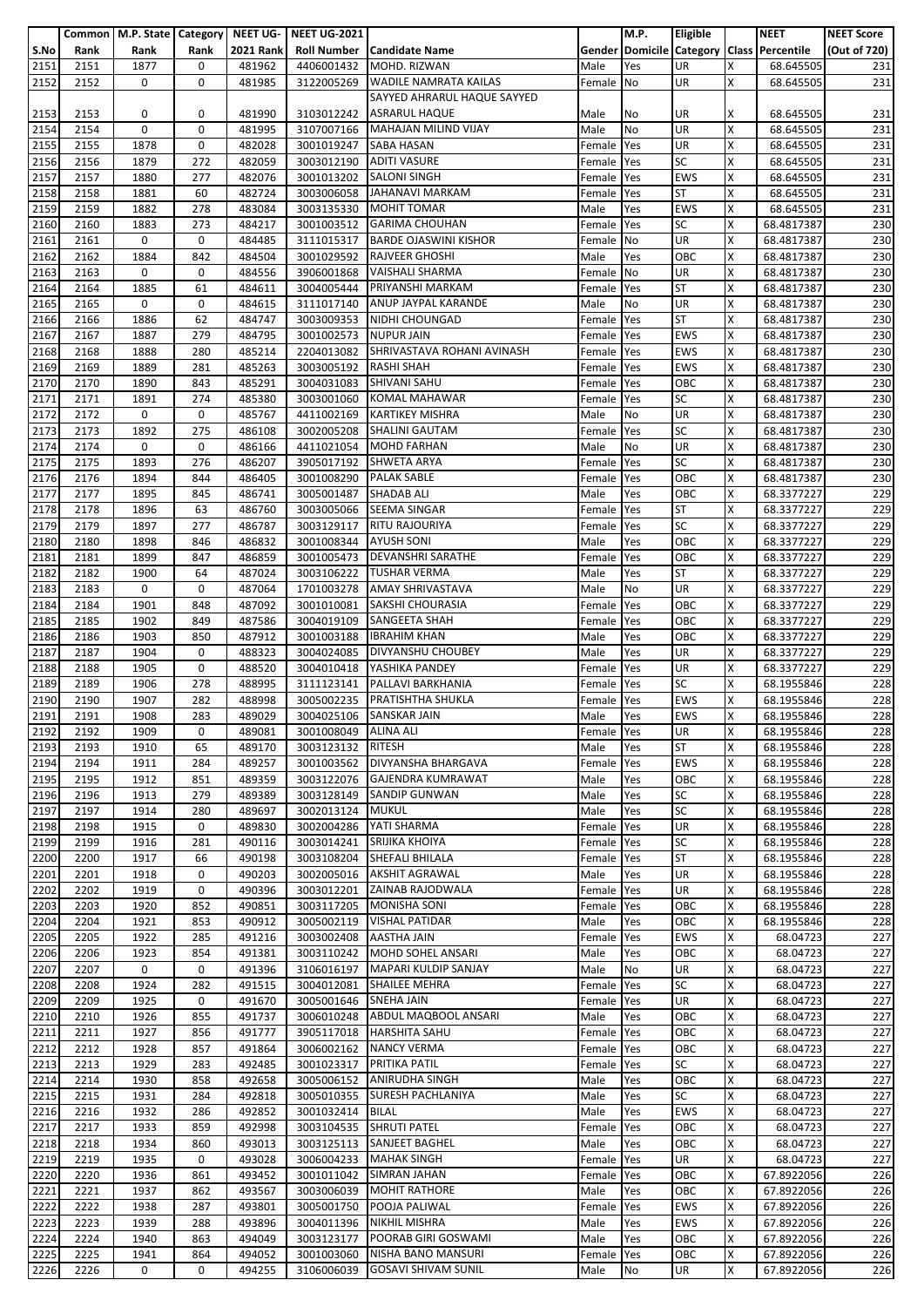| S.No | Common Rank | M.P. State Rank | Category Rank | NEET UG-2021 Rank | NEET UG-2021 Roll Number | Candidate Name | Gender | M.P. Domicile | Eligible Category | Class | NEET Percentile | NEET Score (Out of 720) |
|---|---|---|---|---|---|---|---|---|---|---|---|---|
| 2151 | 2151 | 1877 | 0 | 481962 | 4406001432 | MOHD. RIZWAN | Male | Yes | UR | X | 68.645505 | 231 |
| 2152 | 2152 | 0 | 0 | 481985 | 3122005269 | WADILE NAMRATA KAILAS | Female | No | UR | X | 68.645505 | 231 |
| 2153 | 2153 | 0 | 0 | 481990 | 3103012242 | SAYYED AHRARUL HAQUE SAYYED ASRARUL HAQUE | Male | No | UR | X | 68.645505 | 231 |
| 2154 | 2154 | 0 | 0 | 481995 | 3107007166 | MAHAJAN MILIND VIJAY | Male | No | UR | X | 68.645505 | 231 |
| 2155 | 2155 | 1878 | 0 | 482028 | 3001019247 | SABA HASAN | Female | Yes | UR | X | 68.645505 | 231 |
| 2156 | 2156 | 1879 | 272 | 482059 | 3003012190 | ADITI VASURE | Female | Yes | SC | X | 68.645505 | 231 |
| 2157 | 2157 | 1880 | 277 | 482076 | 3001013202 | SALONI SINGH | Female | Yes | EWS | X | 68.645505 | 231 |
| 2158 | 2158 | 1881 | 60 | 482724 | 3003006058 | JAHANAVI MARKAM | Female | Yes | ST | X | 68.645505 | 231 |
| 2159 | 2159 | 1882 | 278 | 483084 | 3003135330 | MOHIT TOMAR | Male | Yes | EWS | X | 68.645505 | 231 |
| 2160 | 2160 | 1883 | 273 | 484217 | 3001003512 | GARIMA CHOUHAN | Female | Yes | SC | X | 68.4817387 | 230 |
| 2161 | 2161 | 0 | 0 | 484485 | 3111015317 | BARDE OJASWINI KISHOR | Female | No | UR | X | 68.4817387 | 230 |
| 2162 | 2162 | 1884 | 842 | 484504 | 3001029592 | RAJVEER GHOSHI | Male | Yes | OBC | X | 68.4817387 | 230 |
| 2163 | 2163 | 0 | 0 | 484556 | 3906001868 | VAISHALI SHARMA | Female | No | UR | X | 68.4817387 | 230 |
| 2164 | 2164 | 1885 | 61 | 484611 | 3004005444 | PRIYANSHI MARKAM | Female | Yes | ST | X | 68.4817387 | 230 |
| 2165 | 2165 | 0 | 0 | 484615 | 3111017140 | ANUP JAYPAL KARANDE | Male | No | UR | X | 68.4817387 | 230 |
| 2166 | 2166 | 1886 | 62 | 484747 | 3003009353 | NIDHI CHOUNGAD | Female | Yes | ST | X | 68.4817387 | 230 |
| 2167 | 2167 | 1887 | 279 | 484795 | 3001002573 | NUPUR JAIN | Female | Yes | EWS | X | 68.4817387 | 230 |
| 2168 | 2168 | 1888 | 280 | 485214 | 2204013082 | SHRIVASTAVA ROHANI AVINASH | Female | Yes | EWS | X | 68.4817387 | 230 |
| 2169 | 2169 | 1889 | 281 | 485263 | 3003005192 | RASHI SHAH | Female | Yes | EWS | X | 68.4817387 | 230 |
| 2170 | 2170 | 1890 | 843 | 485291 | 3004031083 | SHIVANI SAHU | Female | Yes | OBC | X | 68.4817387 | 230 |
| 2171 | 2171 | 1891 | 274 | 485380 | 3003001060 | KOMAL MAHAWAR | Female | Yes | SC | X | 68.4817387 | 230 |
| 2172 | 2172 | 0 | 0 | 485767 | 4411002169 | KARTIKEY MISHRA | Male | No | UR | X | 68.4817387 | 230 |
| 2173 | 2173 | 1892 | 275 | 486108 | 3002005208 | SHALINI GAUTAM | Female | Yes | SC | X | 68.4817387 | 230 |
| 2174 | 2174 | 0 | 0 | 486166 | 4411021054 | MOHD FARHAN | Male | No | UR | X | 68.4817387 | 230 |
| 2175 | 2175 | 1893 | 276 | 486207 | 3905017192 | SHWETA ARYA | Female | Yes | SC | X | 68.4817387 | 230 |
| 2176 | 2176 | 1894 | 844 | 486405 | 3001008290 | PALAK SABLE | Female | Yes | OBC | X | 68.4817387 | 230 |
| 2177 | 2177 | 1895 | 845 | 486741 | 3005001487 | SHADAB ALI | Male | Yes | OBC | X | 68.3377227 | 229 |
| 2178 | 2178 | 1896 | 63 | 486760 | 3003005066 | SEEMA SINGAR | Female | Yes | ST | X | 68.3377227 | 229 |
| 2179 | 2179 | 1897 | 277 | 486787 | 3003129117 | RITU RAJOURIYA | Female | Yes | SC | X | 68.3377227 | 229 |
| 2180 | 2180 | 1898 | 846 | 486832 | 3001008344 | AYUSH SONI | Male | Yes | OBC | X | 68.3377227 | 229 |
| 2181 | 2181 | 1899 | 847 | 486859 | 3001005473 | DEVANSHRI SARATHE | Female | Yes | OBC | X | 68.3377227 | 229 |
| 2182 | 2182 | 1900 | 64 | 487024 | 3003106222 | TUSHAR VERMA | Male | Yes | ST | X | 68.3377227 | 229 |
| 2183 | 2183 | 0 | 0 | 487064 | 1701003278 | AMAY SHRIVASTAVA | Male | No | UR | X | 68.3377227 | 229 |
| 2184 | 2184 | 1901 | 848 | 487092 | 3001010081 | SAKSHI CHOURASIA | Female | Yes | OBC | X | 68.3377227 | 229 |
| 2185 | 2185 | 1902 | 849 | 487586 | 3004019109 | SANGEETA SHAH | Female | Yes | OBC | X | 68.3377227 | 229 |
| 2186 | 2186 | 1903 | 850 | 487912 | 3001003188 | IBRAHIM KHAN | Male | Yes | OBC | X | 68.3377227 | 229 |
| 2187 | 2187 | 1904 | 0 | 488323 | 3004024085 | DIVYANSHU CHOUBEY | Male | Yes | UR | X | 68.3377227 | 229 |
| 2188 | 2188 | 1905 | 0 | 488520 | 3004010418 | YASHIKA PANDEY | Female | Yes | UR | X | 68.3377227 | 229 |
| 2189 | 2189 | 1906 | 278 | 488995 | 3111123141 | PALLAVI BARKHANIA | Female | Yes | SC | X | 68.1955846 | 228 |
| 2190 | 2190 | 1907 | 282 | 488998 | 3005002235 | PRATISHTHA SHUKLA | Female | Yes | EWS | X | 68.1955846 | 228 |
| 2191 | 2191 | 1908 | 283 | 489029 | 3004025106 | SANSKAR JAIN | Male | Yes | EWS | X | 68.1955846 | 228 |
| 2192 | 2192 | 1909 | 0 | 489081 | 3001008049 | ALINA ALI | Female | Yes | UR | X | 68.1955846 | 228 |
| 2193 | 2193 | 1910 | 65 | 489170 | 3003123132 | RITESH | Male | Yes | ST | X | 68.1955846 | 228 |
| 2194 | 2194 | 1911 | 284 | 489257 | 3001003562 | DIVYANSHA BHARGAVA | Female | Yes | EWS | X | 68.1955846 | 228 |
| 2195 | 2195 | 1912 | 851 | 489359 | 3003122076 | GAJENDRA KUMRAWAT | Male | Yes | OBC | X | 68.1955846 | 228 |
| 2196 | 2196 | 1913 | 279 | 489389 | 3003128149 | SANDIP GUNWAN | Male | Yes | SC | X | 68.1955846 | 228 |
| 2197 | 2197 | 1914 | 280 | 489697 | 3002013124 | MUKUL | Male | Yes | SC | X | 68.1955846 | 228 |
| 2198 | 2198 | 1915 | 0 | 489830 | 3002004286 | YATI SHARMA | Female | Yes | UR | X | 68.1955846 | 228 |
| 2199 | 2199 | 1916 | 281 | 490116 | 3003014241 | SRIJIKA KHOIYA | Female | Yes | SC | X | 68.1955846 | 228 |
| 2200 | 2200 | 1917 | 66 | 490198 | 3003108204 | SHEFALI BHILALA | Female | Yes | ST | X | 68.1955846 | 228 |
| 2201 | 2201 | 1918 | 0 | 490203 | 3002005016 | AKSHIT AGRAWAL | Male | Yes | UR | X | 68.1955846 | 228 |
| 2202 | 2202 | 1919 | 0 | 490396 | 3003012201 | ZAINAB RAJODWALA | Female | Yes | UR | X | 68.1955846 | 228 |
| 2203 | 2203 | 1920 | 852 | 490851 | 3003117205 | MONISHA SONI | Female | Yes | OBC | X | 68.1955846 | 228 |
| 2204 | 2204 | 1921 | 853 | 490912 | 3005002119 | VISHAL PATIDAR | Male | Yes | OBC | X | 68.1955846 | 228 |
| 2205 | 2205 | 1922 | 285 | 491216 | 3003002408 | AASTHA JAIN | Female | Yes | EWS | X | 68.04723 | 227 |
| 2206 | 2206 | 1923 | 854 | 491381 | 3003110242 | MOHD SOHEL ANSARI | Male | Yes | OBC | X | 68.04723 | 227 |
| 2207 | 2207 | 0 | 0 | 491396 | 3106016197 | MAPARI KULDIP SANJAY | Male | No | UR | X | 68.04723 | 227 |
| 2208 | 2208 | 1924 | 282 | 491515 | 3004012081 | SHAILEE MEHRA | Female | Yes | SC | X | 68.04723 | 227 |
| 2209 | 2209 | 1925 | 0 | 491670 | 3005001646 | SNEHA JAIN | Female | Yes | UR | X | 68.04723 | 227 |
| 2210 | 2210 | 1926 | 855 | 491737 | 3006010248 | ABDUL MAQBOOL ANSARI | Male | Yes | OBC | X | 68.04723 | 227 |
| 2211 | 2211 | 1927 | 856 | 491777 | 3905117018 | HARSHITA SAHU | Female | Yes | OBC | X | 68.04723 | 227 |
| 2212 | 2212 | 1928 | 857 | 491864 | 3006002162 | NANCY VERMA | Female | Yes | OBC | X | 68.04723 | 227 |
| 2213 | 2213 | 1929 | 283 | 492485 | 3001023317 | PRITIKA PATIL | Female | Yes | SC | X | 68.04723 | 227 |
| 2214 | 2214 | 1930 | 858 | 492658 | 3005006152 | ANIRUDHA SINGH | Male | Yes | OBC | X | 68.04723 | 227 |
| 2215 | 2215 | 1931 | 284 | 492818 | 3005010355 | SURESH PACHLANIYA | Male | Yes | SC | X | 68.04723 | 227 |
| 2216 | 2216 | 1932 | 286 | 492852 | 3001032414 | BILAL | Male | Yes | EWS | X | 68.04723 | 227 |
| 2217 | 2217 | 1933 | 859 | 492998 | 3003104535 | SHRUTI PATEL | Female | Yes | OBC | X | 68.04723 | 227 |
| 2218 | 2218 | 1934 | 860 | 493013 | 3003125113 | SANJEET BAGHEL | Male | Yes | OBC | X | 68.04723 | 227 |
| 2219 | 2219 | 1935 | 0 | 493028 | 3006004233 | MAHAK SINGH | Female | Yes | UR | X | 68.04723 | 227 |
| 2220 | 2220 | 1936 | 861 | 493452 | 3001011042 | SIMRAN JAHAN | Female | Yes | OBC | X | 67.8922056 | 226 |
| 2221 | 2221 | 1937 | 862 | 493567 | 3003006039 | MOHIT RATHORE | Male | Yes | OBC | X | 67.8922056 | 226 |
| 2222 | 2222 | 1938 | 287 | 493801 | 3005001750 | POOJA PALIWAL | Female | Yes | EWS | X | 67.8922056 | 226 |
| 2223 | 2223 | 1939 | 288 | 493896 | 3004011396 | NIKHIL MISHRA | Male | Yes | EWS | X | 67.8922056 | 226 |
| 2224 | 2224 | 1940 | 863 | 494049 | 3003123177 | POORAB GIRI GOSWAMI | Male | Yes | OBC | X | 67.8922056 | 226 |
| 2225 | 2225 | 1941 | 864 | 494052 | 3001003060 | NISHA BANO MANSURI | Female | Yes | OBC | X | 67.8922056 | 226 |
| 2226 | 2226 | 0 | 0 | 494255 | 3106006039 | GOSAVI SHIVAM SUNIL | Male | No | UR | X | 67.8922056 | 226 |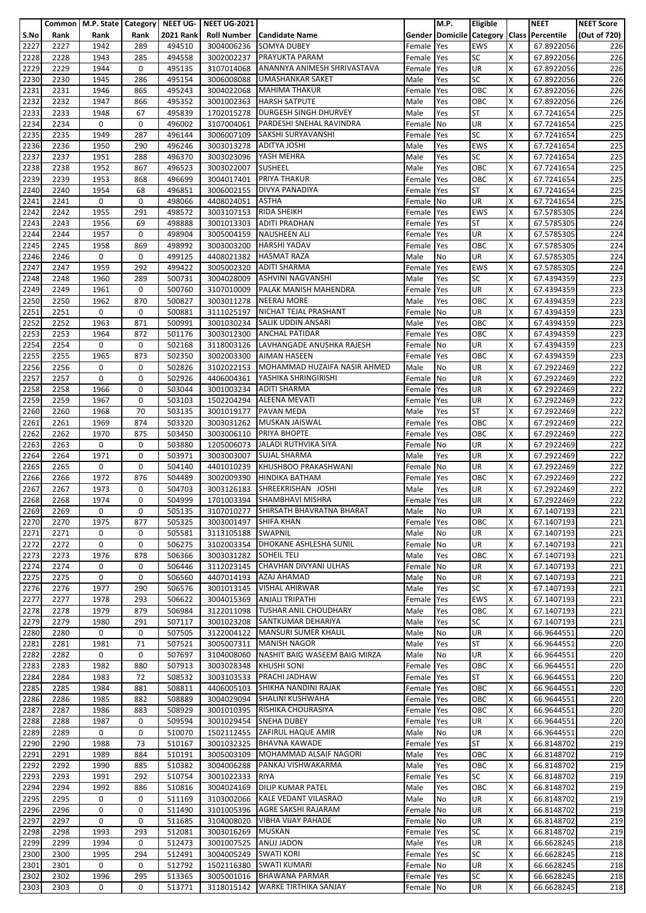| S.No | Common Rank | M.P. State Rank | Category Rank | NEET UG-2021 Rank | NEET UG-2021 Roll Number | Candidate Name | Gender | M.P. Domicile | Eligible Category | Class | NEET Percentile | NEET Score (Out of 720) |
|---|---|---|---|---|---|---|---|---|---|---|---|---|
| 2227 | 2227 | 1942 | 289 | 494510 | 3004006236 | SOMYA DUBEY | Female | Yes | EWS | X | 67.8922056 | 226 |
| 2228 | 2228 | 1943 | 285 | 494558 | 3002002237 | PRAYUKTA PARAM | Female | Yes | SC | X | 67.8922056 | 226 |
| 2229 | 2229 | 1944 | 0 | 495135 | 3107014068 | ANANNYA ANIMESH SHRIVASTAVA | Female | Yes | UR | X | 67.8922056 | 226 |
| 2230 | 2230 | 1945 | 286 | 495154 | 3006008088 | UMASHANKAR SAKET | Male | Yes | SC | X | 67.8922056 | 226 |
| 2231 | 2231 | 1946 | 865 | 495243 | 3004022068 | MAHIMA THAKUR | Female | Yes | OBC | X | 67.8922056 | 226 |
| 2232 | 2232 | 1947 | 866 | 495352 | 3001002363 | HARSH SATPUTE | Male | Yes | OBC | X | 67.8922056 | 226 |
| 2233 | 2233 | 1948 | 67 | 495839 | 1702015278 | DURGESH SINGH DHURVEY | Male | Yes | ST | X | 67.7241654 | 225 |
| 2234 | 2234 | 0 | 0 | 496002 | 3107004061 | PARDESHI SNEHAL RAVINDRA | Female | No | UR | X | 67.7241654 | 225 |
| 2235 | 2235 | 1949 | 287 | 496144 | 3006007109 | SAKSHI SURYAVANSHI | Female | Yes | SC | X | 67.7241654 | 225 |
| 2236 | 2236 | 1950 | 290 | 496246 | 3003013278 | ADITYA JOSHI | Male | Yes | EWS | X | 67.7241654 | 225 |
| 2237 | 2237 | 1951 | 288 | 496370 | 3003023096 | YASH MEHRA | Male | Yes | SC | X | 67.7241654 | 225 |
| 2238 | 2238 | 1952 | 867 | 496523 | 3003022007 | SUSHEEL | Male | Yes | OBC | X | 67.7241654 | 225 |
| 2239 | 2239 | 1953 | 868 | 496699 | 3004017401 | PRIYA THAKUR | Female | Yes | OBC | X | 67.7241654 | 225 |
| 2240 | 2240 | 1954 | 68 | 496851 | 3006002155 | DIVYA PANADIYA | Female | Yes | ST | X | 67.7241654 | 225 |
| 2241 | 2241 | 0 | 0 | 498066 | 4408024051 | ASTHA | Female | No | UR | X | 67.7241654 | 225 |
| 2242 | 2242 | 1955 | 291 | 498572 | 3003107153 | RIDA SHEIKH | Female | Yes | EWS | X | 67.5785305 | 224 |
| 2243 | 2243 | 1956 | 69 | 498888 | 3001013303 | ADITI PRADHAN | Female | Yes | ST | X | 67.5785305 | 224 |
| 2244 | 2244 | 1957 | 0 | 498904 | 3005004159 | NAUSHEEN ALI | Female | Yes | UR | X | 67.5785305 | 224 |
| 2245 | 2245 | 1958 | 869 | 498992 | 3003003200 | HARSHI YADAV | Female | Yes | OBC | X | 67.5785305 | 224 |
| 2246 | 2246 | 0 | 0 | 499125 | 4408021382 | HASMAT RAZA | Male | No | UR | X | 67.5785305 | 224 |
| 2247 | 2247 | 1959 | 292 | 499422 | 3005002320 | ADITI SHARMA | Female | Yes | EWS | X | 67.5785305 | 224 |
| 2248 | 2248 | 1960 | 289 | 500731 | 3004028009 | ASHVINI NAGVANSHI | Male | Yes | SC | X | 67.4394359 | 223 |
| 2249 | 2249 | 1961 | 0 | 500760 | 3107010009 | PALAK MANISH MAHENDRA | Female | Yes | UR | X | 67.4394359 | 223 |
| 2250 | 2250 | 1962 | 870 | 500827 | 3003011278 | NEERAJ MORE | Male | Yes | OBC | X | 67.4394359 | 223 |
| 2251 | 2251 | 0 | 0 | 500881 | 3111025197 | NICHAT TEJAL PRASHANT | Female | No | UR | X | 67.4394359 | 223 |
| 2252 | 2252 | 1963 | 871 | 500991 | 3001030234 | SALIK UDDIN ANSARI | Male | Yes | OBC | X | 67.4394359 | 223 |
| 2253 | 2253 | 1964 | 872 | 501176 | 3003012300 | ANCHAL PATIDAR | Female | Yes | OBC | X | 67.4394359 | 223 |
| 2254 | 2254 | 0 | 0 | 502168 | 3118003126 | LAVHANGADE ANUSHKA RAJESH | Female | No | UR | X | 67.4394359 | 223 |
| 2255 | 2255 | 1965 | 873 | 502350 | 3002003300 | AIMAN HASEEN | Female | Yes | OBC | X | 67.4394359 | 223 |
| 2256 | 2256 | 0 | 0 | 502826 | 3102022153 | MOHAMMAD HUZAIFA NASIR AHMED | Male | No | UR | X | 67.2922469 | 222 |
| 2257 | 2257 | 0 | 0 | 502926 | 4406004361 | YASHIKA SHRINGIRISHI | Female | No | UR | X | 67.2922469 | 222 |
| 2258 | 2258 | 1966 | 0 | 503044 | 3001003234 | ADITI SHARMA | Female | Yes | UR | X | 67.2922469 | 222 |
| 2259 | 2259 | 1967 | 0 | 503103 | 1502204294 | ALEENA MEVATI | Female | Yes | UR | X | 67.2922469 | 222 |
| 2260 | 2260 | 1968 | 70 | 503135 | 3001019177 | PAVAN MEDA | Male | Yes | ST | X | 67.2922469 | 222 |
| 2261 | 2261 | 1969 | 874 | 503320 | 3003031262 | MUSKAN JAISWAL | Female | Yes | OBC | X | 67.2922469 | 222 |
| 2262 | 2262 | 1970 | 875 | 503450 | 3003006110 | PRIYA BHOPTE | Female | Yes | OBC | X | 67.2922469 | 222 |
| 2263 | 2263 | 0 | 0 | 503880 | 1205006073 | JALADI RUTHVIKA SIYA | Female | No | UR | X | 67.2922469 | 222 |
| 2264 | 2264 | 1971 | 0 | 503971 | 3003003007 | SUJAL SHARMA | Male | Yes | UR | X | 67.2922469 | 222 |
| 2265 | 2265 | 0 | 0 | 504140 | 4401010239 | KHUSHBOO PRAKASHWANI | Female | No | UR | X | 67.2922469 | 222 |
| 2266 | 2266 | 1972 | 876 | 504489 | 3002009390 | HINDIKA BATHAM | Female | Yes | OBC | X | 67.2922469 | 222 |
| 2267 | 2267 | 1973 | 0 | 504703 | 3003126183 | SHREEKRISHAN JOSHI | Male | Yes | UR | X | 67.2922469 | 222 |
| 2268 | 2268 | 1974 | 0 | 504999 | 1701003394 | SHAMBHAVI MISHRA | Female | Yes | UR | X | 67.2922469 | 222 |
| 2269 | 2269 | 0 | 0 | 505135 | 3107010277 | SHIRSATH BHAVRATNA BHARAT | Male | No | UR | X | 67.1407193 | 221 |
| 2270 | 2270 | 1975 | 877 | 505325 | 3003001497 | SHIFA KHAN | Female | Yes | OBC | X | 67.1407193 | 221 |
| 2271 | 2271 | 0 | 0 | 505581 | 3113105188 | SWAPNIL | Male | No | UR | X | 67.1407193 | 221 |
| 2272 | 2272 | 0 | 0 | 506275 | 3102003354 | DHOKANE ASHLESHA SUNIL | Female | No | UR | X | 67.1407193 | 221 |
| 2273 | 2273 | 1976 | 878 | 506366 | 3003031282 | SOHEIL TELI | Male | Yes | OBC | X | 67.1407193 | 221 |
| 2274 | 2274 | 0 | 0 | 506446 | 3112023145 | CHAVHAN DIVYANI ULHAS | Female | No | UR | X | 67.1407193 | 221 |
| 2275 | 2275 | 0 | 0 | 506560 | 4407014193 | AZAJ AHAMAD | Male | No | UR | X | 67.1407193 | 221 |
| 2276 | 2276 | 1977 | 290 | 506576 | 3001013145 | VISHAL AHIRWAR | Male | Yes | SC | X | 67.1407193 | 221 |
| 2277 | 2277 | 1978 | 293 | 506622 | 3004015369 | ANJALI TRIPATHI | Female | Yes | EWS | X | 67.1407193 | 221 |
| 2278 | 2278 | 1979 | 879 | 506984 | 3122011098 | TUSHAR ANIL CHOUDHARY | Male | Yes | OBC | X | 67.1407193 | 221 |
| 2279 | 2279 | 1980 | 291 | 507117 | 3001023208 | SANTKUMAR DEHARIYA | Male | Yes | SC | X | 67.1407193 | 221 |
| 2280 | 2280 | 0 | 0 | 507505 | 3122004122 | MANSURI SUMER KHALIL | Male | No | UR | X | 66.9644551 | 220 |
| 2281 | 2281 | 1981 | 71 | 507521 | 3005007311 | MANISH NAGOR | Male | Yes | ST | X | 66.9644551 | 220 |
| 2282 | 2282 | 0 | 0 | 507697 | 3104008060 | NASHIT BAIG WASEEM BAIG MIRZA | Male | No | UR | X | 66.9644551 | 220 |
| 2283 | 2283 | 1982 | 880 | 507913 | 3003028348 | KHUSHI SONI | Female | Yes | OBC | X | 66.9644551 | 220 |
| 2284 | 2284 | 1983 | 72 | 508532 | 3003103533 | PRACHI JADHAW | Female | Yes | ST | X | 66.9644551 | 220 |
| 2285 | 2285 | 1984 | 881 | 508811 | 4406005103 | SHIKHA NANDINI RAJAK | Female | Yes | OBC | X | 66.9644551 | 220 |
| 2286 | 2286 | 1985 | 882 | 508889 | 3004029094 | SHALINI KUSHWAHA | Female | Yes | OBC | X | 66.9644551 | 220 |
| 2287 | 2287 | 1986 | 883 | 508929 | 3001010395 | RISHIKA CHOURASIYA | Female | Yes | OBC | X | 66.9644551 | 220 |
| 2288 | 2288 | 1987 | 0 | 509594 | 3001029454 | SNEHA DUBEY | Female | Yes | UR | X | 66.9644551 | 220 |
| 2289 | 2289 | 0 | 0 | 510070 | 1502112455 | ZAFIRUL HAQUE AMIR | Male | No | UR | X | 66.9644551 | 220 |
| 2290 | 2290 | 1988 | 73 | 510167 | 3001032325 | BHAVNA KAWADE | Female | Yes | ST | X | 66.8148702 | 219 |
| 2291 | 2291 | 1989 | 884 | 510191 | 3005003109 | MOHAMMAD ALSAIF NAGORI | Male | Yes | OBC | X | 66.8148702 | 219 |
| 2292 | 2292 | 1990 | 885 | 510382 | 3004006288 | PANKAJ VISHWAKARMA | Male | Yes | OBC | X | 66.8148702 | 219 |
| 2293 | 2293 | 1991 | 292 | 510754 | 3001022333 | RIYA | Female | Yes | SC | X | 66.8148702 | 219 |
| 2294 | 2294 | 1992 | 886 | 510816 | 3004024169 | DILIP KUMAR PATEL | Male | Yes | OBC | X | 66.8148702 | 219 |
| 2295 | 2295 | 0 | 0 | 511169 | 3103002066 | KALE VEDANT VILASRAO | Male | No | UR | X | 66.8148702 | 219 |
| 2296 | 2296 | 0 | 0 | 511490 | 3101005396 | AGRE SAKSHI RAJARAM | Female | No | UR | X | 66.8148702 | 219 |
| 2297 | 2297 | 0 | 0 | 511685 | 3104008020 | VIBHA VIJAY PAHADE | Female | No | UR | X | 66.8148702 | 219 |
| 2298 | 2298 | 1993 | 293 | 512081 | 3003016269 | MUSKAN | Female | Yes | SC | X | 66.8148702 | 219 |
| 2299 | 2299 | 1994 | 0 | 512473 | 3001007525 | ANUJ JADON | Male | Yes | UR | X | 66.6628245 | 218 |
| 2300 | 2300 | 1995 | 294 | 512491 | 3004005249 | SWATI KORI | Female | Yes | SC | X | 66.6628245 | 218 |
| 2301 | 2301 | 0 | 0 | 512792 | 1502116380 | SWATI KUMARI | Female | No | UR | X | 66.6628245 | 218 |
| 2302 | 2302 | 1996 | 295 | 513365 | 3005001016 | BHAWANA PARMAR | Female | Yes | SC | X | 66.6628245 | 218 |
| 2303 | 2303 | 0 | 0 | 513771 | 3118015142 | WARKE TIRTHIKA SANJAY | Female | No | UR | X | 66.6628245 | 218 |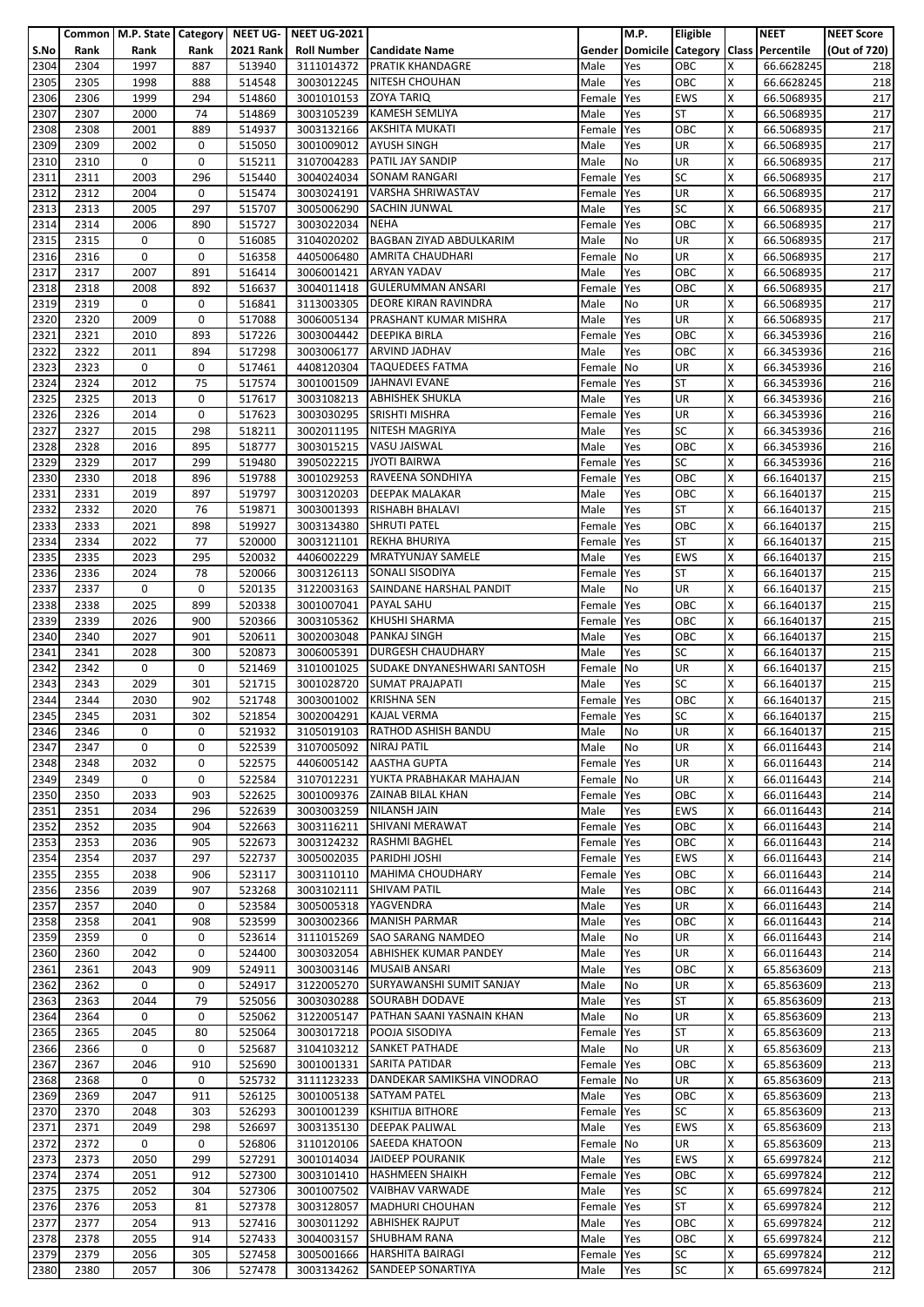| S.No | Common Rank | M.P. State Rank | Category Rank | NEET UG-2021 Rank | NEET UG-2021 Roll Number | Candidate Name | Gender | M.P. Domicile | Eligible Category | Class | NEET Percentile | NEET Score (Out of 720) |
|---|---|---|---|---|---|---|---|---|---|---|---|---|
| 2304 | 2304 | 1997 | 887 | 513940 | 3111014372 | PRATIK KHANDAGRE | Male | Yes | OBC | X | 66.6628245 | 218 |
| 2305 | 2305 | 1998 | 888 | 514548 | 3003012245 | NITESH CHOUHAN | Male | Yes | OBC | X | 66.6628245 | 218 |
| 2306 | 2306 | 1999 | 294 | 514860 | 3001010153 | ZOYA TARIQ | Female | Yes | EWS | X | 66.5068935 | 217 |
| 2307 | 2307 | 2000 | 74 | 514869 | 3003105239 | KAMESH SEMLIYA | Male | Yes | ST | X | 66.5068935 | 217 |
| 2308 | 2308 | 2001 | 889 | 514937 | 3003132166 | AKSHITA MUKATI | Female | Yes | OBC | X | 66.5068935 | 217 |
| 2309 | 2309 | 2002 | 0 | 515050 | 3001009012 | AYUSH SINGH | Male | Yes | UR | X | 66.5068935 | 217 |
| 2310 | 2310 | 0 | 0 | 515211 | 3107004283 | PATIL JAY SANDIP | Male | No | UR | X | 66.5068935 | 217 |
| 2311 | 2311 | 2003 | 296 | 515440 | 3004024034 | SONAM RANGARI | Female | Yes | SC | X | 66.5068935 | 217 |
| 2312 | 2312 | 2004 | 0 | 515474 | 3003024191 | VARSHA SHRIWASTAV | Female | Yes | UR | X | 66.5068935 | 217 |
| 2313 | 2313 | 2005 | 297 | 515707 | 3005006290 | SACHIN JUNWAL | Male | Yes | SC | X | 66.5068935 | 217 |
| 2314 | 2314 | 2006 | 890 | 515727 | 3003022034 | NEHA | Female | Yes | OBC | X | 66.5068935 | 217 |
| 2315 | 2315 | 0 | 0 | 516085 | 3104020202 | BAGBAN ZIYAD ABDULKARIM | Male | No | UR | X | 66.5068935 | 217 |
| 2316 | 2316 | 0 | 0 | 516358 | 4405006480 | AMRITA CHAUDHARI | Female | No | UR | X | 66.5068935 | 217 |
| 2317 | 2317 | 2007 | 891 | 516414 | 3006001421 | ARYAN YADAV | Male | Yes | OBC | X | 66.5068935 | 217 |
| 2318 | 2318 | 2008 | 892 | 516637 | 3004011418 | GULERUMMAN ANSARI | Female | Yes | OBC | X | 66.5068935 | 217 |
| 2319 | 2319 | 0 | 0 | 516841 | 3113003305 | DEORE KIRAN RAVINDRA | Male | No | UR | X | 66.5068935 | 217 |
| 2320 | 2320 | 2009 | 0 | 517088 | 3006005134 | PRASHANT KUMAR MISHRA | Male | Yes | UR | X | 66.5068935 | 217 |
| 2321 | 2321 | 2010 | 893 | 517226 | 3003004442 | DEEPIKA BIRLA | Female | Yes | OBC | X | 66.3453936 | 216 |
| 2322 | 2322 | 2011 | 894 | 517298 | 3003006177 | ARVIND JADHAV | Male | Yes | OBC | X | 66.3453936 | 216 |
| 2323 | 2323 | 0 | 0 | 517461 | 4408120304 | TAQUEDEES FATMA | Female | No | UR | X | 66.3453936 | 216 |
| 2324 | 2324 | 2012 | 75 | 517574 | 3001001509 | JAHNAVI EVANE | Female | Yes | ST | X | 66.3453936 | 216 |
| 2325 | 2325 | 2013 | 0 | 517617 | 3003108213 | ABHISHEK SHUKLA | Male | Yes | UR | X | 66.3453936 | 216 |
| 2326 | 2326 | 2014 | 0 | 517623 | 3003030295 | SRISHTI MISHRA | Female | Yes | UR | X | 66.3453936 | 216 |
| 2327 | 2327 | 2015 | 298 | 518211 | 3002011195 | NITESH MAGRIYA | Male | Yes | SC | X | 66.3453936 | 216 |
| 2328 | 2328 | 2016 | 895 | 518777 | 3003015215 | VASU JAISWAL | Male | Yes | OBC | X | 66.3453936 | 216 |
| 2329 | 2329 | 2017 | 299 | 519480 | 3905022215 | JYOTI BAIRWA | Female | Yes | SC | X | 66.3453936 | 216 |
| 2330 | 2330 | 2018 | 896 | 519788 | 3001029253 | RAVEENA SONDHIYA | Female | Yes | OBC | X | 66.1640137 | 215 |
| 2331 | 2331 | 2019 | 897 | 519797 | 3003120203 | DEEPAK MALAKAR | Male | Yes | OBC | X | 66.1640137 | 215 |
| 2332 | 2332 | 2020 | 76 | 519871 | 3003001393 | RISHABH BHALAVI | Male | Yes | ST | X | 66.1640137 | 215 |
| 2333 | 2333 | 2021 | 898 | 519927 | 3003134380 | SHRUTI PATEL | Female | Yes | OBC | X | 66.1640137 | 215 |
| 2334 | 2334 | 2022 | 77 | 520000 | 3003121101 | REKHA BHURIYA | Female | Yes | ST | X | 66.1640137 | 215 |
| 2335 | 2335 | 2023 | 295 | 520032 | 4406002229 | MRATYUNJAY SAMELE | Male | Yes | EWS | X | 66.1640137 | 215 |
| 2336 | 2336 | 2024 | 78 | 520066 | 3003126113 | SONALI SISODIYA | Female | Yes | ST | X | 66.1640137 | 215 |
| 2337 | 2337 | 0 | 0 | 520135 | 3122003163 | SAINDANE HARSHAL PANDIT | Male | No | UR | X | 66.1640137 | 215 |
| 2338 | 2338 | 2025 | 899 | 520338 | 3001007041 | PAYAL SAHU | Female | Yes | OBC | X | 66.1640137 | 215 |
| 2339 | 2339 | 2026 | 900 | 520366 | 3003105362 | KHUSHI SHARMA | Female | Yes | OBC | X | 66.1640137 | 215 |
| 2340 | 2340 | 2027 | 901 | 520611 | 3002003048 | PANKAJ SINGH | Male | Yes | OBC | X | 66.1640137 | 215 |
| 2341 | 2341 | 2028 | 300 | 520873 | 3006005391 | DURGESH CHAUDHARY | Male | Yes | SC | X | 66.1640137 | 215 |
| 2342 | 2342 | 0 | 0 | 521469 | 3101001025 | SUDAKE DNYANESHWARI SANTOSH | Female | No | UR | X | 66.1640137 | 215 |
| 2343 | 2343 | 2029 | 301 | 521715 | 3001028720 | SUMAT PRAJAPATI | Male | Yes | SC | X | 66.1640137 | 215 |
| 2344 | 2344 | 2030 | 902 | 521748 | 3003001002 | KRISHNA SEN | Female | Yes | OBC | X | 66.1640137 | 215 |
| 2345 | 2345 | 2031 | 302 | 521854 | 3002004291 | KAJAL VERMA | Female | Yes | SC | X | 66.1640137 | 215 |
| 2346 | 2346 | 0 | 0 | 521932 | 3105019103 | RATHOD ASHISH BANDU | Male | No | UR | X | 66.1640137 | 215 |
| 2347 | 2347 | 0 | 0 | 522539 | 3107005092 | NIRAJ PATIL | Male | No | UR | X | 66.0116443 | 214 |
| 2348 | 2348 | 2032 | 0 | 522575 | 4406005142 | AASTHA GUPTA | Female | Yes | UR | X | 66.0116443 | 214 |
| 2349 | 2349 | 0 | 0 | 522584 | 3107012231 | YUKTA PRABHAKAR MAHAJAN | Female | No | UR | X | 66.0116443 | 214 |
| 2350 | 2350 | 2033 | 903 | 522625 | 3001009376 | ZAINAB BILAL KHAN | Female | Yes | OBC | X | 66.0116443 | 214 |
| 2351 | 2351 | 2034 | 296 | 522639 | 3003003259 | NILANSH JAIN | Male | Yes | EWS | X | 66.0116443 | 214 |
| 2352 | 2352 | 2035 | 904 | 522663 | 3003116211 | SHIVANI MERAWAT | Female | Yes | OBC | X | 66.0116443 | 214 |
| 2353 | 2353 | 2036 | 905 | 522673 | 3003124232 | RASHMI BAGHEL | Female | Yes | OBC | X | 66.0116443 | 214 |
| 2354 | 2354 | 2037 | 297 | 522737 | 3005002035 | PARIDHI JOSHI | Female | Yes | EWS | X | 66.0116443 | 214 |
| 2355 | 2355 | 2038 | 906 | 523117 | 3003110110 | MAHIMA CHOUDHARY | Female | Yes | OBC | X | 66.0116443 | 214 |
| 2356 | 2356 | 2039 | 907 | 523268 | 3003102111 | SHIVAM PATIL | Male | Yes | OBC | X | 66.0116443 | 214 |
| 2357 | 2357 | 2040 | 0 | 523584 | 3005005318 | YAGVENDRA | Male | Yes | UR | X | 66.0116443 | 214 |
| 2358 | 2358 | 2041 | 908 | 523599 | 3003002366 | MANISH PARMAR | Male | Yes | OBC | X | 66.0116443 | 214 |
| 2359 | 2359 | 0 | 0 | 523614 | 3111015269 | SAO SARANG NAMDEO | Male | No | UR | X | 66.0116443 | 214 |
| 2360 | 2360 | 2042 | 0 | 524400 | 3003032054 | ABHISHEK KUMAR PANDEY | Male | Yes | UR | X | 66.0116443 | 214 |
| 2361 | 2361 | 2043 | 909 | 524911 | 3003003146 | MUSAIB ANSARI | Male | Yes | OBC | X | 65.8563609 | 213 |
| 2362 | 2362 | 0 | 0 | 524917 | 3122005270 | SURYAWANSHI SUMIT SANJAY | Male | No | UR | X | 65.8563609 | 213 |
| 2363 | 2363 | 2044 | 79 | 525056 | 3003030288 | SOURABH DODAVE | Male | Yes | ST | X | 65.8563609 | 213 |
| 2364 | 2364 | 0 | 0 | 525062 | 3122005147 | PATHAN SAANI YASNAIN KHAN | Male | No | UR | X | 65.8563609 | 213 |
| 2365 | 2365 | 2045 | 80 | 525064 | 3003017218 | POOJA SISODIYA | Female | Yes | ST | X | 65.8563609 | 213 |
| 2366 | 2366 | 0 | 0 | 525687 | 3104103212 | SANKET PATHADE | Male | No | UR | X | 65.8563609 | 213 |
| 2367 | 2367 | 2046 | 910 | 525690 | 3001001331 | SARITA PATIDAR | Female | Yes | OBC | X | 65.8563609 | 213 |
| 2368 | 2368 | 0 | 0 | 525732 | 3111123233 | DANDEKAR SAMIKSHA VINODRAO | Female | No | UR | X | 65.8563609 | 213 |
| 2369 | 2369 | 2047 | 911 | 526125 | 3001005138 | SATYAM PATEL | Male | Yes | OBC | X | 65.8563609 | 213 |
| 2370 | 2370 | 2048 | 303 | 526293 | 3001001239 | KSHITIJA BITHORE | Female | Yes | SC | X | 65.8563609 | 213 |
| 2371 | 2371 | 2049 | 298 | 526697 | 3003135130 | DEEPAK PALIWAL | Male | Yes | EWS | X | 65.8563609 | 213 |
| 2372 | 2372 | 0 | 0 | 526806 | 3110120106 | SAEEDA KHATOON | Female | No | UR | X | 65.8563609 | 213 |
| 2373 | 2373 | 2050 | 299 | 527291 | 3001014034 | JAIDEEP POURANIK | Male | Yes | EWS | X | 65.6997824 | 212 |
| 2374 | 2374 | 2051 | 912 | 527300 | 3003101410 | HASHMEEN SHAIKH | Female | Yes | OBC | X | 65.6997824 | 212 |
| 2375 | 2375 | 2052 | 304 | 527306 | 3001007502 | VAIBHAV VARWADE | Male | Yes | SC | X | 65.6997824 | 212 |
| 2376 | 2376 | 2053 | 81 | 527378 | 3003128057 | MADHURI CHOUHAN | Female | Yes | ST | X | 65.6997824 | 212 |
| 2377 | 2377 | 2054 | 913 | 527416 | 3003011292 | ABHISHEK RAJPUT | Male | Yes | OBC | X | 65.6997824 | 212 |
| 2378 | 2378 | 2055 | 914 | 527433 | 3004003157 | SHUBHAM RANA | Male | Yes | OBC | X | 65.6997824 | 212 |
| 2379 | 2379 | 2056 | 305 | 527458 | 3005001666 | HARSHITA BAIRAGI | Female | Yes | SC | X | 65.6997824 | 212 |
| 2380 | 2380 | 2057 | 306 | 527478 | 3003134262 | SANDEEP SONARTIYA | Male | Yes | SC | X | 65.6997824 | 212 |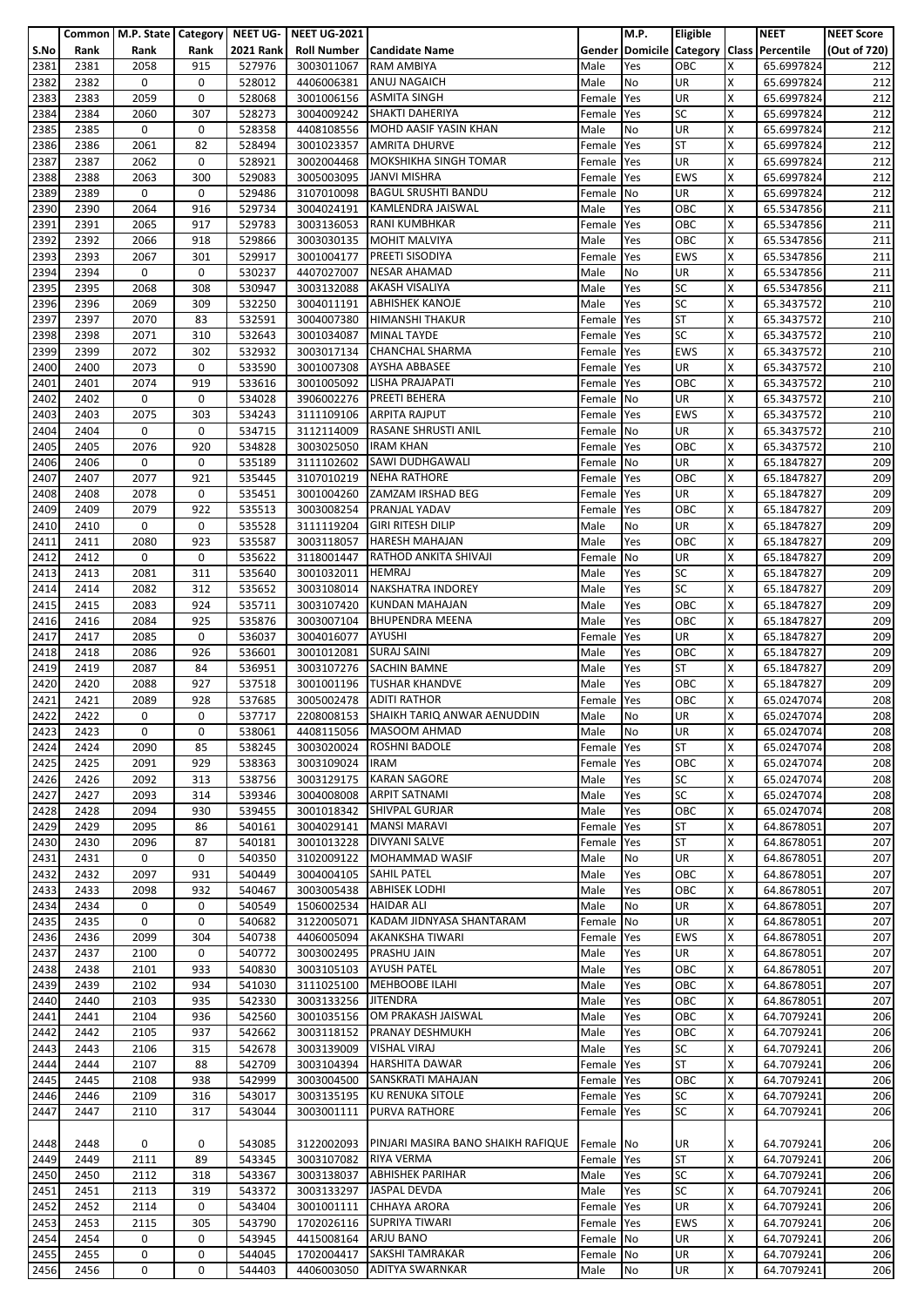| S.No | Common Rank | M.P. State Rank | Category Rank | NEET UG-2021 Rank | NEET UG-2021 Roll Number | Candidate Name | Gender | M.P. Domicile | Eligible Category | Class | NEET Percentile | NEET Score (Out of 720) |
|---|---|---|---|---|---|---|---|---|---|---|---|---|
| 2381 | 2381 | 2058 | 915 | 527976 | 3003011067 | RAM AMBIYA | Male | Yes | OBC | X | 65.6997824 | 212 |
| 2382 | 2382 | 0 | 0 | 528012 | 4406006381 | ANUJ NAGAICH | Male | No | UR | X | 65.6997824 | 212 |
| 2383 | 2383 | 2059 | 0 | 528068 | 3001006156 | ASMITA SINGH | Female | Yes | UR | X | 65.6997824 | 212 |
| 2384 | 2384 | 2060 | 307 | 528273 | 3004009242 | SHAKTI DAHERIYA | Female | Yes | SC | X | 65.6997824 | 212 |
| 2385 | 2385 | 0 | 0 | 528358 | 4408108556 | MOHD AASIF YASIN KHAN | Male | No | UR | X | 65.6997824 | 212 |
| 2386 | 2386 | 2061 | 82 | 528494 | 3001023357 | AMRITA DHURVE | Female | Yes | ST | X | 65.6997824 | 212 |
| 2387 | 2387 | 2062 | 0 | 528921 | 3002004468 | MOKSHIKHA SINGH TOMAR | Female | Yes | UR | X | 65.6997824 | 212 |
| 2388 | 2388 | 2063 | 300 | 529083 | 3005003095 | JANVI MISHRA | Female | Yes | EWS | X | 65.6997824 | 212 |
| 2389 | 2389 | 0 | 0 | 529486 | 3107010098 | BAGUL SRUSHTI BANDU | Female | No | UR | X | 65.6997824 | 212 |
| 2390 | 2390 | 2064 | 916 | 529734 | 3004024191 | KAMLENDRA JAISWAL | Male | Yes | OBC | X | 65.5347856 | 211 |
| 2391 | 2391 | 2065 | 917 | 529783 | 3003136053 | RANI KUMBHKAR | Female | Yes | OBC | X | 65.5347856 | 211 |
| 2392 | 2392 | 2066 | 918 | 529866 | 3003030135 | MOHIT MALVIYA | Male | Yes | OBC | X | 65.5347856 | 211 |
| 2393 | 2393 | 2067 | 301 | 529917 | 3001004177 | PREETI SISODIYA | Female | Yes | EWS | X | 65.5347856 | 211 |
| 2394 | 2394 | 0 | 0 | 530237 | 4407027007 | NESAR AHAMAD | Male | No | UR | X | 65.5347856 | 211 |
| 2395 | 2395 | 2068 | 308 | 530947 | 3003132088 | AKASH VISALIYA | Male | Yes | SC | X | 65.5347856 | 211 |
| 2396 | 2396 | 2069 | 309 | 532250 | 3004011191 | ABHISHEK KANOJE | Male | Yes | SC | X | 65.3437572 | 210 |
| 2397 | 2397 | 2070 | 83 | 532591 | 3004007380 | HIMANSHI THAKUR | Female | Yes | ST | X | 65.3437572 | 210 |
| 2398 | 2398 | 2071 | 310 | 532643 | 3001034087 | MINAL TAYDE | Female | Yes | SC | X | 65.3437572 | 210 |
| 2399 | 2399 | 2072 | 302 | 532932 | 3003017134 | CHANCHAL SHARMA | Female | Yes | EWS | X | 65.3437572 | 210 |
| 2400 | 2400 | 2073 | 0 | 533590 | 3001007308 | AYSHA ABBASEE | Female | Yes | UR | X | 65.3437572 | 210 |
| 2401 | 2401 | 2074 | 919 | 533616 | 3001005092 | LISHA PRAJAPATI | Female | Yes | OBC | X | 65.3437572 | 210 |
| 2402 | 2402 | 0 | 0 | 534028 | 3906002276 | PREETI BEHERA | Female | No | UR | X | 65.3437572 | 210 |
| 2403 | 2403 | 2075 | 303 | 534243 | 3111109106 | ARPITA RAJPUT | Female | Yes | EWS | X | 65.3437572 | 210 |
| 2404 | 2404 | 0 | 0 | 534715 | 3112114009 | RASANE SHRUSTI ANIL | Female | No | UR | X | 65.3437572 | 210 |
| 2405 | 2405 | 2076 | 920 | 534828 | 3003025050 | IRAM KHAN | Female | Yes | OBC | X | 65.3437572 | 210 |
| 2406 | 2406 | 0 | 0 | 535189 | 3111102602 | SAWI DUDHGAWALI | Female | No | UR | X | 65.1847827 | 209 |
| 2407 | 2407 | 2077 | 921 | 535445 | 3107010219 | NEHA RATHORE | Female | Yes | OBC | X | 65.1847827 | 209 |
| 2408 | 2408 | 2078 | 0 | 535451 | 3001004260 | ZAMZAM IRSHAD BEG | Female | Yes | UR | X | 65.1847827 | 209 |
| 2409 | 2409 | 2079 | 922 | 535513 | 3003008254 | PRANJAL YADAV | Female | Yes | OBC | X | 65.1847827 | 209 |
| 2410 | 2410 | 0 | 0 | 535528 | 3111119204 | GIRI RITESH DILIP | Male | No | UR | X | 65.1847827 | 209 |
| 2411 | 2411 | 2080 | 923 | 535587 | 3003118057 | HARESH MAHAJAN | Male | Yes | OBC | X | 65.1847827 | 209 |
| 2412 | 2412 | 0 | 0 | 535622 | 3118001447 | RATHOD ANKITA SHIVAJI | Female | No | UR | X | 65.1847827 | 209 |
| 2413 | 2413 | 2081 | 311 | 535640 | 3001032011 | HEMRAJ | Male | Yes | SC | X | 65.1847827 | 209 |
| 2414 | 2414 | 2082 | 312 | 535652 | 3003108014 | NAKSHATRA INDOREY | Male | Yes | SC | X | 65.1847827 | 209 |
| 2415 | 2415 | 2083 | 924 | 535711 | 3003107420 | KUNDAN MAHAJAN | Male | Yes | OBC | X | 65.1847827 | 209 |
| 2416 | 2416 | 2084 | 925 | 535876 | 3003007104 | BHUPENDRA MEENA | Male | Yes | OBC | X | 65.1847827 | 209 |
| 2417 | 2417 | 2085 | 0 | 536037 | 3004016077 | AYUSHI | Female | Yes | UR | X | 65.1847827 | 209 |
| 2418 | 2418 | 2086 | 926 | 536601 | 3001012081 | SURAJ SAINI | Male | Yes | OBC | X | 65.1847827 | 209 |
| 2419 | 2419 | 2087 | 84 | 536951 | 3003107276 | SACHIN BAMNE | Male | Yes | ST | X | 65.1847827 | 209 |
| 2420 | 2420 | 2088 | 927 | 537518 | 3001001196 | TUSHAR KHANDVE | Male | Yes | OBC | X | 65.1847827 | 209 |
| 2421 | 2421 | 2089 | 928 | 537685 | 3005002478 | ADITI RATHOR | Female | Yes | OBC | X | 65.0247074 | 208 |
| 2422 | 2422 | 0 | 0 | 537717 | 2208008153 | SHAIKH TARIQ ANWAR AENUDDIN | Male | No | UR | X | 65.0247074 | 208 |
| 2423 | 2423 | 0 | 0 | 538061 | 4408115056 | MASOOM AHMAD | Male | No | UR | X | 65.0247074 | 208 |
| 2424 | 2424 | 2090 | 85 | 538245 | 3003020024 | ROSHNI BADOLE | Female | Yes | ST | X | 65.0247074 | 208 |
| 2425 | 2425 | 2091 | 929 | 538363 | 3003109024 | IRAM | Female | Yes | OBC | X | 65.0247074 | 208 |
| 2426 | 2426 | 2092 | 313 | 538756 | 3003129175 | KARAN SAGORE | Male | Yes | SC | X | 65.0247074 | 208 |
| 2427 | 2427 | 2093 | 314 | 539346 | 3004008008 | ARPIT SATNAMI | Male | Yes | SC | X | 65.0247074 | 208 |
| 2428 | 2428 | 2094 | 930 | 539455 | 3001018342 | SHIVPAL GURJAR | Male | Yes | OBC | X | 65.0247074 | 208 |
| 2429 | 2429 | 2095 | 86 | 540161 | 3004029141 | MANSI MARAVI | Female | Yes | ST | X | 64.8678051 | 207 |
| 2430 | 2430 | 2096 | 87 | 540181 | 3001013228 | DIVYANI SALVE | Female | Yes | ST | X | 64.8678051 | 207 |
| 2431 | 2431 | 0 | 0 | 540350 | 3102009122 | MOHAMMAD WASIF | Male | No | UR | X | 64.8678051 | 207 |
| 2432 | 2432 | 2097 | 931 | 540449 | 3004004105 | SAHIL PATEL | Male | Yes | OBC | X | 64.8678051 | 207 |
| 2433 | 2433 | 2098 | 932 | 540467 | 3003005438 | ABHISEK LODHI | Male | Yes | OBC | X | 64.8678051 | 207 |
| 2434 | 2434 | 0 | 0 | 540549 | 1506002534 | HAIDAR ALI | Male | No | UR | X | 64.8678051 | 207 |
| 2435 | 2435 | 0 | 0 | 540682 | 3122005071 | KADAM JIDNYASA SHANTARAM | Female | No | UR | X | 64.8678051 | 207 |
| 2436 | 2436 | 2099 | 304 | 540738 | 4406005094 | AKANKSHA TIWARI | Female | Yes | EWS | X | 64.8678051 | 207 |
| 2437 | 2437 | 2100 | 0 | 540772 | 3003002495 | PRASHU JAIN | Male | Yes | UR | X | 64.8678051 | 207 |
| 2438 | 2438 | 2101 | 933 | 540830 | 3003105103 | AYUSH PATEL | Male | Yes | OBC | X | 64.8678051 | 207 |
| 2439 | 2439 | 2102 | 934 | 541030 | 3111025100 | MEHBOOBE ILAHI | Male | Yes | OBC | X | 64.8678051 | 207 |
| 2440 | 2440 | 2103 | 935 | 542330 | 3003133256 | JITENDRA | Male | Yes | OBC | X | 64.8678051 | 207 |
| 2441 | 2441 | 2104 | 936 | 542560 | 3001035156 | OM PRAKASH JAISWAL | Male | Yes | OBC | X | 64.7079241 | 206 |
| 2442 | 2442 | 2105 | 937 | 542662 | 3003118152 | PRANAY DESHMUKH | Male | Yes | OBC | X | 64.7079241 | 206 |
| 2443 | 2443 | 2106 | 315 | 542678 | 3003139009 | VISHAL VIRAJ | Male | Yes | SC | X | 64.7079241 | 206 |
| 2444 | 2444 | 2107 | 88 | 542709 | 3003104394 | HARSHITA DAWAR | Female | Yes | ST | X | 64.7079241 | 206 |
| 2445 | 2445 | 2108 | 938 | 542999 | 3003004500 | SANSKRATI MAHAJAN | Female | Yes | OBC | X | 64.7079241 | 206 |
| 2446 | 2446 | 2109 | 316 | 543017 | 3003135195 | KU RENUKA SITOLE | Female | Yes | SC | X | 64.7079241 | 206 |
| 2447 | 2447 | 2110 | 317 | 543044 | 3003001111 | PURVA RATHORE | Female | Yes | SC | X | 64.7079241 | 206 |
| 2448 | 2448 | 0 | 0 | 543085 | 3122002093 | PINJARI MASIRA BANO SHAIKH RAFIQUE | Female | No | UR | X | 64.7079241 | 206 |
| 2449 | 2449 | 2111 | 89 | 543345 | 3003107082 | RIYA VERMA | Female | Yes | ST | X | 64.7079241 | 206 |
| 2450 | 2450 | 2112 | 318 | 543367 | 3003138037 | ABHISHEK PARIHAR | Male | Yes | SC | X | 64.7079241 | 206 |
| 2451 | 2451 | 2113 | 319 | 543372 | 3003133297 | JASPAL DEVDA | Male | Yes | SC | X | 64.7079241 | 206 |
| 2452 | 2452 | 2114 | 0 | 543404 | 3001001111 | CHHAYA ARORA | Female | Yes | UR | X | 64.7079241 | 206 |
| 2453 | 2453 | 2115 | 305 | 543790 | 1702026116 | SUPRIYA TIWARI | Female | Yes | EWS | X | 64.7079241 | 206 |
| 2454 | 2454 | 0 | 0 | 543945 | 4415008164 | ARJU BANO | Female | No | UR | X | 64.7079241 | 206 |
| 2455 | 2455 | 0 | 0 | 544045 | 1702004417 | SAKSHI TAMRAKAR | Female | No | UR | X | 64.7079241 | 206 |
| 2456 | 2456 | 0 | 0 | 544403 | 4406003050 | ADITYA SWARNKAR | Male | No | UR | X | 64.7079241 | 206 |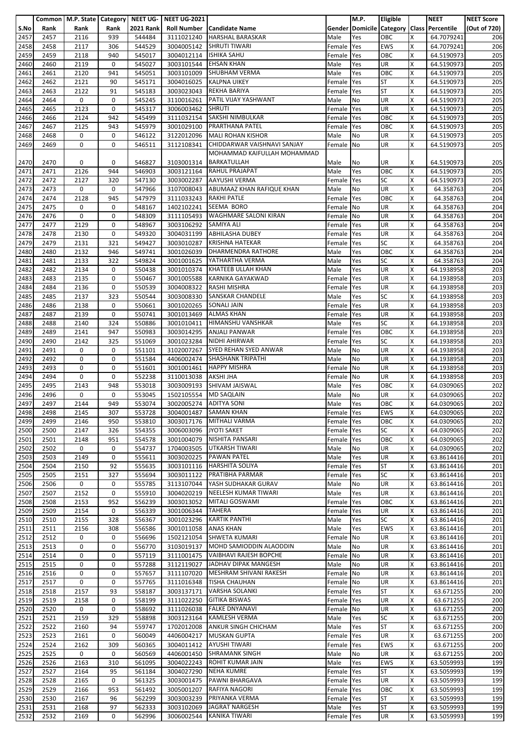| S.No | Common Rank | M.P. State Rank | Category Rank | NEET UG-2021 Rank | NEET UG-2021 Roll Number | Candidate Name | Gender | M.P. Domicile | Eligible Category | Class | NEET Percentile | NEET Score (Out of 720) |
|---|---|---|---|---|---|---|---|---|---|---|---|---|
| 2457 | 2457 | 2116 | 939 | 544484 | 3111021240 | HARSHAL BARASKAR | Male | Yes | OBC | X | 64.7079241 | 206 |
| 2458 | 2458 | 2117 | 306 | 544529 | 3004005142 | SHRUTI TIWARI | Female | Yes | EWS | X | 64.7079241 | 206 |
| 2459 | 2459 | 2118 | 940 | 545017 | 3004012114 | ISHIKA SAHU | Female | Yes | OBC | X | 64.5190973 | 205 |
| 2460 | 2460 | 2119 | 0 | 545027 | 3003101544 | EHSAN KHAN | Male | Yes | UR | X | 64.5190973 | 205 |
| 2461 | 2461 | 2120 | 941 | 545051 | 3003101009 | SHUBHAM VERMA | Male | Yes | OBC | X | 64.5190973 | 205 |
| 2462 | 2462 | 2121 | 90 | 545171 | 3004016025 | KALPNA UIKEY | Female | Yes | ST | X | 64.5190973 | 205 |
| 2463 | 2463 | 2122 | 91 | 545183 | 3003023043 | REKHA BARIYA | Female | Yes | ST | X | 64.5190973 | 205 |
| 2464 | 2464 | 0 | 0 | 545245 | 3110016261 | PATIL VIJAY YASHWANT | Male | No | UR | X | 64.5190973 | 205 |
| 2465 | 2465 | 2123 | 0 | 545317 | 3006003462 | SHRUTI | Female | Yes | UR | X | 64.5190973 | 205 |
| 2466 | 2466 | 2124 | 942 | 545499 | 3111032154 | SAKSHI NIMBULKAR | Female | Yes | OBC | X | 64.5190973 | 205 |
| 2467 | 2467 | 2125 | 943 | 545979 | 3001029100 | PRARTHANA PATEL | Female | Yes | OBC | X | 64.5190973 | 205 |
| 2468 | 2468 | 0 | 0 | 546122 | 3122012096 | MALI ROHAN KISHOR | Male | No | UR | X | 64.5190973 | 205 |
| 2469 | 2469 | 0 | 0 | 546511 | 3112108341 | CHIDDARWAR VAISHNAVI SANJAY | Female | No | UR | X | 64.5190973 | 205 |
| 2470 | 2470 | 0 | 0 | 546827 | 3103001314 | MOHAMMAD KAIFULLAH MOHAMMAD BARKATULLAH | Male | No | UR | X | 64.5190973 | 205 |
| 2471 | 2471 | 2126 | 944 | 546903 | 3003121164 | RAHUL PRAJAPAT | Male | Yes | OBC | X | 64.5190973 | 205 |
| 2472 | 2472 | 2127 | 320 | 547130 | 3003022287 | AAYUSHI VERMA | Female | Yes | SC | X | 64.5190973 | 205 |
| 2473 | 2473 | 0 | 0 | 547966 | 3107008043 | ABUMAAZ KHAN RAFIQUE KHAN | Male | No | UR | X | 64.358763 | 204 |
| 2474 | 2474 | 2128 | 945 | 547979 | 3111033243 | RAKHI PATLE | Female | Yes | OBC | X | 64.358763 | 204 |
| 2475 | 2475 | 0 | 0 | 548167 | 1402102241 | SEEMA BORO | Female | No | UR | X | 64.358763 | 204 |
| 2476 | 2476 | 0 | 0 | 548309 | 3111105493 | WAGHMARE SALONI KIRAN | Female | No | UR | X | 64.358763 | 204 |
| 2477 | 2477 | 2129 | 0 | 548967 | 3003106292 | SAMIYA ALI | Female | Yes | UR | X | 64.358763 | 204 |
| 2478 | 2478 | 2130 | 0 | 549320 | 3004031199 | ABHILASHA DUBEY | Female | Yes | UR | X | 64.358763 | 204 |
| 2479 | 2479 | 2131 | 321 | 549427 | 3003010287 | KRISHNA HATEKAR | Female | Yes | SC | X | 64.358763 | 204 |
| 2480 | 2480 | 2132 | 946 | 549741 | 3001026039 | DHARMENDRA RATHORE | Male | Yes | OBC | X | 64.358763 | 204 |
| 2481 | 2481 | 2133 | 322 | 549824 | 3001001625 | YATHARTHA VERMA | Male | Yes | SC | X | 64.358763 | 204 |
| 2482 | 2482 | 2134 | 0 | 550438 | 3001010374 | KHATEEB ULLAH KHAN | Male | Yes | UR | X | 64.1938958 | 203 |
| 2483 | 2483 | 2135 | 0 | 550467 | 3001005588 | KARNIKA GAYAKWAD | Female | Yes | UR | X | 64.1938958 | 203 |
| 2484 | 2484 | 2136 | 0 | 550539 | 3004008322 | RASHI MISHRA | Female | Yes | UR | X | 64.1938958 | 203 |
| 2485 | 2485 | 2137 | 323 | 550544 | 3003008330 | SANSKAR CHANDELE | Male | Yes | SC | X | 64.1938958 | 203 |
| 2486 | 2486 | 2138 | 0 | 550661 | 3001020265 | SONALI JAIN | Female | Yes | UR | X | 64.1938958 | 203 |
| 2487 | 2487 | 2139 | 0 | 550741 | 3001013469 | ALMAS KHAN | Female | Yes | UR | X | 64.1938958 | 203 |
| 2488 | 2488 | 2140 | 324 | 550886 | 3001010411 | HIMANSHU VANSHKAR | Male | Yes | SC | X | 64.1938958 | 203 |
| 2489 | 2489 | 2141 | 947 | 550983 | 3003014295 | ANJALI PANWAR | Female | Yes | OBC | X | 64.1938958 | 203 |
| 2490 | 2490 | 2142 | 325 | 551069 | 3001023284 | NIDHI AHIRWAR | Female | Yes | SC | X | 64.1938958 | 203 |
| 2491 | 2491 | 0 | 0 | 551101 | 3102007267 | SYED REHAN SYED ANWAR | Male | No | UR | X | 64.1938958 | 203 |
| 2492 | 2492 | 0 | 0 | 551584 | 4406002474 | SHASHANK TRIPATHI | Male | No | UR | X | 64.1938958 | 203 |
| 2493 | 2493 | 0 | 0 | 551601 | 3001001461 | HAPPY MISHRA | Female | No | UR | X | 64.1938958 | 203 |
| 2494 | 2494 | 0 | 0 | 552238 | 3110013038 | AKSHI JHA | Female | No | UR | X | 64.1938958 | 203 |
| 2495 | 2495 | 2143 | 948 | 553018 | 3003009193 | SHIVAM JAISWAL | Male | Yes | OBC | X | 64.0309065 | 202 |
| 2496 | 2496 | 0 | 0 | 553045 | 1502105554 | MD SAQLAIN | Male | No | UR | X | 64.0309065 | 202 |
| 2497 | 2497 | 2144 | 949 | 553074 | 3002005274 | ADITYA SONI | Male | Yes | OBC | X | 64.0309065 | 202 |
| 2498 | 2498 | 2145 | 307 | 553728 | 3004001487 | SAMAN KHAN | Female | Yes | EWS | X | 64.0309065 | 202 |
| 2499 | 2499 | 2146 | 950 | 553810 | 3003017176 | MITHALI VARMA | Female | Yes | OBC | X | 64.0309065 | 202 |
| 2500 | 2500 | 2147 | 326 | 554355 | 3006003096 | JYOTI SAKET | Female | Yes | SC | X | 64.0309065 | 202 |
| 2501 | 2501 | 2148 | 951 | 554578 | 3001004079 | NISHITA PANSARI | Female | Yes | OBC | X | 64.0309065 | 202 |
| 2502 | 2502 | 0 | 0 | 554737 | 1704003505 | UTKARSH TIWARI | Male | No | UR | X | 64.0309065 | 202 |
| 2503 | 2503 | 2149 | 0 | 555611 | 3003020225 | PAWAN PATEL | Male | Yes | UR | X | 63.8614416 | 201 |
| 2504 | 2504 | 2150 | 92 | 555635 | 3003101116 | HARSHITA SOLIYA | Female | Yes | ST | X | 63.8614416 | 201 |
| 2505 | 2505 | 2151 | 327 | 555694 | 3003011122 | PRATIBHA PARMAR | Female | Yes | SC | X | 63.8614416 | 201 |
| 2506 | 2506 | 0 | 0 | 555785 | 3113107044 | YASH SUDHAKAR GURAV | Male | No | UR | X | 63.8614416 | 201 |
| 2507 | 2507 | 2152 | 0 | 555910 | 3004020219 | NEELESH KUMAR TIWARI | Male | Yes | UR | X | 63.8614416 | 201 |
| 2508 | 2508 | 2153 | 952 | 556239 | 3003013052 | MITALI GOSWAMI | Female | Yes | OBC | X | 63.8614416 | 201 |
| 2509 | 2509 | 2154 | 0 | 556339 | 3001006344 | TAHERA | Female | Yes | UR | X | 63.8614416 | 201 |
| 2510 | 2510 | 2155 | 328 | 556367 | 3001023296 | KARTIK PANTHI | Male | Yes | SC | X | 63.8614416 | 201 |
| 2511 | 2511 | 2156 | 308 | 556586 | 3001011058 | ANAS KHAN | Male | Yes | EWS | X | 63.8614416 | 201 |
| 2512 | 2512 | 0 | 0 | 556696 | 1502121054 | SHWETA KUMARI | Female | No | UR | X | 63.8614416 | 201 |
| 2513 | 2513 | 0 | 0 | 556770 | 3103019137 | MOHD SAMIODDIN ALAODDIN | Male | No | UR | X | 63.8614416 | 201 |
| 2514 | 2514 | 0 | 0 | 557119 | 3111001475 | VAIBHAVI RAJESH BOPCHE | Female | No | UR | X | 63.8614416 | 201 |
| 2515 | 2515 | 0 | 0 | 557288 | 3112119027 | JADHAV DIPAK MANGESH | Male | No | UR | X | 63.8614416 | 201 |
| 2516 | 2516 | 0 | 0 | 557657 | 3111107020 | MESHRAM SHIVANI RAKESH | Female | No | UR | X | 63.8614416 | 201 |
| 2517 | 2517 | 0 | 0 | 557765 | 3111016348 | TISHA CHAUHAN | Female | No | UR | X | 63.8614416 | 201 |
| 2518 | 2518 | 2157 | 93 | 558187 | 3003137171 | VARSHA SOLANKI | Female | Yes | ST | X | 63.671255 | 200 |
| 2519 | 2519 | 2158 | 0 | 558199 | 3111022250 | GITIKA BISWAS | Female | Yes | UR | X | 63.671255 | 200 |
| 2520 | 2520 | 0 | 0 | 558692 | 3111026038 | FALKE DNYANAVI | Female | No | UR | X | 63.671255 | 200 |
| 2521 | 2521 | 2159 | 329 | 558898 | 3003123164 | KAMLESH VERMA | Male | Yes | SC | X | 63.671255 | 200 |
| 2522 | 2522 | 2160 | 94 | 559747 | 1702012008 | ANKUR SINGH CHICHAM | Male | Yes | ST | X | 63.671255 | 200 |
| 2523 | 2523 | 2161 | 0 | 560049 | 4406004217 | MUSKAN GUPTA | Female | Yes | UR | X | 63.671255 | 200 |
| 2524 | 2524 | 2162 | 309 | 560365 | 3004011412 | AYUSHI TIWARI | Female | Yes | EWS | X | 63.671255 | 200 |
| 2525 | 2525 | 0 | 0 | 560569 | 4406001450 | SHRAMANK SINGH | Male | No | UR | X | 63.671255 | 200 |
| 2526 | 2526 | 2163 | 310 | 561095 | 3004022243 | ROHIT KUMAR JAIN | Male | Yes | EWS | X | 63.5059993 | 199 |
| 2527 | 2527 | 2164 | 95 | 561184 | 3004027290 | NEHA KUMRE | Female | Yes | ST | X | 63.5059993 | 199 |
| 2528 | 2528 | 2165 | 0 | 561325 | 3003001475 | PAWNI BHARGAVA | Female | Yes | UR | X | 63.5059993 | 199 |
| 2529 | 2529 | 2166 | 953 | 561492 | 3005001207 | RAFIYA NAGORI | Female | Yes | OBC | X | 63.5059993 | 199 |
| 2530 | 2530 | 2167 | 96 | 562299 | 3003003239 | PRIYANKA VERMA | Female | Yes | ST | X | 63.5059993 | 199 |
| 2531 | 2531 | 2168 | 97 | 562333 | 3003102069 | JAGRAT NARGESH | Male | Yes | ST | X | 63.5059993 | 199 |
| 2532 | 2532 | 2169 | 0 | 562996 | 3006002544 | KANIKA TIWARI | Female | Yes | UR | X | 63.5059993 | 199 |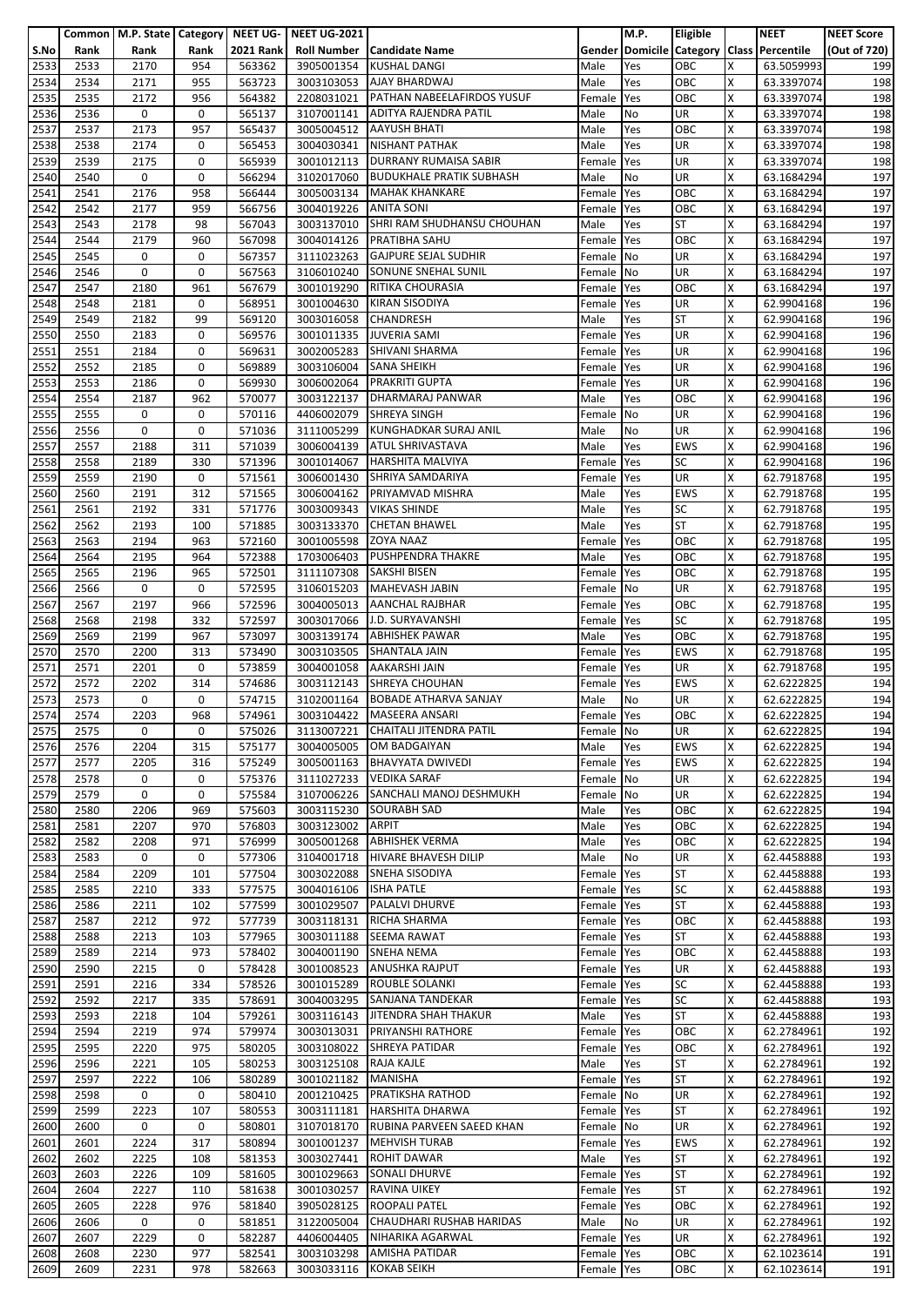| S.No | Common Rank | M.P. State Rank | Category Rank | NEET UG-2021 Rank | NEET UG-2021 Roll Number | Candidate Name | Gender | M.P. Domicile | Eligible Category | Class | NEET Percentile | NEET Score (Out of 720) |
|---|---|---|---|---|---|---|---|---|---|---|---|---|
| 2533 | 2533 | 2170 | 954 | 563362 | 3905001354 | KUSHAL DANGI | Male | Yes | OBC | X | 63.5059993 | 199 |
| 2534 | 2534 | 2171 | 955 | 563723 | 3003103053 | AJAY BHARDWAJ | Male | Yes | OBC | X | 63.3397074 | 198 |
| 2535 | 2535 | 2172 | 956 | 564382 | 2208031021 | PATHAN NABEELAFIRDOS YUSUF | Female | Yes | OBC | X | 63.3397074 | 198 |
| 2536 | 2536 | 0 | 0 | 565137 | 3107001141 | ADITYA RAJENDRA PATIL | Male | No | UR | X | 63.3397074 | 198 |
| 2537 | 2537 | 2173 | 957 | 565437 | 3005004512 | AAYUSH BHATI | Male | Yes | OBC | X | 63.3397074 | 198 |
| 2538 | 2538 | 2174 | 0 | 565453 | 3004030341 | NISHANT PATHAK | Male | Yes | UR | X | 63.3397074 | 198 |
| 2539 | 2539 | 2175 | 0 | 565939 | 3001012113 | DURRANY RUMAISA SABIR | Female | Yes | UR | X | 63.3397074 | 198 |
| 2540 | 2540 | 0 | 0 | 566294 | 3102017060 | BUDUKHALE PRATIK SUBHASH | Male | No | UR | X | 63.1684294 | 197 |
| 2541 | 2541 | 2176 | 958 | 566444 | 3005003134 | MAHAK KHANKARE | Female | Yes | OBC | X | 63.1684294 | 197 |
| 2542 | 2542 | 2177 | 959 | 566756 | 3004019226 | ANITA SONI | Female | Yes | OBC | X | 63.1684294 | 197 |
| 2543 | 2543 | 2178 | 98 | 567043 | 3003137010 | SHRI RAM SHUDHANSU CHOUHAN | Male | Yes | ST | X | 63.1684294 | 197 |
| 2544 | 2544 | 2179 | 960 | 567098 | 3004014126 | PRATIBHA SAHU | Female | Yes | OBC | X | 63.1684294 | 197 |
| 2545 | 2545 | 0 | 0 | 567357 | 3111023263 | GAJPURE SEJAL SUDHIR | Female | No | UR | X | 63.1684294 | 197 |
| 2546 | 2546 | 0 | 0 | 567563 | 3106010240 | SONUNE SNEHAL SUNIL | Female | No | UR | X | 63.1684294 | 197 |
| 2547 | 2547 | 2180 | 961 | 567679 | 3001019290 | RITIKA CHOURASIA | Female | Yes | OBC | X | 63.1684294 | 197 |
| 2548 | 2548 | 2181 | 0 | 568951 | 3001004630 | KIRAN SISODIYA | Female | Yes | UR | X | 62.9904168 | 196 |
| 2549 | 2549 | 2182 | 99 | 569120 | 3003016058 | CHANDRESH | Male | Yes | ST | X | 62.9904168 | 196 |
| 2550 | 2550 | 2183 | 0 | 569576 | 3001011335 | JUVERIA SAMI | Female | Yes | UR | X | 62.9904168 | 196 |
| 2551 | 2551 | 2184 | 0 | 569631 | 3002005283 | SHIVANI SHARMA | Female | Yes | UR | X | 62.9904168 | 196 |
| 2552 | 2552 | 2185 | 0 | 569889 | 3003106004 | SANA SHEIKH | Female | Yes | UR | X | 62.9904168 | 196 |
| 2553 | 2553 | 2186 | 0 | 569930 | 3006002064 | PRAKRITI GUPTA | Female | Yes | UR | X | 62.9904168 | 196 |
| 2554 | 2554 | 2187 | 962 | 570077 | 3003122137 | DHARMARAJ PANWAR | Male | Yes | OBC | X | 62.9904168 | 196 |
| 2555 | 2555 | 0 | 0 | 570116 | 4406002079 | SHREYA SINGH | Female | No | UR | X | 62.9904168 | 196 |
| 2556 | 2556 | 0 | 0 | 571036 | 3111005299 | KUNGHADKAR SURAJ ANIL | Male | No | UR | X | 62.9904168 | 196 |
| 2557 | 2557 | 2188 | 311 | 571039 | 3006004139 | ATUL SHRIVASTAVA | Male | Yes | EWS | X | 62.9904168 | 196 |
| 2558 | 2558 | 2189 | 330 | 571396 | 3001014067 | HARSHITA MALVIYA | Female | Yes | SC | X | 62.9904168 | 196 |
| 2559 | 2559 | 2190 | 0 | 571561 | 3006001430 | SHRIYA SAMDARIYA | Female | Yes | UR | X | 62.7918768 | 195 |
| 2560 | 2560 | 2191 | 312 | 571565 | 3006004162 | PRIYAMVAD MISHRA | Male | Yes | EWS | X | 62.7918768 | 195 |
| 2561 | 2561 | 2192 | 331 | 571776 | 3003009343 | VIKAS SHINDE | Male | Yes | SC | X | 62.7918768 | 195 |
| 2562 | 2562 | 2193 | 100 | 571885 | 3003133370 | CHETAN BHAWEL | Male | Yes | ST | X | 62.7918768 | 195 |
| 2563 | 2563 | 2194 | 963 | 572160 | 3001005598 | ZOYA NAAZ | Female | Yes | OBC | X | 62.7918768 | 195 |
| 2564 | 2564 | 2195 | 964 | 572388 | 1703006403 | PUSHPENDRA THAKRE | Male | Yes | OBC | X | 62.7918768 | 195 |
| 2565 | 2565 | 2196 | 965 | 572501 | 3111107308 | SAKSHI BISEN | Female | Yes | OBC | X | 62.7918768 | 195 |
| 2566 | 2566 | 0 | 0 | 572595 | 3106015203 | MAHEVASH JABIN | Female | No | UR | X | 62.7918768 | 195 |
| 2567 | 2567 | 2197 | 966 | 572596 | 3004005013 | AANCHAL RAJBHAR | Female | Yes | OBC | X | 62.7918768 | 195 |
| 2568 | 2568 | 2198 | 332 | 572597 | 3003017066 | J.D. SURYAVANSHI | Female | Yes | SC | X | 62.7918768 | 195 |
| 2569 | 2569 | 2199 | 967 | 573097 | 3003139174 | ABHISHEK PAWAR | Male | Yes | OBC | X | 62.7918768 | 195 |
| 2570 | 2570 | 2200 | 313 | 573490 | 3003103505 | SHANTALA JAIN | Female | Yes | EWS | X | 62.7918768 | 195 |
| 2571 | 2571 | 2201 | 0 | 573859 | 3004001058 | AAKARSHI JAIN | Female | Yes | UR | X | 62.7918768 | 195 |
| 2572 | 2572 | 2202 | 314 | 574686 | 3003112143 | SHREYA CHOUHAN | Female | Yes | EWS | X | 62.6222825 | 194 |
| 2573 | 2573 | 0 | 0 | 574715 | 3102001164 | BOBADE ATHARVA SANJAY | Male | No | UR | X | 62.6222825 | 194 |
| 2574 | 2574 | 2203 | 968 | 574961 | 3003104422 | MASEERA ANSARI | Female | Yes | OBC | X | 62.6222825 | 194 |
| 2575 | 2575 | 0 | 0 | 575026 | 3113007221 | CHAITALI JITENDRA PATIL | Female | No | UR | X | 62.6222825 | 194 |
| 2576 | 2576 | 2204 | 315 | 575177 | 3004005005 | OM BADGAIYAN | Male | Yes | EWS | X | 62.6222825 | 194 |
| 2577 | 2577 | 2205 | 316 | 575249 | 3005001163 | BHAVYATA DWIVEDI | Female | Yes | EWS | X | 62.6222825 | 194 |
| 2578 | 2578 | 0 | 0 | 575376 | 3111027233 | VEDIKA SARAF | Female | No | UR | X | 62.6222825 | 194 |
| 2579 | 2579 | 0 | 0 | 575584 | 3107006226 | SANCHALI MANOJ DESHMUKH | Female | No | UR | X | 62.6222825 | 194 |
| 2580 | 2580 | 2206 | 969 | 575603 | 3003115230 | SOURABH SAD | Male | Yes | OBC | X | 62.6222825 | 194 |
| 2581 | 2581 | 2207 | 970 | 576803 | 3003123002 | ARPIT | Male | Yes | OBC | X | 62.6222825 | 194 |
| 2582 | 2582 | 2208 | 971 | 576999 | 3005001268 | ABHISHEK VERMA | Male | Yes | OBC | X | 62.6222825 | 194 |
| 2583 | 2583 | 0 | 0 | 577306 | 3104001718 | HIVARE BHAVESH DILIP | Male | No | UR | X | 62.4458888 | 193 |
| 2584 | 2584 | 2209 | 101 | 577504 | 3003022088 | SNEHA SISODIYA | Female | Yes | ST | X | 62.4458888 | 193 |
| 2585 | 2585 | 2210 | 333 | 577575 | 3004016106 | ISHA PATLE | Female | Yes | SC | X | 62.4458888 | 193 |
| 2586 | 2586 | 2211 | 102 | 577599 | 3001029507 | PALAVI DHURVE | Female | Yes | ST | X | 62.4458888 | 193 |
| 2587 | 2587 | 2212 | 972 | 577739 | 3003118131 | RICHA SHARMA | Female | Yes | OBC | X | 62.4458888 | 193 |
| 2588 | 2588 | 2213 | 103 | 577965 | 3003011188 | SEEMA RAWAT | Female | Yes | ST | X | 62.4458888 | 193 |
| 2589 | 2589 | 2214 | 973 | 578402 | 3004001190 | SNEHA NEMA | Female | Yes | OBC | X | 62.4458888 | 193 |
| 2590 | 2590 | 2215 | 0 | 578428 | 3001008523 | ANUSHKA RAJPUT | Female | Yes | UR | X | 62.4458888 | 193 |
| 2591 | 2591 | 2216 | 334 | 578526 | 3001015289 | ROUBLE SOLANKI | Female | Yes | SC | X | 62.4458888 | 193 |
| 2592 | 2592 | 2217 | 335 | 578691 | 3004003295 | SANJANA TANDEKAR | Female | Yes | SC | X | 62.4458888 | 193 |
| 2593 | 2593 | 2218 | 104 | 579261 | 3003116143 | JITENDRA SHAH THAKUR | Male | Yes | ST | X | 62.4458888 | 193 |
| 2594 | 2594 | 2219 | 974 | 579974 | 3003013031 | PRIYANSHI RATHORE | Female | Yes | OBC | X | 62.2784961 | 192 |
| 2595 | 2595 | 2220 | 975 | 580205 | 3003108022 | SHREYA PATIDAR | Female | Yes | OBC | X | 62.2784961 | 192 |
| 2596 | 2596 | 2221 | 105 | 580253 | 3003125108 | RAJA KAJLE | Male | Yes | ST | X | 62.2784961 | 192 |
| 2597 | 2597 | 2222 | 106 | 580289 | 3001021182 | MANISHA | Female | Yes | ST | X | 62.2784961 | 192 |
| 2598 | 2598 | 0 | 0 | 580410 | 2001210425 | PRATIKSHA RATHOD | Female | No | UR | X | 62.2784961 | 192 |
| 2599 | 2599 | 2223 | 107 | 580553 | 3003111181 | HARSHITA DHARWA | Female | Yes | ST | X | 62.2784961 | 192 |
| 2600 | 2600 | 0 | 0 | 580801 | 3107018170 | RUBINA PARVEEN SAEED KHAN | Female | No | UR | X | 62.2784961 | 192 |
| 2601 | 2601 | 2224 | 317 | 580894 | 3001001237 | MEHVISH TURAB | Female | Yes | EWS | X | 62.2784961 | 192 |
| 2602 | 2602 | 2225 | 108 | 581353 | 3003027441 | ROHIT DAWAR | Male | Yes | ST | X | 62.2784961 | 192 |
| 2603 | 2603 | 2226 | 109 | 581605 | 3001029663 | SONALI DHURVE | Female | Yes | ST | X | 62.2784961 | 192 |
| 2604 | 2604 | 2227 | 110 | 581638 | 3001030257 | RAVINA UIKEY | Female | Yes | ST | X | 62.2784961 | 192 |
| 2605 | 2605 | 2228 | 976 | 581840 | 3905028125 | ROOPALI PATEL | Female | Yes | OBC | X | 62.2784961 | 192 |
| 2606 | 2606 | 0 | 0 | 581851 | 3122005004 | CHAUDHARI RUSHAB HARIDAS | Male | No | UR | X | 62.2784961 | 192 |
| 2607 | 2607 | 2229 | 0 | 582287 | 4406004405 | NIHARIKA AGARWAL | Female | Yes | UR | X | 62.2784961 | 192 |
| 2608 | 2608 | 2230 | 977 | 582541 | 3003103298 | AMISHA PATIDAR | Female | Yes | OBC | X | 62.1023614 | 191 |
| 2609 | 2609 | 2231 | 978 | 582663 | 3003033116 | KOKAB SEIKH | Female | Yes | OBC | X | 62.1023614 | 191 |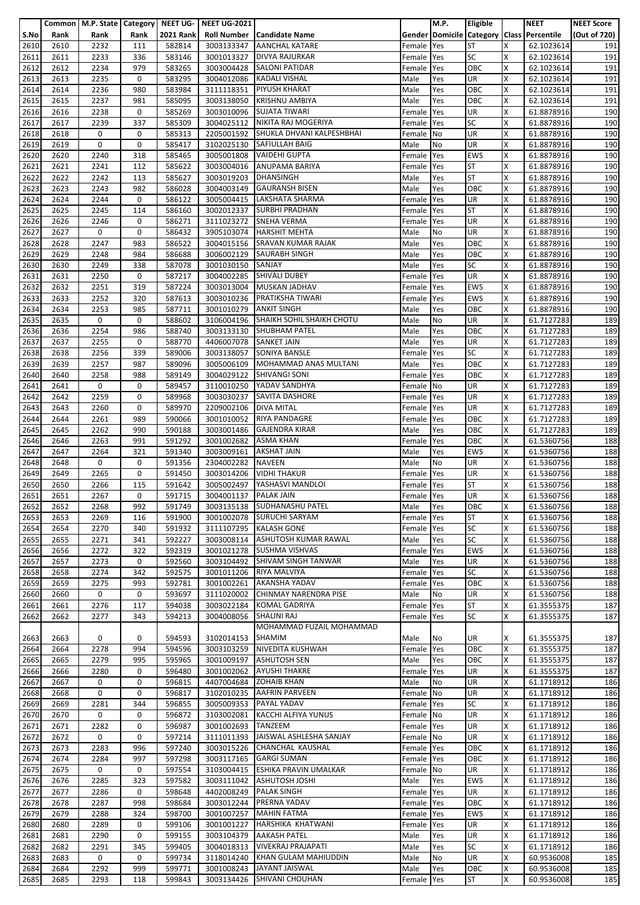| S.No | Common Rank | M.P. State Rank | Category Rank | NEET UG-2021 Rank | NEET UG-2021 Roll Number | Candidate Name | Gender | M.P. Domicile | Eligible Category | Class | NEET Percentile | NEET Score (Out of 720) |
|---|---|---|---|---|---|---|---|---|---|---|---|---|
| 2610 | 2610 | 2232 | 111 | 582814 | 3003133347 | AANCHAL KATARE | Female | Yes | ST | X | 62.1023614 | 191 |
| 2611 | 2611 | 2233 | 336 | 583146 | 3001013327 | DIVYA RAJURKAR | Female | Yes | SC | X | 62.1023614 | 191 |
| 2612 | 2612 | 2234 | 979 | 583265 | 3003004428 | SALONI PATIDAR | Female | Yes | OBC | X | 62.1023614 | 191 |
| 2613 | 2613 | 2235 | 0 | 583295 | 3004012086 | KADALI VISHAL | Male | Yes | UR | X | 62.1023614 | 191 |
| 2614 | 2614 | 2236 | 980 | 583984 | 3111118351 | PIYUSH KHARAT | Male | Yes | OBC | X | 62.1023614 | 191 |
| 2615 | 2615 | 2237 | 981 | 585095 | 3003138050 | KRISHNU AMBIYA | Male | Yes | OBC | X | 62.1023614 | 191 |
| 2616 | 2616 | 2238 | 0 | 585269 | 3003010096 | SUJATA TIWARI | Female | Yes | UR | X | 61.8878916 | 190 |
| 2617 | 2617 | 2239 | 337 | 585309 | 3004025112 | NIKITA RAJ MOGERIYA | Female | Yes | SC | X | 61.8878916 | 190 |
| 2618 | 2618 | 0 | 0 | 585313 | 2205001592 | SHUKLA DHVANI KALPESHBHAI | Female | No | UR | X | 61.8878916 | 190 |
| 2619 | 2619 | 0 | 0 | 585417 | 3102025130 | SAFIULLAH BAIG | Male | No | UR | X | 61.8878916 | 190 |
| 2620 | 2620 | 2240 | 318 | 585465 | 3005001808 | VAIDEHI GUPTA | Female | Yes | EWS | X | 61.8878916 | 190 |
| 2621 | 2621 | 2241 | 112 | 585622 | 3003004016 | ANUPAMA BARIYA | Female | Yes | ST | X | 61.8878916 | 190 |
| 2622 | 2622 | 2242 | 113 | 585627 | 3003019203 | DHANSINGH | Male | Yes | ST | X | 61.8878916 | 190 |
| 2623 | 2623 | 2243 | 982 | 586028 | 3004003149 | GAURANSH BISEN | Male | Yes | OBC | X | 61.8878916 | 190 |
| 2624 | 2624 | 2244 | 0 | 586122 | 3005004415 | LAKSHATA SHARMA | Female | Yes | UR | X | 61.8878916 | 190 |
| 2625 | 2625 | 2245 | 114 | 586160 | 3002012337 | SURBHI PRADHAN | Female | Yes | ST | X | 61.8878916 | 190 |
| 2626 | 2626 | 2246 | 0 | 586271 | 3111023272 | SNEHA VERMA | Female | Yes | UR | X | 61.8878916 | 190 |
| 2627 | 2627 | 0 | 0 | 586432 | 3905103074 | HARSHIT MEHTA | Male | No | UR | X | 61.8878916 | 190 |
| 2628 | 2628 | 2247 | 983 | 586522 | 3004015156 | SRAVAN KUMAR RAJAK | Male | Yes | OBC | X | 61.8878916 | 190 |
| 2629 | 2629 | 2248 | 984 | 586688 | 3006002129 | SAURABH SINGH | Male | Yes | OBC | X | 61.8878916 | 190 |
| 2630 | 2630 | 2249 | 338 | 587078 | 3001030150 | SANJAY | Male | Yes | SC | X | 61.8878916 | 190 |
| 2631 | 2631 | 2250 | 0 | 587217 | 3004002285 | SHIVALI DUBEY | Female | Yes | UR | X | 61.8878916 | 190 |
| 2632 | 2632 | 2251 | 319 | 587224 | 3003013004 | MUSKAN JADHAV | Female | Yes | EWS | X | 61.8878916 | 190 |
| 2633 | 2633 | 2252 | 320 | 587613 | 3003010236 | PRATIKSHA TIWARI | Female | Yes | EWS | X | 61.8878916 | 190 |
| 2634 | 2634 | 2253 | 985 | 587711 | 3001010279 | ANKIT SINGH | Male | Yes | OBC | X | 61.8878916 | 190 |
| 2635 | 2635 | 0 | 0 | 588602 | 3106004196 | SHAIKH SOHIL SHAIKH CHOTU | Male | No | UR | X | 61.7127283 | 189 |
| 2636 | 2636 | 2254 | 986 | 588740 | 3003133130 | SHUBHAM PATEL | Male | Yes | OBC | X | 61.7127283 | 189 |
| 2637 | 2637 | 2255 | 0 | 588770 | 4406007078 | SANKET JAIN | Male | Yes | UR | X | 61.7127283 | 189 |
| 2638 | 2638 | 2256 | 339 | 589006 | 3003138057 | SONIYA BANSLE | Female | Yes | SC | X | 61.7127283 | 189 |
| 2639 | 2639 | 2257 | 987 | 589096 | 3005006109 | MOHAMMAD ANAS MULTANI | Male | Yes | OBC | X | 61.7127283 | 189 |
| 2640 | 2640 | 2258 | 988 | 589149 | 3004029122 | SHIVANGI SONI | Female | Yes | OBC | X | 61.7127283 | 189 |
| 2641 | 2641 | 0 | 0 | 589457 | 3110010250 | YADAV SANDHYA | Female | No | UR | X | 61.7127283 | 189 |
| 2642 | 2642 | 2259 | 0 | 589968 | 3003030237 | SAVITA DASHORE | Female | Yes | UR | X | 61.7127283 | 189 |
| 2643 | 2643 | 2260 | 0 | 589970 | 2209002106 | DIVA MITAL | Female | Yes | UR | X | 61.7127283 | 189 |
| 2644 | 2644 | 2261 | 989 | 590066 | 3001010052 | RIYA PANDAGRE | Female | Yes | OBC | X | 61.7127283 | 189 |
| 2645 | 2645 | 2262 | 990 | 590188 | 3003001486 | GAJENDRA KIRAR | Male | Yes | OBC | X | 61.7127283 | 189 |
| 2646 | 2646 | 2263 | 991 | 591292 | 3001002682 | ASMA KHAN | Female | Yes | OBC | X | 61.5360756 | 188 |
| 2647 | 2647 | 2264 | 321 | 591340 | 3003009161 | AKSHAT JAIN | Male | Yes | EWS | X | 61.5360756 | 188 |
| 2648 | 2648 | 0 | 0 | 591356 | 2304002282 | NAVEEN | Male | No | UR | X | 61.5360756 | 188 |
| 2649 | 2649 | 2265 | 0 | 591450 | 3003014206 | VIDHI THAKUR | Female | Yes | UR | X | 61.5360756 | 188 |
| 2650 | 2650 | 2266 | 115 | 591642 | 3005002497 | YASHASVI MANDLOI | Female | Yes | ST | X | 61.5360756 | 188 |
| 2651 | 2651 | 2267 | 0 | 591715 | 3004001137 | PALAK JAIN | Female | Yes | UR | X | 61.5360756 | 188 |
| 2652 | 2652 | 2268 | 992 | 591749 | 3003135138 | SUDHANASHU PATEL | Male | Yes | OBC | X | 61.5360756 | 188 |
| 2653 | 2653 | 2269 | 116 | 591900 | 3001002078 | SURUCHI SARYAM | Female | Yes | ST | X | 61.5360756 | 188 |
| 2654 | 2654 | 2270 | 340 | 591932 | 3111107295 | KALASH GONE | Female | Yes | SC | X | 61.5360756 | 188 |
| 2655 | 2655 | 2271 | 341 | 592227 | 3003008114 | ASHUTOSH KUMAR RAWAL | Male | Yes | SC | X | 61.5360756 | 188 |
| 2656 | 2656 | 2272 | 322 | 592319 | 3001021278 | SUSHMA VISHVAS | Female | Yes | EWS | X | 61.5360756 | 188 |
| 2657 | 2657 | 2273 | 0 | 592560 | 3003104492 | SHIVAM SINGH TANWAR | Male | Yes | UR | X | 61.5360756 | 188 |
| 2658 | 2658 | 2274 | 342 | 592575 | 3001011206 | RIYA MALVIYA | Female | Yes | SC | X | 61.5360756 | 188 |
| 2659 | 2659 | 2275 | 993 | 592781 | 3001002261 | AKANSHA YADAV | Female | Yes | OBC | X | 61.5360756 | 188 |
| 2660 | 2660 | 0 | 0 | 593697 | 3111020002 | CHINMAY NARENDRA PISE | Male | No | UR | X | 61.5360756 | 188 |
| 2661 | 2661 | 2276 | 117 | 594038 | 3003022184 | KOMAL GADRIYA | Female | Yes | ST | X | 61.3555375 | 187 |
| 2662 | 2662 | 2277 | 343 | 594213 | 3004008056 | SHALINI RAJ | Female | Yes | SC | X | 61.3555375 | 187 |
| 2663 | 2663 | 0 | 0 | 594593 | 3102014153 | MOHAMMAD FUZAIL MOHAMMAD SHAMIM | Male | No | UR | X | 61.3555375 | 187 |
| 2664 | 2664 | 2278 | 994 | 594596 | 3003103259 | NIVEDITA KUSHWAH | Female | Yes | OBC | X | 61.3555375 | 187 |
| 2665 | 2665 | 2279 | 995 | 595965 | 3001009197 | ASHUTOSH SEN | Male | Yes | OBC | X | 61.3555375 | 187 |
| 2666 | 2666 | 2280 | 0 | 596480 | 3001002062 | AYUSHI THAKRE | Female | Yes | UR | X | 61.3555375 | 187 |
| 2667 | 2667 | 0 | 0 | 596815 | 4407004684 | ZOHAIB KHAN | Male | No | UR | X | 61.1718912 | 186 |
| 2668 | 2668 | 0 | 0 | 596817 | 3102010235 | AAFRIN PARVEEN | Female | No | UR | X | 61.1718912 | 186 |
| 2669 | 2669 | 2281 | 344 | 596855 | 3005009353 | PAYAL YADAV | Female | Yes | SC | X | 61.1718912 | 186 |
| 2670 | 2670 | 0 | 0 | 596872 | 3103002081 | KACCHI ALFIYA YUNUS | Female | No | UR | X | 61.1718912 | 186 |
| 2671 | 2671 | 2282 | 0 | 596987 | 3001002693 | TANZEEM | Female | Yes | UR | X | 61.1718912 | 186 |
| 2672 | 2672 | 0 | 0 | 597214 | 3111011393 | JAISWAL ASHLESHA SANJAY | Female | No | UR | X | 61.1718912 | 186 |
| 2673 | 2673 | 2283 | 996 | 597240 | 3003015226 | CHANCHAL KAUSHAL | Female | Yes | OBC | X | 61.1718912 | 186 |
| 2674 | 2674 | 2284 | 997 | 597298 | 3003117165 | GARGI SUMAN | Female | Yes | OBC | X | 61.1718912 | 186 |
| 2675 | 2675 | 0 | 0 | 597554 | 3103004415 | ESHIKA PRAVIN UMALKAR | Female | No | UR | X | 61.1718912 | 186 |
| 2676 | 2676 | 2285 | 323 | 597582 | 3003111042 | ASHUTOSH JOSHI | Male | Yes | EWS | X | 61.1718912 | 186 |
| 2677 | 2677 | 2286 | 0 | 598648 | 4402008249 | PALAK SINGH | Female | Yes | UR | X | 61.1718912 | 186 |
| 2678 | 2678 | 2287 | 998 | 598684 | 3003012244 | PRERNA YADAV | Female | Yes | OBC | X | 61.1718912 | 186 |
| 2679 | 2679 | 2288 | 324 | 598700 | 3001007257 | MAHIN FATMA | Female | Yes | EWS | X | 61.1718912 | 186 |
| 2680 | 2680 | 2289 | 0 | 599106 | 3001001227 | HARSHIKA KHATWANI | Female | Yes | UR | X | 61.1718912 | 186 |
| 2681 | 2681 | 2290 | 0 | 599155 | 3003104379 | AAKASH PATEL | Male | Yes | UR | X | 61.1718912 | 186 |
| 2682 | 2682 | 2291 | 345 | 599405 | 3004018313 | VIVEKRAJ PRAJAPATI | Male | Yes | SC | X | 61.1718912 | 186 |
| 2683 | 2683 | 0 | 0 | 599734 | 3118014240 | KHAN GULAM MAHIUDDIN | Male | No | UR | X | 60.9536008 | 185 |
| 2684 | 2684 | 2292 | 999 | 599771 | 3001008243 | JAYANT JAISWAL | Male | Yes | OBC | X | 60.9536008 | 185 |
| 2685 | 2685 | 2293 | 118 | 599843 | 3003134426 | SHIVANI CHOUHAN | Female | Yes | ST | X | 60.9536008 | 185 |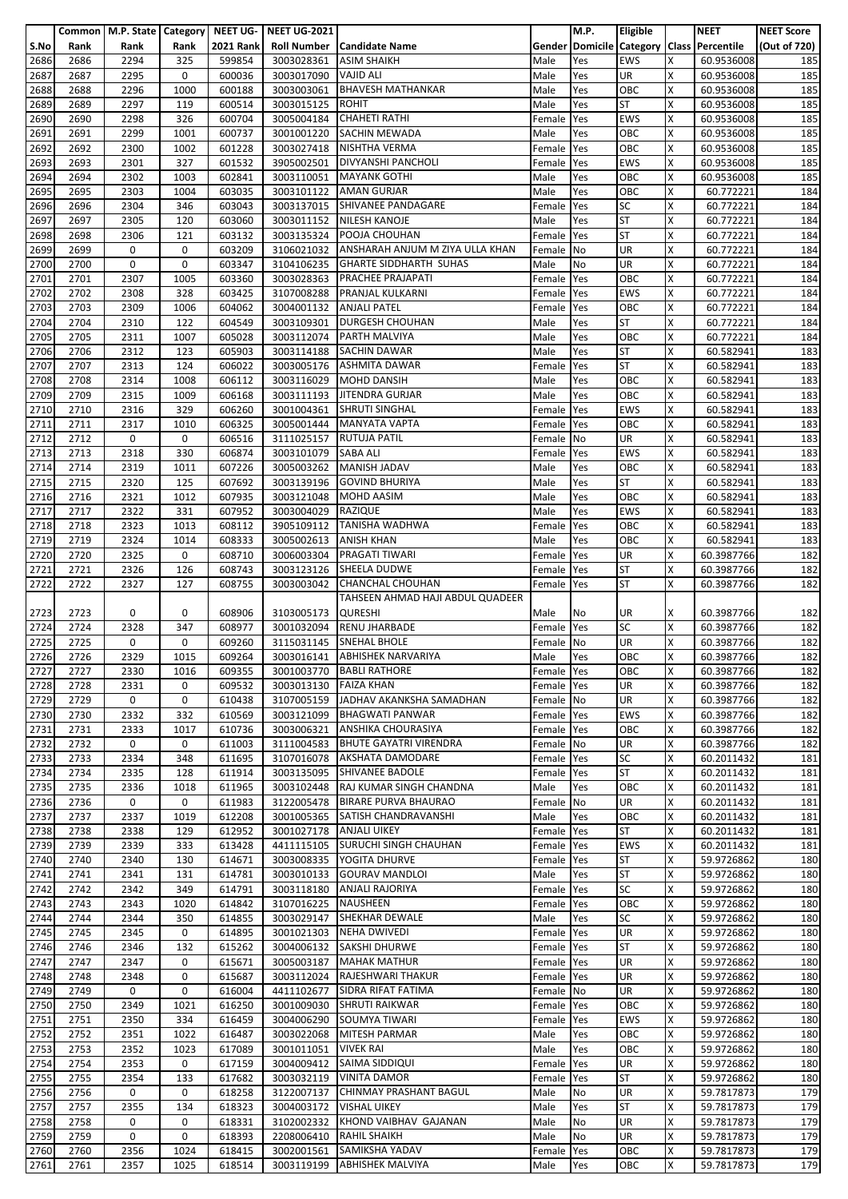| S.No | Common Rank | M.P. State Rank | Category Rank | NEET UG- 2021 Rank | NEET UG-2021 Roll Number | Candidate Name | Gender | M.P. Domicile | Eligible Category | Class | NEET Percentile | NEET Score (Out of 720) |
|---|---|---|---|---|---|---|---|---|---|---|---|---|
| 2686 | 2686 | 2294 | 325 | 599854 | 3003028361 | ASIM SHAIKH | Male | Yes | EWS | X | 60.9536008 | 185 |
| 2687 | 2687 | 2295 | 0 | 600036 | 3003017090 | VAJID ALI | Male | Yes | UR | X | 60.9536008 | 185 |
| 2688 | 2688 | 2296 | 1000 | 600188 | 3003003061 | BHAVESH MATHANKAR | Male | Yes | OBC | X | 60.9536008 | 185 |
| 2689 | 2689 | 2297 | 119 | 600514 | 3003015125 | ROHIT | Male | Yes | ST | X | 60.9536008 | 185 |
| 2690 | 2690 | 2298 | 326 | 600704 | 3005004184 | CHAHETI RATHI | Female | Yes | EWS | X | 60.9536008 | 185 |
| 2691 | 2691 | 2299 | 1001 | 600737 | 3001001220 | SACHIN MEWADA | Male | Yes | OBC | X | 60.9536008 | 185 |
| 2692 | 2692 | 2300 | 1002 | 601228 | 3003027418 | NISHTHA VERMA | Female | Yes | OBC | X | 60.9536008 | 185 |
| 2693 | 2693 | 2301 | 327 | 601532 | 3905002501 | DIVYANSHI PANCHOLI | Female | Yes | EWS | X | 60.9536008 | 185 |
| 2694 | 2694 | 2302 | 1003 | 602841 | 3003110051 | MAYANK GOTHI | Male | Yes | OBC | X | 60.9536008 | 185 |
| 2695 | 2695 | 2303 | 1004 | 603035 | 3003101122 | AMAN GURJAR | Male | Yes | OBC | X | 60.772221 | 184 |
| 2696 | 2696 | 2304 | 346 | 603043 | 3003137015 | SHIVANEE PANDAGARE | Female | Yes | SC | X | 60.772221 | 184 |
| 2697 | 2697 | 2305 | 120 | 603060 | 3003011152 | NILESH KANOJE | Male | Yes | ST | X | 60.772221 | 184 |
| 2698 | 2698 | 2306 | 121 | 603132 | 3003135324 | POOJA CHOUHAN | Female | Yes | ST | X | 60.772221 | 184 |
| 2699 | 2699 | 0 | 0 | 603209 | 3106021032 | ANSHARAH ANJUM M ZIYA ULLA KHAN | Female | No | UR | X | 60.772221 | 184 |
| 2700 | 2700 | 0 | 0 | 603347 | 3104106235 | GHARTE SIDDHARTH SUHAS | Male | No | UR | X | 60.772221 | 184 |
| 2701 | 2701 | 2307 | 1005 | 603360 | 3003028363 | PRACHEE PRAJAPATI | Female | Yes | OBC | X | 60.772221 | 184 |
| 2702 | 2702 | 2308 | 328 | 603425 | 3107008288 | PRANJAL KULKARNI | Female | Yes | EWS | X | 60.772221 | 184 |
| 2703 | 2703 | 2309 | 1006 | 604062 | 3004001132 | ANJALI PATEL | Female | Yes | OBC | X | 60.772221 | 184 |
| 2704 | 2704 | 2310 | 122 | 604549 | 3003109301 | DURGESH CHOUHAN | Male | Yes | ST | X | 60.772221 | 184 |
| 2705 | 2705 | 2311 | 1007 | 605028 | 3003112074 | PARTH MALVIYA | Male | Yes | OBC | X | 60.772221 | 184 |
| 2706 | 2706 | 2312 | 123 | 605903 | 3003114188 | SACHIN DAWAR | Male | Yes | ST | X | 60.582941 | 183 |
| 2707 | 2707 | 2313 | 124 | 606022 | 3003005176 | ASHMITA DAWAR | Female | Yes | ST | X | 60.582941 | 183 |
| 2708 | 2708 | 2314 | 1008 | 606112 | 3003116029 | MOHD DANSIH | Male | Yes | OBC | X | 60.582941 | 183 |
| 2709 | 2709 | 2315 | 1009 | 606168 | 3003111193 | JITENDRA GURJAR | Male | Yes | OBC | X | 60.582941 | 183 |
| 2710 | 2710 | 2316 | 329 | 606260 | 3001004361 | SHRUTI SINGHAL | Female | Yes | EWS | X | 60.582941 | 183 |
| 2711 | 2711 | 2317 | 1010 | 606325 | 3005001444 | MANYATA VAPTA | Female | Yes | OBC | X | 60.582941 | 183 |
| 2712 | 2712 | 0 | 0 | 606516 | 3111025157 | RUTUJA PATIL | Female | No | UR | X | 60.582941 | 183 |
| 2713 | 2713 | 2318 | 330 | 606874 | 3003101079 | SABA ALI | Female | Yes | EWS | X | 60.582941 | 183 |
| 2714 | 2714 | 2319 | 1011 | 607226 | 3005003262 | MANISH JADAV | Male | Yes | OBC | X | 60.582941 | 183 |
| 2715 | 2715 | 2320 | 125 | 607692 | 3003139196 | GOVIND BHURIYA | Male | Yes | ST | X | 60.582941 | 183 |
| 2716 | 2716 | 2321 | 1012 | 607935 | 3003121048 | MOHD AASIM | Male | Yes | OBC | X | 60.582941 | 183 |
| 2717 | 2717 | 2322 | 331 | 607952 | 3003004029 | RAZIQUE | Male | Yes | EWS | X | 60.582941 | 183 |
| 2718 | 2718 | 2323 | 1013 | 608112 | 3905109112 | TANISHA WADHWA | Female | Yes | OBC | X | 60.582941 | 183 |
| 2719 | 2719 | 2324 | 1014 | 608333 | 3005002613 | ANISH KHAN | Male | Yes | OBC | X | 60.582941 | 183 |
| 2720 | 2720 | 2325 | 0 | 608710 | 3006003304 | PRAGATI TIWARI | Female | Yes | UR | X | 60.3987766 | 182 |
| 2721 | 2721 | 2326 | 126 | 608743 | 3003123126 | SHEELA DUDWE | Female | Yes | ST | X | 60.3987766 | 182 |
| 2722 | 2722 | 2327 | 127 | 608755 | 3003003042 | CHANCHAL CHOUHAN | Female | Yes | ST | X | 60.3987766 | 182 |
| 2723 | 2723 | 0 | 0 | 608906 | 3103005173 | TAHSEEN AHMAD HAJI ABDUL QUADEER QURESHI | Male | No | UR | X | 60.3987766 | 182 |
| 2724 | 2724 | 2328 | 347 | 608977 | 3001032094 | RENU JHARBADE | Female | Yes | SC | X | 60.3987766 | 182 |
| 2725 | 2725 | 0 | 0 | 609260 | 3115031145 | SNEHAL BHOLE | Female | No | UR | X | 60.3987766 | 182 |
| 2726 | 2726 | 2329 | 1015 | 609264 | 3003016141 | ABHISHEK NARVARIYA | Male | Yes | OBC | X | 60.3987766 | 182 |
| 2727 | 2727 | 2330 | 1016 | 609355 | 3001003770 | BABLI RATHORE | Female | Yes | OBC | X | 60.3987766 | 182 |
| 2728 | 2728 | 2331 | 0 | 609532 | 3003013130 | FAIZA KHAN | Female | Yes | UR | X | 60.3987766 | 182 |
| 2729 | 2729 | 0 | 0 | 610438 | 3107005159 | JADHAV AKANKSHA SAMADHAN | Female | No | UR | X | 60.3987766 | 182 |
| 2730 | 2730 | 2332 | 332 | 610569 | 3003121099 | BHAGWATI PANWAR | Female | Yes | EWS | X | 60.3987766 | 182 |
| 2731 | 2731 | 2333 | 1017 | 610736 | 3003006321 | ANSHIKA CHOURASIYA | Female | Yes | OBC | X | 60.3987766 | 182 |
| 2732 | 2732 | 0 | 0 | 611003 | 3111004583 | BHUTE GAYATRI VIRENDRA | Female | No | UR | X | 60.3987766 | 182 |
| 2733 | 2733 | 2334 | 348 | 611695 | 3107016078 | AKSHATA DAMODARE | Female | Yes | SC | X | 60.2011432 | 181 |
| 2734 | 2734 | 2335 | 128 | 611914 | 3003135095 | SHIVANEE BADOLE | Female | Yes | ST | X | 60.2011432 | 181 |
| 2735 | 2735 | 2336 | 1018 | 611965 | 3003102448 | RAJ KUMAR SINGH CHANDNA | Male | Yes | OBC | X | 60.2011432 | 181 |
| 2736 | 2736 | 0 | 0 | 611983 | 3122005478 | BIRARE PURVA BHAURAO | Female | No | UR | X | 60.2011432 | 181 |
| 2737 | 2737 | 2337 | 1019 | 612208 | 3001005365 | SATISH CHANDRAVANSHI | Male | Yes | OBC | X | 60.2011432 | 181 |
| 2738 | 2738 | 2338 | 129 | 612952 | 3001027178 | ANJALI UIKEY | Female | Yes | ST | X | 60.2011432 | 181 |
| 2739 | 2739 | 2339 | 333 | 613428 | 4411115105 | SURUCHI SINGH CHAUHAN | Female | Yes | EWS | X | 60.2011432 | 181 |
| 2740 | 2740 | 2340 | 130 | 614671 | 3003008335 | YOGITA DHURVE | Female | Yes | ST | X | 59.9726862 | 180 |
| 2741 | 2741 | 2341 | 131 | 614781 | 3003010133 | GOURAV MANDLOI | Male | Yes | ST | X | 59.9726862 | 180 |
| 2742 | 2742 | 2342 | 349 | 614791 | 3003118180 | ANJALI RAJORIYA | Female | Yes | SC | X | 59.9726862 | 180 |
| 2743 | 2743 | 2343 | 1020 | 614842 | 3107016225 | NAUSHEEN | Female | Yes | OBC | X | 59.9726862 | 180 |
| 2744 | 2744 | 2344 | 350 | 614855 | 3003029147 | SHEKHAR DEWALE | Male | Yes | SC | X | 59.9726862 | 180 |
| 2745 | 2745 | 2345 | 0 | 614895 | 3001021303 | NEHA DWIVEDI | Female | Yes | UR | X | 59.9726862 | 180 |
| 2746 | 2746 | 2346 | 132 | 615262 | 3004006132 | SAKSHI DHURWE | Female | Yes | ST | X | 59.9726862 | 180 |
| 2747 | 2747 | 2347 | 0 | 615671 | 3005003187 | MAHAK MATHUR | Female | Yes | UR | X | 59.9726862 | 180 |
| 2748 | 2748 | 2348 | 0 | 615687 | 3003112024 | RAJESHWARI THAKUR | Female | Yes | UR | X | 59.9726862 | 180 |
| 2749 | 2749 | 0 | 0 | 616004 | 4411102677 | SIDRA RIFAT FATIMA | Female | No | UR | X | 59.9726862 | 180 |
| 2750 | 2750 | 2349 | 1021 | 616250 | 3001009030 | SHRUTI RAIKWAR | Female | Yes | OBC | X | 59.9726862 | 180 |
| 2751 | 2751 | 2350 | 334 | 616459 | 3004006290 | SOUMYA TIWARI | Female | Yes | EWS | X | 59.9726862 | 180 |
| 2752 | 2752 | 2351 | 1022 | 616487 | 3003022068 | MITESH PARMAR | Male | Yes | OBC | X | 59.9726862 | 180 |
| 2753 | 2753 | 2352 | 1023 | 617089 | 3001011051 | VIVEK RAI | Male | Yes | OBC | X | 59.9726862 | 180 |
| 2754 | 2754 | 2353 | 0 | 617159 | 3004009412 | SAIMA SIDDIQUI | Female | Yes | UR | X | 59.9726862 | 180 |
| 2755 | 2755 | 2354 | 133 | 617682 | 3003032119 | VINITA DAMOR | Female | Yes | ST | X | 59.9726862 | 180 |
| 2756 | 2756 | 0 | 0 | 618258 | 3122007137 | CHINMAY PRASHANT BAGUL | Male | No | UR | X | 59.7817873 | 179 |
| 2757 | 2757 | 2355 | 134 | 618323 | 3004003172 | VISHAL UIKEY | Male | Yes | ST | X | 59.7817873 | 179 |
| 2758 | 2758 | 0 | 0 | 618331 | 3102002332 | KHOND VAIBHAV GAJANAN | Male | No | UR | X | 59.7817873 | 179 |
| 2759 | 2759 | 0 | 0 | 618393 | 2208006410 | RAHIL SHAIKH | Male | No | UR | X | 59.7817873 | 179 |
| 2760 | 2760 | 2356 | 1024 | 618415 | 3002001561 | SAMIKSHA YADAV | Female | Yes | OBC | X | 59.7817873 | 179 |
| 2761 | 2761 | 2357 | 1025 | 618514 | 3003119199 | ABHISHEK MALVIYA | Male | Yes | OBC | X | 59.7817873 | 179 |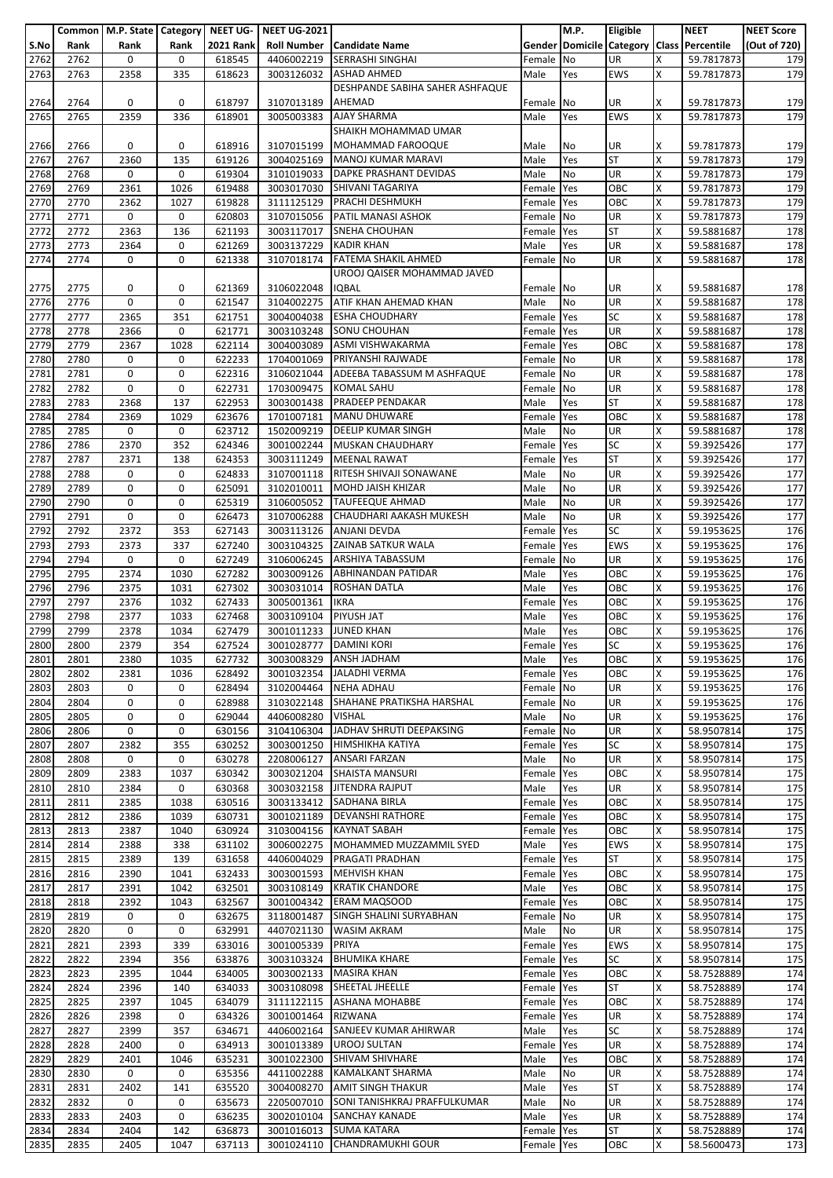| S.No | Common Rank | M.P. State Rank | Category Rank | NEET UG-2021 Rank | NEET UG-2021 Roll Number | Candidate Name | Gender | M.P. Domicile | Eligible Category | Class | NEET Percentile | NEET Score (Out of 720) |
|---|---|---|---|---|---|---|---|---|---|---|---|---|
| 2762 | 2762 | 0 | 0 | 618545 | 4406002219 | SERRASHI SINGHAI | Female | No | UR | X | 59.7817873 | 179 |
| 2763 | 2763 | 2358 | 335 | 618623 | 3003126032 | ASHAD AHMED | Male | Yes | EWS | X | 59.7817873 | 179 |
| 2764 | 2764 | 0 | 0 | 618797 | 3107013189 | DESHPANDE SABIHA SAHER ASHFAQUE AHEMAD | Female | No | UR | X | 59.7817873 | 179 |
| 2765 | 2765 | 2359 | 336 | 618901 | 3005003383 | AJAY SHARMA | Male | Yes | EWS | X | 59.7817873 | 179 |
| 2766 | 2766 | 0 | 0 | 618916 | 3107015199 | SHAIKH MOHAMMAD UMAR MOHAMMAD FAROOQUE | Male | No | UR | X | 59.7817873 | 179 |
| 2767 | 2767 | 2360 | 135 | 619126 | 3004025169 | MANOJ KUMAR MARAVI | Male | Yes | ST | X | 59.7817873 | 179 |
| 2768 | 2768 | 0 | 0 | 619304 | 3101019033 | DAPKE PRASHANT DEVIDAS | Male | No | UR | X | 59.7817873 | 179 |
| 2769 | 2769 | 2361 | 1026 | 619488 | 3003017030 | SHIVANI TAGARIYA | Female | Yes | OBC | X | 59.7817873 | 179 |
| 2770 | 2770 | 2362 | 1027 | 619828 | 3111125129 | PRACHI DESHMUKH | Female | Yes | OBC | X | 59.7817873 | 179 |
| 2771 | 2771 | 0 | 0 | 620803 | 3107015056 | PATIL MANASI ASHOK | Female | No | UR | X | 59.7817873 | 179 |
| 2772 | 2772 | 2363 | 136 | 621193 | 3003117017 | SNEHA CHOUHAN | Female | Yes | ST | X | 59.5881687 | 178 |
| 2773 | 2773 | 2364 | 0 | 621269 | 3003137229 | KADIR KHAN | Male | Yes | UR | X | 59.5881687 | 178 |
| 2774 | 2774 | 0 | 0 | 621338 | 3107018174 | FATEMA SHAKIL AHMED | Female | No | UR | X | 59.5881687 | 178 |
| 2775 | 2775 | 0 | 0 | 621369 | 3106022048 | UROOJ QAISER MOHAMMAD JAVED IQBAL | Female | No | UR | X | 59.5881687 | 178 |
| 2776 | 2776 | 0 | 0 | 621547 | 3104002275 | ATIF KHAN AHEMAD KHAN | Male | No | UR | X | 59.5881687 | 178 |
| 2777 | 2777 | 2365 | 351 | 621751 | 3004004038 | ESHA CHOUDHARY | Female | Yes | SC | X | 59.5881687 | 178 |
| 2778 | 2778 | 2366 | 0 | 621771 | 3003103248 | SONU CHOUHAN | Female | Yes | UR | X | 59.5881687 | 178 |
| 2779 | 2779 | 2367 | 1028 | 622114 | 3004003089 | ASMI VISHWAKARMA | Female | Yes | OBC | X | 59.5881687 | 178 |
| 2780 | 2780 | 0 | 0 | 622233 | 1704001069 | PRIYANSHI RAJWADE | Female | No | UR | X | 59.5881687 | 178 |
| 2781 | 2781 | 0 | 0 | 622316 | 3106021044 | ADEEBA TABASSUM M ASHFAQUE | Female | No | UR | X | 59.5881687 | 178 |
| 2782 | 2782 | 0 | 0 | 622731 | 1703009475 | KOMAL SAHU | Female | No | UR | X | 59.5881687 | 178 |
| 2783 | 2783 | 2368 | 137 | 622953 | 3003001438 | PRADEEP PENDAKAR | Male | Yes | ST | X | 59.5881687 | 178 |
| 2784 | 2784 | 2369 | 1029 | 623676 | 1701007181 | MANU DHUWARE | Female | Yes | OBC | X | 59.5881687 | 178 |
| 2785 | 2785 | 0 | 0 | 623712 | 1502009219 | DEELIP KUMAR SINGH | Male | No | UR | X | 59.5881687 | 178 |
| 2786 | 2786 | 2370 | 352 | 624346 | 3001002244 | MUSKAN CHAUDHARY | Female | Yes | SC | X | 59.3925426 | 177 |
| 2787 | 2787 | 2371 | 138 | 624353 | 3003111249 | MEENAL RAWAT | Female | Yes | ST | X | 59.3925426 | 177 |
| 2788 | 2788 | 0 | 0 | 624833 | 3107001118 | RITESH SHIVAJI SONAWANE | Male | No | UR | X | 59.3925426 | 177 |
| 2789 | 2789 | 0 | 0 | 625091 | 3102010011 | MOHD JAISH KHIZAR | Male | No | UR | X | 59.3925426 | 177 |
| 2790 | 2790 | 0 | 0 | 625319 | 3106005052 | TAUFEEQUE AHMAD | Male | No | UR | X | 59.3925426 | 177 |
| 2791 | 2791 | 0 | 0 | 626473 | 3107006288 | CHAUDHARI AAKASH MUKESH | Male | No | UR | X | 59.3925426 | 177 |
| 2792 | 2792 | 2372 | 353 | 627143 | 3003113126 | ANJANI DEVDA | Female | Yes | SC | X | 59.1953625 | 176 |
| 2793 | 2793 | 2373 | 337 | 627240 | 3003104325 | ZAINAB SATKUR WALA | Female | Yes | EWS | X | 59.1953625 | 176 |
| 2794 | 2794 | 0 | 0 | 627249 | 3106006245 | ARSHIYA TABASSUM | Female | No | UR | X | 59.1953625 | 176 |
| 2795 | 2795 | 2374 | 1030 | 627282 | 3003009126 | ABHINANDAN PATIDAR | Male | Yes | OBC | X | 59.1953625 | 176 |
| 2796 | 2796 | 2375 | 1031 | 627302 | 3003031014 | ROSHAN DATLA | Male | Yes | OBC | X | 59.1953625 | 176 |
| 2797 | 2797 | 2376 | 1032 | 627433 | 3005001361 | IKRA | Female | Yes | OBC | X | 59.1953625 | 176 |
| 2798 | 2798 | 2377 | 1033 | 627468 | 3003109104 | PIYUSH JAT | Male | Yes | OBC | X | 59.1953625 | 176 |
| 2799 | 2799 | 2378 | 1034 | 627479 | 3001011233 | JUNED KHAN | Male | Yes | OBC | X | 59.1953625 | 176 |
| 2800 | 2800 | 2379 | 354 | 627524 | 3001028777 | DAMINI KORI | Female | Yes | SC | X | 59.1953625 | 176 |
| 2801 | 2801 | 2380 | 1035 | 627732 | 3003008329 | ANSH JADHAM | Male | Yes | OBC | X | 59.1953625 | 176 |
| 2802 | 2802 | 2381 | 1036 | 628492 | 3001032354 | JALADHI VERMA | Female | Yes | OBC | X | 59.1953625 | 176 |
| 2803 | 2803 | 0 | 0 | 628494 | 3102004464 | NEHA ADHAU | Female | No | UR | X | 59.1953625 | 176 |
| 2804 | 2804 | 0 | 0 | 628988 | 3103022148 | SHAHANE PRATIKSHA HARSHAL | Female | No | UR | X | 59.1953625 | 176 |
| 2805 | 2805 | 0 | 0 | 629044 | 4406008280 | VISHAL | Male | No | UR | X | 59.1953625 | 176 |
| 2806 | 2806 | 0 | 0 | 630156 | 3104106304 | JADHAV SHRUTI DEEPAKSING | Female | No | UR | X | 58.9507814 | 175 |
| 2807 | 2807 | 2382 | 355 | 630252 | 3003001250 | HIMSHIKHA KATIYA | Female | Yes | SC | X | 58.9507814 | 175 |
| 2808 | 2808 | 0 | 0 | 630278 | 2208006127 | ANSARI FARZAN | Male | No | UR | X | 58.9507814 | 175 |
| 2809 | 2809 | 2383 | 1037 | 630342 | 3003021204 | SHAISTA MANSURI | Female | Yes | OBC | X | 58.9507814 | 175 |
| 2810 | 2810 | 2384 | 0 | 630368 | 3003032158 | JITENDRA RAJPUT | Male | Yes | UR | X | 58.9507814 | 175 |
| 2811 | 2811 | 2385 | 1038 | 630516 | 3003133412 | SADHANA BIRLA | Female | Yes | OBC | X | 58.9507814 | 175 |
| 2812 | 2812 | 2386 | 1039 | 630731 | 3001021189 | DEVANSHI RATHORE | Female | Yes | OBC | X | 58.9507814 | 175 |
| 2813 | 2813 | 2387 | 1040 | 630924 | 3103004156 | KAYNAT SABAH | Female | Yes | OBC | X | 58.9507814 | 175 |
| 2814 | 2814 | 2388 | 338 | 631102 | 3006002275 | MOHAMMED MUZZAMMIL SYED | Male | Yes | EWS | X | 58.9507814 | 175 |
| 2815 | 2815 | 2389 | 139 | 631658 | 4406004029 | PRAGATI PRADHAN | Female | Yes | ST | X | 58.9507814 | 175 |
| 2816 | 2816 | 2390 | 1041 | 632433 | 3003001593 | MEHVISH KHAN | Female | Yes | OBC | X | 58.9507814 | 175 |
| 2817 | 2817 | 2391 | 1042 | 632501 | 3003108149 | KRATIK CHANDORE | Male | Yes | OBC | X | 58.9507814 | 175 |
| 2818 | 2818 | 2392 | 1043 | 632567 | 3001004342 | ERAM MAQSOOD | Female | Yes | OBC | X | 58.9507814 | 175 |
| 2819 | 2819 | 0 | 0 | 632675 | 3118001487 | SINGH SHALINI SURYABHAN | Female | No | UR | X | 58.9507814 | 175 |
| 2820 | 2820 | 0 | 0 | 632991 | 4407021130 | WASIM AKRAM | Male | No | UR | X | 58.9507814 | 175 |
| 2821 | 2821 | 2393 | 339 | 633016 | 3001005339 | PRIYA | Female | Yes | EWS | X | 58.9507814 | 175 |
| 2822 | 2822 | 2394 | 356 | 633876 | 3003103324 | BHUMIKA KHARE | Female | Yes | SC | X | 58.9507814 | 175 |
| 2823 | 2823 | 2395 | 1044 | 634005 | 3003002133 | MASIRA KHAN | Female | Yes | OBC | X | 58.7528889 | 174 |
| 2824 | 2824 | 2396 | 140 | 634033 | 3003108098 | SHEETAL JHEELLE | Female | Yes | ST | X | 58.7528889 | 174 |
| 2825 | 2825 | 2397 | 1045 | 634079 | 3111122115 | ASHANA MOHABBE | Female | Yes | OBC | X | 58.7528889 | 174 |
| 2826 | 2826 | 2398 | 0 | 634326 | 3001001464 | RIZWANA | Female | Yes | UR | X | 58.7528889 | 174 |
| 2827 | 2827 | 2399 | 357 | 634671 | 4406002164 | SANJEEV KUMAR AHIRWAR | Male | Yes | SC | X | 58.7528889 | 174 |
| 2828 | 2828 | 2400 | 0 | 634913 | 3001013389 | UROOJ SULTAN | Female | Yes | UR | X | 58.7528889 | 174 |
| 2829 | 2829 | 2401 | 1046 | 635231 | 3001022300 | SHIVAM SHIVHARE | Male | Yes | OBC | X | 58.7528889 | 174 |
| 2830 | 2830 | 0 | 0 | 635356 | 4411002288 | KAMALKANT SHARMA | Male | No | UR | X | 58.7528889 | 174 |
| 2831 | 2831 | 2402 | 141 | 635520 | 3004008270 | AMIT SINGH THAKUR | Male | Yes | ST | X | 58.7528889 | 174 |
| 2832 | 2832 | 0 | 0 | 635673 | 2205007010 | SONI TANISHKRAJ PRAFFULKUMAR | Male | No | UR | X | 58.7528889 | 174 |
| 2833 | 2833 | 2403 | 0 | 636235 | 3002010104 | SANCHAY KANADE | Male | Yes | UR | X | 58.7528889 | 174 |
| 2834 | 2834 | 2404 | 142 | 636873 | 3001016013 | SUMA KATARA | Female | Yes | ST | X | 58.7528889 | 174 |
| 2835 | 2835 | 2405 | 1047 | 637113 | 3001024110 | CHANDRAMUKHI GOUR | Female | Yes | OBC | X | 58.5600473 | 173 |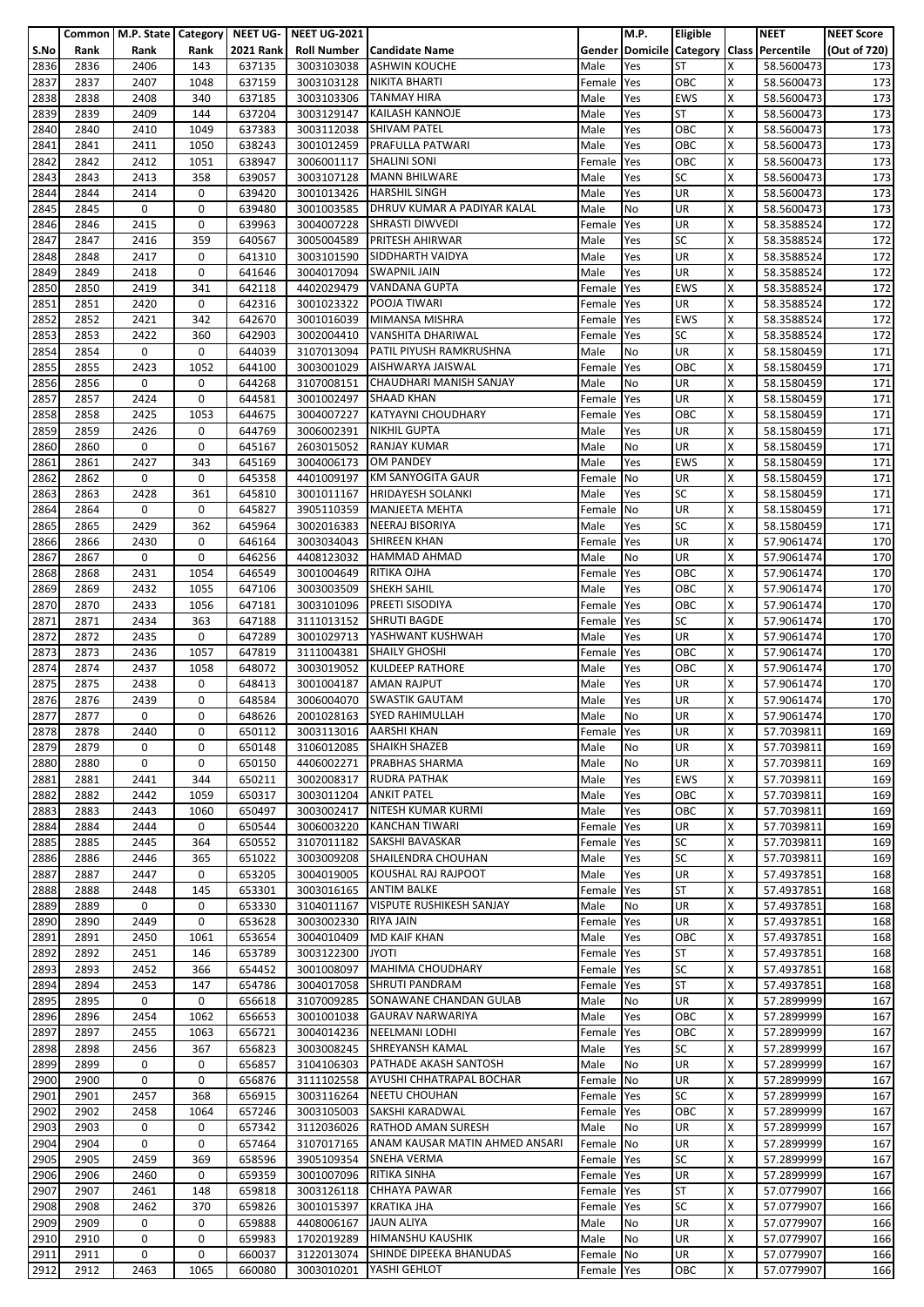| S.No | Common Rank | M.P. State Rank | Category Rank | NEET UG-2021 Rank | NEET UG-2021 Roll Number | Candidate Name | Gender | M.P. Domicile | Eligible Category | Class | NEET Percentile | NEET Score (Out of 720) |
|---|---|---|---|---|---|---|---|---|---|---|---|---|
| 2836 | 2836 | 2406 | 143 | 637135 | 3003103038 | ASHWIN KOUCHE | Male | Yes | ST | X | 58.5600473 | 173 |
| 2837 | 2837 | 2407 | 1048 | 637159 | 3003103128 | NIKITA BHARTI | Female | Yes | OBC | X | 58.5600473 | 173 |
| 2838 | 2838 | 2408 | 340 | 637185 | 3003103306 | TANMAY HIRA | Male | Yes | EWS | X | 58.5600473 | 173 |
| 2839 | 2839 | 2409 | 144 | 637204 | 3003129147 | KAILASH KANNOJE | Male | Yes | ST | X | 58.5600473 | 173 |
| 2840 | 2840 | 2410 | 1049 | 637383 | 3003112038 | SHIVAM PATEL | Male | Yes | OBC | X | 58.5600473 | 173 |
| 2841 | 2841 | 2411 | 1050 | 638243 | 3001012459 | PRAFULLA PATWARI | Male | Yes | OBC | X | 58.5600473 | 173 |
| 2842 | 2842 | 2412 | 1051 | 638947 | 3006001117 | SHALINI SONI | Female | Yes | OBC | X | 58.5600473 | 173 |
| 2843 | 2843 | 2413 | 358 | 639057 | 3003107128 | MANN BHILWARE | Male | Yes | SC | X | 58.5600473 | 173 |
| 2844 | 2844 | 2414 | 0 | 639420 | 3001013426 | HARSHIL SINGH | Male | Yes | UR | X | 58.5600473 | 173 |
| 2845 | 2845 | 0 | 0 | 639480 | 3001003585 | DHRUV KUMAR A PADIYAR KALAL | Male | No | UR | X | 58.5600473 | 173 |
| 2846 | 2846 | 2415 | 0 | 639963 | 3004007228 | SHRASTI DIWVEDI | Female | Yes | UR | X | 58.3588524 | 172 |
| 2847 | 2847 | 2416 | 359 | 640567 | 3005004589 | PRITESH AHIRWAR | Male | Yes | SC | X | 58.3588524 | 172 |
| 2848 | 2848 | 2417 | 0 | 641310 | 3003101590 | SIDDHARTH VAIDYA | Male | Yes | UR | X | 58.3588524 | 172 |
| 2849 | 2849 | 2418 | 0 | 641646 | 3004017094 | SWAPNIL JAIN | Male | Yes | UR | X | 58.3588524 | 172 |
| 2850 | 2850 | 2419 | 341 | 642118 | 4402029479 | VANDANA GUPTA | Female | Yes | EWS | X | 58.3588524 | 172 |
| 2851 | 2851 | 2420 | 0 | 642316 | 3001023322 | POOJA TIWARI | Female | Yes | UR | X | 58.3588524 | 172 |
| 2852 | 2852 | 2421 | 342 | 642670 | 3001016039 | MIMANSA MISHRA | Female | Yes | EWS | X | 58.3588524 | 172 |
| 2853 | 2853 | 2422 | 360 | 642903 | 3002004410 | VANSHITA DHARIWAL | Female | Yes | SC | X | 58.3588524 | 172 |
| 2854 | 2854 | 0 | 0 | 644039 | 3107013094 | PATIL PIYUSH RAMKRUSHNA | Male | No | UR | X | 58.1580459 | 171 |
| 2855 | 2855 | 2423 | 1052 | 644100 | 3003001029 | AISHWARYA JAISWAL | Female | Yes | OBC | X | 58.1580459 | 171 |
| 2856 | 2856 | 0 | 0 | 644268 | 3107008151 | CHAUDHARI MANISH SANJAY | Male | No | UR | X | 58.1580459 | 171 |
| 2857 | 2857 | 2424 | 0 | 644581 | 3001002497 | SHAAD KHAN | Female | Yes | UR | X | 58.1580459 | 171 |
| 2858 | 2858 | 2425 | 1053 | 644675 | 3004007227 | KATYAYNI CHOUDHARY | Female | Yes | OBC | X | 58.1580459 | 171 |
| 2859 | 2859 | 2426 | 0 | 644769 | 3006002391 | NIKHIL GUPTA | Male | Yes | UR | X | 58.1580459 | 171 |
| 2860 | 2860 | 0 | 0 | 645167 | 2603015052 | RANJAY KUMAR | Male | No | UR | X | 58.1580459 | 171 |
| 2861 | 2861 | 2427 | 343 | 645169 | 3004006173 | OM PANDEY | Male | Yes | EWS | X | 58.1580459 | 171 |
| 2862 | 2862 | 0 | 0 | 645358 | 4401009197 | KM SANYOGITA GAUR | Female | No | UR | X | 58.1580459 | 171 |
| 2863 | 2863 | 2428 | 361 | 645810 | 3001011167 | HRIDAYESH SOLANKI | Male | Yes | SC | X | 58.1580459 | 171 |
| 2864 | 2864 | 0 | 0 | 645827 | 3905110359 | MANJEETA MEHTA | Female | No | UR | X | 58.1580459 | 171 |
| 2865 | 2865 | 2429 | 362 | 645964 | 3002016383 | NEERAJ BISORIYA | Male | Yes | SC | X | 58.1580459 | 171 |
| 2866 | 2866 | 2430 | 0 | 646164 | 3003034043 | SHIREEN KHAN | Female | Yes | UR | X | 57.9061474 | 170 |
| 2867 | 2867 | 0 | 0 | 646256 | 4408123032 | HAMMAD AHMAD | Male | No | UR | X | 57.9061474 | 170 |
| 2868 | 2868 | 2431 | 1054 | 646549 | 3001004649 | RITIKA OJHA | Female | Yes | OBC | X | 57.9061474 | 170 |
| 2869 | 2869 | 2432 | 1055 | 647106 | 3003003509 | SHEKH SAHIL | Male | Yes | OBC | X | 57.9061474 | 170 |
| 2870 | 2870 | 2433 | 1056 | 647181 | 3003101096 | PREETI SISODIYA | Female | Yes | OBC | X | 57.9061474 | 170 |
| 2871 | 2871 | 2434 | 363 | 647188 | 3111013152 | SHRUTI BAGDE | Female | Yes | SC | X | 57.9061474 | 170 |
| 2872 | 2872 | 2435 | 0 | 647289 | 3001029713 | YASHWANT KUSHWAH | Male | Yes | UR | X | 57.9061474 | 170 |
| 2873 | 2873 | 2436 | 1057 | 647819 | 3111004381 | SHAILY GHOSHI | Female | Yes | OBC | X | 57.9061474 | 170 |
| 2874 | 2874 | 2437 | 1058 | 648072 | 3003019052 | KULDEEP RATHORE | Male | Yes | OBC | X | 57.9061474 | 170 |
| 2875 | 2875 | 2438 | 0 | 648413 | 3001004187 | AMAN RAJPUT | Male | Yes | UR | X | 57.9061474 | 170 |
| 2876 | 2876 | 2439 | 0 | 648584 | 3006004070 | SWASTIK GAUTAM | Male | Yes | UR | X | 57.9061474 | 170 |
| 2877 | 2877 | 0 | 0 | 648626 | 2001028163 | SYED RAHIMULLAH | Male | No | UR | X | 57.9061474 | 170 |
| 2878 | 2878 | 2440 | 0 | 650112 | 3003113016 | AARSHI KHAN | Female | Yes | UR | X | 57.7039811 | 169 |
| 2879 | 2879 | 0 | 0 | 650148 | 3106012085 | SHAIKH SHAZEB | Male | No | UR | X | 57.7039811 | 169 |
| 2880 | 2880 | 0 | 0 | 650150 | 4406002271 | PRABHAS SHARMA | Male | No | UR | X | 57.7039811 | 169 |
| 2881 | 2881 | 2441 | 344 | 650211 | 3002008317 | RUDRA PATHAK | Male | Yes | EWS | X | 57.7039811 | 169 |
| 2882 | 2882 | 2442 | 1059 | 650317 | 3003011204 | ANKIT PATEL | Male | Yes | OBC | X | 57.7039811 | 169 |
| 2883 | 2883 | 2443 | 1060 | 650497 | 3003002417 | NITESH KUMAR KURMI | Male | Yes | OBC | X | 57.7039811 | 169 |
| 2884 | 2884 | 2444 | 0 | 650544 | 3006003220 | KANCHAN TIWARI | Female | Yes | UR | X | 57.7039811 | 169 |
| 2885 | 2885 | 2445 | 364 | 650552 | 3107011182 | SAKSHI BAVASKAR | Female | Yes | SC | X | 57.7039811 | 169 |
| 2886 | 2886 | 2446 | 365 | 651022 | 3003009208 | SHAILENDRA CHOUHAN | Male | Yes | SC | X | 57.7039811 | 169 |
| 2887 | 2887 | 2447 | 0 | 653205 | 3004019005 | KOUSHAL RAJ RAJPOOT | Male | Yes | UR | X | 57.4937851 | 168 |
| 2888 | 2888 | 2448 | 145 | 653301 | 3003016165 | ANTIM BALKE | Female | Yes | ST | X | 57.4937851 | 168 |
| 2889 | 2889 | 0 | 0 | 653330 | 3104011167 | VISPUTE RUSHIKESH SANJAY | Male | No | UR | X | 57.4937851 | 168 |
| 2890 | 2890 | 2449 | 0 | 653628 | 3003002330 | RIYA JAIN | Female | Yes | UR | X | 57.4937851 | 168 |
| 2891 | 2891 | 2450 | 1061 | 653654 | 3004010409 | MD KAIF KHAN | Male | Yes | OBC | X | 57.4937851 | 168 |
| 2892 | 2892 | 2451 | 146 | 653789 | 3003122300 | JYOTI | Female | Yes | ST | X | 57.4937851 | 168 |
| 2893 | 2893 | 2452 | 366 | 654452 | 3001008097 | MAHIMA CHOUDHARY | Female | Yes | SC | X | 57.4937851 | 168 |
| 2894 | 2894 | 2453 | 147 | 654786 | 3004017058 | SHRUTI PANDRAM | Female | Yes | ST | X | 57.4937851 | 168 |
| 2895 | 2895 | 0 | 0 | 656618 | 3107009285 | SONAWANE CHANDAN GULAB | Male | No | UR | X | 57.2899999 | 167 |
| 2896 | 2896 | 2454 | 1062 | 656653 | 3001001038 | GAURAV NARWARIYA | Male | Yes | OBC | X | 57.2899999 | 167 |
| 2897 | 2897 | 2455 | 1063 | 656721 | 3004014236 | NEELMANI LODHI | Female | Yes | OBC | X | 57.2899999 | 167 |
| 2898 | 2898 | 2456 | 367 | 656823 | 3003008245 | SHREYANSH KAMAL | Male | Yes | SC | X | 57.2899999 | 167 |
| 2899 | 2899 | 0 | 0 | 656857 | 3104106303 | PATHADE AKASH SANTOSH | Male | No | UR | X | 57.2899999 | 167 |
| 2900 | 2900 | 0 | 0 | 656876 | 3111102558 | AYUSHI CHHATRAPAL BOCHAR | Female | No | UR | X | 57.2899999 | 167 |
| 2901 | 2901 | 2457 | 368 | 656915 | 3003116264 | NEETU CHOUHAN | Female | Yes | SC | X | 57.2899999 | 167 |
| 2902 | 2902 | 2458 | 1064 | 657246 | 3003105003 | SAKSHI KARADWAL | Female | Yes | OBC | X | 57.2899999 | 167 |
| 2903 | 2903 | 0 | 0 | 657342 | 3112036026 | RATHOD AMAN SURESH | Male | No | UR | X | 57.2899999 | 167 |
| 2904 | 2904 | 0 | 0 | 657464 | 3107017165 | ANAM KAUSAR MATIN AHMED ANSARI | Female | No | UR | X | 57.2899999 | 167 |
| 2905 | 2905 | 2459 | 369 | 658596 | 3905109354 | SNEHA VERMA | Female | Yes | SC | X | 57.2899999 | 167 |
| 2906 | 2906 | 2460 | 0 | 659359 | 3001007096 | RITIKA SINHA | Female | Yes | UR | X | 57.2899999 | 167 |
| 2907 | 2907 | 2461 | 148 | 659818 | 3003126118 | CHHAYA PAWAR | Female | Yes | ST | X | 57.0779907 | 166 |
| 2908 | 2908 | 2462 | 370 | 659826 | 3001015397 | KRATIKA JHA | Female | Yes | SC | X | 57.0779907 | 166 |
| 2909 | 2909 | 0 | 0 | 659888 | 4408006167 | JAUN ALIYA | Male | No | UR | X | 57.0779907 | 166 |
| 2910 | 2910 | 0 | 0 | 659983 | 1702019289 | HIMANSHU KAUSHIK | Male | No | UR | X | 57.0779907 | 166 |
| 2911 | 2911 | 0 | 0 | 660037 | 3122013074 | SHINDE DIPEEKA BHANUDAS | Female | No | UR | X | 57.0779907 | 166 |
| 2912 | 2912 | 2463 | 1065 | 660080 | 3003010201 | YASHI GEHLOT | Female | Yes | OBC | X | 57.0779907 | 166 |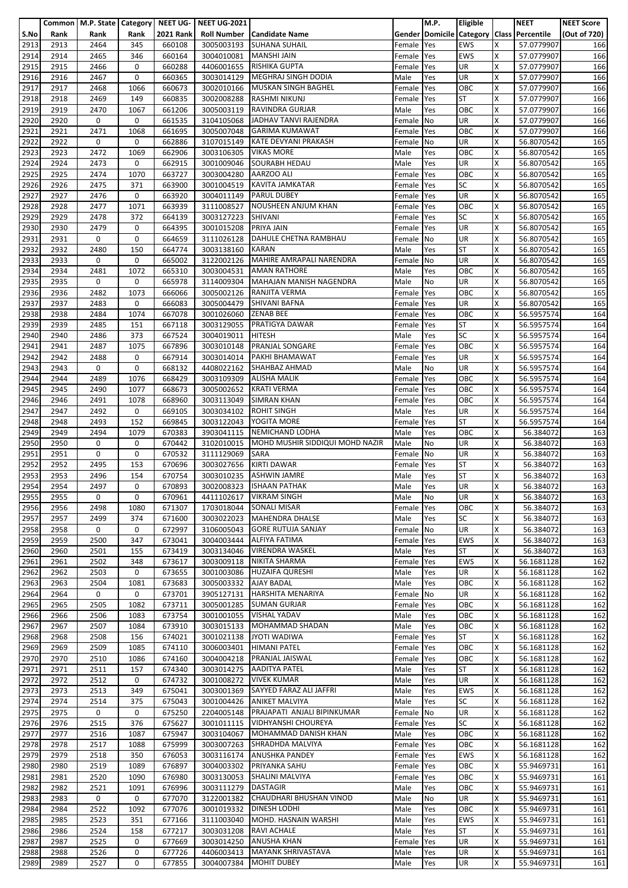| S.No | Common Rank | M.P. State Rank | Category Rank | NEET UG-2021 Rank | NEET UG-2021 Roll Number | Candidate Name | Gender | M.P. Domicile | Eligible Category | Class | NEET Percentile | NEET Score (Out of 720) |
|---|---|---|---|---|---|---|---|---|---|---|---|---|
| 2913 | 2913 | 2464 | 345 | 660108 | 3005003193 | SUHANA SUHAIL | Female | Yes | EWS | X | 57.0779907 | 166 |
| 2914 | 2914 | 2465 | 346 | 660164 | 3004010081 | MANSHI JAIN | Female | Yes | EWS | X | 57.0779907 | 166 |
| 2915 | 2915 | 2466 | 0 | 660288 | 4406001655 | RISHIKA GUPTA | Female | Yes | UR | X | 57.0779907 | 166 |
| 2916 | 2916 | 2467 | 0 | 660365 | 3003014129 | MEGHRAJ SINGH DODIA | Male | Yes | UR | X | 57.0779907 | 166 |
| 2917 | 2917 | 2468 | 1066 | 660673 | 3002010166 | MUSKAN SINGH BAGHEL | Female | Yes | OBC | X | 57.0779907 | 166 |
| 2918 | 2918 | 2469 | 149 | 660835 | 3002008288 | RASHMI NIKUNJ | Female | Yes | ST | X | 57.0779907 | 166 |
| 2919 | 2919 | 2470 | 1067 | 661206 | 3005003119 | RAVINDRA GURJAR | Male | Yes | OBC | X | 57.0779907 | 166 |
| 2920 | 2920 | 0 | 0 | 661535 | 3104105068 | JADHAV TANVI RAJENDRA | Female | No | UR | X | 57.0779907 | 166 |
| 2921 | 2921 | 2471 | 1068 | 661695 | 3005007048 | GARIMA KUMAWAT | Female | Yes | OBC | X | 57.0779907 | 166 |
| 2922 | 2922 | 0 | 0 | 662886 | 3107015149 | KATE DEVYANI PRAKASH | Female | No | UR | X | 56.8070542 | 165 |
| 2923 | 2923 | 2472 | 1069 | 662906 | 3003106305 | VIKAS MORE | Male | Yes | OBC | X | 56.8070542 | 165 |
| 2924 | 2924 | 2473 | 0 | 662915 | 3001009046 | SOURABH HEDAU | Male | Yes | UR | X | 56.8070542 | 165 |
| 2925 | 2925 | 2474 | 1070 | 663727 | 3003004280 | AARZOO ALI | Female | Yes | OBC | X | 56.8070542 | 165 |
| 2926 | 2926 | 2475 | 371 | 663900 | 3001004519 | KAVITA JAMKATAR | Female | Yes | SC | X | 56.8070542 | 165 |
| 2927 | 2927 | 2476 | 0 | 663920 | 3004011149 | PARUL DUBEY | Female | Yes | UR | X | 56.8070542 | 165 |
| 2928 | 2928 | 2477 | 1071 | 663939 | 3111008527 | NOUSHEEN ANJUM KHAN | Female | Yes | OBC | X | 56.8070542 | 165 |
| 2929 | 2929 | 2478 | 372 | 664139 | 3003127223 | SHIVANI | Female | Yes | SC | X | 56.8070542 | 165 |
| 2930 | 2930 | 2479 | 0 | 664395 | 3001015208 | PRIYA JAIN | Female | Yes | UR | X | 56.8070542 | 165 |
| 2931 | 2931 | 0 | 0 | 664659 | 3111026128 | DAHULE CHETNA RAMBHAU | Female | No | UR | X | 56.8070542 | 165 |
| 2932 | 2932 | 2480 | 150 | 664774 | 3003138160 | KARAN | Male | Yes | ST | X | 56.8070542 | 165 |
| 2933 | 2933 | 0 | 0 | 665002 | 3122002126 | MAHIRE AMRAPALI NARENDRA | Female | No | UR | X | 56.8070542 | 165 |
| 2934 | 2934 | 2481 | 1072 | 665310 | 3003004531 | AMAN RATHORE | Male | Yes | OBC | X | 56.8070542 | 165 |
| 2935 | 2935 | 0 | 0 | 665978 | 3114009304 | MAHAJAN MANISH NAGENDRA | Male | No | UR | X | 56.8070542 | 165 |
| 2936 | 2936 | 2482 | 1073 | 666066 | 3005002126 | RANJITA VERMA | Female | Yes | OBC | X | 56.8070542 | 165 |
| 2937 | 2937 | 2483 | 0 | 666083 | 3005004479 | SHIVANI BAFNA | Female | Yes | UR | X | 56.8070542 | 165 |
| 2938 | 2938 | 2484 | 1074 | 667078 | 3001026060 | ZENAB BEE | Female | Yes | OBC | X | 56.5957574 | 164 |
| 2939 | 2939 | 2485 | 151 | 667118 | 3003129055 | PRATIGYA DAWAR | Female | Yes | ST | X | 56.5957574 | 164 |
| 2940 | 2940 | 2486 | 373 | 667524 | 3004019011 | HITESH | Male | Yes | SC | X | 56.5957574 | 164 |
| 2941 | 2941 | 2487 | 1075 | 667896 | 3003010148 | PRANJAL SONGARE | Female | Yes | OBC | X | 56.5957574 | 164 |
| 2942 | 2942 | 2488 | 0 | 667914 | 3003014014 | PAKHI BHAMAWAT | Female | Yes | UR | X | 56.5957574 | 164 |
| 2943 | 2943 | 0 | 0 | 668132 | 4408022162 | SHAHBAZ AHMAD | Male | No | UR | X | 56.5957574 | 164 |
| 2944 | 2944 | 2489 | 1076 | 668429 | 3003109309 | ALISHA MALIK | Female | Yes | OBC | X | 56.5957574 | 164 |
| 2945 | 2945 | 2490 | 1077 | 668673 | 3005002652 | KRATI VERMA | Female | Yes | OBC | X | 56.5957574 | 164 |
| 2946 | 2946 | 2491 | 1078 | 668960 | 3003113049 | SIMRAN KHAN | Female | Yes | OBC | X | 56.5957574 | 164 |
| 2947 | 2947 | 2492 | 0 | 669105 | 3003034102 | ROHIT SINGH | Male | Yes | UR | X | 56.5957574 | 164 |
| 2948 | 2948 | 2493 | 152 | 669845 | 3003122043 | YOGITA MORE | Female | Yes | ST | X | 56.5957574 | 164 |
| 2949 | 2949 | 2494 | 1079 | 670383 | 3903041115 | NEMICHAND LODHA | Male | Yes | OBC | X | 56.384072 | 163 |
| 2950 | 2950 | 0 | 0 | 670442 | 3102010015 | MOHD MUSHIR SIDDIQUI MOHD NAZIR | Male | No | UR | X | 56.384072 | 163 |
| 2951 | 2951 | 0 | 0 | 670532 | 3111129069 | SARA | Female | No | UR | X | 56.384072 | 163 |
| 2952 | 2952 | 2495 | 153 | 670696 | 3003027656 | KIRTI DAWAR | Female | Yes | ST | X | 56.384072 | 163 |
| 2953 | 2953 | 2496 | 154 | 670754 | 3003010235 | ASHWIN JAMRE | Male | Yes | ST | X | 56.384072 | 163 |
| 2954 | 2954 | 2497 | 0 | 670893 | 3002008323 | ISHAAN PATHAK | Male | Yes | UR | X | 56.384072 | 163 |
| 2955 | 2955 | 0 | 0 | 670961 | 4411102617 | VIKRAM SINGH | Male | No | UR | X | 56.384072 | 163 |
| 2956 | 2956 | 2498 | 1080 | 671307 | 1703018044 | SONALI MISAR | Female | Yes | OBC | X | 56.384072 | 163 |
| 2957 | 2957 | 2499 | 374 | 671600 | 3003022023 | MAHENDRA DHALSE | Male | Yes | SC | X | 56.384072 | 163 |
| 2958 | 2958 | 0 | 0 | 672997 | 3106005043 | GORE RUTUJA SANJAY | Female | No | UR | X | 56.384072 | 163 |
| 2959 | 2959 | 2500 | 347 | 673041 | 3004003444 | ALFIYA FATIMA | Female | Yes | EWS | X | 56.384072 | 163 |
| 2960 | 2960 | 2501 | 155 | 673419 | 3003134006 | VIRENDRA WASKEL | Male | Yes | ST | X | 56.384072 | 163 |
| 2961 | 2961 | 2502 | 348 | 673617 | 3003009118 | NIKITA SHARMA | Female | Yes | EWS | X | 56.1681128 | 162 |
| 2962 | 2962 | 2503 | 0 | 673655 | 3001003086 | HUZAIFA QURESHI | Male | Yes | UR | X | 56.1681128 | 162 |
| 2963 | 2963 | 2504 | 1081 | 673683 | 3005003342 | AJAY BADAL | Male | Yes | OBC | X | 56.1681128 | 162 |
| 2964 | 2964 | 0 | 0 | 673701 | 3905127131 | HARSHITA MENARIYA | Female | No | UR | X | 56.1681128 | 162 |
| 2965 | 2965 | 2505 | 1082 | 673711 | 3005001285 | SUMAN GURJAR | Female | Yes | OBC | X | 56.1681128 | 162 |
| 2966 | 2966 | 2506 | 1083 | 673754 | 3001001055 | VISHAL YADAV | Male | Yes | OBC | X | 56.1681128 | 162 |
| 2967 | 2967 | 2507 | 1084 | 673910 | 3003015133 | MOHAMMAD SHADAN | Male | Yes | OBC | X | 56.1681128 | 162 |
| 2968 | 2968 | 2508 | 156 | 674021 | 3001021138 | JYOTI WADIWA | Female | Yes | ST | X | 56.1681128 | 162 |
| 2969 | 2969 | 2509 | 1085 | 674110 | 3006003401 | HIMANI PATEL | Female | Yes | OBC | X | 56.1681128 | 162 |
| 2970 | 2970 | 2510 | 1086 | 674160 | 3004004218 | PRANJAL JAISWAL | Female | Yes | OBC | X | 56.1681128 | 162 |
| 2971 | 2971 | 2511 | 157 | 674340 | 3003014275 | AADITYA PATEL | Male | Yes | ST | X | 56.1681128 | 162 |
| 2972 | 2972 | 2512 | 0 | 674732 | 3001008272 | VIVEK KUMAR | Male | Yes | UR | X | 56.1681128 | 162 |
| 2973 | 2973 | 2513 | 349 | 675041 | 3003001369 | SAYYED FARAZ ALI JAFFRI | Male | Yes | EWS | X | 56.1681128 | 162 |
| 2974 | 2974 | 2514 | 375 | 675043 | 3001004426 | ANIKET MALVIYA | Male | Yes | SC | X | 56.1681128 | 162 |
| 2975 | 2975 | 0 | 0 | 675250 | 2204005148 | PRAJAPATI ANJALI BIPINKUMAR | Female | No | UR | X | 56.1681128 | 162 |
| 2976 | 2976 | 2515 | 376 | 675627 | 3001011115 | VIDHYANSHI CHOUREYA | Female | Yes | SC | X | 56.1681128 | 162 |
| 2977 | 2977 | 2516 | 1087 | 675947 | 3003104067 | MOHAMMAD DANISH KHAN | Male | Yes | OBC | X | 56.1681128 | 162 |
| 2978 | 2978 | 2517 | 1088 | 675999 | 3003007263 | SHRADHDA MALVIYA | Female | Yes | OBC | X | 56.1681128 | 162 |
| 2979 | 2979 | 2518 | 350 | 676053 | 3003116174 | ANUSHKA PANDEY | Female | Yes | EWS | X | 56.1681128 | 162 |
| 2980 | 2980 | 2519 | 1089 | 676897 | 3004003302 | PRIYANKA SAHU | Female | Yes | OBC | X | 55.9469731 | 161 |
| 2981 | 2981 | 2520 | 1090 | 676980 | 3003130053 | SHALINI MALVIYA | Female | Yes | OBC | X | 55.9469731 | 161 |
| 2982 | 2982 | 2521 | 1091 | 676996 | 3003111279 | DASTAGIR | Male | Yes | OBC | X | 55.9469731 | 161 |
| 2983 | 2983 | 0 | 0 | 677070 | 3122001382 | CHAUDHARI BHUSHAN VINOD | Male | No | UR | X | 55.9469731 | 161 |
| 2984 | 2984 | 2522 | 1092 | 677076 | 3001019332 | DINESH LODHI | Male | Yes | OBC | X | 55.9469731 | 161 |
| 2985 | 2985 | 2523 | 351 | 677166 | 3111003040 | MOHD. HASNAIN WARSHI | Male | Yes | EWS | X | 55.9469731 | 161 |
| 2986 | 2986 | 2524 | 158 | 677217 | 3003031208 | RAVI ACHALE | Male | Yes | ST | X | 55.9469731 | 161 |
| 2987 | 2987 | 2525 | 0 | 677669 | 3003014250 | ANUSHA KHAN | Female | Yes | UR | X | 55.9469731 | 161 |
| 2988 | 2988 | 2526 | 0 | 677726 | 4406003413 | MAYANK SHRIVASTAVA | Male | Yes | UR | X | 55.9469731 | 161 |
| 2989 | 2989 | 2527 | 0 | 677855 | 3004007384 | MOHIT DUBEY | Male | Yes | UR | X | 55.9469731 | 161 |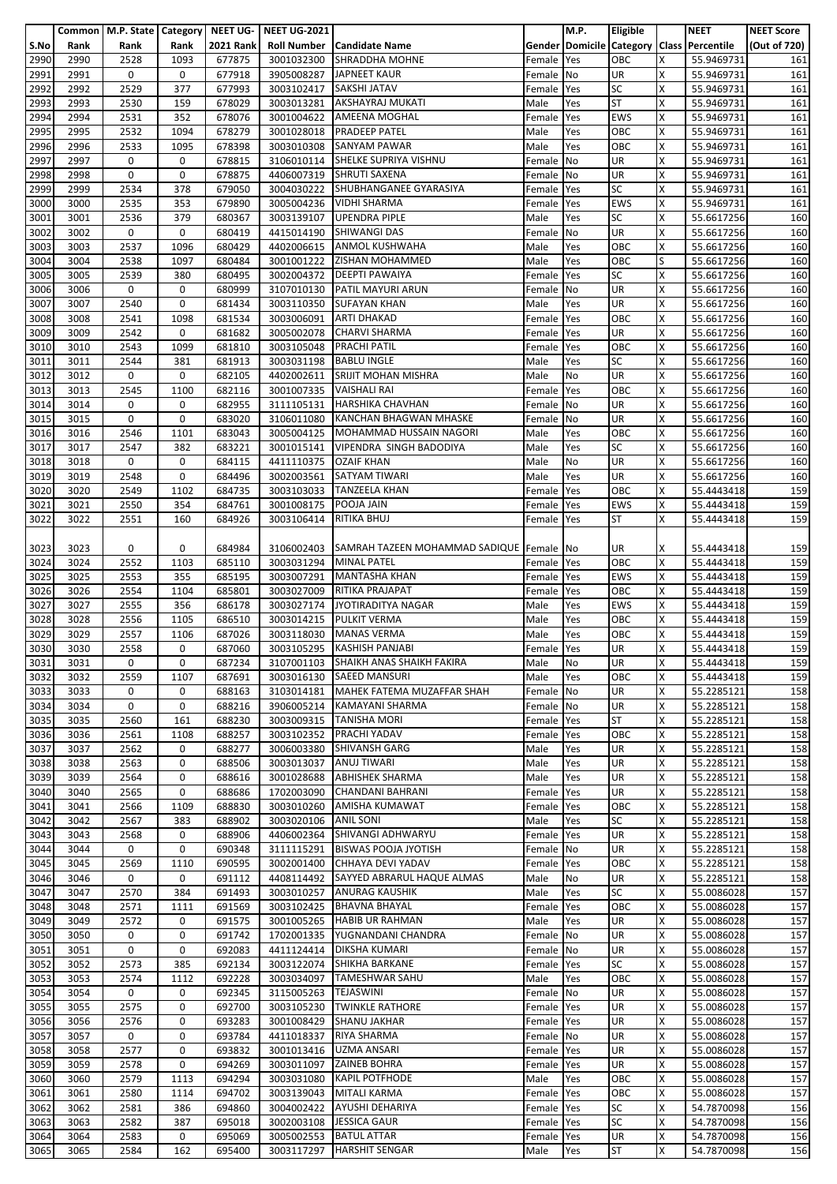| S.No | Common Rank | M.P. State Rank | Category Rank | NEET UG-2021 Rank | NEET UG-2021 Roll Number | Candidate Name | Gender | M.P. Domicile | Eligible Category | Class | NEET Percentile | NEET Score (Out of 720) |
|---|---|---|---|---|---|---|---|---|---|---|---|---|
| 2990 | 2990 | 2528 | 1093 | 677875 | 3001032300 | SHRADDHA MOHNE | Female | Yes | OBC | X | 55.9469731 | 161 |
| 2991 | 2991 | 0 | 0 | 677918 | 3905008287 | JAPNEET KAUR | Female | No | UR | X | 55.9469731 | 161 |
| 2992 | 2992 | 2529 | 377 | 677993 | 3003102417 | SAKSHI JATAV | Female | Yes | SC | X | 55.9469731 | 161 |
| 2993 | 2993 | 2530 | 159 | 678029 | 3003013281 | AKSHAYRAJ MUKATI | Male | Yes | ST | X | 55.9469731 | 161 |
| 2994 | 2994 | 2531 | 352 | 678076 | 3001004622 | AMEENA MOGHAL | Female | Yes | EWS | X | 55.9469731 | 161 |
| 2995 | 2995 | 2532 | 1094 | 678279 | 3001028018 | PRADEEP PATEL | Male | Yes | OBC | X | 55.9469731 | 161 |
| 2996 | 2996 | 2533 | 1095 | 678398 | 3003010308 | SANYAM PAWAR | Male | Yes | OBC | X | 55.9469731 | 161 |
| 2997 | 2997 | 0 | 0 | 678815 | 3106010114 | SHELKE SUPRIYA VISHNU | Female | No | UR | X | 55.9469731 | 161 |
| 2998 | 2998 | 0 | 0 | 678875 | 4406007319 | SHRUTI SAXENA | Female | No | UR | X | 55.9469731 | 161 |
| 2999 | 2999 | 2534 | 378 | 679050 | 3004030222 | SHUBHANGANEE GYARASIYA | Female | Yes | SC | X | 55.9469731 | 161 |
| 3000 | 3000 | 2535 | 353 | 679890 | 3005004236 | VIDHI SHARMA | Female | Yes | EWS | X | 55.9469731 | 161 |
| 3001 | 3001 | 2536 | 379 | 680367 | 3003139107 | UPENDRA PIPLE | Male | Yes | SC | X | 55.6617256 | 160 |
| 3002 | 3002 | 0 | 0 | 680419 | 4415014190 | SHIWANGI DAS | Female | No | UR | X | 55.6617256 | 160 |
| 3003 | 3003 | 2537 | 1096 | 680429 | 4402006615 | ANMOL KUSHWAHA | Male | Yes | OBC | X | 55.6617256 | 160 |
| 3004 | 3004 | 2538 | 1097 | 680484 | 3001001222 | ZISHAN MOHAMMED | Male | Yes | OBC | S | 55.6617256 | 160 |
| 3005 | 3005 | 2539 | 380 | 680495 | 3002004372 | DEEPTI PAWAIYA | Female | Yes | SC | X | 55.6617256 | 160 |
| 3006 | 3006 | 0 | 0 | 680999 | 3107010130 | PATIL MAYURI ARUN | Female | No | UR | X | 55.6617256 | 160 |
| 3007 | 3007 | 2540 | 0 | 681434 | 3003110350 | SUFAYAN KHAN | Male | Yes | UR | X | 55.6617256 | 160 |
| 3008 | 3008 | 2541 | 1098 | 681534 | 3003006091 | ARTI DHAKAD | Female | Yes | OBC | X | 55.6617256 | 160 |
| 3009 | 3009 | 2542 | 0 | 681682 | 3005002078 | CHARVI SHARMA | Female | Yes | UR | X | 55.6617256 | 160 |
| 3010 | 3010 | 2543 | 1099 | 681810 | 3003105048 | PRACHI PATIL | Female | Yes | OBC | X | 55.6617256 | 160 |
| 3011 | 3011 | 2544 | 381 | 681913 | 3003031198 | BABLU INGLE | Male | Yes | SC | X | 55.6617256 | 160 |
| 3012 | 3012 | 0 | 0 | 682105 | 4402002611 | SRIJIT MOHAN MISHRA | Male | No | UR | X | 55.6617256 | 160 |
| 3013 | 3013 | 2545 | 1100 | 682116 | 3001007335 | VAISHALI RAI | Female | Yes | OBC | X | 55.6617256 | 160 |
| 3014 | 3014 | 0 | 0 | 682955 | 3111105131 | HARSHIKA CHAVHAN | Female | No | UR | X | 55.6617256 | 160 |
| 3015 | 3015 | 0 | 0 | 683020 | 3106011080 | KANCHAN BHAGWAN MHASKE | Female | No | UR | X | 55.6617256 | 160 |
| 3016 | 3016 | 2546 | 1101 | 683043 | 3005004125 | MOHAMMAD HUSSAIN NAGORI | Male | Yes | OBC | X | 55.6617256 | 160 |
| 3017 | 3017 | 2547 | 382 | 683221 | 3001015141 | VIPENDRA SINGH BADODIYA | Male | Yes | SC | X | 55.6617256 | 160 |
| 3018 | 3018 | 0 | 0 | 684115 | 4411110375 | OZAIF KHAN | Male | No | UR | X | 55.6617256 | 160 |
| 3019 | 3019 | 2548 | 0 | 684496 | 3002003561 | SATYAM TIWARI | Male | Yes | UR | X | 55.6617256 | 160 |
| 3020 | 3020 | 2549 | 1102 | 684735 | 3003103033 | TANZEELA KHAN | Female | Yes | OBC | X | 55.4443418 | 159 |
| 3021 | 3021 | 2550 | 354 | 684761 | 3001008175 | POOJA JAIN | Female | Yes | EWS | X | 55.4443418 | 159 |
| 3022 | 3022 | 2551 | 160 | 684926 | 3003106414 | RITIKA BHUJ | Female | Yes | ST | X | 55.4443418 | 159 |
| 3023 | 3023 | 0 | 0 | 684984 | 3106002403 | SAMRAH TAZEEN MOHAMMAD SADIQUE | Female | No | UR | X | 55.4443418 | 159 |
| 3024 | 3024 | 2552 | 1103 | 685110 | 3003031294 | MINAL PATEL | Female | Yes | OBC | X | 55.4443418 | 159 |
| 3025 | 3025 | 2553 | 355 | 685195 | 3003007291 | MANTASHA KHAN | Female | Yes | EWS | X | 55.4443418 | 159 |
| 3026 | 3026 | 2554 | 1104 | 685801 | 3003027009 | RITIKA PRAJAPAT | Female | Yes | OBC | X | 55.4443418 | 159 |
| 3027 | 3027 | 2555 | 356 | 686178 | 3003027174 | JYOTIRADITYA NAGAR | Male | Yes | EWS | X | 55.4443418 | 159 |
| 3028 | 3028 | 2556 | 1105 | 686510 | 3003014215 | PULKIT VERMA | Male | Yes | OBC | X | 55.4443418 | 159 |
| 3029 | 3029 | 2557 | 1106 | 687026 | 3003118030 | MANAS VERMA | Male | Yes | OBC | X | 55.4443418 | 159 |
| 3030 | 3030 | 2558 | 0 | 687060 | 3003105295 | KASHISH PANJABI | Female | Yes | UR | X | 55.4443418 | 159 |
| 3031 | 3031 | 0 | 0 | 687234 | 3107001103 | SHAIKH ANAS SHAIKH FAKIRA | Male | No | UR | X | 55.4443418 | 159 |
| 3032 | 3032 | 2559 | 1107 | 687691 | 3003016130 | SAEED MANSURI | Male | Yes | OBC | X | 55.4443418 | 159 |
| 3033 | 3033 | 0 | 0 | 688163 | 3103014181 | MAHEK FATEMA MUZAFFAR SHAH | Female | No | UR | X | 55.2285121 | 158 |
| 3034 | 3034 | 0 | 0 | 688216 | 3906005214 | KAMAYANI SHARMA | Female | No | UR | X | 55.2285121 | 158 |
| 3035 | 3035 | 2560 | 161 | 688230 | 3003009315 | TANISHA MORI | Female | Yes | ST | X | 55.2285121 | 158 |
| 3036 | 3036 | 2561 | 1108 | 688257 | 3003102352 | PRACHI YADAV | Female | Yes | OBC | X | 55.2285121 | 158 |
| 3037 | 3037 | 2562 | 0 | 688277 | 3006003380 | SHIVANSH GARG | Male | Yes | UR | X | 55.2285121 | 158 |
| 3038 | 3038 | 2563 | 0 | 688506 | 3003013037 | ANUJ TIWARI | Male | Yes | UR | X | 55.2285121 | 158 |
| 3039 | 3039 | 2564 | 0 | 688616 | 3001028688 | ABHISHEK SHARMA | Male | Yes | UR | X | 55.2285121 | 158 |
| 3040 | 3040 | 2565 | 0 | 688686 | 1702003090 | CHANDANI BAHRANI | Female | Yes | UR | X | 55.2285121 | 158 |
| 3041 | 3041 | 2566 | 1109 | 688830 | 3003010260 | AMISHA KUMAWAT | Female | Yes | OBC | X | 55.2285121 | 158 |
| 3042 | 3042 | 2567 | 383 | 688902 | 3003020106 | ANIL SONI | Male | Yes | SC | X | 55.2285121 | 158 |
| 3043 | 3043 | 2568 | 0 | 688906 | 4406002364 | SHIVANGI ADHWARYU | Female | Yes | UR | X | 55.2285121 | 158 |
| 3044 | 3044 | 0 | 0 | 690348 | 3111115291 | BISWAS POOJA JYOTISH | Female | No | UR | X | 55.2285121 | 158 |
| 3045 | 3045 | 2569 | 1110 | 690595 | 3002001400 | CHHAYA DEVI YADAV | Female | Yes | OBC | X | 55.2285121 | 158 |
| 3046 | 3046 | 0 | 0 | 691112 | 4408114492 | SAYYED ABRARUL HAQUE ALMAS | Male | No | UR | X | 55.2285121 | 158 |
| 3047 | 3047 | 2570 | 384 | 691493 | 3003010257 | ANURAG KAUSHIK | Male | Yes | SC | X | 55.0086028 | 157 |
| 3048 | 3048 | 2571 | 1111 | 691569 | 3003102425 | BHAVNA BHAYAL | Female | Yes | OBC | X | 55.0086028 | 157 |
| 3049 | 3049 | 2572 | 0 | 691575 | 3001005265 | HABIB UR RAHMAN | Male | Yes | UR | X | 55.0086028 | 157 |
| 3050 | 3050 | 0 | 0 | 691742 | 1702001335 | YUGNANDANI CHANDRA | Female | No | UR | X | 55.0086028 | 157 |
| 3051 | 3051 | 0 | 0 | 692083 | 4411124414 | DIKSHA KUMARI | Female | No | UR | X | 55.0086028 | 157 |
| 3052 | 3052 | 2573 | 385 | 692134 | 3003122074 | SHIKHA BARKANE | Female | Yes | SC | X | 55.0086028 | 157 |
| 3053 | 3053 | 2574 | 1112 | 692228 | 3003034097 | TAMESHWAR SAHU | Male | Yes | OBC | X | 55.0086028 | 157 |
| 3054 | 3054 | 0 | 0 | 692345 | 3115005263 | TEJASWINI | Female | No | UR | X | 55.0086028 | 157 |
| 3055 | 3055 | 2575 | 0 | 692700 | 3003105230 | TWINKLE RATHORE | Female | Yes | UR | X | 55.0086028 | 157 |
| 3056 | 3056 | 2576 | 0 | 693283 | 3001008429 | SHANU JAKHAR | Female | Yes | UR | X | 55.0086028 | 157 |
| 3057 | 3057 | 0 | 0 | 693784 | 4411018337 | RIYA SHARMA | Female | No | UR | X | 55.0086028 | 157 |
| 3058 | 3058 | 2577 | 0 | 693832 | 3001013416 | UZMA ANSARI | Female | Yes | UR | X | 55.0086028 | 157 |
| 3059 | 3059 | 2578 | 0 | 694269 | 3003011097 | ZAINEB BOHRA | Female | Yes | UR | X | 55.0086028 | 157 |
| 3060 | 3060 | 2579 | 1113 | 694294 | 3003031080 | KAPIL POTFHODE | Male | Yes | OBC | X | 55.0086028 | 157 |
| 3061 | 3061 | 2580 | 1114 | 694702 | 3003139043 | MITALI KARMA | Female | Yes | OBC | X | 55.0086028 | 157 |
| 3062 | 3062 | 2581 | 386 | 694860 | 3004002422 | AYUSHI DEHARIYA | Female | Yes | SC | X | 54.7870098 | 156 |
| 3063 | 3063 | 2582 | 387 | 695018 | 3002003108 | JESSICA GAUR | Female | Yes | SC | X | 54.7870098 | 156 |
| 3064 | 3064 | 2583 | 0 | 695069 | 3005002553 | BATUL ATTAR | Female | Yes | UR | X | 54.7870098 | 156 |
| 3065 | 3065 | 2584 | 162 | 695400 | 3003117297 | HARSHIT SENGAR | Male | Yes | ST | X | 54.7870098 | 156 |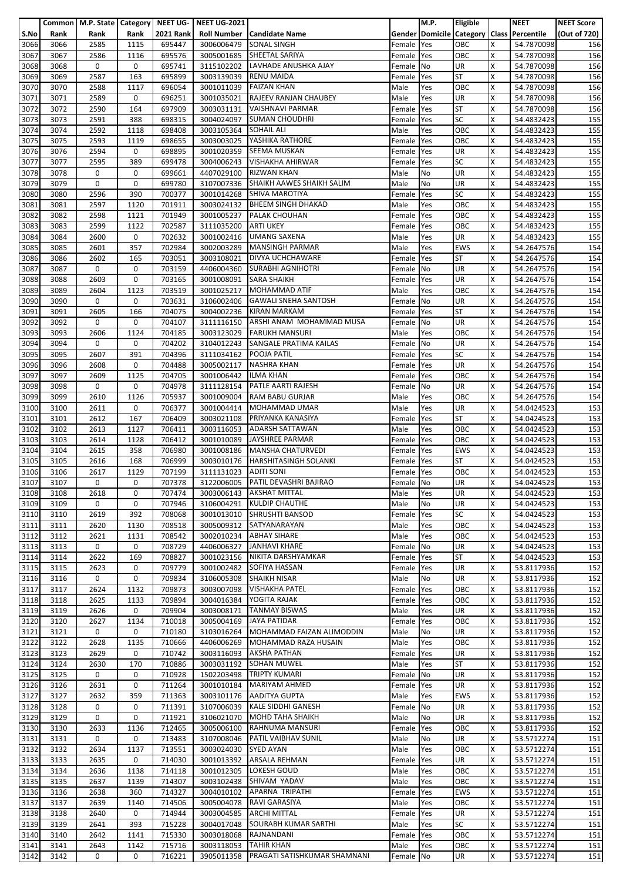| S.No | Common Rank | M.P. State Rank | Category Rank | NEET UG-2021 Rank | NEET UG-2021 Roll Number | Candidate Name | Gender | M.P. Domicile | Eligible Category | Class | NEET Percentile | NEET Score (Out of 720) |
|---|---|---|---|---|---|---|---|---|---|---|---|---|
| 3066 | 3066 | 2585 | 1115 | 695447 | 3006006479 | SONAL SINGH | Female | Yes | OBC | X | 54.7870098 | 156 |
| 3067 | 3067 | 2586 | 1116 | 695576 | 3005001685 | SHEETAL SARIYA | Female | Yes | OBC | X | 54.7870098 | 156 |
| 3068 | 3068 | 0 | 0 | 695741 | 3115102202 | LAVHADE ANUSHKA AJAY | Female | No | UR | X | 54.7870098 | 156 |
| 3069 | 3069 | 2587 | 163 | 695899 | 3003139039 | RENU MAIDA | Female | Yes | ST | X | 54.7870098 | 156 |
| 3070 | 3070 | 2588 | 1117 | 696054 | 3001011039 | FAIZAN KHAN | Male | Yes | OBC | X | 54.7870098 | 156 |
| 3071 | 3071 | 2589 | 0 | 696251 | 3001035021 | RAJEEV RANJAN CHAUBEY | Male | Yes | UR | X | 54.7870098 | 156 |
| 3072 | 3072 | 2590 | 164 | 697909 | 3003031131 | VAISHNAVI PARMAR | Female | Yes | ST | X | 54.7870098 | 156 |
| 3073 | 3073 | 2591 | 388 | 698315 | 3004024097 | SUMAN CHOUDHRI | Female | Yes | SC | X | 54.4832423 | 155 |
| 3074 | 3074 | 2592 | 1118 | 698408 | 3003105364 | SOHAIL ALI | Male | Yes | OBC | X | 54.4832423 | 155 |
| 3075 | 3075 | 2593 | 1119 | 698655 | 3003003025 | YASHIKA RATHORE | Female | Yes | OBC | X | 54.4832423 | 155 |
| 3076 | 3076 | 2594 | 0 | 698895 | 3001020359 | SEEMA MUSKAN | Female | Yes | UR | X | 54.4832423 | 155 |
| 3077 | 3077 | 2595 | 389 | 699478 | 3004006243 | VISHAKHA AHIRWAR | Female | Yes | SC | X | 54.4832423 | 155 |
| 3078 | 3078 | 0 | 0 | 699661 | 4407029100 | RIZWAN KHAN | Male | No | UR | X | 54.4832423 | 155 |
| 3079 | 3079 | 0 | 0 | 699780 | 3107007336 | SHAIKH AAWES SHAIKH SALIM | Male | No | UR | X | 54.4832423 | 155 |
| 3080 | 3080 | 2596 | 390 | 700377 | 3001014268 | SHIVA MAROTIYA | Female | Yes | SC | X | 54.4832423 | 155 |
| 3081 | 3081 | 2597 | 1120 | 701911 | 3003024132 | BHEEM SINGH DHAKAD | Male | Yes | OBC | X | 54.4832423 | 155 |
| 3082 | 3082 | 2598 | 1121 | 701949 | 3001005237 | PALAK CHOUHAN | Female | Yes | OBC | X | 54.4832423 | 155 |
| 3083 | 3083 | 2599 | 1122 | 702587 | 3111035200 | ARTI UKEY | Female | Yes | OBC | X | 54.4832423 | 155 |
| 3084 | 3084 | 2600 | 0 | 702632 | 3001002416 | UMANG SAXENA | Male | Yes | UR | X | 54.4832423 | 155 |
| 3085 | 3085 | 2601 | 357 | 702984 | 3002003289 | MANSINGH PARMAR | Male | Yes | EWS | X | 54.2647576 | 154 |
| 3086 | 3086 | 2602 | 165 | 703051 | 3003108021 | DIVYA UCHCHAWARE | Female | Yes | ST | X | 54.2647576 | 154 |
| 3087 | 3087 | 0 | 0 | 703159 | 4406004360 | SURABHI AGNIHOTRI | Female | No | UR | X | 54.2647576 | 154 |
| 3088 | 3088 | 2603 | 0 | 703165 | 3001008091 | SARA SHAIKH | Female | Yes | UR | X | 54.2647576 | 154 |
| 3089 | 3089 | 2604 | 1123 | 703519 | 3001025217 | MOHAMMAD ATIF | Male | Yes | OBC | X | 54.2647576 | 154 |
| 3090 | 3090 | 0 | 0 | 703631 | 3106002406 | GAWALI SNEHA SANTOSH | Female | No | UR | X | 54.2647576 | 154 |
| 3091 | 3091 | 2605 | 166 | 704075 | 3004002236 | KIRAN MARKAM | Female | Yes | ST | X | 54.2647576 | 154 |
| 3092 | 3092 | 0 | 0 | 704107 | 3111116150 | ARSHI ANAM MOHAMMAD MUSA | Female | No | UR | X | 54.2647576 | 154 |
| 3093 | 3093 | 2606 | 1124 | 704185 | 3003123029 | FARUKH MANSURI | Male | Yes | OBC | X | 54.2647576 | 154 |
| 3094 | 3094 | 0 | 0 | 704202 | 3104012243 | SANGALE PRATIMA KAILAS | Female | No | UR | X | 54.2647576 | 154 |
| 3095 | 3095 | 2607 | 391 | 704396 | 3111034162 | POOJA PATIL | Female | Yes | SC | X | 54.2647576 | 154 |
| 3096 | 3096 | 2608 | 0 | 704488 | 3005002117 | NASHRA KHAN | Female | Yes | UR | X | 54.2647576 | 154 |
| 3097 | 3097 | 2609 | 1125 | 704705 | 3001006442 | ILMA KHAN | Female | Yes | OBC | X | 54.2647576 | 154 |
| 3098 | 3098 | 0 | 0 | 704978 | 3111128154 | PATLE AARTI RAJESH | Female | No | UR | X | 54.2647576 | 154 |
| 3099 | 3099 | 2610 | 1126 | 705937 | 3001009004 | RAM BABU GURJAR | Male | Yes | OBC | X | 54.2647576 | 154 |
| 3100 | 3100 | 2611 | 0 | 706377 | 3001004414 | MOHAMMAD UMAR | Male | Yes | UR | X | 54.0424523 | 153 |
| 3101 | 3101 | 2612 | 167 | 706409 | 3003021108 | PRIYANKA KANASIYA | Female | Yes | ST | X | 54.0424523 | 153 |
| 3102 | 3102 | 2613 | 1127 | 706411 | 3003116053 | ADARSH SATTAWAN | Male | Yes | OBC | X | 54.0424523 | 153 |
| 3103 | 3103 | 2614 | 1128 | 706412 | 3001010089 | JAYSHREE PARMAR | Female | Yes | OBC | X | 54.0424523 | 153 |
| 3104 | 3104 | 2615 | 358 | 706980 | 3001008186 | MANSHA CHATURVEDI | Female | Yes | EWS | X | 54.0424523 | 153 |
| 3105 | 3105 | 2616 | 168 | 706999 | 3003010176 | HARSHITASINGH SOLANKI | Female | Yes | ST | X | 54.0424523 | 153 |
| 3106 | 3106 | 2617 | 1129 | 707199 | 3111131023 | ADITI SONI | Female | Yes | OBC | X | 54.0424523 | 153 |
| 3107 | 3107 | 0 | 0 | 707378 | 3122006005 | PATIL DEVASHRI BAJIRAO | Female | No | UR | X | 54.0424523 | 153 |
| 3108 | 3108 | 2618 | 0 | 707474 | 3003006143 | AKSHAT MITTAL | Male | Yes | UR | X | 54.0424523 | 153 |
| 3109 | 3109 | 0 | 0 | 707946 | 3106004291 | KULDIP CHAUTHE | Male | No | UR | X | 54.0424523 | 153 |
| 3110 | 3110 | 2619 | 392 | 708068 | 3001013010 | SHRUSHTI BANSOD | Female | Yes | SC | X | 54.0424523 | 153 |
| 3111 | 3111 | 2620 | 1130 | 708518 | 3005009312 | SATYANARAYAN | Male | Yes | OBC | X | 54.0424523 | 153 |
| 3112 | 3112 | 2621 | 1131 | 708542 | 3002010234 | ABHAY SIHARE | Male | Yes | OBC | X | 54.0424523 | 153 |
| 3113 | 3113 | 0 | 0 | 708729 | 4406006327 | JANHAVI KHARE | Female | No | UR | X | 54.0424523 | 153 |
| 3114 | 3114 | 2622 | 169 | 708827 | 3001023156 | NIKITA DARSHYAMKAR | Female | Yes | ST | X | 54.0424523 | 153 |
| 3115 | 3115 | 2623 | 0 | 709779 | 3001002482 | SOFIYA HASSAN | Female | Yes | UR | X | 53.8117936 | 152 |
| 3116 | 3116 | 0 | 0 | 709834 | 3106005308 | SHAIKH NISAR | Male | No | UR | X | 53.8117936 | 152 |
| 3117 | 3117 | 2624 | 1132 | 709873 | 3003007098 | VISHAKHA PATEL | Female | Yes | OBC | X | 53.8117936 | 152 |
| 3118 | 3118 | 2625 | 1133 | 709894 | 3004016384 | YOGITA RAJAK | Female | Yes | OBC | X | 53.8117936 | 152 |
| 3119 | 3119 | 2626 | 0 | 709904 | 3003008171 | TANMAY BISWAS | Male | Yes | UR | X | 53.8117936 | 152 |
| 3120 | 3120 | 2627 | 1134 | 710018 | 3005004169 | JAYA PATIDAR | Female | Yes | OBC | X | 53.8117936 | 152 |
| 3121 | 3121 | 0 | 0 | 710180 | 3103016264 | MOHAMMAD FAIZAN ALIMODDIN | Male | No | UR | X | 53.8117936 | 152 |
| 3122 | 3122 | 2628 | 1135 | 710666 | 4406006269 | MOHAMMAD RAZA HUSAIN | Male | Yes | OBC | X | 53.8117936 | 152 |
| 3123 | 3123 | 2629 | 0 | 710742 | 3003116093 | AKSHA PATHAN | Female | Yes | UR | X | 53.8117936 | 152 |
| 3124 | 3124 | 2630 | 170 | 710886 | 3003031192 | SOHAN MUWEL | Male | Yes | ST | X | 53.8117936 | 152 |
| 3125 | 3125 | 0 | 0 | 710928 | 1502203498 | TRIPTY KUMARI | Female | No | UR | X | 53.8117936 | 152 |
| 3126 | 3126 | 2631 | 0 | 711264 | 3001010184 | MARIYAM AHMED | Female | Yes | UR | X | 53.8117936 | 152 |
| 3127 | 3127 | 2632 | 359 | 711363 | 3003101176 | AADITYA GUPTA | Male | Yes | EWS | X | 53.8117936 | 152 |
| 3128 | 3128 | 0 | 0 | 711391 | 3107006039 | KALE SIDDHI GANESH | Female | No | UR | X | 53.8117936 | 152 |
| 3129 | 3129 | 0 | 0 | 711921 | 3106021070 | MOHD TAHA SHAIKH | Male | No | UR | X | 53.8117936 | 152 |
| 3130 | 3130 | 2633 | 1136 | 712465 | 3005006100 | RAHNUMA MANSURI | Female | Yes | OBC | X | 53.8117936 | 152 |
| 3131 | 3131 | 0 | 0 | 713483 | 3107008046 | PATIL VAIBHAV SUNIL | Male | No | UR | X | 53.5712274 | 151 |
| 3132 | 3132 | 2634 | 1137 | 713551 | 3003024030 | SYED AYAN | Male | Yes | OBC | X | 53.5712274 | 151 |
| 3133 | 3133 | 2635 | 0 | 714030 | 3001013392 | ARSALA REHMAN | Female | Yes | UR | X | 53.5712274 | 151 |
| 3134 | 3134 | 2636 | 1138 | 714118 | 3001012305 | LOKESH GOUD | Male | Yes | OBC | X | 53.5712274 | 151 |
| 3135 | 3135 | 2637 | 1139 | 714307 | 3003102438 | SHIVAM YADAV | Male | Yes | OBC | X | 53.5712274 | 151 |
| 3136 | 3136 | 2638 | 360 | 714327 | 3004010102 | APARNA TRIPATHI | Female | Yes | EWS | X | 53.5712274 | 151 |
| 3137 | 3137 | 2639 | 1140 | 714506 | 3005004078 | RAVI GARASIYA | Male | Yes | OBC | X | 53.5712274 | 151 |
| 3138 | 3138 | 2640 | 0 | 714944 | 3003004585 | ARCHI MITTAL | Female | Yes | UR | X | 53.5712274 | 151 |
| 3139 | 3139 | 2641 | 393 | 715228 | 3004017048 | SOURABH KUMAR SARTHI | Male | Yes | SC | X | 53.5712274 | 151 |
| 3140 | 3140 | 2642 | 1141 | 715330 | 3003018068 | RAJNANDANI | Female | Yes | OBC | X | 53.5712274 | 151 |
| 3141 | 3141 | 2643 | 1142 | 715716 | 3003118053 | TAHIR KHAN | Male | Yes | OBC | X | 53.5712274 | 151 |
| 3142 | 3142 | 0 | 0 | 716221 | 3905011358 | PRAGATI SATISHKUMAR SHAMNANI | Female | No | UR | X | 53.5712274 | 151 |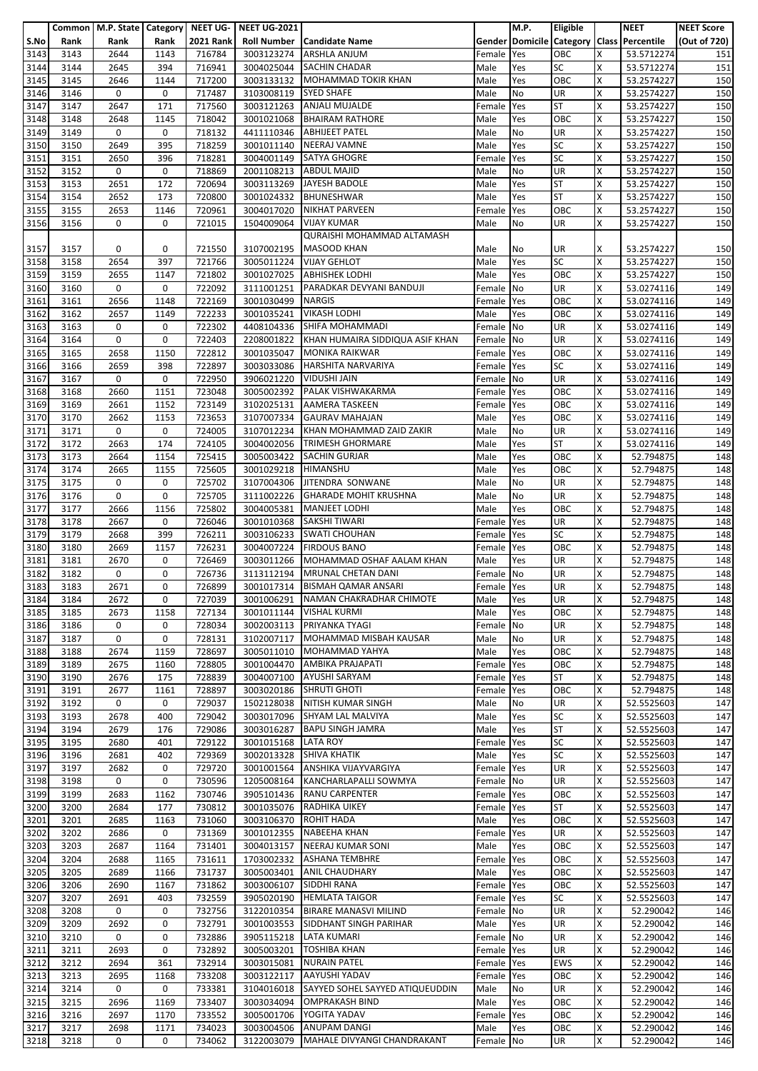| S.No | Common Rank | M.P. State Rank | Category Rank | NEET UG-2021 Rank | NEET UG-2021 Roll Number | Candidate Name | Gender | M.P. Domicile | Eligible Category | Class | NEET Percentile | NEET Score (Out of 720) |
|---|---|---|---|---|---|---|---|---|---|---|---|---|
| 3143 | 3143 | 2644 | 1143 | 716784 | 3003123274 | ARSHLA ANJUM | Female | Yes | OBC | X | 53.5712274 | 151 |
| 3144 | 3144 | 2645 | 394 | 716941 | 3004025044 | SACHIN CHADAR | Male | Yes | SC | X | 53.5712274 | 151 |
| 3145 | 3145 | 2646 | 1144 | 717200 | 3003133132 | MOHAMMAD TOKIR KHAN | Male | Yes | OBC | X | 53.2574227 | 150 |
| 3146 | 3146 | 0 | 0 | 717487 | 3103008119 | SYED SHAFE | Male | No | UR | X | 53.2574227 | 150 |
| 3147 | 3147 | 2647 | 171 | 717560 | 3003121263 | ANJALI MUJALDE | Female | Yes | ST | X | 53.2574227 | 150 |
| 3148 | 3148 | 2648 | 1145 | 718042 | 3001021068 | BHAIRAM RATHORE | Male | Yes | OBC | X | 53.2574227 | 150 |
| 3149 | 3149 | 0 | 0 | 718132 | 4411110346 | ABHIJEET PATEL | Male | No | UR | X | 53.2574227 | 150 |
| 3150 | 3150 | 2649 | 395 | 718259 | 3001011140 | NEERAJ VAMNE | Male | Yes | SC | X | 53.2574227 | 150 |
| 3151 | 3151 | 2650 | 396 | 718281 | 3004001149 | SATYA GHOGRE | Female | Yes | SC | X | 53.2574227 | 150 |
| 3152 | 3152 | 0 | 0 | 718869 | 2001108213 | ABDUL MAJID | Male | No | UR | X | 53.2574227 | 150 |
| 3153 | 3153 | 2651 | 172 | 720694 | 3003113269 | JAYESH BADOLE | Male | Yes | ST | X | 53.2574227 | 150 |
| 3154 | 3154 | 2652 | 173 | 720800 | 3001024332 | BHUNESHWAR | Male | Yes | ST | X | 53.2574227 | 150 |
| 3155 | 3155 | 2653 | 1146 | 720961 | 3004017020 | NIKHAT PARVEEN | Female | Yes | OBC | X | 53.2574227 | 150 |
| 3156 | 3156 | 0 | 0 | 721015 | 1504009064 | VIJAY KUMAR | Male | No | UR | X | 53.2574227 | 150 |
| 3157 | 3157 | 0 | 0 | 721550 | 3107002195 | QURAISHI MOHAMMAD ALTAMASH MASOOD KHAN | Male | No | UR | X | 53.2574227 | 150 |
| 3158 | 3158 | 2654 | 397 | 721766 | 3005011224 | VIJAY GEHLOT | Male | Yes | SC | X | 53.2574227 | 150 |
| 3159 | 3159 | 2655 | 1147 | 721802 | 3001027025 | ABHISHEK LODHI | Male | Yes | OBC | X | 53.2574227 | 150 |
| 3160 | 3160 | 0 | 0 | 722092 | 3111001251 | PARADKAR DEVYANI BANDUJI | Female | No | UR | X | 53.0274116 | 149 |
| 3161 | 3161 | 2656 | 1148 | 722169 | 3001030499 | NARGIS | Female | Yes | OBC | X | 53.0274116 | 149 |
| 3162 | 3162 | 2657 | 1149 | 722233 | 3001035241 | VIKASH LODHI | Male | Yes | OBC | X | 53.0274116 | 149 |
| 3163 | 3163 | 0 | 0 | 722302 | 4408104336 | SHIFA MOHAMMADI | Female | No | UR | X | 53.0274116 | 149 |
| 3164 | 3164 | 0 | 0 | 722403 | 2208001822 | KHAN HUMAIRA SIDDIQUA ASIF KHAN | Female | No | UR | X | 53.0274116 | 149 |
| 3165 | 3165 | 2658 | 1150 | 722812 | 3001035047 | MONIKA RAIKWAR | Female | Yes | OBC | X | 53.0274116 | 149 |
| 3166 | 3166 | 2659 | 398 | 722897 | 3003033086 | HARSHITA NARVARIYA | Female | Yes | SC | X | 53.0274116 | 149 |
| 3167 | 3167 | 0 | 0 | 722950 | 3906021220 | VIDUSHI JAIN | Female | No | UR | X | 53.0274116 | 149 |
| 3168 | 3168 | 2660 | 1151 | 723048 | 3005002392 | PALAK VISHWAKARMA | Female | Yes | OBC | X | 53.0274116 | 149 |
| 3169 | 3169 | 2661 | 1152 | 723149 | 3102025131 | AAMERA TASKEEN | Female | Yes | OBC | X | 53.0274116 | 149 |
| 3170 | 3170 | 2662 | 1153 | 723653 | 3107007334 | GAURAV MAHAJAN | Male | Yes | OBC | X | 53.0274116 | 149 |
| 3171 | 3171 | 0 | 0 | 724005 | 3107012234 | KHAN MOHAMMAD ZAID ZAKIR | Male | No | UR | X | 53.0274116 | 149 |
| 3172 | 3172 | 2663 | 174 | 724105 | 3004002056 | TRIMESH GHORMARE | Male | Yes | ST | X | 53.0274116 | 149 |
| 3173 | 3173 | 2664 | 1154 | 725415 | 3005003422 | SACHIN GURJAR | Male | Yes | OBC | X | 52.794875 | 148 |
| 3174 | 3174 | 2665 | 1155 | 725605 | 3001029218 | HIMANSHU | Male | Yes | OBC | X | 52.794875 | 148 |
| 3175 | 3175 | 0 | 0 | 725702 | 3107004306 | JITENDRA SONWANE | Male | No | UR | X | 52.794875 | 148 |
| 3176 | 3176 | 0 | 0 | 725705 | 3111002226 | GHARADE MOHIT KRUSHNA | Male | No | UR | X | 52.794875 | 148 |
| 3177 | 3177 | 2666 | 1156 | 725802 | 3004005381 | MANJEET LODHI | Male | Yes | OBC | X | 52.794875 | 148 |
| 3178 | 3178 | 2667 | 0 | 726046 | 3001010368 | SAKSHI TIWARI | Female | Yes | UR | X | 52.794875 | 148 |
| 3179 | 3179 | 2668 | 399 | 726211 | 3003106233 | SWATI CHOUHAN | Female | Yes | SC | X | 52.794875 | 148 |
| 3180 | 3180 | 2669 | 1157 | 726231 | 3004007224 | FIRDOUS BANO | Female | Yes | OBC | X | 52.794875 | 148 |
| 3181 | 3181 | 2670 | 0 | 726469 | 3003011266 | MOHAMMAD OSHAF AALAM KHAN | Male | Yes | UR | X | 52.794875 | 148 |
| 3182 | 3182 | 0 | 0 | 726736 | 3113112194 | MRUNAL CHETAN DANI | Female | No | UR | X | 52.794875 | 148 |
| 3183 | 3183 | 2671 | 0 | 726899 | 3001017314 | BISMAH QAMAR ANSARI | Female | Yes | UR | X | 52.794875 | 148 |
| 3184 | 3184 | 2672 | 0 | 727039 | 3001006291 | NAMAN CHAKRADHAR CHIMOTE | Male | Yes | UR | X | 52.794875 | 148 |
| 3185 | 3185 | 2673 | 1158 | 727134 | 3001011144 | VISHAL KURMI | Male | Yes | OBC | X | 52.794875 | 148 |
| 3186 | 3186 | 0 | 0 | 728034 | 3002003113 | PRIYANKA TYAGI | Female | No | UR | X | 52.794875 | 148 |
| 3187 | 3187 | 0 | 0 | 728131 | 3102007117 | MOHAMMAD MISBAH KAUSAR | Male | No | UR | X | 52.794875 | 148 |
| 3188 | 3188 | 2674 | 1159 | 728697 | 3005011010 | MOHAMMAD YAHYA | Male | Yes | OBC | X | 52.794875 | 148 |
| 3189 | 3189 | 2675 | 1160 | 728805 | 3001004470 | AMBIKA PRAJAPATI | Female | Yes | OBC | X | 52.794875 | 148 |
| 3190 | 3190 | 2676 | 175 | 728839 | 3004007100 | AYUSHI SARYAM | Female | Yes | ST | X | 52.794875 | 148 |
| 3191 | 3191 | 2677 | 1161 | 728897 | 3003020186 | SHRUTI GHOTI | Female | Yes | OBC | X | 52.794875 | 148 |
| 3192 | 3192 | 0 | 0 | 729037 | 1502128038 | NITISH KUMAR SINGH | Male | No | UR | X | 52.5525603 | 147 |
| 3193 | 3193 | 2678 | 400 | 729042 | 3003017096 | SHYAM LAL MALVIYA | Male | Yes | SC | X | 52.5525603 | 147 |
| 3194 | 3194 | 2679 | 176 | 729086 | 3003016287 | BAPU SINGH JAMRA | Male | Yes | ST | X | 52.5525603 | 147 |
| 3195 | 3195 | 2680 | 401 | 729122 | 3001015168 | LATA ROY | Female | Yes | SC | X | 52.5525603 | 147 |
| 3196 | 3196 | 2681 | 402 | 729369 | 3002013328 | SHIVA KHATIK | Male | Yes | SC | X | 52.5525603 | 147 |
| 3197 | 3197 | 2682 | 0 | 729720 | 3001001564 | ANSHIKA VIJAYVARGIYA | Female | Yes | UR | X | 52.5525603 | 147 |
| 3198 | 3198 | 0 | 0 | 730596 | 1205008164 | KANCHARLAPALLI SOWMYA | Female | No | UR | X | 52.5525603 | 147 |
| 3199 | 3199 | 2683 | 1162 | 730746 | 3905101436 | RANU CARPENTER | Female | Yes | OBC | X | 52.5525603 | 147 |
| 3200 | 3200 | 2684 | 177 | 730812 | 3001035076 | RADHIKA UIKEY | Female | Yes | ST | X | 52.5525603 | 147 |
| 3201 | 3201 | 2685 | 1163 | 731060 | 3003106370 | ROHIT HADA | Male | Yes | OBC | X | 52.5525603 | 147 |
| 3202 | 3202 | 2686 | 0 | 731369 | 3001012355 | NABEEHA KHAN | Female | Yes | UR | X | 52.5525603 | 147 |
| 3203 | 3203 | 2687 | 1164 | 731401 | 3004013157 | NEERAJ KUMAR SONI | Male | Yes | OBC | X | 52.5525603 | 147 |
| 3204 | 3204 | 2688 | 1165 | 731611 | 1703002332 | ASHANA TEMBHRE | Female | Yes | OBC | X | 52.5525603 | 147 |
| 3205 | 3205 | 2689 | 1166 | 731737 | 3005003401 | ANIL CHAUDHARY | Male | Yes | OBC | X | 52.5525603 | 147 |
| 3206 | 3206 | 2690 | 1167 | 731862 | 3003006107 | SIDDHI RANA | Female | Yes | OBC | X | 52.5525603 | 147 |
| 3207 | 3207 | 2691 | 403 | 732559 | 3905020190 | HEMLATA TAIGOR | Female | Yes | SC | X | 52.5525603 | 147 |
| 3208 | 3208 | 0 | 0 | 732756 | 3122010354 | BIRARE MANASVI MILIND | Female | No | UR | X | 52.290042 | 146 |
| 3209 | 3209 | 2692 | 0 | 732791 | 3001003553 | SIDDHANT SINGH PARIHAR | Male | Yes | UR | X | 52.290042 | 146 |
| 3210 | 3210 | 0 | 0 | 732886 | 3905115218 | LATA KUMARI | Female | No | UR | X | 52.290042 | 146 |
| 3211 | 3211 | 2693 | 0 | 732892 | 3005003201 | TOSHIBA KHAN | Female | Yes | UR | X | 52.290042 | 146 |
| 3212 | 3212 | 2694 | 361 | 732914 | 3003015081 | NURAIN PATEL | Female | Yes | EWS | X | 52.290042 | 146 |
| 3213 | 3213 | 2695 | 1168 | 733208 | 3003122117 | AAYUSHI YADAV | Female | Yes | OBC | X | 52.290042 | 146 |
| 3214 | 3214 | 0 | 0 | 733381 | 3104016018 | SAYYED SOHEL SAYYED ATIQUEUDDIN | Male | No | UR | X | 52.290042 | 146 |
| 3215 | 3215 | 2696 | 1169 | 733407 | 3003034094 | OMPRAKASH BIND | Male | Yes | OBC | X | 52.290042 | 146 |
| 3216 | 3216 | 2697 | 1170 | 733552 | 3005001706 | YOGITA YADAV | Female | Yes | OBC | X | 52.290042 | 146 |
| 3217 | 3217 | 2698 | 1171 | 734023 | 3003004506 | ANUPAM DANGI | Male | Yes | OBC | X | 52.290042 | 146 |
| 3218 | 3218 | 0 | 0 | 734062 | 3122003079 | MAHALE DIVYANGI CHANDRAKANT | Female | No | UR | X | 52.290042 | 146 |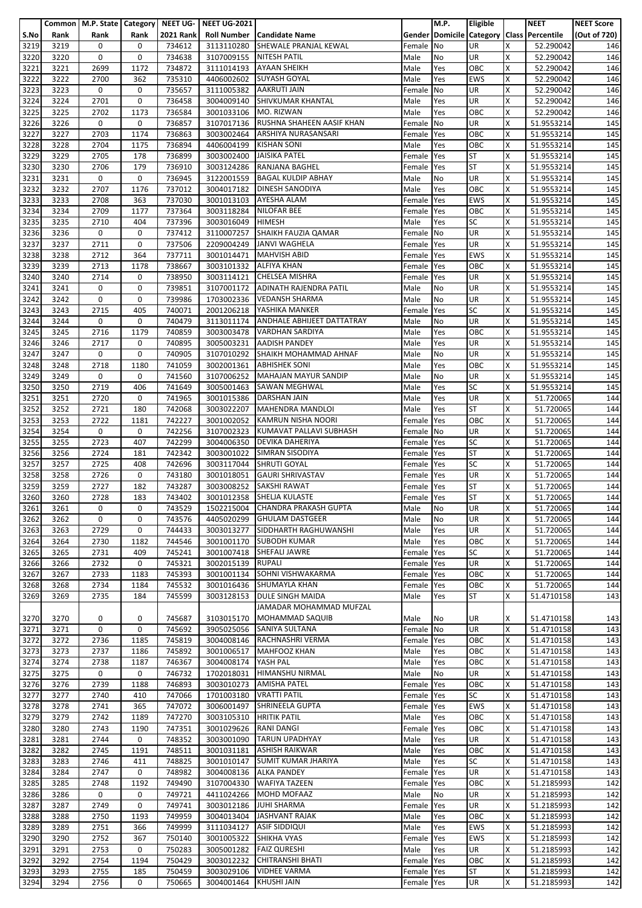| S.No | Common Rank | M.P. State Rank | Category Rank | NEET UG-2021 Rank | NEET UG-2021 Roll Number | Candidate Name | Gender | M.P. Domicile | Eligible Category | Class | NEET Percentile | NEET Score (Out of 720) |
|---|---|---|---|---|---|---|---|---|---|---|---|---|
| 3219 | 3219 | 0 | 0 | 734612 | 3113110280 | SHEWALE PRANJAL KEWAL | Female | No | UR | X | 52.290042 | 146 |
| 3220 | 3220 | 0 | 0 | 734638 | 3107009155 | NITESH PATIL | Male | No | UR | X | 52.290042 | 146 |
| 3221 | 3221 | 2699 | 1172 | 734872 | 3111014193 | AYAAN SHEIKH | Male | Yes | OBC | X | 52.290042 | 146 |
| 3222 | 3222 | 2700 | 362 | 735310 | 4406002602 | SUYASH GOYAL | Male | Yes | EWS | X | 52.290042 | 146 |
| 3223 | 3223 | 0 | 0 | 735657 | 3111005382 | AAKRUTI JAIN | Female | No | UR | X | 52.290042 | 146 |
| 3224 | 3224 | 2701 | 0 | 736458 | 3004009140 | SHIVKUMAR KHANTAL | Male | Yes | UR | X | 52.290042 | 146 |
| 3225 | 3225 | 2702 | 1173 | 736584 | 3001033106 | MO. RIZWAN | Male | Yes | OBC | X | 52.290042 | 146 |
| 3226 | 3226 | 0 | 0 | 736857 | 3107017136 | RUSHNA SHAHEEN AASIF KHAN | Female | No | UR | X | 51.9553214 | 145 |
| 3227 | 3227 | 2703 | 1174 | 736863 | 3003002464 | ARSHIYA NURASANSARI | Female | Yes | OBC | X | 51.9553214 | 145 |
| 3228 | 3228 | 2704 | 1175 | 736894 | 4406004199 | KISHAN SONI | Male | Yes | OBC | X | 51.9553214 | 145 |
| 3229 | 3229 | 2705 | 178 | 736899 | 3003002400 | JAISIKA PATEL | Female | Yes | ST | X | 51.9553214 | 145 |
| 3230 | 3230 | 2706 | 179 | 736910 | 3003124286 | RANJANA BAGHEL | Female | Yes | ST | X | 51.9553214 | 145 |
| 3231 | 3231 | 0 | 0 | 736945 | 3122001559 | BAGAL KULDIP ABHAY | Male | No | UR | X | 51.9553214 | 145 |
| 3232 | 3232 | 2707 | 1176 | 737012 | 3004017182 | DINESH SANODIYA | Male | Yes | OBC | X | 51.9553214 | 145 |
| 3233 | 3233 | 2708 | 363 | 737030 | 3001013103 | AYESHA ALAM | Female | Yes | EWS | X | 51.9553214 | 145 |
| 3234 | 3234 | 2709 | 1177 | 737364 | 3003118284 | NILOFAR BEE | Female | Yes | OBC | X | 51.9553214 | 145 |
| 3235 | 3235 | 2710 | 404 | 737396 | 3003016049 | HIMESH | Male | Yes | SC | X | 51.9553214 | 145 |
| 3236 | 3236 | 0 | 0 | 737412 | 3110007257 | SHAIKH FAUZIA QAMAR | Female | No | UR | X | 51.9553214 | 145 |
| 3237 | 3237 | 2711 | 0 | 737506 | 2209004249 | JANVI WAGHELA | Female | Yes | UR | X | 51.9553214 | 145 |
| 3238 | 3238 | 2712 | 364 | 737711 | 3001014471 | MAHVISH ABID | Female | Yes | EWS | X | 51.9553214 | 145 |
| 3239 | 3239 | 2713 | 1178 | 738667 | 3003101332 | ALFIYA KHAN | Female | Yes | OBC | X | 51.9553214 | 145 |
| 3240 | 3240 | 2714 | 0 | 738950 | 3003114121 | CHELSEA MISHRA | Female | Yes | UR | X | 51.9553214 | 145 |
| 3241 | 3241 | 0 | 0 | 739851 | 3107001172 | ADINATH RAJENDRA PATIL | Male | No | UR | X | 51.9553214 | 145 |
| 3242 | 3242 | 0 | 0 | 739986 | 1703002336 | VEDANSH SHARMA | Male | No | UR | X | 51.9553214 | 145 |
| 3243 | 3243 | 2715 | 405 | 740071 | 2001206218 | YASHIKA MANKER | Female | Yes | SC | X | 51.9553214 | 145 |
| 3244 | 3244 | 0 | 0 | 740479 | 3113011174 | ANDHALE ABHIJEET DATTATRAY | Male | No | UR | X | 51.9553214 | 145 |
| 3245 | 3245 | 2716 | 1179 | 740859 | 3003003478 | VARDHAN SARDIYA | Male | Yes | OBC | X | 51.9553214 | 145 |
| 3246 | 3246 | 2717 | 0 | 740895 | 3005003231 | AADISH PANDEY | Male | Yes | UR | X | 51.9553214 | 145 |
| 3247 | 3247 | 0 | 0 | 740905 | 3107010292 | SHAIKH MOHAMMAD AHNAF | Male | No | UR | X | 51.9553214 | 145 |
| 3248 | 3248 | 2718 | 1180 | 741059 | 3002001361 | ABHISHEK SONI | Male | Yes | OBC | X | 51.9553214 | 145 |
| 3249 | 3249 | 0 | 0 | 741560 | 3107006252 | MAHAJAN MAYUR SANDIP | Male | No | UR | X | 51.9553214 | 145 |
| 3250 | 3250 | 2719 | 406 | 741649 | 3005001463 | SAWAN MEGHWAL | Male | Yes | SC | X | 51.9553214 | 145 |
| 3251 | 3251 | 2720 | 0 | 741965 | 3001015386 | DARSHAN JAIN | Male | Yes | UR | X | 51.720065 | 144 |
| 3252 | 3252 | 2721 | 180 | 742068 | 3003022207 | MAHENDRA MANDLOI | Male | Yes | ST | X | 51.720065 | 144 |
| 3253 | 3253 | 2722 | 1181 | 742227 | 3001002052 | KAMRUN NISHA NOORI | Female | Yes | OBC | X | 51.720065 | 144 |
| 3254 | 3254 | 0 | 0 | 742256 | 3107002323 | KUMAVAT PALLAVI SUBHASH | Female | No | UR | X | 51.720065 | 144 |
| 3255 | 3255 | 2723 | 407 | 742299 | 3004006350 | DEVIKA DAHERIYA | Female | Yes | SC | X | 51.720065 | 144 |
| 3256 | 3256 | 2724 | 181 | 742342 | 3003001022 | SIMRAN SISODIYA | Female | Yes | ST | X | 51.720065 | 144 |
| 3257 | 3257 | 2725 | 408 | 742696 | 3003117044 | SHRUTI GOYAL | Female | Yes | SC | X | 51.720065 | 144 |
| 3258 | 3258 | 2726 | 0 | 743180 | 3001018051 | GAURI SHRIVASTAV | Female | Yes | UR | X | 51.720065 | 144 |
| 3259 | 3259 | 2727 | 182 | 743287 | 3003008252 | SAKSHI RAWAT | Female | Yes | ST | X | 51.720065 | 144 |
| 3260 | 3260 | 2728 | 183 | 743402 | 3001012358 | SHELJA KULASTE | Female | Yes | ST | X | 51.720065 | 144 |
| 3261 | 3261 | 0 | 0 | 743529 | 1502215004 | CHANDRA PRAKASH GUPTA | Male | No | UR | X | 51.720065 | 144 |
| 3262 | 3262 | 0 | 0 | 743576 | 4405020299 | GHULAM DASTGEER | Male | No | UR | X | 51.720065 | 144 |
| 3263 | 3263 | 2729 | 0 | 744433 | 3003013277 | SIDDHARTH RAGHUWANSHI | Male | Yes | UR | X | 51.720065 | 144 |
| 3264 | 3264 | 2730 | 1182 | 744546 | 3001001170 | SUBODH KUMAR | Male | Yes | OBC | X | 51.720065 | 144 |
| 3265 | 3265 | 2731 | 409 | 745241 | 3001007418 | SHEFALI JAWRE | Female | Yes | SC | X | 51.720065 | 144 |
| 3266 | 3266 | 2732 | 0 | 745321 | 3002015139 | RUPALI | Female | Yes | UR | X | 51.720065 | 144 |
| 3267 | 3267 | 2733 | 1183 | 745393 | 3001001134 | SOHNI VISHWAKARMA | Female | Yes | OBC | X | 51.720065 | 144 |
| 3268 | 3268 | 2734 | 1184 | 745532 | 3001016436 | SHUMAYLA KHAN | Female | Yes | OBC | X | 51.720065 | 144 |
| 3269 | 3269 | 2735 | 184 | 745599 | 3003128153 | DULE SINGH MAIDA | Male | Yes | ST | X | 51.4710158 | 143 |
| 3270 | 3270 | 0 | 0 | 745687 | 3103015170 | JAMADAR MOHAMMAD MUFZAL MOHAMMAD SAQUIB | Male | No | UR | X | 51.4710158 | 143 |
| 3271 | 3271 | 0 | 0 | 745692 | 3905025056 | SANIYA SULTANA | Female | No | UR | X | 51.4710158 | 143 |
| 3272 | 3272 | 2736 | 1185 | 745819 | 3004008146 | RACHNASHRI VERMA | Female | Yes | OBC | X | 51.4710158 | 143 |
| 3273 | 3273 | 2737 | 1186 | 745892 | 3001006517 | MAHFOOZ KHAN | Male | Yes | OBC | X | 51.4710158 | 143 |
| 3274 | 3274 | 2738 | 1187 | 746367 | 3004008174 | YASH PAL | Male | Yes | OBC | X | 51.4710158 | 143 |
| 3275 | 3275 | 0 | 0 | 746732 | 1702018031 | HIMANSHU NIRMAL | Male | No | UR | X | 51.4710158 | 143 |
| 3276 | 3276 | 2739 | 1188 | 746893 | 3003010273 | AMISHA PATEL | Female | Yes | OBC | X | 51.4710158 | 143 |
| 3277 | 3277 | 2740 | 410 | 747066 | 1701003180 | VRATTI PATIL | Female | Yes | SC | X | 51.4710158 | 143 |
| 3278 | 3278 | 2741 | 365 | 747072 | 3006001497 | SHRINEELA GUPTA | Female | Yes | EWS | X | 51.4710158 | 143 |
| 3279 | 3279 | 2742 | 1189 | 747270 | 3003105310 | HRITIK PATIL | Male | Yes | OBC | X | 51.4710158 | 143 |
| 3280 | 3280 | 2743 | 1190 | 747351 | 3001029626 | RANI DANGI | Female | Yes | OBC | X | 51.4710158 | 143 |
| 3281 | 3281 | 2744 | 0 | 748352 | 3003001090 | TARUN UPADHYAY | Male | Yes | UR | X | 51.4710158 | 143 |
| 3282 | 3282 | 2745 | 1191 | 748511 | 3001031181 | ASHISH RAIKWAR | Male | Yes | OBC | X | 51.4710158 | 143 |
| 3283 | 3283 | 2746 | 411 | 748825 | 3001010147 | SUMIT KUMAR JHARIYA | Male | Yes | SC | X | 51.4710158 | 143 |
| 3284 | 3284 | 2747 | 0 | 748982 | 3004008136 | ALKA PANDEY | Female | Yes | UR | X | 51.4710158 | 143 |
| 3285 | 3285 | 2748 | 1192 | 749490 | 3107004330 | WAFIYA TAZEEN | Female | Yes | OBC | X | 51.2185993 | 142 |
| 3286 | 3286 | 0 | 0 | 749721 | 4411024266 | MOHD MOFAAZ | Male | No | UR | X | 51.2185993 | 142 |
| 3287 | 3287 | 2749 | 0 | 749741 | 3003012186 | JUHI SHARMA | Female | Yes | UR | X | 51.2185993 | 142 |
| 3288 | 3288 | 2750 | 1193 | 749959 | 3004013404 | JASHVANT RAJAK | Male | Yes | OBC | X | 51.2185993 | 142 |
| 3289 | 3289 | 2751 | 366 | 749999 | 3111034127 | ASIF SIDDIQUI | Male | Yes | EWS | X | 51.2185993 | 142 |
| 3290 | 3290 | 2752 | 367 | 750140 | 3001005322 | SHIKHA VYAS | Female | Yes | EWS | X | 51.2185993 | 142 |
| 3291 | 3291 | 2753 | 0 | 750283 | 3005001282 | FAIZ QURESHI | Male | Yes | UR | X | 51.2185993 | 142 |
| 3292 | 3292 | 2754 | 1194 | 750429 | 3003012232 | CHITRANSHI BHATI | Female | Yes | OBC | X | 51.2185993 | 142 |
| 3293 | 3293 | 2755 | 185 | 750459 | 3003029106 | VIDHEE VARMA | Female | Yes | ST | X | 51.2185993 | 142 |
| 3294 | 3294 | 2756 | 0 | 750665 | 3004001464 | KHUSHI JAIN | Female | Yes | UR | X | 51.2185993 | 142 |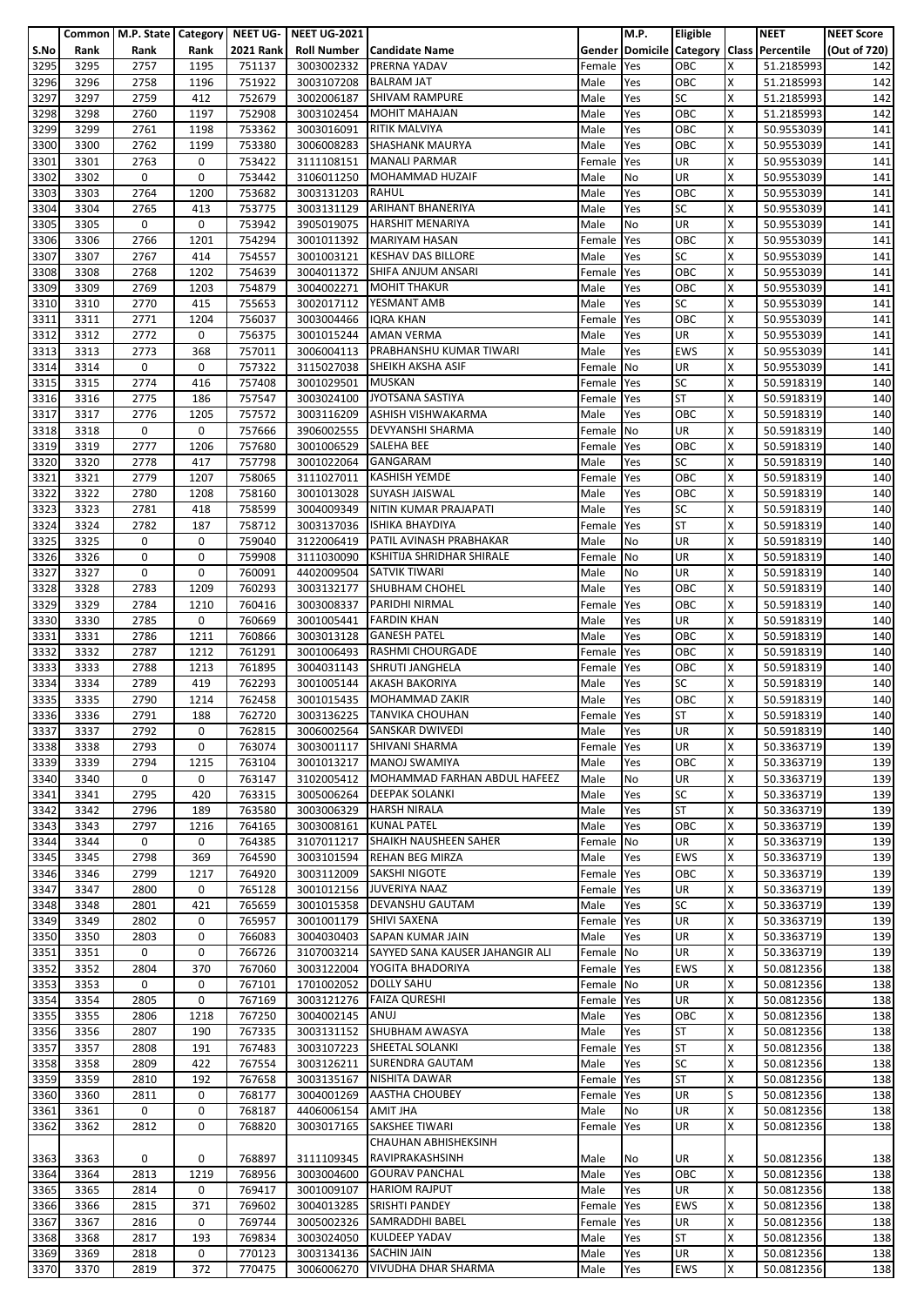| S.No | Common Rank | M.P. State Rank | Category Rank | NEET UG-2021 Rank | NEET UG-2021 Roll Number | Candidate Name | Gender | M.P. Domicile | Eligible Category | Class | NEET Percentile | NEET Score (Out of 720) |
|---|---|---|---|---|---|---|---|---|---|---|---|---|
| 3295 | 3295 | 2757 | 1195 | 751137 | 3003002332 | PRERNA YADAV | Female | Yes | OBC | X | 51.2185993 | 142 |
| 3296 | 3296 | 2758 | 1196 | 751922 | 3003107208 | BALRAM JAT | Male | Yes | OBC | X | 51.2185993 | 142 |
| 3297 | 3297 | 2759 | 412 | 752679 | 3002006187 | SHIVAM RAMPURE | Male | Yes | SC | X | 51.2185993 | 142 |
| 3298 | 3298 | 2760 | 1197 | 752908 | 3003102454 | MOHIT MAHAJAN | Male | Yes | OBC | X | 51.2185993 | 142 |
| 3299 | 3299 | 2761 | 1198 | 753362 | 3003016091 | RITIK MALVIYA | Male | Yes | OBC | X | 50.9553039 | 141 |
| 3300 | 3300 | 2762 | 1199 | 753380 | 3006008283 | SHASHANK MAURYA | Male | Yes | OBC | X | 50.9553039 | 141 |
| 3301 | 3301 | 2763 | 0 | 753422 | 3111108151 | MANALI PARMAR | Female | Yes | UR | X | 50.9553039 | 141 |
| 3302 | 3302 | 0 | 0 | 753442 | 3106011250 | MOHAMMAD HUZAIF | Male | No | UR | X | 50.9553039 | 141 |
| 3303 | 3303 | 2764 | 1200 | 753682 | 3003131203 | RAHUL | Male | Yes | OBC | X | 50.9553039 | 141 |
| 3304 | 3304 | 2765 | 413 | 753775 | 3003131129 | ARIHANT BHANERIYA | Male | Yes | SC | X | 50.9553039 | 141 |
| 3305 | 3305 | 0 | 0 | 753942 | 3905019075 | HARSHIT MENARIYA | Male | No | UR | X | 50.9553039 | 141 |
| 3306 | 3306 | 2766 | 1201 | 754294 | 3001011392 | MARIYAM HASAN | Female | Yes | OBC | X | 50.9553039 | 141 |
| 3307 | 3307 | 2767 | 414 | 754557 | 3001003121 | KESHAV DAS BILLORE | Male | Yes | SC | X | 50.9553039 | 141 |
| 3308 | 3308 | 2768 | 1202 | 754639 | 3004011372 | SHIFA ANJUM ANSARI | Female | Yes | OBC | X | 50.9553039 | 141 |
| 3309 | 3309 | 2769 | 1203 | 754879 | 3004002271 | MOHIT THAKUR | Male | Yes | OBC | X | 50.9553039 | 141 |
| 3310 | 3310 | 2770 | 415 | 755653 | 3002017112 | YESMANT AMB | Male | Yes | SC | X | 50.9553039 | 141 |
| 3311 | 3311 | 2771 | 1204 | 756037 | 3003004466 | IQRA KHAN | Female | Yes | OBC | X | 50.9553039 | 141 |
| 3312 | 3312 | 2772 | 0 | 756375 | 3001015244 | AMAN VERMA | Male | Yes | UR | X | 50.9553039 | 141 |
| 3313 | 3313 | 2773 | 368 | 757011 | 3006004113 | PRABHANSHU KUMAR TIWARI | Male | Yes | EWS | X | 50.9553039 | 141 |
| 3314 | 3314 | 0 | 0 | 757322 | 3115027038 | SHEIKH AKSHA ASIF | Female | No | UR | X | 50.9553039 | 141 |
| 3315 | 3315 | 2774 | 416 | 757408 | 3001029501 | MUSKAN | Female | Yes | SC | X | 50.5918319 | 140 |
| 3316 | 3316 | 2775 | 186 | 757547 | 3003024100 | JYOTSANA SASTIYA | Female | Yes | ST | X | 50.5918319 | 140 |
| 3317 | 3317 | 2776 | 1205 | 757572 | 3003116209 | ASHISH VISHWAKARMA | Male | Yes | OBC | X | 50.5918319 | 140 |
| 3318 | 3318 | 0 | 0 | 757666 | 3906002555 | DEVYANSHI SHARMA | Female | No | UR | X | 50.5918319 | 140 |
| 3319 | 3319 | 2777 | 1206 | 757680 | 3001006529 | SALEHA BEE | Female | Yes | OBC | X | 50.5918319 | 140 |
| 3320 | 3320 | 2778 | 417 | 757798 | 3001022064 | GANGARAM | Male | Yes | SC | X | 50.5918319 | 140 |
| 3321 | 3321 | 2779 | 1207 | 758065 | 3111027011 | KASHISH YEMDE | Female | Yes | OBC | X | 50.5918319 | 140 |
| 3322 | 3322 | 2780 | 1208 | 758160 | 3001013028 | SUYASH JAISWAL | Male | Yes | OBC | X | 50.5918319 | 140 |
| 3323 | 3323 | 2781 | 418 | 758599 | 3004009349 | NITIN KUMAR PRAJAPATI | Male | Yes | SC | X | 50.5918319 | 140 |
| 3324 | 3324 | 2782 | 187 | 758712 | 3003137036 | ISHIKA BHAYDIYA | Female | Yes | ST | X | 50.5918319 | 140 |
| 3325 | 3325 | 0 | 0 | 759040 | 3122006419 | PATIL AVINASH PRABHAKAR | Male | No | UR | X | 50.5918319 | 140 |
| 3326 | 3326 | 0 | 0 | 759908 | 3111030090 | KSHITIJA SHRIDHAR SHIRALE | Female | No | UR | X | 50.5918319 | 140 |
| 3327 | 3327 | 0 | 0 | 760091 | 4402009504 | SATVIK TIWARI | Male | No | UR | X | 50.5918319 | 140 |
| 3328 | 3328 | 2783 | 1209 | 760293 | 3003132177 | SHUBHAM CHOHEL | Male | Yes | OBC | X | 50.5918319 | 140 |
| 3329 | 3329 | 2784 | 1210 | 760416 | 3003008337 | PARIDHI NIRMAL | Female | Yes | OBC | X | 50.5918319 | 140 |
| 3330 | 3330 | 2785 | 0 | 760669 | 3001005441 | FARDIN KHAN | Male | Yes | UR | X | 50.5918319 | 140 |
| 3331 | 3331 | 2786 | 1211 | 760866 | 3003013128 | GANESH PATEL | Male | Yes | OBC | X | 50.5918319 | 140 |
| 3332 | 3332 | 2787 | 1212 | 761291 | 3001006493 | RASHMI CHOURGADE | Female | Yes | OBC | X | 50.5918319 | 140 |
| 3333 | 3333 | 2788 | 1213 | 761895 | 3004031143 | SHRUTI JANGHELA | Female | Yes | OBC | X | 50.5918319 | 140 |
| 3334 | 3334 | 2789 | 419 | 762293 | 3001005144 | AKASH BAKORIYA | Male | Yes | SC | X | 50.5918319 | 140 |
| 3335 | 3335 | 2790 | 1214 | 762458 | 3001015435 | MOHAMMAD ZAKIR | Male | Yes | OBC | X | 50.5918319 | 140 |
| 3336 | 3336 | 2791 | 188 | 762720 | 3003136225 | TANVIKA CHOUHAN | Female | Yes | ST | X | 50.5918319 | 140 |
| 3337 | 3337 | 2792 | 0 | 762815 | 3006002564 | SANSKAR DWIVEDI | Male | Yes | UR | X | 50.5918319 | 140 |
| 3338 | 3338 | 2793 | 0 | 763074 | 3003001117 | SHIVANI SHARMA | Female | Yes | UR | X | 50.3363719 | 139 |
| 3339 | 3339 | 2794 | 1215 | 763104 | 3001013217 | MANOJ SWAMIYA | Male | Yes | OBC | X | 50.3363719 | 139 |
| 3340 | 3340 | 0 | 0 | 763147 | 3102005412 | MOHAMMAD FARHAN ABDUL HAFEEZ | Male | No | UR | X | 50.3363719 | 139 |
| 3341 | 3341 | 2795 | 420 | 763315 | 3005006264 | DEEPAK SOLANKI | Male | Yes | SC | X | 50.3363719 | 139 |
| 3342 | 3342 | 2796 | 189 | 763580 | 3003006329 | HARSH NIRALA | Male | Yes | ST | X | 50.3363719 | 139 |
| 3343 | 3343 | 2797 | 1216 | 764165 | 3003008161 | KUNAL PATEL | Male | Yes | OBC | X | 50.3363719 | 139 |
| 3344 | 3344 | 0 | 0 | 764385 | 3107011217 | SHAIKH NAUSHEEN SAHER | Female | No | UR | X | 50.3363719 | 139 |
| 3345 | 3345 | 2798 | 369 | 764590 | 3003101594 | REHAN BEG MIRZA | Male | Yes | EWS | X | 50.3363719 | 139 |
| 3346 | 3346 | 2799 | 1217 | 764920 | 3003112009 | SAKSHI NIGOTE | Female | Yes | OBC | X | 50.3363719 | 139 |
| 3347 | 3347 | 2800 | 0 | 765128 | 3001012156 | JUVERIYA NAAZ | Female | Yes | UR | X | 50.3363719 | 139 |
| 3348 | 3348 | 2801 | 421 | 765659 | 3001015358 | DEVANSHU GAUTAM | Male | Yes | SC | X | 50.3363719 | 139 |
| 3349 | 3349 | 2802 | 0 | 765957 | 3001001179 | SHIVI SAXENA | Female | Yes | UR | X | 50.3363719 | 139 |
| 3350 | 3350 | 2803 | 0 | 766083 | 3004030403 | SAPAN KUMAR JAIN | Male | Yes | UR | X | 50.3363719 | 139 |
| 3351 | 3351 | 0 | 0 | 766726 | 3107003214 | SAYYED SANA KAUSER JAHANGIR ALI | Female | No | UR | X | 50.3363719 | 139 |
| 3352 | 3352 | 2804 | 370 | 767060 | 3003122004 | YOGITA BHADORIYA | Female | Yes | EWS | X | 50.0812356 | 138 |
| 3353 | 3353 | 0 | 0 | 767101 | 1701002052 | DOLLY SAHU | Female | No | UR | X | 50.0812356 | 138 |
| 3354 | 3354 | 2805 | 0 | 767169 | 3003121276 | FAIZA QURESHI | Female | Yes | UR | X | 50.0812356 | 138 |
| 3355 | 3355 | 2806 | 1218 | 767250 | 3004002145 | ANUJ | Male | Yes | OBC | X | 50.0812356 | 138 |
| 3356 | 3356 | 2807 | 190 | 767335 | 3003131152 | SHUBHAM AWASYA | Male | Yes | ST | X | 50.0812356 | 138 |
| 3357 | 3357 | 2808 | 191 | 767483 | 3003107223 | SHEETAL SOLANKI | Female | Yes | ST | X | 50.0812356 | 138 |
| 3358 | 3358 | 2809 | 422 | 767554 | 3003126211 | SURENDRA GAUTAM | Male | Yes | SC | X | 50.0812356 | 138 |
| 3359 | 3359 | 2810 | 192 | 767658 | 3003135167 | NISHITA DAWAR | Female | Yes | ST | X | 50.0812356 | 138 |
| 3360 | 3360 | 2811 | 0 | 768177 | 3004001269 | AASTHA CHOUBEY | Female | Yes | UR | S | 50.0812356 | 138 |
| 3361 | 3361 | 0 | 0 | 768187 | 4406006154 | AMIT JHA | Male | No | UR | X | 50.0812356 | 138 |
| 3362 | 3362 | 2812 | 0 | 768820 | 3003017165 | SAKSHEE TIWARI | Female | Yes | UR | X | 50.0812356 | 138 |
| 3363 | 3363 | 0 | 0 | 768897 | 3111109345 | CHAUHAN ABHISHEKSINH RAVIPRAKASHSINH | Male | No | UR | X | 50.0812356 | 138 |
| 3364 | 3364 | 2813 | 1219 | 768956 | 3003004600 | GOURAV PANCHAL | Male | Yes | OBC | X | 50.0812356 | 138 |
| 3365 | 3365 | 2814 | 0 | 769417 | 3001009107 | HARIOM RAJPUT | Male | Yes | UR | X | 50.0812356 | 138 |
| 3366 | 3366 | 2815 | 371 | 769602 | 3004013285 | SRISHTI PANDEY | Female | Yes | EWS | X | 50.0812356 | 138 |
| 3367 | 3367 | 2816 | 0 | 769744 | 3005002326 | SAMRADDHI BABEL | Female | Yes | UR | X | 50.0812356 | 138 |
| 3368 | 3368 | 2817 | 193 | 769834 | 3003024050 | KULDEEP YADAV | Male | Yes | ST | X | 50.0812356 | 138 |
| 3369 | 3369 | 2818 | 0 | 770123 | 3003134136 | SACHIN JAIN | Male | Yes | UR | X | 50.0812356 | 138 |
| 3370 | 3370 | 2819 | 372 | 770475 | 3006006270 | VIVUDHA DHAR SHARMA | Male | Yes | EWS | X | 50.0812356 | 138 |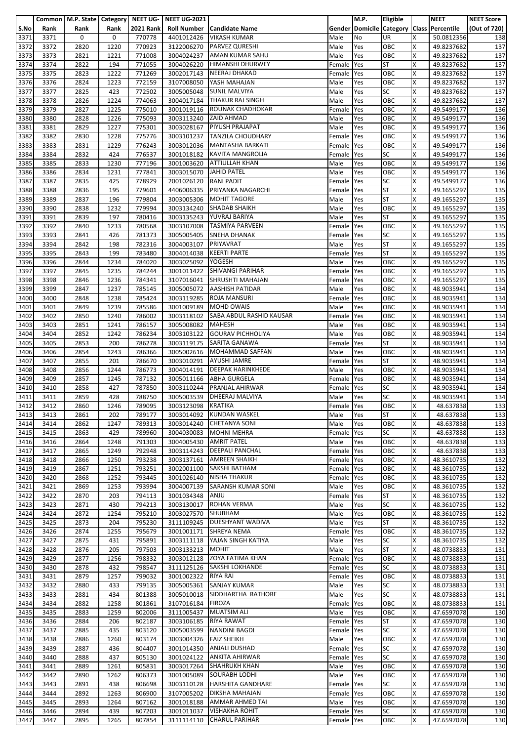| S.No | Common Rank | M.P. State Rank | Category Rank | NEET UG-2021 Rank | NEET UG-2021 Roll Number | Candidate Name | Gender | M.P. Domicile | Eligible Category | Class | NEET Percentile | NEET Score (Out of 720) |
|---|---|---|---|---|---|---|---|---|---|---|---|---|
| 3371 | 3371 | 0 | 0 | 770778 | 4401012426 | VIKASH KUMAR | Male | No | UR | X | 50.0812356 | 138 |
| 3372 | 3372 | 2820 | 1220 | 770923 | 3122006270 | PARVEZ QURESHI | Male | Yes | OBC | X | 49.8237682 | 137 |
| 3373 | 3373 | 2821 | 1221 | 771008 | 3004024237 | AMAN KUMAR SAHU | Male | Yes | OBC | X | 49.8237682 | 137 |
| 3374 | 3374 | 2822 | 194 | 771055 | 3004026220 | HIMANSHI DHURWEY | Female | Yes | ST | X | 49.8237682 | 137 |
| 3375 | 3375 | 2823 | 1222 | 771269 | 3002017143 | NEERAJ DHAKAD | Female | Yes | OBC | X | 49.8237682 | 137 |
| 3376 | 3376 | 2824 | 1223 | 772159 | 3107008050 | YASH MAHAJAN | Male | Yes | OBC | X | 49.8237682 | 137 |
| 3377 | 3377 | 2825 | 423 | 772502 | 3005005048 | SUNIL MALVIYA | Male | Yes | SC | X | 49.8237682 | 137 |
| 3378 | 3378 | 2826 | 1224 | 774063 | 3004017184 | THAKUR RAJ SINGH | Male | Yes | OBC | X | 49.8237682 | 137 |
| 3379 | 3379 | 2827 | 1225 | 775010 | 3001019116 | ROUNAK CHADHOKAR | Female | Yes | OBC | X | 49.5499177 | 136 |
| 3380 | 3380 | 2828 | 1226 | 775093 | 3003113240 | ZAID AHMAD | Male | Yes | OBC | X | 49.5499177 | 136 |
| 3381 | 3381 | 2829 | 1227 | 775301 | 3003028167 | PIYUSH PRAJAPAT | Male | Yes | OBC | X | 49.5499177 | 136 |
| 3382 | 3382 | 2830 | 1228 | 775776 | 3003101237 | TANZILA CHOUDHARY | Female | Yes | OBC | X | 49.5499177 | 136 |
| 3383 | 3383 | 2831 | 1229 | 776243 | 3003012036 | MANTASHA BARKATI | Female | Yes | OBC | X | 49.5499177 | 136 |
| 3384 | 3384 | 2832 | 424 | 776537 | 3001018182 | KAVITA MANGROLIA | Female | Yes | SC | X | 49.5499177 | 136 |
| 3385 | 3385 | 2833 | 1230 | 777196 | 3001003620 | ATTIULLAH KHAN | Male | Yes | OBC | X | 49.5499177 | 136 |
| 3386 | 3386 | 2834 | 1231 | 777841 | 3003015070 | JAHID PATEL | Male | Yes | OBC | X | 49.5499177 | 136 |
| 3387 | 3387 | 2835 | 425 | 778929 | 2001026120 | RANI PADIT | Female | Yes | SC | X | 49.5499177 | 136 |
| 3388 | 3388 | 2836 | 195 | 779601 | 4406006335 | PRIYANKA NAGARCHI | Female | Yes | ST | X | 49.1655297 | 135 |
| 3389 | 3389 | 2837 | 196 | 779804 | 3003005306 | MOHIT TAGORE | Male | Yes | ST | X | 49.1655297 | 135 |
| 3390 | 3390 | 2838 | 1232 | 779994 | 3003134240 | SHADAB SHAIKH | Male | Yes | OBC | X | 49.1655297 | 135 |
| 3391 | 3391 | 2839 | 197 | 780416 | 3003135243 | YUVRAJ BARIYA | Male | Yes | ST | X | 49.1655297 | 135 |
| 3392 | 3392 | 2840 | 1233 | 780568 | 3003107008 | TASMIYA PARVEEN | Female | Yes | OBC | X | 49.1655297 | 135 |
| 3393 | 3393 | 2841 | 426 | 781373 | 3005005405 | SNEHA DHANAK | Female | Yes | SC | X | 49.1655297 | 135 |
| 3394 | 3394 | 2842 | 198 | 782316 | 3004003107 | PRIYAVRAT | Male | Yes | ST | X | 49.1655297 | 135 |
| 3395 | 3395 | 2843 | 199 | 783480 | 3004014038 | KEERTI PARTE | Female | Yes | ST | X | 49.1655297 | 135 |
| 3396 | 3396 | 2844 | 1234 | 784020 | 3003025092 | YOGESH | Male | Yes | OBC | X | 49.1655297 | 135 |
| 3397 | 3397 | 2845 | 1235 | 784244 | 3001011422 | SHIVANGI PARIHAR | Female | Yes | OBC | X | 49.1655297 | 135 |
| 3398 | 3398 | 2846 | 1236 | 784341 | 3107016041 | SHRUSHTI MAHAJAN | Female | Yes | OBC | X | 49.1655297 | 135 |
| 3399 | 3399 | 2847 | 1237 | 785145 | 3005005072 | AASHISH PATIDAR | Male | Yes | OBC | X | 48.9035941 | 134 |
| 3400 | 3400 | 2848 | 1238 | 785424 | 3003119285 | ROJA MANSURI | Female | Yes | OBC | X | 48.9035941 | 134 |
| 3401 | 3401 | 2849 | 1239 | 785586 | 3001009189 | MOHD OWAIS | Male | Yes | OBC | X | 48.9035941 | 134 |
| 3402 | 3402 | 2850 | 1240 | 786002 | 3003118102 | SABA ABDUL RASHID KAUSAR | Female | Yes | OBC | X | 48.9035941 | 134 |
| 3403 | 3403 | 2851 | 1241 | 786157 | 3005008082 | MAHESH | Male | Yes | OBC | X | 48.9035941 | 134 |
| 3404 | 3404 | 2852 | 1242 | 786234 | 3003103122 | GOURAV PICHHOLIYA | Male | Yes | OBC | X | 48.9035941 | 134 |
| 3405 | 3405 | 2853 | 200 | 786278 | 3003119175 | SARITA GANAWA | Female | Yes | ST | X | 48.9035941 | 134 |
| 3406 | 3406 | 2854 | 1243 | 786366 | 3005002616 | MOHAMMAD SAFFAN | Male | Yes | OBC | X | 48.9035941 | 134 |
| 3407 | 3407 | 2855 | 201 | 786670 | 3003010291 | AYUSHI JAMRE | Female | Yes | ST | X | 48.9035941 | 134 |
| 3408 | 3408 | 2856 | 1244 | 786773 | 3004014191 | DEEPAK HARINKHEDE | Male | Yes | OBC | X | 48.9035941 | 134 |
| 3409 | 3409 | 2857 | 1245 | 787132 | 3005011166 | ABHA GURGELA | Female | Yes | OBC | X | 48.9035941 | 134 |
| 3410 | 3410 | 2858 | 427 | 787850 | 3003110244 | PRANJAL AHIRWAR | Female | Yes | SC | X | 48.9035941 | 134 |
| 3411 | 3411 | 2859 | 428 | 788750 | 3005003539 | DHEERAJ MALVIYA | Male | Yes | SC | X | 48.9035941 | 134 |
| 3412 | 3412 | 2860 | 1246 | 789095 | 3003123098 | KRATIKA | Female | Yes | OBC | X | 48.637838 | 133 |
| 3413 | 3413 | 2861 | 202 | 789177 | 3003014092 | KUNDAN WASKEL | Male | Yes | ST | X | 48.637838 | 133 |
| 3414 | 3414 | 2862 | 1247 | 789313 | 3003014240 | CHETANYA SONI | Male | Yes | OBC | X | 48.637838 | 133 |
| 3415 | 3415 | 2863 | 429 | 789960 | 3004030083 | MOHNI MEHRA | Female | Yes | SC | X | 48.637838 | 133 |
| 3416 | 3416 | 2864 | 1248 | 791303 | 3004005430 | AMRIT PATEL | Male | Yes | OBC | X | 48.637838 | 133 |
| 3417 | 3417 | 2865 | 1249 | 792948 | 3003114243 | DEEPALI PANCHAL | Female | Yes | OBC | X | 48.637838 | 133 |
| 3418 | 3418 | 2866 | 1250 | 793238 | 3003137161 | AMREEN SHAIKH | Female | Yes | OBC | X | 48.3610735 | 132 |
| 3419 | 3419 | 2867 | 1251 | 793251 | 3002001100 | SAKSHI BATHAM | Female | Yes | OBC | X | 48.3610735 | 132 |
| 3420 | 3420 | 2868 | 1252 | 793445 | 3001026140 | NISHA THAKUR | Female | Yes | OBC | X | 48.3610735 | 132 |
| 3421 | 3421 | 2869 | 1253 | 793994 | 3004007139 | SARANSH KUMAR SONI | Male | Yes | OBC | X | 48.3610735 | 132 |
| 3422 | 3422 | 2870 | 203 | 794113 | 3001034348 | ANJU | Female | Yes | ST | X | 48.3610735 | 132 |
| 3423 | 3423 | 2871 | 430 | 794213 | 3003130017 | ROHAN VERMA | Male | Yes | SC | X | 48.3610735 | 132 |
| 3424 | 3424 | 2872 | 1254 | 795210 | 3003027570 | SHUBHAM | Male | Yes | OBC | X | 48.3610735 | 132 |
| 3425 | 3425 | 2873 | 204 | 795230 | 3111109245 | DUESHYANT WADIVA | Male | Yes | ST | X | 48.3610735 | 132 |
| 3426 | 3426 | 2874 | 1255 | 795679 | 3001001171 | SHREYA NEMA | Female | Yes | OBC | X | 48.3610735 | 132 |
| 3427 | 3427 | 2875 | 431 | 795891 | 3003111118 | YAJAN SINGH KATIYA | Male | Yes | SC | X | 48.3610735 | 132 |
| 3428 | 3428 | 2876 | 205 | 797503 | 3003133213 | MOHIT | Male | Yes | ST | X | 48.0738833 | 131 |
| 3429 | 3429 | 2877 | 1256 | 798332 | 3003012128 | ZOYA FATIMA KHAN | Female | Yes | OBC | X | 48.0738833 | 131 |
| 3430 | 3430 | 2878 | 432 | 798547 | 3111125126 | SAKSHI LOKHANDE | Female | Yes | SC | X | 48.0738833 | 131 |
| 3431 | 3431 | 2879 | 1257 | 799032 | 3001002322 | RIYA RAI | Female | Yes | OBC | X | 48.0738833 | 131 |
| 3432 | 3432 | 2880 | 433 | 799135 | 3005005361 | SANJAY KUMAR | Male | Yes | SC | X | 48.0738833 | 131 |
| 3433 | 3433 | 2881 | 434 | 801388 | 3005010018 | SIDDHARTHA RATHORE | Male | Yes | SC | X | 48.0738833 | 131 |
| 3434 | 3434 | 2882 | 1258 | 801861 | 3107016184 | FIROZA | Female | Yes | OBC | X | 48.0738833 | 131 |
| 3435 | 3435 | 2883 | 1259 | 802006 | 3111005437 | MUATSIM ALI | Male | Yes | OBC | X | 47.6597078 | 130 |
| 3436 | 3436 | 2884 | 206 | 802187 | 3003106185 | RIYA RAWAT | Female | Yes | ST | X | 47.6597078 | 130 |
| 3437 | 3437 | 2885 | 435 | 803120 | 3005003599 | NANDINI BAGDI | Female | Yes | SC | X | 47.6597078 | 130 |
| 3438 | 3438 | 2886 | 1260 | 803174 | 3003004326 | FAIZ SHEIKH | Male | Yes | OBC | X | 47.6597078 | 130 |
| 3439 | 3439 | 2887 | 436 | 804407 | 3001014350 | ANJALI DUSHAD | Female | Yes | SC | X | 47.6597078 | 130 |
| 3440 | 3440 | 2888 | 437 | 805130 | 3001024122 | ANKITA AHIRWAR | Female | Yes | SC | X | 47.6597078 | 130 |
| 3441 | 3441 | 2889 | 1261 | 805831 | 3003017264 | SHAHRUKH KHAN | Male | Yes | OBC | X | 47.6597078 | 130 |
| 3442 | 3442 | 2890 | 1262 | 806373 | 3001005089 | SOURABH LODHI | Male | Yes | OBC | X | 47.6597078 | 130 |
| 3443 | 3443 | 2891 | 438 | 806698 | 3003110128 | HARSHITA GANDHARE | Female | Yes | SC | X | 47.6597078 | 130 |
| 3444 | 3444 | 2892 | 1263 | 806900 | 3107005202 | DIKSHA MAHAJAN | Female | Yes | OBC | X | 47.6597078 | 130 |
| 3445 | 3445 | 2893 | 1264 | 807162 | 3001018188 | AMMAR AHMED TAI | Male | Yes | OBC | X | 47.6597078 | 130 |
| 3446 | 3446 | 2894 | 439 | 807203 | 3001011037 | VISHAKHA ROHIT | Female | Yes | SC | X | 47.6597078 | 130 |
| 3447 | 3447 | 2895 | 1265 | 807854 | 3111114110 | CHARUL PARIHAR | Female | Yes | OBC | X | 47.6597078 | 130 |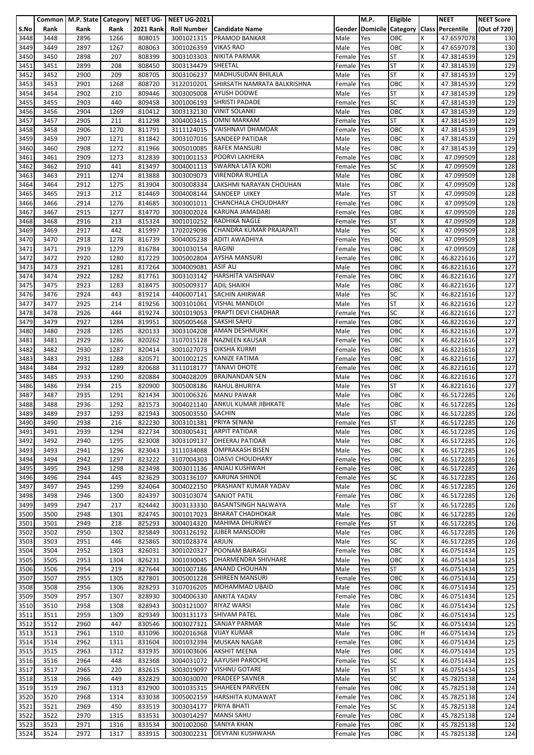| S.No | Common Rank | M.P. State Rank | Category Rank | NEET UG- 2021 Rank | NEET UG-2021 Roll Number | Candidate Name | Gender | M.P. Domicile | Eligible Category | Class | NEET Percentile | NEET Score (Out of 720) |
|---|---|---|---|---|---|---|---|---|---|---|---|---|
| 3448 | 3448 | 2896 | 1266 | 808015 | 3001021315 | PRAMOD BANKAR | Male | Yes | OBC | X | 47.6597078 | 130 |
| 3449 | 3449 | 2897 | 1267 | 808063 | 3001026359 | VIKAS RAO | Male | Yes | OBC | X | 47.6597078 | 130 |
| 3450 | 3450 | 2898 | 207 | 808399 | 3003103303 | NIKITA PARMAR | Female | Yes | ST | X | 47.3814539 | 129 |
| 3451 | 3451 | 2899 | 208 | 808450 | 3003134479 | SHEETAL | Female | Yes | ST | X | 47.3814539 | 129 |
| 3452 | 3452 | 2900 | 209 | 808705 | 3003106237 | MADHUSUDAN BHILALA | Male | Yes | ST | X | 47.3814539 | 129 |
| 3453 | 3453 | 2901 | 1268 | 808720 | 3122010201 | SHIRSATH NAMRATA BALKRISHNA | Female | Yes | OBC | X | 47.3814539 | 129 |
| 3454 | 3454 | 2902 | 210 | 809446 | 3003005008 | AYUSH DODWE | Male | Yes | ST | X | 47.3814539 | 129 |
| 3455 | 3455 | 2903 | 440 | 809458 | 3001006193 | SHRISTI PADADE | Female | Yes | SC | X | 47.3814539 | 129 |
| 3456 | 3456 | 2904 | 1269 | 810412 | 3003132130 | VINIT SOLANKI | Male | Yes | OBC | X | 47.3814539 | 129 |
| 3457 | 3457 | 2905 | 211 | 811298 | 3004003415 | OMNI MARKAM | Female | Yes | ST | X | 47.3814539 | 129 |
| 3458 | 3458 | 2906 | 1270 | 811791 | 3111124015 | VAISHNAVI DHAMDAR | Female | Yes | OBC | X | 47.3814539 | 129 |
| 3459 | 3459 | 2907 | 1271 | 811842 | 3003107016 | SANDEEP PATIDAR | Male | Yes | OBC | X | 47.3814539 | 129 |
| 3460 | 3460 | 2908 | 1272 | 811966 | 3005010085 | RAFEK MANSURI | Male | Yes | OBC | X | 47.3814539 | 129 |
| 3461 | 3461 | 2909 | 1273 | 812839 | 3001001153 | POORVI LAKHERA | Female | Yes | OBC | X | 47.099509 | 128 |
| 3462 | 3462 | 2910 | 441 | 813497 | 3004001113 | SWARNA LATA KORI | Female | Yes | SC | X | 47.099509 | 128 |
| 3463 | 3463 | 2911 | 1274 | 813888 | 3003009073 | VIRENDRA RUHELA | Male | Yes | OBC | X | 47.099509 | 128 |
| 3464 | 3464 | 2912 | 1275 | 813904 | 3003008334 | LAKSHMI NARAYAN CHOUHAN | Male | Yes | OBC | X | 47.099509 | 128 |
| 3465 | 3465 | 2913 | 212 | 814469 | 3004008144 | SANDEEP UIKEY | Male | Yes | ST | X | 47.099509 | 128 |
| 3466 | 3466 | 2914 | 1276 | 814685 | 3003001011 | CHANCHALA CHOUDHARY | Female | Yes | OBC | X | 47.099509 | 128 |
| 3467 | 3467 | 2915 | 1277 | 814770 | 3003002024 | KARUNA JAMADARI | Female | Yes | OBC | X | 47.099509 | 128 |
| 3468 | 3468 | 2916 | 213 | 815324 | 3001010252 | RADHIKA NAGLE | Female | Yes | ST | X | 47.099509 | 128 |
| 3469 | 3469 | 2917 | 442 | 815997 | 1702029096 | CHANDRA KUMAR PRAJAPATI | Male | Yes | SC | X | 47.099509 | 128 |
| 3470 | 3470 | 2918 | 1278 | 816739 | 3004005238 | ADITI AWADHIYA | Female | Yes | OBC | X | 47.099509 | 128 |
| 3471 | 3471 | 2919 | 1279 | 816784 | 3001030154 | RAGINI | Female | Yes | OBC | X | 47.099509 | 128 |
| 3472 | 3472 | 2920 | 1280 | 817229 | 3005002804 | AYSHA MANSURI | Female | Yes | OBC | X | 46.8221616 | 127 |
| 3473 | 3473 | 2921 | 1281 | 817264 | 3004009081 | ASIF ALI | Male | Yes | OBC | X | 46.8221616 | 127 |
| 3474 | 3474 | 2922 | 1282 | 817761 | 3003103142 | HARSHITA VAISHNAV | Female | Yes | OBC | X | 46.8221616 | 127 |
| 3475 | 3475 | 2923 | 1283 | 818475 | 3005009317 | ADIL SHAIKH | Male | Yes | OBC | X | 46.8221616 | 127 |
| 3476 | 3476 | 2924 | 443 | 819214 | 4406007141 | SACHIN AHIRWAR | Male | Yes | SC | X | 46.8221616 | 127 |
| 3477 | 3477 | 2925 | 214 | 819256 | 3003101061 | VISHAL MANDLOI | Male | Yes | ST | X | 46.8221616 | 127 |
| 3478 | 3478 | 2926 | 444 | 819274 | 3001019053 | PRAPTI DEVI CHADHAR | Female | Yes | SC | X | 46.8221616 | 127 |
| 3479 | 3479 | 2927 | 1284 | 819951 | 3005005468 | SAKSHI SAHU | Female | Yes | OBC | X | 46.8221616 | 127 |
| 3480 | 3480 | 2928 | 1285 | 820133 | 3003104208 | AMAN DESHMUKH | Male | Yes | OBC | X | 46.8221616 | 127 |
| 3481 | 3481 | 2929 | 1286 | 820262 | 3107015128 | NAZNEEN KAUSAR | Female | Yes | OBC | X | 46.8221616 | 127 |
| 3482 | 3482 | 2930 | 1287 | 820414 | 3001027073 | DIKSHA KURMI | Female | Yes | OBC | X | 46.8221616 | 127 |
| 3483 | 3483 | 2931 | 1288 | 820571 | 3001002125 | KANIZE FATIMA | Female | Yes | OBC | X | 46.8221616 | 127 |
| 3484 | 3484 | 2932 | 1289 | 820688 | 3111018177 | TANAVI DHOTE | Female | Yes | OBC | X | 46.8221616 | 127 |
| 3485 | 3485 | 2933 | 1290 | 820884 | 3004028209 | BRAJNANDAN SEN | Male | Yes | OBC | X | 46.8221616 | 127 |
| 3486 | 3486 | 2934 | 215 | 820900 | 3005008186 | RAHUL BHURIYA | Male | Yes | ST | X | 46.8221616 | 127 |
| 3487 | 3487 | 2935 | 1291 | 821434 | 3001006326 | MANU PAWAR | Male | Yes | OBC | X | 46.5172285 | 126 |
| 3488 | 3488 | 2936 | 1292 | 821573 | 3004021140 | ANKUL KUMAR JIBHKATE | Male | Yes | OBC | X | 46.5172285 | 126 |
| 3489 | 3489 | 2937 | 1293 | 821943 | 3005003550 | SACHIN | Male | Yes | OBC | X | 46.5172285 | 126 |
| 3490 | 3490 | 2938 | 216 | 822230 | 3003101381 | PRIYA SENANI | Female | Yes | ST | X | 46.5172285 | 126 |
| 3491 | 3491 | 2939 | 1294 | 822734 | 3003005431 | ARPIT PATIDAR | Male | Yes | OBC | X | 46.5172285 | 126 |
| 3492 | 3492 | 2940 | 1295 | 823008 | 3003109137 | DHEERAJ PATIDAR | Male | Yes | OBC | X | 46.5172285 | 126 |
| 3493 | 3493 | 2941 | 1296 | 823043 | 3111034088 | OMPRAKASH BISEN | Male | Yes | OBC | X | 46.5172285 | 126 |
| 3494 | 3494 | 2942 | 1297 | 823222 | 3107004303 | OJASVI CHOUDHARY | Female | Yes | OBC | X | 46.5172285 | 126 |
| 3495 | 3495 | 2943 | 1298 | 823498 | 3003011136 | ANJALI KUSHWAH | Female | Yes | OBC | X | 46.5172285 | 126 |
| 3496 | 3496 | 2944 | 445 | 823629 | 3003136107 | KARUNA SHINDE | Female | Yes | SC | X | 46.5172285 | 126 |
| 3497 | 3497 | 2945 | 1299 | 824064 | 3004022150 | PRASHANT KUMAR YADAV | Male | Yes | OBC | X | 46.5172285 | 126 |
| 3498 | 3498 | 2946 | 1300 | 824397 | 3003103074 | SANJOT PATIL | Female | Yes | OBC | X | 46.5172285 | 126 |
| 3499 | 3499 | 2947 | 217 | 824442 | 3003133330 | BASANTSINGH NALWAYA | Male | Yes | ST | X | 46.5172285 | 126 |
| 3500 | 3500 | 2948 | 1301 | 824745 | 3001017023 | BHARAT CHADHOKAR | Male | Yes | OBC | X | 46.5172285 | 126 |
| 3501 | 3501 | 2949 | 218 | 825293 | 3004014320 | MAHIMA DHURWEY | Female | Yes | ST | X | 46.5172285 | 126 |
| 3502 | 3502 | 2950 | 1302 | 825849 | 3003126192 | JUBER MANSOORI | Male | Yes | OBC | X | 46.5172285 | 126 |
| 3503 | 3503 | 2951 | 446 | 825865 | 3001028374 | ARJUN | Male | Yes | SC | X | 46.5172285 | 126 |
| 3504 | 3504 | 2952 | 1303 | 826031 | 3001020327 | POONAM BAIRAGI | Female | Yes | OBC | X | 46.0751434 | 125 |
| 3505 | 3505 | 2953 | 1304 | 826231 | 3001030045 | DHARMENDRA SHIVHARE | Male | Yes | OBC | X | 46.0751434 | 125 |
| 3506 | 3506 | 2954 | 219 | 827644 | 3001007186 | ANAND CHOUHAN | Male | Yes | ST | X | 46.0751434 | 125 |
| 3507 | 3507 | 2955 | 1305 | 827801 | 3005001228 | SHIREEN MANSURI | Female | Yes | OBC | X | 46.0751434 | 125 |
| 3508 | 3508 | 2956 | 1306 | 828293 | 3107016205 | MOHAMMAD UBAID | Male | Yes | OBC | X | 46.0751434 | 125 |
| 3509 | 3509 | 2957 | 1307 | 828930 | 3004006330 | ANKITA YADAV | Female | Yes | OBC | X | 46.0751434 | 125 |
| 3510 | 3510 | 2958 | 1308 | 828943 | 3003121007 | RIYAZ WARSI | Male | Yes | OBC | X | 46.0751434 | 125 |
| 3511 | 3511 | 2959 | 1309 | 829349 | 3003131173 | SHIVAM PATEL | Male | Yes | OBC | X | 46.0751434 | 125 |
| 3512 | 3512 | 2960 | 447 | 830546 | 3003027321 | SANJAY PARMAR | Male | Yes | SC | X | 46.0751434 | 125 |
| 3513 | 3513 | 2961 | 1310 | 831096 | 3002016368 | VIJAY KUMAR | Male | Yes | OBC | H | 46.0751434 | 125 |
| 3514 | 3514 | 2962 | 1311 | 831604 | 3001032394 | MUSKAN NAGAR | Female | Yes | OBC | X | 46.0751434 | 125 |
| 3515 | 3515 | 2963 | 1312 | 831935 | 3001003606 | AKSHIT MEENA | Male | Yes | OBC | X | 46.0751434 | 125 |
| 3516 | 3516 | 2964 | 448 | 832368 | 3004031072 | AAYUSHI PAROCHE | Female | Yes | SC | X | 46.0751434 | 125 |
| 3517 | 3517 | 2965 | 220 | 832615 | 3003019097 | VISHNU GOTARE | Male | Yes | ST | X | 46.0751434 | 125 |
| 3518 | 3518 | 2966 | 449 | 832829 | 3003030070 | PRADEEP SAVNER | Male | Yes | SC | X | 45.7825138 | 124 |
| 3519 | 3519 | 2967 | 1313 | 832900 | 3001035315 | SHAHEEN PARVEEN | Female | Yes | OBC | X | 45.7825138 | 124 |
| 3520 | 3520 | 2968 | 1314 | 833038 | 3005002159 | HARSHITA KUMAWAT | Female | Yes | OBC | X | 45.7825138 | 124 |
| 3521 | 3521 | 2969 | 450 | 833519 | 3003034177 | PRIYA BHATI | Female | Yes | SC | X | 45.7825138 | 124 |
| 3522 | 3522 | 2970 | 1315 | 833531 | 3003014297 | MANSI SAHU | Female | Yes | OBC | X | 45.7825138 | 124 |
| 3523 | 3523 | 2971 | 1316 | 833534 | 3001002060 | SANIYA KHAN | Female | Yes | OBC | X | 45.7825138 | 124 |
| 3524 | 3524 | 2972 | 1317 | 833915 | 3003002231 | DEVYANI KUSHWAHA | Female | Yes | OBC | X | 45.7825138 | 124 |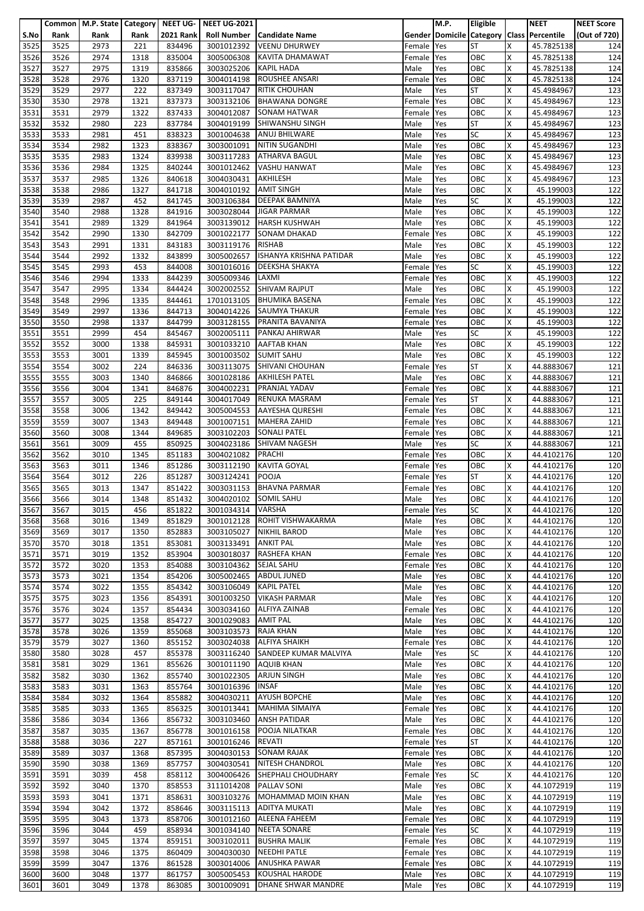| S.No | Common Rank | M.P. State Rank | Category Rank | NEET UG-2021 Rank | NEET UG-2021 Roll Number | Candidate Name | Gender | M.P. Domicile | Eligible Category | Class | NEET Percentile | NEET Score (Out of 720) |
|---|---|---|---|---|---|---|---|---|---|---|---|---|
| 3525 | 3525 | 2973 | 221 | 834496 | 3001012392 | VEENU DHURWEY | Female | Yes | ST | X | 45.7825138 | 124 |
| 3526 | 3526 | 2974 | 1318 | 835004 | 3005006308 | KAVITA DHAMAWAT | Female | Yes | OBC | X | 45.7825138 | 124 |
| 3527 | 3527 | 2975 | 1319 | 835866 | 3003025206 | KAPIL HADA | Male | Yes | OBC | X | 45.7825138 | 124 |
| 3528 | 3528 | 2976 | 1320 | 837119 | 3004014198 | ROUSHEE ANSARI | Female | Yes | OBC | X | 45.7825138 | 124 |
| 3529 | 3529 | 2977 | 222 | 837349 | 3003117047 | RITIK CHOUHAN | Male | Yes | ST | X | 45.4984967 | 123 |
| 3530 | 3530 | 2978 | 1321 | 837373 | 3003132106 | BHAWANA DONGRE | Female | Yes | OBC | X | 45.4984967 | 123 |
| 3531 | 3531 | 2979 | 1322 | 837433 | 3004012087 | SONAM HATWAR | Female | Yes | OBC | X | 45.4984967 | 123 |
| 3532 | 3532 | 2980 | 223 | 837784 | 3004019199 | SHIWANSHU SINGH | Male | Yes | ST | X | 45.4984967 | 123 |
| 3533 | 3533 | 2981 | 451 | 838323 | 3001004638 | ANUJ BHILWARE | Male | Yes | SC | X | 45.4984967 | 123 |
| 3534 | 3534 | 2982 | 1323 | 838367 | 3003001091 | NITIN SUGANDHI | Male | Yes | OBC | X | 45.4984967 | 123 |
| 3535 | 3535 | 2983 | 1324 | 839938 | 3003117283 | ATHARVA BAGUL | Male | Yes | OBC | X | 45.4984967 | 123 |
| 3536 | 3536 | 2984 | 1325 | 840244 | 3001012462 | VASHU HANWAT | Male | Yes | OBC | X | 45.4984967 | 123 |
| 3537 | 3537 | 2985 | 1326 | 840618 | 3004030431 | AKHILESH | Male | Yes | OBC | X | 45.4984967 | 123 |
| 3538 | 3538 | 2986 | 1327 | 841718 | 3004010192 | AMIT SINGH | Male | Yes | OBC | X | 45.199003 | 122 |
| 3539 | 3539 | 2987 | 452 | 841745 | 3003106384 | DEEPAK BAMNIYA | Male | Yes | SC | X | 45.199003 | 122 |
| 3540 | 3540 | 2988 | 1328 | 841916 | 3003028044 | JIGAR PARMAR | Male | Yes | OBC | X | 45.199003 | 122 |
| 3541 | 3541 | 2989 | 1329 | 841964 | 3003139012 | HARSH KUSHWAH | Male | Yes | OBC | X | 45.199003 | 122 |
| 3542 | 3542 | 2990 | 1330 | 842709 | 3001022177 | SONAM DHAKAD | Female | Yes | OBC | X | 45.199003 | 122 |
| 3543 | 3543 | 2991 | 1331 | 843183 | 3003119176 | RISHAB | Male | Yes | OBC | X | 45.199003 | 122 |
| 3544 | 3544 | 2992 | 1332 | 843899 | 3005002657 | ISHANYA KRISHNA PATIDAR | Male | Yes | OBC | X | 45.199003 | 122 |
| 3545 | 3545 | 2993 | 453 | 844008 | 3001016016 | DEEKSHA SHAKYA | Female | Yes | SC | X | 45.199003 | 122 |
| 3546 | 3546 | 2994 | 1333 | 844239 | 3005009346 | LAXMI | Female | Yes | OBC | X | 45.199003 | 122 |
| 3547 | 3547 | 2995 | 1334 | 844424 | 3002002552 | SHIVAM RAJPUT | Male | Yes | OBC | X | 45.199003 | 122 |
| 3548 | 3548 | 2996 | 1335 | 844461 | 1701013105 | BHUMIKA BASENA | Female | Yes | OBC | X | 45.199003 | 122 |
| 3549 | 3549 | 2997 | 1336 | 844713 | 3004014226 | SAUMYA THAKUR | Female | Yes | OBC | X | 45.199003 | 122 |
| 3550 | 3550 | 2998 | 1337 | 844799 | 3003128155 | PRANITA BAVANIYA | Female | Yes | OBC | X | 45.199003 | 122 |
| 3551 | 3551 | 2999 | 454 | 845467 | 3002005111 | PANKAJ AHIRWAR | Male | Yes | SC | X | 45.199003 | 122 |
| 3552 | 3552 | 3000 | 1338 | 845931 | 3001033210 | AAFTAB KHAN | Male | Yes | OBC | X | 45.199003 | 122 |
| 3553 | 3553 | 3001 | 1339 | 845945 | 3001003502 | SUMIT SAHU | Male | Yes | OBC | X | 45.199003 | 122 |
| 3554 | 3554 | 3002 | 224 | 846336 | 3003113075 | SHIVANI CHOUHAN | Female | Yes | ST | X | 44.8883067 | 121 |
| 3555 | 3555 | 3003 | 1340 | 846866 | 3001028186 | AKHILESH PATEL | Male | Yes | OBC | X | 44.8883067 | 121 |
| 3556 | 3556 | 3004 | 1341 | 846876 | 3004002231 | PRANJAL YADAV | Female | Yes | OBC | X | 44.8883067 | 121 |
| 3557 | 3557 | 3005 | 225 | 849144 | 3004017049 | RENUKA MASRAM | Female | Yes | ST | X | 44.8883067 | 121 |
| 3558 | 3558 | 3006 | 1342 | 849442 | 3005004553 | AAYESHA QURESHI | Female | Yes | OBC | X | 44.8883067 | 121 |
| 3559 | 3559 | 3007 | 1343 | 849448 | 3001007151 | MAHERA ZAHID | Female | Yes | OBC | X | 44.8883067 | 121 |
| 3560 | 3560 | 3008 | 1344 | 849685 | 3003102203 | SONALI PATEL | Female | Yes | OBC | X | 44.8883067 | 121 |
| 3561 | 3561 | 3009 | 455 | 850925 | 3004023186 | SHIVAM NAGESH | Male | Yes | SC | X | 44.8883067 | 121 |
| 3562 | 3562 | 3010 | 1345 | 851183 | 3004021082 | PRACHI | Female | Yes | OBC | X | 44.4102176 | 120 |
| 3563 | 3563 | 3011 | 1346 | 851286 | 3003112190 | KAVITA GOYAL | Female | Yes | OBC | X | 44.4102176 | 120 |
| 3564 | 3564 | 3012 | 226 | 851287 | 3003124241 | POOJA | Female | Yes | ST | X | 44.4102176 | 120 |
| 3565 | 3565 | 3013 | 1347 | 851422 | 3003031153 | BHAVNA PARMAR | Female | Yes | OBC | X | 44.4102176 | 120 |
| 3566 | 3566 | 3014 | 1348 | 851432 | 3004020102 | SOMIL SAHU | Male | Yes | OBC | X | 44.4102176 | 120 |
| 3567 | 3567 | 3015 | 456 | 851822 | 3001034314 | VARSHA | Female | Yes | SC | X | 44.4102176 | 120 |
| 3568 | 3568 | 3016 | 1349 | 851829 | 3001012128 | ROHIT VISHWAKARMA | Male | Yes | OBC | X | 44.4102176 | 120 |
| 3569 | 3569 | 3017 | 1350 | 852883 | 3003105027 | NIKHIL BAROD | Male | Yes | OBC | X | 44.4102176 | 120 |
| 3570 | 3570 | 3018 | 1351 | 853081 | 3003133491 | ANKIT PAL | Male | Yes | OBC | X | 44.4102176 | 120 |
| 3571 | 3571 | 3019 | 1352 | 853904 | 3003018037 | RASHEFA KHAN | Female | Yes | OBC | X | 44.4102176 | 120 |
| 3572 | 3572 | 3020 | 1353 | 854088 | 3003104362 | SEJAL SAHU | Female | Yes | OBC | X | 44.4102176 | 120 |
| 3573 | 3573 | 3021 | 1354 | 854206 | 3005002465 | ABDUL JUNED | Male | Yes | OBC | X | 44.4102176 | 120 |
| 3574 | 3574 | 3022 | 1355 | 854342 | 3003106049 | KAPIL PATEL | Male | Yes | OBC | X | 44.4102176 | 120 |
| 3575 | 3575 | 3023 | 1356 | 854391 | 3001003250 | VIKASH PARMAR | Male | Yes | OBC | X | 44.4102176 | 120 |
| 3576 | 3576 | 3024 | 1357 | 854434 | 3003034160 | ALFIYA ZAINAB | Female | Yes | OBC | X | 44.4102176 | 120 |
| 3577 | 3577 | 3025 | 1358 | 854727 | 3001029083 | AMIT PAL | Male | Yes | OBC | X | 44.4102176 | 120 |
| 3578 | 3578 | 3026 | 1359 | 855068 | 3003103573 | RAJA KHAN | Male | Yes | OBC | X | 44.4102176 | 120 |
| 3579 | 3579 | 3027 | 1360 | 855152 | 3003024038 | ALFIYA SHAIKH | Female | Yes | OBC | X | 44.4102176 | 120 |
| 3580 | 3580 | 3028 | 457 | 855378 | 3003116240 | SANDEEP KUMAR MALVIYA | Male | Yes | SC | X | 44.4102176 | 120 |
| 3581 | 3581 | 3029 | 1361 | 855626 | 3001011190 | AQUIB KHAN | Male | Yes | OBC | X | 44.4102176 | 120 |
| 3582 | 3582 | 3030 | 1362 | 855740 | 3001022305 | ARJUN SINGH | Male | Yes | OBC | X | 44.4102176 | 120 |
| 3583 | 3583 | 3031 | 1363 | 855764 | 3001016396 | INSAF | Male | Yes | OBC | X | 44.4102176 | 120 |
| 3584 | 3584 | 3032 | 1364 | 855882 | 3004030211 | AYUSH BOPCHE | Male | Yes | OBC | X | 44.4102176 | 120 |
| 3585 | 3585 | 3033 | 1365 | 856325 | 3001013441 | MAHIMA SIMAIYA | Female | Yes | OBC | X | 44.4102176 | 120 |
| 3586 | 3586 | 3034 | 1366 | 856732 | 3003103460 | ANSH PATIDAR | Male | Yes | OBC | X | 44.4102176 | 120 |
| 3587 | 3587 | 3035 | 1367 | 856778 | 3001016158 | POOJA NILATKAR | Female | Yes | OBC | X | 44.4102176 | 120 |
| 3588 | 3588 | 3036 | 227 | 857161 | 3001016246 | REVATI | Female | Yes | ST | X | 44.4102176 | 120 |
| 3589 | 3589 | 3037 | 1368 | 857395 | 3004030153 | SONAM RAJAK | Female | Yes | OBC | X | 44.4102176 | 120 |
| 3590 | 3590 | 3038 | 1369 | 857757 | 3004030541 | NITESH CHANDROL | Male | Yes | OBC | X | 44.4102176 | 120 |
| 3591 | 3591 | 3039 | 458 | 858112 | 3004006426 | SHEPHALI CHOUDHARY | Female | Yes | SC | X | 44.4102176 | 120 |
| 3592 | 3592 | 3040 | 1370 | 858553 | 3111014208 | PALLAV SONI | Male | Yes | OBC | X | 44.1072919 | 119 |
| 3593 | 3593 | 3041 | 1371 | 858631 | 3003103276 | MOHAMMAD MOIN KHAN | Male | Yes | OBC | X | 44.1072919 | 119 |
| 3594 | 3594 | 3042 | 1372 | 858646 | 3003115113 | ADITYA MUKATI | Male | Yes | OBC | X | 44.1072919 | 119 |
| 3595 | 3595 | 3043 | 1373 | 858706 | 3001012160 | ALEENA FAHEEM | Female | Yes | OBC | X | 44.1072919 | 119 |
| 3596 | 3596 | 3044 | 459 | 858934 | 3001034140 | NEETA SONARE | Female | Yes | SC | X | 44.1072919 | 119 |
| 3597 | 3597 | 3045 | 1374 | 859151 | 3003102011 | BUSHRA MALIK | Female | Yes | OBC | X | 44.1072919 | 119 |
| 3598 | 3598 | 3046 | 1375 | 860409 | 3004030030 | NEEDHI PATLE | Female | Yes | OBC | X | 44.1072919 | 119 |
| 3599 | 3599 | 3047 | 1376 | 861528 | 3003014006 | ANUSHKA PAWAR | Female | Yes | OBC | X | 44.1072919 | 119 |
| 3600 | 3600 | 3048 | 1377 | 861757 | 3005005453 | KOUSHAL HARODE | Male | Yes | OBC | X | 44.1072919 | 119 |
| 3601 | 3601 | 3049 | 1378 | 863085 | 3001009091 | DHANE SHWAR MANDRE | Male | Yes | OBC | X | 44.1072919 | 119 |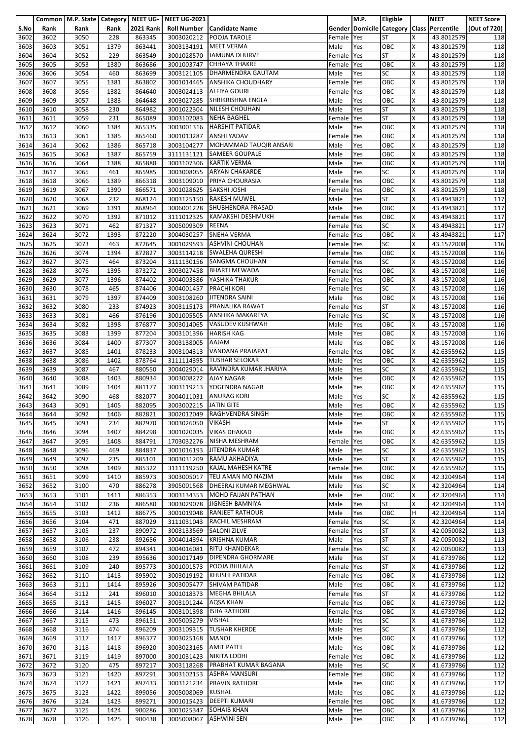| S.No | Common Rank | M.P. State Rank | Category Rank | NEET UG-2021 Rank | NEET UG-2021 Roll Number | Candidate Name | Gender | M.P. Domicile | Eligible Category | Class | NEET Percentile | NEET Score (Out of 720) |
|---|---|---|---|---|---|---|---|---|---|---|---|---|
| 3602 | 3602 | 3050 | 228 | 863345 | 3003020212 | POOJA TAROLE | Female | Yes | ST | X | 43.8012579 | 118 |
| 3603 | 3603 | 3051 | 1379 | 863441 | 3003134191 | MEET VERMA | Male | Yes | OBC | X | 43.8012579 | 118 |
| 3604 | 3604 | 3052 | 229 | 863549 | 3001028570 | JAMUNA DHURVE | Female | Yes | ST | X | 43.8012579 | 118 |
| 3605 | 3605 | 3053 | 1380 | 863686 | 3001003747 | CHHAYA THAKRE | Female | Yes | OBC | X | 43.8012579 | 118 |
| 3606 | 3606 | 3054 | 460 | 863699 | 3003121105 | DHARMENDRA GAUTAM | Male | Yes | SC | X | 43.8012579 | 118 |
| 3607 | 3607 | 3055 | 1381 | 863802 | 3001014465 | ANSHIKA CHOUDHARY | Female | Yes | OBC | X | 43.8012579 | 118 |
| 3608 | 3608 | 3056 | 1382 | 864640 | 3003024113 | ALFIYA GOURI | Female | Yes | OBC | X | 43.8012579 | 118 |
| 3609 | 3609 | 3057 | 1383 | 864648 | 3003027285 | SHRIKRISHNA ENGLA | Male | Yes | OBC | X | 43.8012579 | 118 |
| 3610 | 3610 | 3058 | 230 | 864982 | 3001022304 | NILESH CHOUHAN | Male | Yes | ST | X | 43.8012579 | 118 |
| 3611 | 3611 | 3059 | 231 | 865089 | 3003102083 | NEHA BAGHEL | Female | Yes | ST | X | 43.8012579 | 118 |
| 3612 | 3612 | 3060 | 1384 | 865335 | 3003001316 | HARSHIT PATIDAR | Male | Yes | OBC | X | 43.8012579 | 118 |
| 3613 | 3613 | 3061 | 1385 | 865460 | 3001013287 | ANSHI YADAV | Female | Yes | OBC | X | 43.8012579 | 118 |
| 3614 | 3614 | 3062 | 1386 | 865718 | 3003104277 | MOHAMMAD TAUQIR ANSARI | Male | Yes | OBC | X | 43.8012579 | 118 |
| 3615 | 3615 | 3063 | 1387 | 865759 | 3111131121 | SAMEER GOUPALE | Male | Yes | OBC | X | 43.8012579 | 118 |
| 3616 | 3616 | 3064 | 1388 | 865888 | 3003107306 | KARTIK VERMA | Male | Yes | OBC | X | 43.8012579 | 118 |
| 3617 | 3617 | 3065 | 461 | 865985 | 3003008055 | ARYAN CHAKARDE | Male | Yes | SC | X | 43.8012579 | 118 |
| 3618 | 3618 | 3066 | 1389 | 866318 | 3003109010 | PRIYA CHOURASIA | Female | Yes | OBC | X | 43.8012579 | 118 |
| 3619 | 3619 | 3067 | 1390 | 866571 | 3001028625 | SAKSHI JOSHI | Female | Yes | OBC | X | 43.8012579 | 118 |
| 3620 | 3620 | 3068 | 232 | 868124 | 3003125150 | RAKESH MUWEL | Male | Yes | ST | X | 43.4943821 | 117 |
| 3621 | 3621 | 3069 | 1391 | 868964 | 3006001228 | SHUBHENDRA PRASAD | Male | Yes | OBC | X | 43.4943821 | 117 |
| 3622 | 3622 | 3070 | 1392 | 871012 | 3111012325 | KAMAKSHI DESHMUKH | Female | Yes | OBC | X | 43.4943821 | 117 |
| 3623 | 3623 | 3071 | 462 | 871327 | 3005009309 | REENA | Female | Yes | SC | X | 43.4943821 | 117 |
| 3624 | 3624 | 3072 | 1393 | 872220 | 3004030257 | SNEHA VERMA | Female | Yes | OBC | X | 43.4943821 | 117 |
| 3625 | 3625 | 3073 | 463 | 872645 | 3001029593 | ASHVINI CHOUHAN | Female | Yes | SC | X | 43.1572008 | 116 |
| 3626 | 3626 | 3074 | 1394 | 872827 | 3003114218 | SWALEHA QURESHI | Female | Yes | OBC | X | 43.1572008 | 116 |
| 3627 | 3627 | 3075 | 464 | 873204 | 3111130156 | SANGMA CHOUHAN | Female | Yes | SC | X | 43.1572008 | 116 |
| 3628 | 3628 | 3076 | 1395 | 873272 | 3003027458 | BHARTI MEWADA | Female | Yes | OBC | X | 43.1572008 | 116 |
| 3629 | 3629 | 3077 | 1396 | 874402 | 3004003386 | YASHIKA THAKUR | Female | Yes | OBC | X | 43.1572008 | 116 |
| 3630 | 3630 | 3078 | 465 | 874406 | 3004001457 | PRACHI KORI | Female | Yes | SC | X | 43.1572008 | 116 |
| 3631 | 3631 | 3079 | 1397 | 874409 | 3003108260 | JITENDRA SAINI | Male | Yes | OBC | X | 43.1572008 | 116 |
| 3632 | 3632 | 3080 | 233 | 874923 | 3003115173 | PRANALIKA RAWAT | Female | Yes | ST | X | 43.1572008 | 116 |
| 3633 | 3633 | 3081 | 466 | 876196 | 3001005505 | ANSHIKA MAKAREYA | Female | Yes | SC | X | 43.1572008 | 116 |
| 3634 | 3634 | 3082 | 1398 | 876877 | 3003014065 | VASUDEV KUSHWAH | Male | Yes | OBC | X | 43.1572008 | 116 |
| 3635 | 3635 | 3083 | 1399 | 877204 | 3003101396 | HARISH KAG | Male | Yes | OBC | X | 43.1572008 | 116 |
| 3636 | 3636 | 3084 | 1400 | 877307 | 3003138005 | AAJAM | Male | Yes | OBC | X | 43.1572008 | 116 |
| 3637 | 3637 | 3085 | 1401 | 878233 | 3003104313 | VANDANA PRAJAPAT | Female | Yes | OBC | X | 42.6355962 | 115 |
| 3638 | 3638 | 3086 | 1402 | 878764 | 3111114395 | TUSHAR SELOKAR | Male | Yes | OBC | X | 42.6355962 | 115 |
| 3639 | 3639 | 3087 | 467 | 880550 | 3004029014 | RAVINDRA KUMAR JHARIYA | Male | Yes | SC | X | 42.6355962 | 115 |
| 3640 | 3640 | 3088 | 1403 | 880934 | 3003008272 | AJAY NAGAR | Male | Yes | OBC | X | 42.6355962 | 115 |
| 3641 | 3641 | 3089 | 1404 | 881177 | 3003119213 | YOGENDRA NAGAR | Male | Yes | OBC | X | 42.6355962 | 115 |
| 3642 | 3642 | 3090 | 468 | 882077 | 3004011031 | ANURAG KORI | Male | Yes | SC | X | 42.6355962 | 115 |
| 3643 | 3643 | 3091 | 1405 | 882095 | 3003002215 | JATIN GITE | Male | Yes | OBC | X | 42.6355962 | 115 |
| 3644 | 3644 | 3092 | 1406 | 882821 | 3002012049 | RAGHVENDRA SINGH | Male | Yes | OBC | X | 42.6355962 | 115 |
| 3645 | 3645 | 3093 | 234 | 882970 | 3003026050 | VIKASH | Male | Yes | ST | X | 42.6355962 | 115 |
| 3646 | 3646 | 3094 | 1407 | 884298 | 3001020035 | VIKAS DHAKAD | Male | Yes | OBC | X | 42.6355962 | 115 |
| 3647 | 3647 | 3095 | 1408 | 884791 | 1703032276 | NISHA MESHRAM | Female | Yes | OBC | X | 42.6355962 | 115 |
| 3648 | 3648 | 3096 | 469 | 884837 | 3001016193 | JITENDRA KUMAR | Male | Yes | SC | X | 42.6355962 | 115 |
| 3649 | 3649 | 3097 | 235 | 885101 | 3003031209 | RAMU AKHADIYA | Male | Yes | ST | X | 42.6355962 | 115 |
| 3650 | 3650 | 3098 | 1409 | 885322 | 3111119250 | KAJAL MAHESH KATRE | Female | Yes | OBC | X | 42.6355962 | 115 |
| 3651 | 3651 | 3099 | 1410 | 885973 | 3003005017 | TELI AMAN MO NAZIM | Male | Yes | OBC | X | 42.3204964 | 114 |
| 3652 | 3652 | 3100 | 470 | 886278 | 3905001568 | DHEERAJ KUMAR MEGHWAL | Male | Yes | SC | X | 42.3204964 | 114 |
| 3653 | 3653 | 3101 | 1411 | 886353 | 3003134353 | MOHD FAIJAN PATHAN | Male | Yes | OBC | X | 42.3204964 | 114 |
| 3654 | 3654 | 3102 | 236 | 886580 | 3003029078 | JIGNESH BAMNIYA | Male | Yes | ST | X | 42.3204964 | 114 |
| 3655 | 3655 | 3103 | 1412 | 886775 | 3001019048 | RANJEET RATHOUR | Male | Yes | OBC | H | 42.3204964 | 114 |
| 3656 | 3656 | 3104 | 471 | 887029 | 3111031043 | RACHIL MESHRAM | Female | Yes | SC | X | 42.3204964 | 114 |
| 3657 | 3657 | 3105 | 237 | 890972 | 3003133569 | SALONI ZILVE | Female | Yes | ST | X | 42.0050082 | 113 |
| 3658 | 3658 | 3106 | 238 | 892656 | 3004014394 | KRISHNA KUMAR | Male | Yes | ST | X | 42.0050082 | 113 |
| 3659 | 3659 | 3107 | 472 | 894341 | 3004016081 | RITU KHANDEKAR | Female | Yes | SC | X | 42.0050082 | 113 |
| 3660 | 3660 | 3108 | 239 | 895636 | 3001017149 | DIPENDRA GHORMARE | Male | Yes | ST | X | 41.6739786 | 112 |
| 3661 | 3661 | 3109 | 240 | 895773 | 3001001573 | POOJA BHILALA | Female | Yes | ST | X | 41.6739786 | 112 |
| 3662 | 3662 | 3110 | 1413 | 895902 | 3003019192 | KHUSHI PATIDAR | Female | Yes | OBC | X | 41.6739786 | 112 |
| 3663 | 3663 | 3111 | 1414 | 895926 | 3003005477 | SHIVAM PATIDAR | Male | Yes | OBC | X | 41.6739786 | 112 |
| 3664 | 3664 | 3112 | 241 | 896010 | 3001018373 | MEGHA BHILALA | Female | Yes | ST | X | 41.6739786 | 112 |
| 3665 | 3665 | 3113 | 1415 | 896027 | 3003101244 | AQSA KHAN | Female | Yes | OBC | X | 41.6739786 | 112 |
| 3666 | 3666 | 3114 | 1416 | 896145 | 3003101398 | ISHA RATHORE | Female | Yes | OBC | X | 41.6739786 | 112 |
| 3667 | 3667 | 3115 | 473 | 896151 | 3005005279 | VISHAL | Male | Yes | SC | X | 41.6739786 | 112 |
| 3668 | 3668 | 3116 | 474 | 896209 | 3003109315 | TUSHAR KHERDE | Male | Yes | SC | X | 41.6739786 | 112 |
| 3669 | 3669 | 3117 | 1417 | 896377 | 3003025168 | MANOJ | Male | Yes | OBC | X | 41.6739786 | 112 |
| 3670 | 3670 | 3118 | 1418 | 896920 | 3003023165 | AMIT PATEL | Male | Yes | OBC | X | 41.6739786 | 112 |
| 3671 | 3671 | 3119 | 1419 | 897000 | 3001031423 | NIKITA LODHI | Female | Yes | OBC | X | 41.6739786 | 112 |
| 3672 | 3672 | 3120 | 475 | 897217 | 3003118268 | PRABHAT KUMAR BAGANA | Male | Yes | SC | X | 41.6739786 | 112 |
| 3673 | 3673 | 3121 | 1420 | 897291 | 3003102153 | ASHRA MANSURI | Female | Yes | OBC | X | 41.6739786 | 112 |
| 3674 | 3674 | 3122 | 1421 | 897433 | 3003121234 | PRAVIN RATHORE | Male | Yes | OBC | X | 41.6739786 | 112 |
| 3675 | 3675 | 3123 | 1422 | 899056 | 3005008069 | KUSHAL | Male | Yes | OBC | X | 41.6739786 | 112 |
| 3676 | 3676 | 3124 | 1423 | 899271 | 3001015423 | DEEPTI KUMARI | Female | Yes | OBC | X | 41.6739786 | 112 |
| 3677 | 3677 | 3125 | 1424 | 900286 | 3001025347 | SOHAIB KHAN | Male | Yes | OBC | X | 41.6739786 | 112 |
| 3678 | 3678 | 3126 | 1425 | 900438 | 3005008067 | ASHWINI SEN | Male | Yes | OBC | X | 41.6739786 | 112 |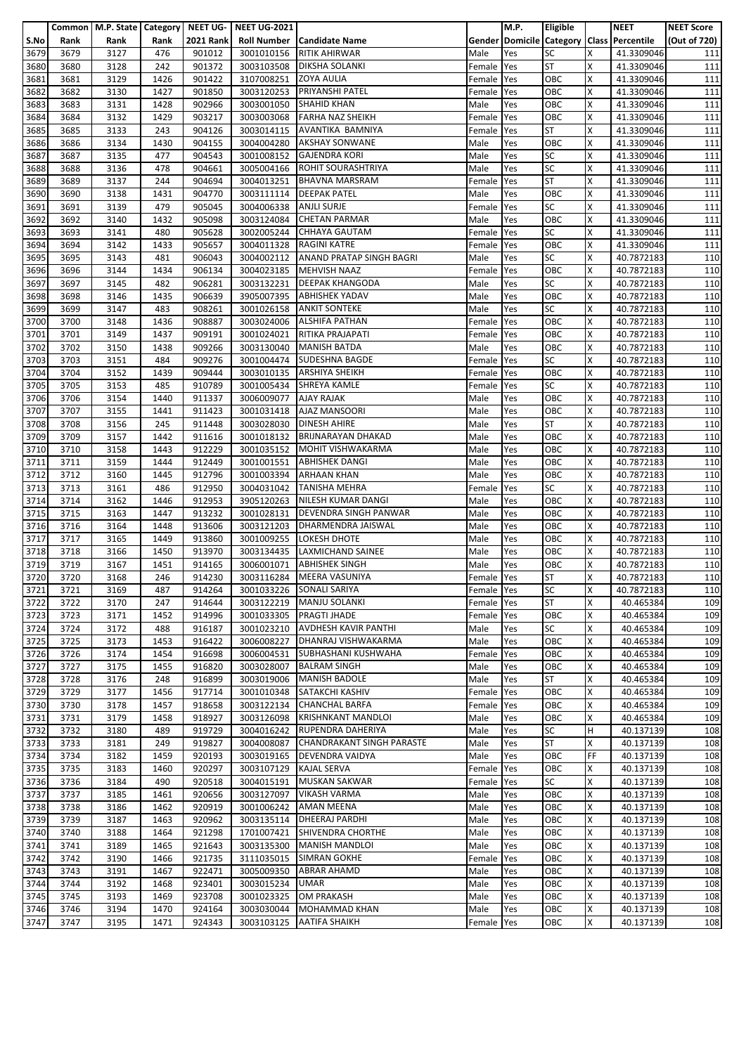| S.No | Common Rank | M.P. State Rank | Category Rank | NEET UG- 2021 Rank | NEET UG-2021 Roll Number | Candidate Name | Gender | M.P. Domicile | Eligible Category | Class | NEET Percentile | NEET Score (Out of 720) |
|---|---|---|---|---|---|---|---|---|---|---|---|---|
| 3679 | 3679 | 3127 | 476 | 901012 | 3001010156 | RITIK AHIRWAR | Male | Yes | SC | X | 41.3309046 | 111 |
| 3680 | 3680 | 3128 | 242 | 901372 | 3003103508 | DIKSHA SOLANKI | Female | Yes | ST | X | 41.3309046 | 111 |
| 3681 | 3681 | 3129 | 1426 | 901422 | 3107008251 | ZOYA AULIA | Female | Yes | OBC | X | 41.3309046 | 111 |
| 3682 | 3682 | 3130 | 1427 | 901850 | 3003120253 | PRIYANSHI PATEL | Female | Yes | OBC | X | 41.3309046 | 111 |
| 3683 | 3683 | 3131 | 1428 | 902966 | 3003001050 | SHAHID KHAN | Male | Yes | OBC | X | 41.3309046 | 111 |
| 3684 | 3684 | 3132 | 1429 | 903217 | 3003003068 | FARHA NAZ SHEIKH | Female | Yes | OBC | X | 41.3309046 | 111 |
| 3685 | 3685 | 3133 | 243 | 904126 | 3003014115 | AVANTIKA BAMNIYA | Female | Yes | ST | X | 41.3309046 | 111 |
| 3686 | 3686 | 3134 | 1430 | 904155 | 3004004280 | AKSHAY SONWANE | Male | Yes | OBC | X | 41.3309046 | 111 |
| 3687 | 3687 | 3135 | 477 | 904543 | 3001008152 | GAJENDRA KORI | Male | Yes | SC | X | 41.3309046 | 111 |
| 3688 | 3688 | 3136 | 478 | 904661 | 3005004166 | ROHIT SOURASHTRIYA | Male | Yes | SC | X | 41.3309046 | 111 |
| 3689 | 3689 | 3137 | 244 | 904694 | 3004013251 | BHAVNA MARSRAM | Female | Yes | ST | X | 41.3309046 | 111 |
| 3690 | 3690 | 3138 | 1431 | 904770 | 3003111114 | DEEPAK PATEL | Male | Yes | OBC | X | 41.3309046 | 111 |
| 3691 | 3691 | 3139 | 479 | 905045 | 3004006338 | ANJLI SURJE | Female | Yes | SC | X | 41.3309046 | 111 |
| 3692 | 3692 | 3140 | 1432 | 905098 | 3003124084 | CHETAN PARMAR | Male | Yes | OBC | X | 41.3309046 | 111 |
| 3693 | 3693 | 3141 | 480 | 905628 | 3002005244 | CHHAYA GAUTAM | Female | Yes | SC | X | 41.3309046 | 111 |
| 3694 | 3694 | 3142 | 1433 | 905657 | 3004011328 | RAGINI KATRE | Female | Yes | OBC | X | 41.3309046 | 111 |
| 3695 | 3695 | 3143 | 481 | 906043 | 3004002112 | ANAND PRATAP SINGH BAGRI | Male | Yes | SC | X | 40.7872183 | 110 |
| 3696 | 3696 | 3144 | 1434 | 906134 | 3004023185 | MEHVISH NAAZ | Female | Yes | OBC | X | 40.7872183 | 110 |
| 3697 | 3697 | 3145 | 482 | 906281 | 3003132231 | DEEPAK KHANGODA | Male | Yes | SC | X | 40.7872183 | 110 |
| 3698 | 3698 | 3146 | 1435 | 906639 | 3905007395 | ABHISHEK YADAV | Male | Yes | OBC | X | 40.7872183 | 110 |
| 3699 | 3699 | 3147 | 483 | 908261 | 3001026158 | ANKIT SONTEKE | Male | Yes | SC | X | 40.7872183 | 110 |
| 3700 | 3700 | 3148 | 1436 | 908887 | 3003024006 | ALSHIFA PATHAN | Female | Yes | OBC | X | 40.7872183 | 110 |
| 3701 | 3701 | 3149 | 1437 | 909191 | 3001024021 | RITIKA PRAJAPATI | Female | Yes | OBC | X | 40.7872183 | 110 |
| 3702 | 3702 | 3150 | 1438 | 909266 | 3003130040 | MANISH BATDA | Male | Yes | OBC | X | 40.7872183 | 110 |
| 3703 | 3703 | 3151 | 484 | 909276 | 3001004474 | SUDESHNA BAGDE | Female | Yes | SC | X | 40.7872183 | 110 |
| 3704 | 3704 | 3152 | 1439 | 909444 | 3003010135 | ARSHIYA SHEIKH | Female | Yes | OBC | X | 40.7872183 | 110 |
| 3705 | 3705 | 3153 | 485 | 910789 | 3001005434 | SHREYA KAMLE | Female | Yes | SC | X | 40.7872183 | 110 |
| 3706 | 3706 | 3154 | 1440 | 911337 | 3006009077 | AJAY RAJAK | Male | Yes | OBC | X | 40.7872183 | 110 |
| 3707 | 3707 | 3155 | 1441 | 911423 | 3001031418 | AJAZ MANSOORI | Male | Yes | OBC | X | 40.7872183 | 110 |
| 3708 | 3708 | 3156 | 245 | 911448 | 3003028030 | DINESH AHIRE | Male | Yes | ST | X | 40.7872183 | 110 |
| 3709 | 3709 | 3157 | 1442 | 911616 | 3001018132 | BRIJNARAYAN DHAKAD | Male | Yes | OBC | X | 40.7872183 | 110 |
| 3710 | 3710 | 3158 | 1443 | 912229 | 3001035152 | MOHIT VISHWAKARMA | Male | Yes | OBC | X | 40.7872183 | 110 |
| 3711 | 3711 | 3159 | 1444 | 912449 | 3001001551 | ABHISHEK DANGI | Male | Yes | OBC | X | 40.7872183 | 110 |
| 3712 | 3712 | 3160 | 1445 | 912796 | 3001003394 | ARHAAN KHAN | Male | Yes | OBC | X | 40.7872183 | 110 |
| 3713 | 3713 | 3161 | 486 | 912950 | 3004031042 | TANISHA MEHRA | Female | Yes | SC | X | 40.7872183 | 110 |
| 3714 | 3714 | 3162 | 1446 | 912953 | 3905120263 | NILESH KUMAR DANGI | Male | Yes | OBC | X | 40.7872183 | 110 |
| 3715 | 3715 | 3163 | 1447 | 913232 | 3001028131 | DEVENDRA SINGH PANWAR | Male | Yes | OBC | X | 40.7872183 | 110 |
| 3716 | 3716 | 3164 | 1448 | 913606 | 3003121203 | DHARMENDRA JAISWAL | Male | Yes | OBC | X | 40.7872183 | 110 |
| 3717 | 3717 | 3165 | 1449 | 913860 | 3001009255 | LOKESH DHOTE | Male | Yes | OBC | X | 40.7872183 | 110 |
| 3718 | 3718 | 3166 | 1450 | 913970 | 3003134435 | LAXMICHAND SAINEE | Male | Yes | OBC | X | 40.7872183 | 110 |
| 3719 | 3719 | 3167 | 1451 | 914165 | 3006001071 | ABHISHEK SINGH | Male | Yes | OBC | X | 40.7872183 | 110 |
| 3720 | 3720 | 3168 | 246 | 914230 | 3003116284 | MEERA VASUNIYA | Female | Yes | ST | X | 40.7872183 | 110 |
| 3721 | 3721 | 3169 | 487 | 914264 | 3001033226 | SONALI SARIYA | Female | Yes | SC | X | 40.7872183 | 110 |
| 3722 | 3722 | 3170 | 247 | 914644 | 3003122219 | MANJU SOLANKI | Female | Yes | ST | X | 40.465384 | 109 |
| 3723 | 3723 | 3171 | 1452 | 914996 | 3001033305 | PRAGTI JHADE | Female | Yes | OBC | X | 40.465384 | 109 |
| 3724 | 3724 | 3172 | 488 | 916187 | 3001023210 | AVDHESH KAVIR PANTHI | Male | Yes | SC | X | 40.465384 | 109 |
| 3725 | 3725 | 3173 | 1453 | 916422 | 3006008227 | DHANRAJ VISHWAKARMA | Male | Yes | OBC | X | 40.465384 | 109 |
| 3726 | 3726 | 3174 | 1454 | 916698 | 3006004531 | SUBHASHANI KUSHWAHA | Female | Yes | OBC | X | 40.465384 | 109 |
| 3727 | 3727 | 3175 | 1455 | 916820 | 3003028007 | BALRAM SINGH | Male | Yes | OBC | X | 40.465384 | 109 |
| 3728 | 3728 | 3176 | 248 | 916899 | 3003019006 | MANISH BADOLE | Male | Yes | ST | X | 40.465384 | 109 |
| 3729 | 3729 | 3177 | 1456 | 917714 | 3001010348 | SATAKCHI KASHIV | Female | Yes | OBC | X | 40.465384 | 109 |
| 3730 | 3730 | 3178 | 1457 | 918658 | 3003122134 | CHANCHAL BARFA | Female | Yes | OBC | X | 40.465384 | 109 |
| 3731 | 3731 | 3179 | 1458 | 918927 | 3003126098 | KRISHNKANT MANDLOI | Male | Yes | OBC | X | 40.465384 | 109 |
| 3732 | 3732 | 3180 | 489 | 919729 | 3004016242 | RUPENDRA DAHERIYA | Male | Yes | SC | H | 40.137139 | 108 |
| 3733 | 3733 | 3181 | 249 | 919827 | 3004008087 | CHANDRAKANT SINGH PARASTE | Male | Yes | ST | X | 40.137139 | 108 |
| 3734 | 3734 | 3182 | 1459 | 920193 | 3003019165 | DEVENDRA VAIDYA | Male | Yes | OBC | FF | 40.137139 | 108 |
| 3735 | 3735 | 3183 | 1460 | 920297 | 3003107129 | KAJAL SERVA | Female | Yes | OBC | X | 40.137139 | 108 |
| 3736 | 3736 | 3184 | 490 | 920518 | 3004015191 | MUSKAN SAKWAR | Female | Yes | SC | X | 40.137139 | 108 |
| 3737 | 3737 | 3185 | 1461 | 920656 | 3003127097 | VIKASH VARMA | Male | Yes | OBC | X | 40.137139 | 108 |
| 3738 | 3738 | 3186 | 1462 | 920919 | 3001006242 | AMAN MEENA | Male | Yes | OBC | X | 40.137139 | 108 |
| 3739 | 3739 | 3187 | 1463 | 920962 | 3003135114 | DHEERAJ PARDHI | Male | Yes | OBC | X | 40.137139 | 108 |
| 3740 | 3740 | 3188 | 1464 | 921298 | 1701007421 | SHIVENDRA CHORTHE | Male | Yes | OBC | X | 40.137139 | 108 |
| 3741 | 3741 | 3189 | 1465 | 921643 | 3003135300 | MANISH MANDLOI | Male | Yes | OBC | X | 40.137139 | 108 |
| 3742 | 3742 | 3190 | 1466 | 921735 | 3111035015 | SIMRAN GOKHE | Female | Yes | OBC | X | 40.137139 | 108 |
| 3743 | 3743 | 3191 | 1467 | 922471 | 3005009350 | ABRAR AHAMD | Male | Yes | OBC | X | 40.137139 | 108 |
| 3744 | 3744 | 3192 | 1468 | 923401 | 3003015234 | UMAR | Male | Yes | OBC | X | 40.137139 | 108 |
| 3745 | 3745 | 3193 | 1469 | 923708 | 3001023325 | OM PRAKASH | Male | Yes | OBC | X | 40.137139 | 108 |
| 3746 | 3746 | 3194 | 1470 | 924164 | 3003030044 | MOHAMMAD KHAN | Male | Yes | OBC | X | 40.137139 | 108 |
| 3747 | 3747 | 3195 | 1471 | 924343 | 3003103125 | AATIFA SHAIKH | Female | Yes | OBC | X | 40.137139 | 108 |